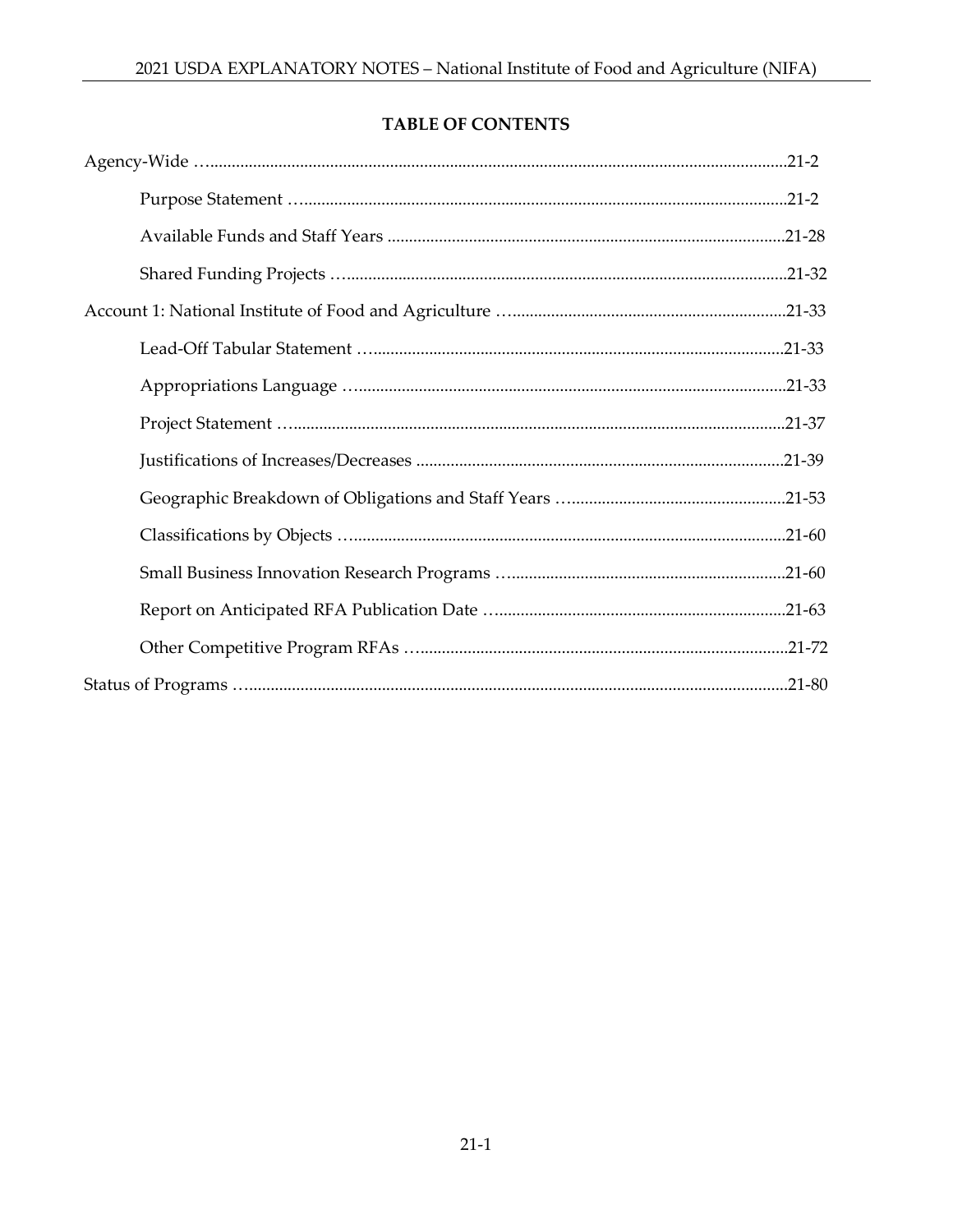## TABLE OF CONTENTS

Agency-Wide ....................21-2

- Purpose Statement ....................21-2
- Available Funds and Staff Years ....................21-28
- Shared Funding Projects ....................21-32

Account 1: National Institute of Food and Agriculture ....................21-33

- Lead-Off Tabular Statement ....................21-33
- Appropriations Language ....................21-33
- Project Statement ....................21-37
- Justifications of Increases/Decreases ....................21-39
- Geographic Breakdown of Obligations and Staff Years ....................21-53
- Classifications by Objects ....................21-60
- Small Business Innovation Research Programs ....................21-60
- Report on Anticipated RFA Publication Date ....................21-63
- Other Competitive Program RFAs ....................21-72

Status of Programs ....................21-80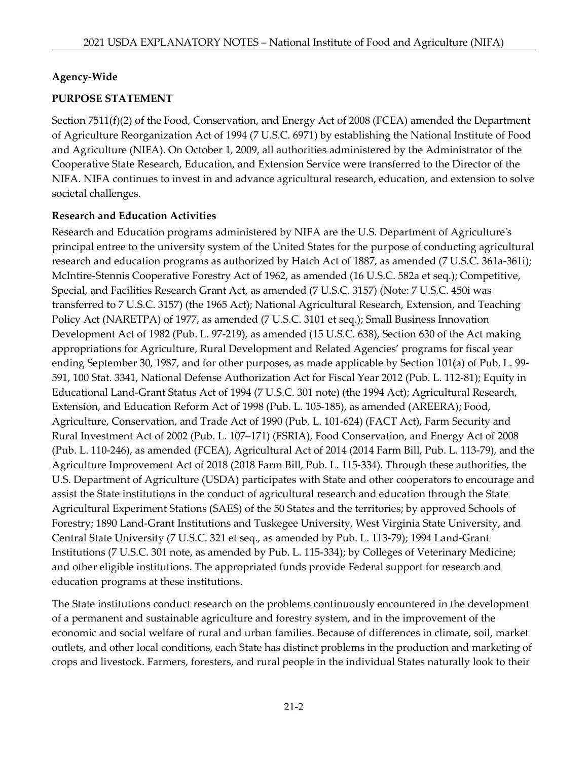**Agency-Wide**

**PURPOSE STATEMENT**

Section 7511(f)(2) of the Food, Conservation, and Energy Act of 2008 (FCEA) amended the Department of Agriculture Reorganization Act of 1994 (7 U.S.C. 6971) by establishing the National Institute of Food and Agriculture (NIFA). On October 1, 2009, all authorities administered by the Administrator of the Cooperative State Research, Education, and Extension Service were transferred to the Director of the NIFA. NIFA continues to invest in and advance agricultural research, education, and extension to solve societal challenges.

**Research and Education Activities**

Research and Education programs administered by NIFA are the U.S. Department of Agriculture's principal entree to the university system of the United States for the purpose of conducting agricultural research and education programs as authorized by Hatch Act of 1887, as amended (7 U.S.C. 361a-361i); McIntire-Stennis Cooperative Forestry Act of 1962, as amended (16 U.S.C. 582a et seq.); Competitive, Special, and Facilities Research Grant Act, as amended (7 U.S.C. 3157) (Note: 7 U.S.C. 450i was transferred to 7 U.S.C. 3157) (the 1965 Act); National Agricultural Research, Extension, and Teaching Policy Act (NARETPA) of 1977, as amended (7 U.S.C. 3101 et seq.); Small Business Innovation Development Act of 1982 (Pub. L. 97-219), as amended (15 U.S.C. 638), Section 630 of the Act making appropriations for Agriculture, Rural Development and Related Agencies' programs for fiscal year ending September 30, 1987, and for other purposes, as made applicable by Section 101(a) of Pub. L. 99-591, 100 Stat. 3341, National Defense Authorization Act for Fiscal Year 2012 (Pub. L. 112-81); Equity in Educational Land-Grant Status Act of 1994 (7 U.S.C. 301 note) (the 1994 Act); Agricultural Research, Extension, and Education Reform Act of 1998 (Pub. L. 105-185), as amended (AREERA); Food, Agriculture, Conservation, and Trade Act of 1990 (Pub. L. 101-624) (FACT Act), Farm Security and Rural Investment Act of 2002 (Pub. L. 107–171) (FSRIA), Food Conservation, and Energy Act of 2008 (Pub. L. 110-246), as amended (FCEA), Agricultural Act of 2014 (2014 Farm Bill, Pub. L. 113-79), and the Agriculture Improvement Act of 2018 (2018 Farm Bill, Pub. L. 115-334). Through these authorities, the U.S. Department of Agriculture (USDA) participates with State and other cooperators to encourage and assist the State institutions in the conduct of agricultural research and education through the State Agricultural Experiment Stations (SAES) of the 50 States and the territories; by approved Schools of Forestry; 1890 Land-Grant Institutions and Tuskegee University, West Virginia State University, and Central State University (7 U.S.C. 321 et seq., as amended by Pub. L. 113-79); 1994 Land-Grant Institutions (7 U.S.C. 301 note, as amended by Pub. L. 115-334); by Colleges of Veterinary Medicine; and other eligible institutions. The appropriated funds provide Federal support for research and education programs at these institutions.

The State institutions conduct research on the problems continuously encountered in the development of a permanent and sustainable agriculture and forestry system, and in the improvement of the economic and social welfare of rural and urban families. Because of differences in climate, soil, market outlets, and other local conditions, each State has distinct problems in the production and marketing of crops and livestock. Farmers, foresters, and rural people in the individual States naturally look to their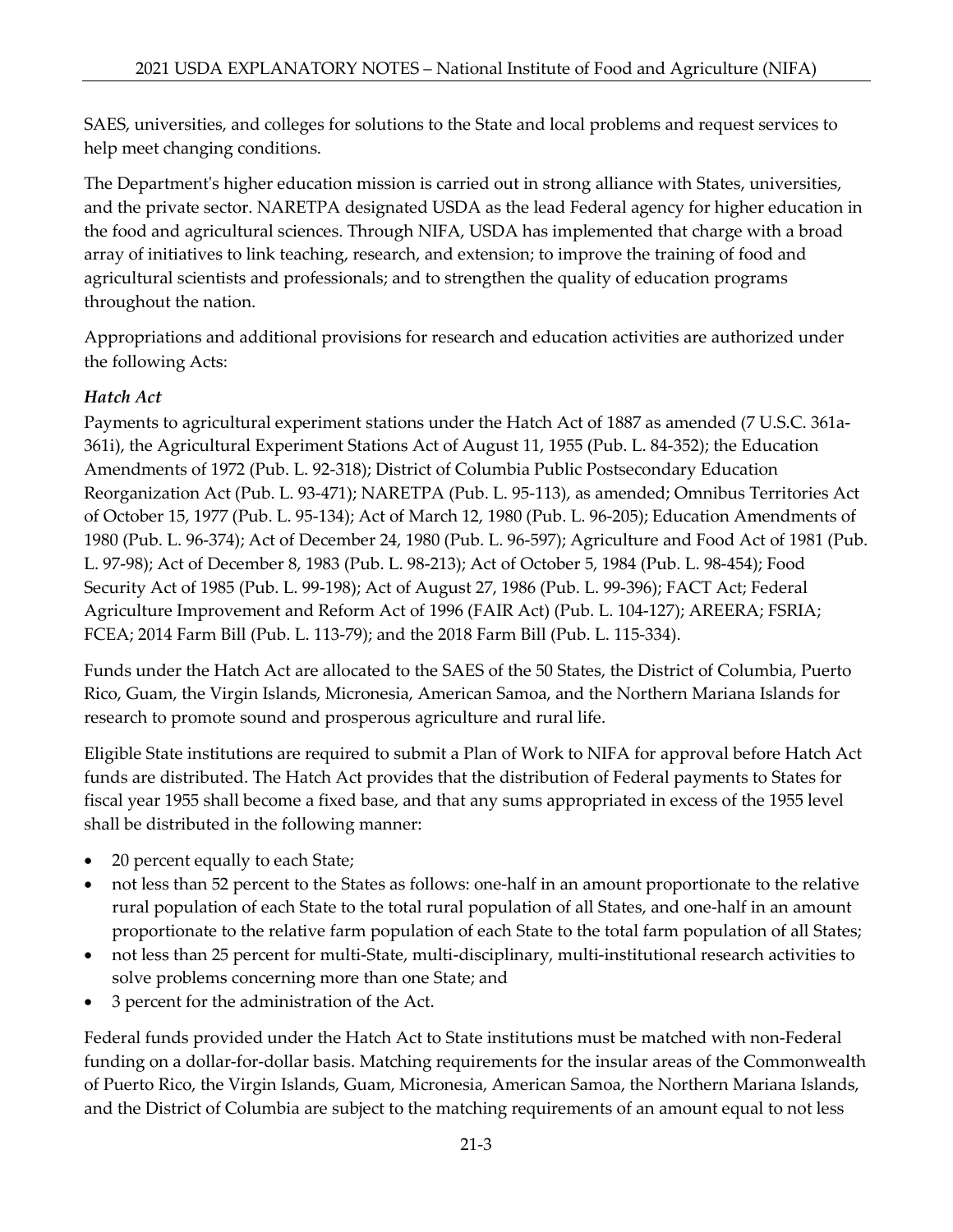SAES, universities, and colleges for solutions to the State and local problems and request services to help meet changing conditions.

The Department's higher education mission is carried out in strong alliance with States, universities, and the private sector. NARETPA designated USDA as the lead Federal agency for higher education in the food and agricultural sciences. Through NIFA, USDA has implemented that charge with a broad array of initiatives to link teaching, research, and extension; to improve the training of food and agricultural scientists and professionals; and to strengthen the quality of education programs throughout the nation.

Appropriations and additional provisions for research and education activities are authorized under the following Acts:

***Hatch Act***

Payments to agricultural experiment stations under the Hatch Act of 1887 as amended (7 U.S.C. 361a-361i), the Agricultural Experiment Stations Act of August 11, 1955 (Pub. L. 84-352); the Education Amendments of 1972 (Pub. L. 92-318); District of Columbia Public Postsecondary Education Reorganization Act (Pub. L. 93-471); NARETPA (Pub. L. 95-113), as amended; Omnibus Territories Act of October 15, 1977 (Pub. L. 95-134); Act of March 12, 1980 (Pub. L. 96-205); Education Amendments of 1980 (Pub. L. 96-374); Act of December 24, 1980 (Pub. L. 96-597); Agriculture and Food Act of 1981 (Pub. L. 97-98); Act of December 8, 1983 (Pub. L. 98-213); Act of October 5, 1984 (Pub. L. 98-454); Food Security Act of 1985 (Pub. L. 99-198); Act of August 27, 1986 (Pub. L. 99-396); FACT Act; Federal Agriculture Improvement and Reform Act of 1996 (FAIR Act) (Pub. L. 104-127); AREERA; FSRIA; FCEA; 2014 Farm Bill (Pub. L. 113-79); and the 2018 Farm Bill (Pub. L. 115-334).

Funds under the Hatch Act are allocated to the SAES of the 50 States, the District of Columbia, Puerto Rico, Guam, the Virgin Islands, Micronesia, American Samoa, and the Northern Mariana Islands for research to promote sound and prosperous agriculture and rural life.

Eligible State institutions are required to submit a Plan of Work to NIFA for approval before Hatch Act funds are distributed. The Hatch Act provides that the distribution of Federal payments to States for fiscal year 1955 shall become a fixed base, and that any sums appropriated in excess of the 1955 level shall be distributed in the following manner:

- 20 percent equally to each State;
- not less than 52 percent to the States as follows: one-half in an amount proportionate to the relative rural population of each State to the total rural population of all States, and one-half in an amount proportionate to the relative farm population of each State to the total farm population of all States;
- not less than 25 percent for multi-State, multi-disciplinary, multi-institutional research activities to solve problems concerning more than one State; and
- 3 percent for the administration of the Act.

Federal funds provided under the Hatch Act to State institutions must be matched with non-Federal funding on a dollar-for-dollar basis. Matching requirements for the insular areas of the Commonwealth of Puerto Rico, the Virgin Islands, Guam, Micronesia, American Samoa, the Northern Mariana Islands, and the District of Columbia are subject to the matching requirements of an amount equal to not less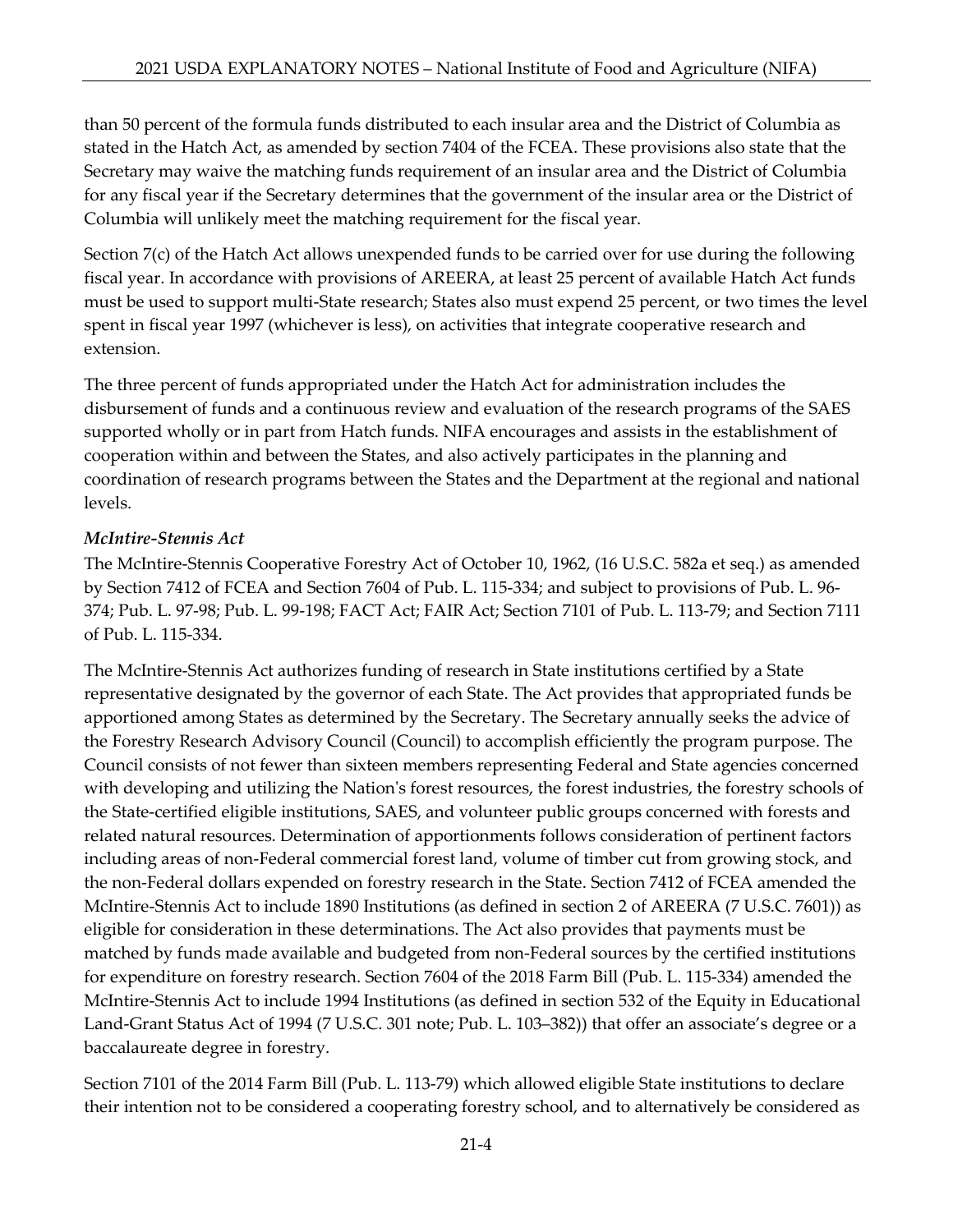than 50 percent of the formula funds distributed to each insular area and the District of Columbia as stated in the Hatch Act, as amended by section 7404 of the FCEA. These provisions also state that the Secretary may waive the matching funds requirement of an insular area and the District of Columbia for any fiscal year if the Secretary determines that the government of the insular area or the District of Columbia will unlikely meet the matching requirement for the fiscal year.

Section 7(c) of the Hatch Act allows unexpended funds to be carried over for use during the following fiscal year. In accordance with provisions of AREERA, at least 25 percent of available Hatch Act funds must be used to support multi-State research; States also must expend 25 percent, or two times the level spent in fiscal year 1997 (whichever is less), on activities that integrate cooperative research and extension.

The three percent of funds appropriated under the Hatch Act for administration includes the disbursement of funds and a continuous review and evaluation of the research programs of the SAES supported wholly or in part from Hatch funds. NIFA encourages and assists in the establishment of cooperation within and between the States, and also actively participates in the planning and coordination of research programs between the States and the Department at the regional and national levels.

***McIntire-Stennis Act***

The McIntire-Stennis Cooperative Forestry Act of October 10, 1962, (16 U.S.C. 582a et seq.) as amended by Section 7412 of FCEA and Section 7604 of Pub. L. 115-334; and subject to provisions of Pub. L. 96-374; Pub. L. 97-98; Pub. L. 99-198; FACT Act; FAIR Act; Section 7101 of Pub. L. 113-79; and Section 7111 of Pub. L. 115-334.

The McIntire-Stennis Act authorizes funding of research in State institutions certified by a State representative designated by the governor of each State. The Act provides that appropriated funds be apportioned among States as determined by the Secretary. The Secretary annually seeks the advice of the Forestry Research Advisory Council (Council) to accomplish efficiently the program purpose. The Council consists of not fewer than sixteen members representing Federal and State agencies concerned with developing and utilizing the Nation's forest resources, the forest industries, the forestry schools of the State-certified eligible institutions, SAES, and volunteer public groups concerned with forests and related natural resources. Determination of apportionments follows consideration of pertinent factors including areas of non-Federal commercial forest land, volume of timber cut from growing stock, and the non-Federal dollars expended on forestry research in the State. Section 7412 of FCEA amended the McIntire-Stennis Act to include 1890 Institutions (as defined in section 2 of AREERA (7 U.S.C. 7601)) as eligible for consideration in these determinations. The Act also provides that payments must be matched by funds made available and budgeted from non-Federal sources by the certified institutions for expenditure on forestry research. Section 7604 of the 2018 Farm Bill (Pub. L. 115-334) amended the McIntire-Stennis Act to include 1994 Institutions (as defined in section 532 of the Equity in Educational Land-Grant Status Act of 1994 (7 U.S.C. 301 note; Pub. L. 103–382)) that offer an associate's degree or a baccalaureate degree in forestry.

Section 7101 of the 2014 Farm Bill (Pub. L. 113-79) which allowed eligible State institutions to declare their intention not to be considered a cooperating forestry school, and to alternatively be considered as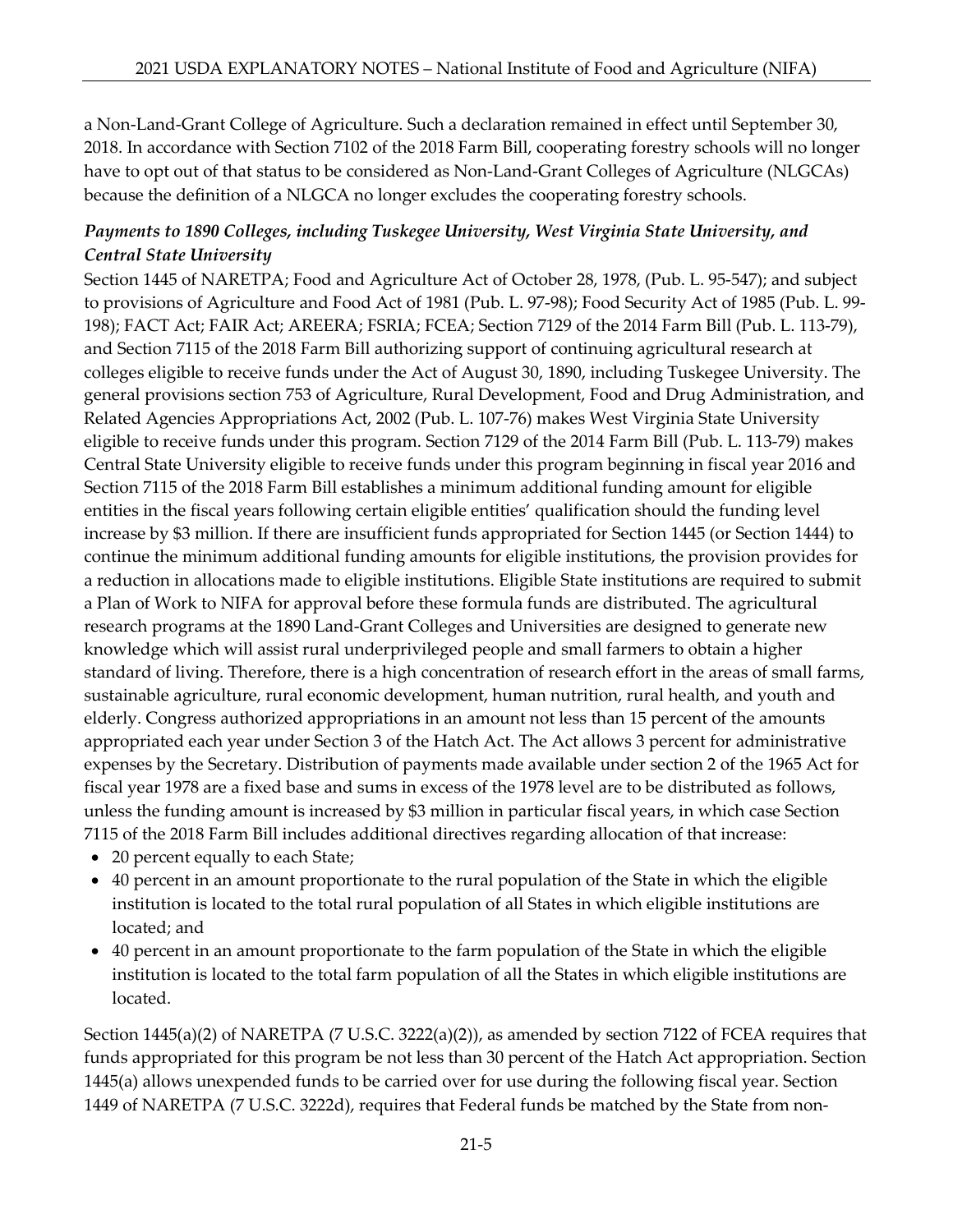a Non-Land-Grant College of Agriculture. Such a declaration remained in effect until September 30, 2018. In accordance with Section 7102 of the 2018 Farm Bill, cooperating forestry schools will no longer have to opt out of that status to be considered as Non-Land-Grant Colleges of Agriculture (NLGCAs) because the definition of a NLGCA no longer excludes the cooperating forestry schools.

***Payments to 1890 Colleges, including Tuskegee University, West Virginia State University, and Central State University***

Section 1445 of NARETPA; Food and Agriculture Act of October 28, 1978, (Pub. L. 95-547); and subject to provisions of Agriculture and Food Act of 1981 (Pub. L. 97-98); Food Security Act of 1985 (Pub. L. 99-198); FACT Act; FAIR Act; AREERA; FSRIA; FCEA; Section 7129 of the 2014 Farm Bill (Pub. L. 113-79), and Section 7115 of the 2018 Farm Bill authorizing support of continuing agricultural research at colleges eligible to receive funds under the Act of August 30, 1890, including Tuskegee University. The general provisions section 753 of Agriculture, Rural Development, Food and Drug Administration, and Related Agencies Appropriations Act, 2002 (Pub. L. 107-76) makes West Virginia State University eligible to receive funds under this program. Section 7129 of the 2014 Farm Bill (Pub. L. 113-79) makes Central State University eligible to receive funds under this program beginning in fiscal year 2016 and Section 7115 of the 2018 Farm Bill establishes a minimum additional funding amount for eligible entities in the fiscal years following certain eligible entities' qualification should the funding level increase by $3 million. If there are insufficient funds appropriated for Section 1445 (or Section 1444) to continue the minimum additional funding amounts for eligible institutions, the provision provides for a reduction in allocations made to eligible institutions. Eligible State institutions are required to submit a Plan of Work to NIFA for approval before these formula funds are distributed. The agricultural research programs at the 1890 Land-Grant Colleges and Universities are designed to generate new knowledge which will assist rural underprivileged people and small farmers to obtain a higher standard of living. Therefore, there is a high concentration of research effort in the areas of small farms, sustainable agriculture, rural economic development, human nutrition, rural health, and youth and elderly. Congress authorized appropriations in an amount not less than 15 percent of the amounts appropriated each year under Section 3 of the Hatch Act. The Act allows 3 percent for administrative expenses by the Secretary. Distribution of payments made available under section 2 of the 1965 Act for fiscal year 1978 are a fixed base and sums in excess of the 1978 level are to be distributed as follows, unless the funding amount is increased by $3 million in particular fiscal years, in which case Section 7115 of the 2018 Farm Bill includes additional directives regarding allocation of that increase:

- 20 percent equally to each State;
- 40 percent in an amount proportionate to the rural population of the State in which the eligible institution is located to the total rural population of all States in which eligible institutions are located; and
- 40 percent in an amount proportionate to the farm population of the State in which the eligible institution is located to the total farm population of all the States in which eligible institutions are located.

Section 1445(a)(2) of NARETPA (7 U.S.C. 3222(a)(2)), as amended by section 7122 of FCEA requires that funds appropriated for this program be not less than 30 percent of the Hatch Act appropriation. Section 1445(a) allows unexpended funds to be carried over for use during the following fiscal year. Section 1449 of NARETPA (7 U.S.C. 3222d), requires that Federal funds be matched by the State from non-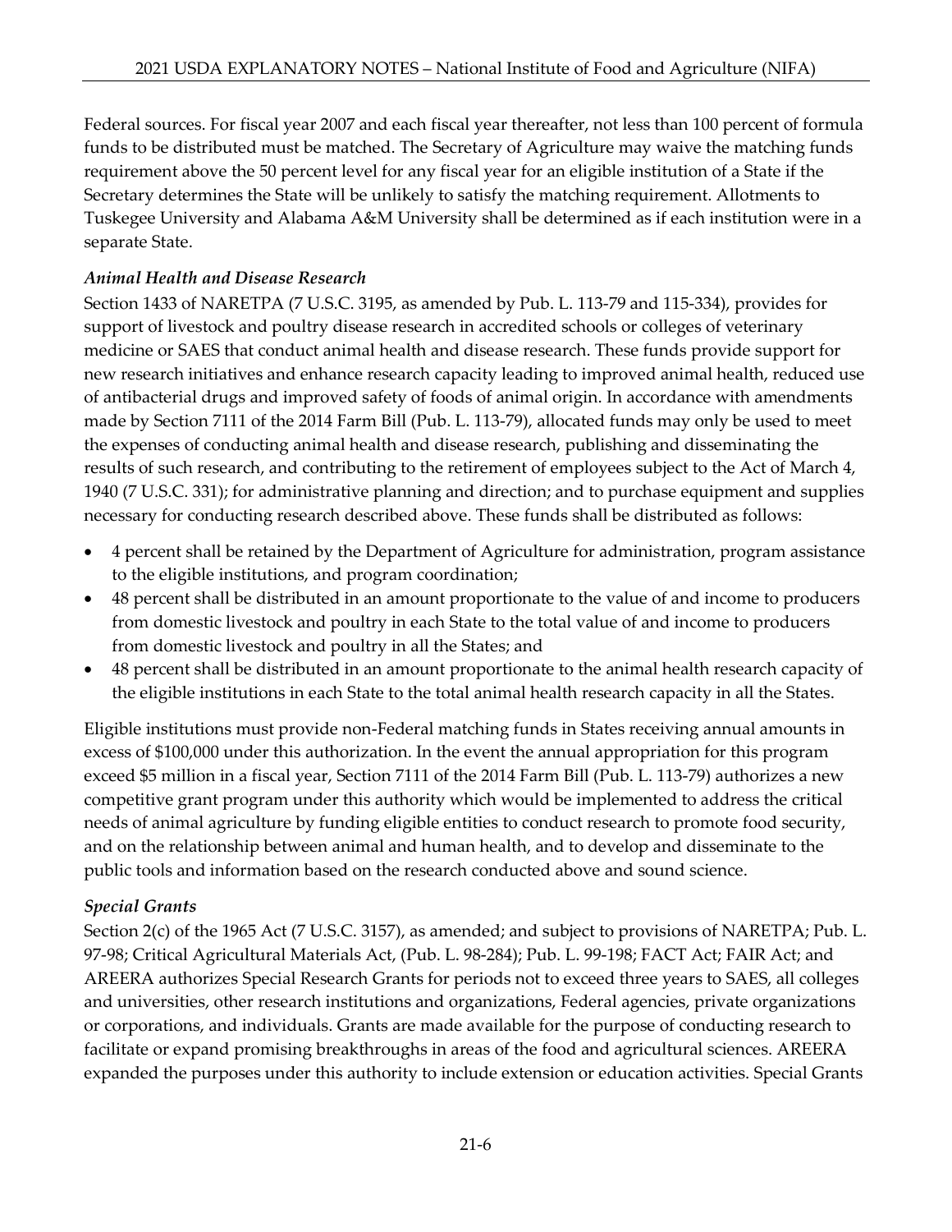Federal sources. For fiscal year 2007 and each fiscal year thereafter, not less than 100 percent of formula funds to be distributed must be matched. The Secretary of Agriculture may waive the matching funds requirement above the 50 percent level for any fiscal year for an eligible institution of a State if the Secretary determines the State will be unlikely to satisfy the matching requirement. Allotments to Tuskegee University and Alabama A&M University shall be determined as if each institution were in a separate State.

*Animal Health and Disease Research*

Section 1433 of NARETPA (7 U.S.C. 3195, as amended by Pub. L. 113-79 and 115-334), provides for support of livestock and poultry disease research in accredited schools or colleges of veterinary medicine or SAES that conduct animal health and disease research. These funds provide support for new research initiatives and enhance research capacity leading to improved animal health, reduced use of antibacterial drugs and improved safety of foods of animal origin. In accordance with amendments made by Section 7111 of the 2014 Farm Bill (Pub. L. 113-79), allocated funds may only be used to meet the expenses of conducting animal health and disease research, publishing and disseminating the results of such research, and contributing to the retirement of employees subject to the Act of March 4, 1940 (7 U.S.C. 331); for administrative planning and direction; and to purchase equipment and supplies necessary for conducting research described above. These funds shall be distributed as follows:

- 4 percent shall be retained by the Department of Agriculture for administration, program assistance to the eligible institutions, and program coordination;
- 48 percent shall be distributed in an amount proportionate to the value of and income to producers from domestic livestock and poultry in each State to the total value of and income to producers from domestic livestock and poultry in all the States; and
- 48 percent shall be distributed in an amount proportionate to the animal health research capacity of the eligible institutions in each State to the total animal health research capacity in all the States.

Eligible institutions must provide non-Federal matching funds in States receiving annual amounts in excess of $100,000 under this authorization. In the event the annual appropriation for this program exceed $5 million in a fiscal year, Section 7111 of the 2014 Farm Bill (Pub. L. 113-79) authorizes a new competitive grant program under this authority which would be implemented to address the critical needs of animal agriculture by funding eligible entities to conduct research to promote food security, and on the relationship between animal and human health, and to develop and disseminate to the public tools and information based on the research conducted above and sound science.

*Special Grants*

Section 2(c) of the 1965 Act (7 U.S.C. 3157), as amended; and subject to provisions of NARETPA; Pub. L. 97-98; Critical Agricultural Materials Act, (Pub. L. 98-284); Pub. L. 99-198; FACT Act; FAIR Act; and AREERA authorizes Special Research Grants for periods not to exceed three years to SAES, all colleges and universities, other research institutions and organizations, Federal agencies, private organizations or corporations, and individuals. Grants are made available for the purpose of conducting research to facilitate or expand promising breakthroughs in areas of the food and agricultural sciences. AREERA expanded the purposes under this authority to include extension or education activities. Special Grants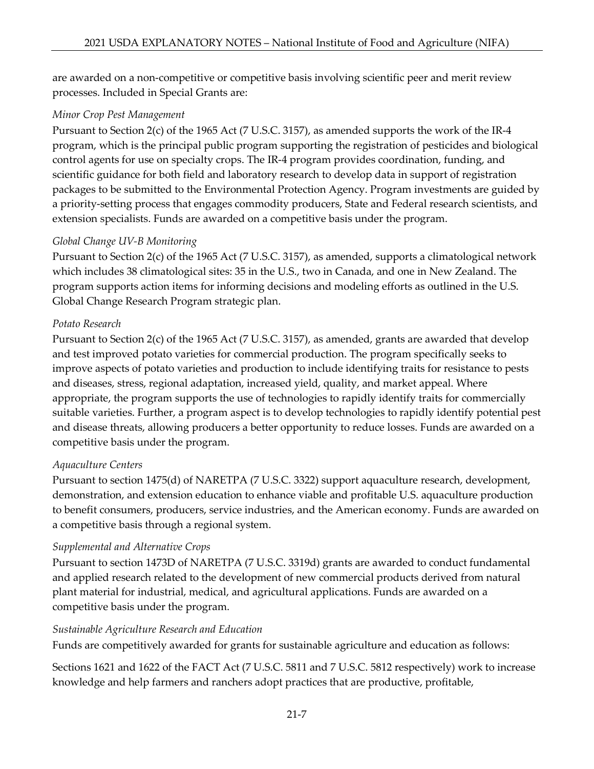are awarded on a non-competitive or competitive basis involving scientific peer and merit review processes. Included in Special Grants are:

*Minor Crop Pest Management*

Pursuant to Section 2(c) of the 1965 Act (7 U.S.C. 3157), as amended supports the work of the IR-4 program, which is the principal public program supporting the registration of pesticides and biological control agents for use on specialty crops. The IR-4 program provides coordination, funding, and scientific guidance for both field and laboratory research to develop data in support of registration packages to be submitted to the Environmental Protection Agency. Program investments are guided by a priority-setting process that engages commodity producers, State and Federal research scientists, and extension specialists. Funds are awarded on a competitive basis under the program.

*Global Change UV-B Monitoring*

Pursuant to Section 2(c) of the 1965 Act (7 U.S.C. 3157), as amended, supports a climatological network which includes 38 climatological sites: 35 in the U.S., two in Canada, and one in New Zealand. The program supports action items for informing decisions and modeling efforts as outlined in the U.S. Global Change Research Program strategic plan.

*Potato Research*

Pursuant to Section 2(c) of the 1965 Act (7 U.S.C. 3157), as amended, grants are awarded that develop and test improved potato varieties for commercial production. The program specifically seeks to improve aspects of potato varieties and production to include identifying traits for resistance to pests and diseases, stress, regional adaptation, increased yield, quality, and market appeal. Where appropriate, the program supports the use of technologies to rapidly identify traits for commercially suitable varieties. Further, a program aspect is to develop technologies to rapidly identify potential pest and disease threats, allowing producers a better opportunity to reduce losses. Funds are awarded on a competitive basis under the program.

*Aquaculture Centers*

Pursuant to section 1475(d) of NARETPA (7 U.S.C. 3322) support aquaculture research, development, demonstration, and extension education to enhance viable and profitable U.S. aquaculture production to benefit consumers, producers, service industries, and the American economy. Funds are awarded on a competitive basis through a regional system.

*Supplemental and Alternative Crops*

Pursuant to section 1473D of NARETPA (7 U.S.C. 3319d) grants are awarded to conduct fundamental and applied research related to the development of new commercial products derived from natural plant material for industrial, medical, and agricultural applications. Funds are awarded on a competitive basis under the program.

*Sustainable Agriculture Research and Education*

Funds are competitively awarded for grants for sustainable agriculture and education as follows:

Sections 1621 and 1622 of the FACT Act (7 U.S.C. 5811 and 7 U.S.C. 5812 respectively) work to increase knowledge and help farmers and ranchers adopt practices that are productive, profitable,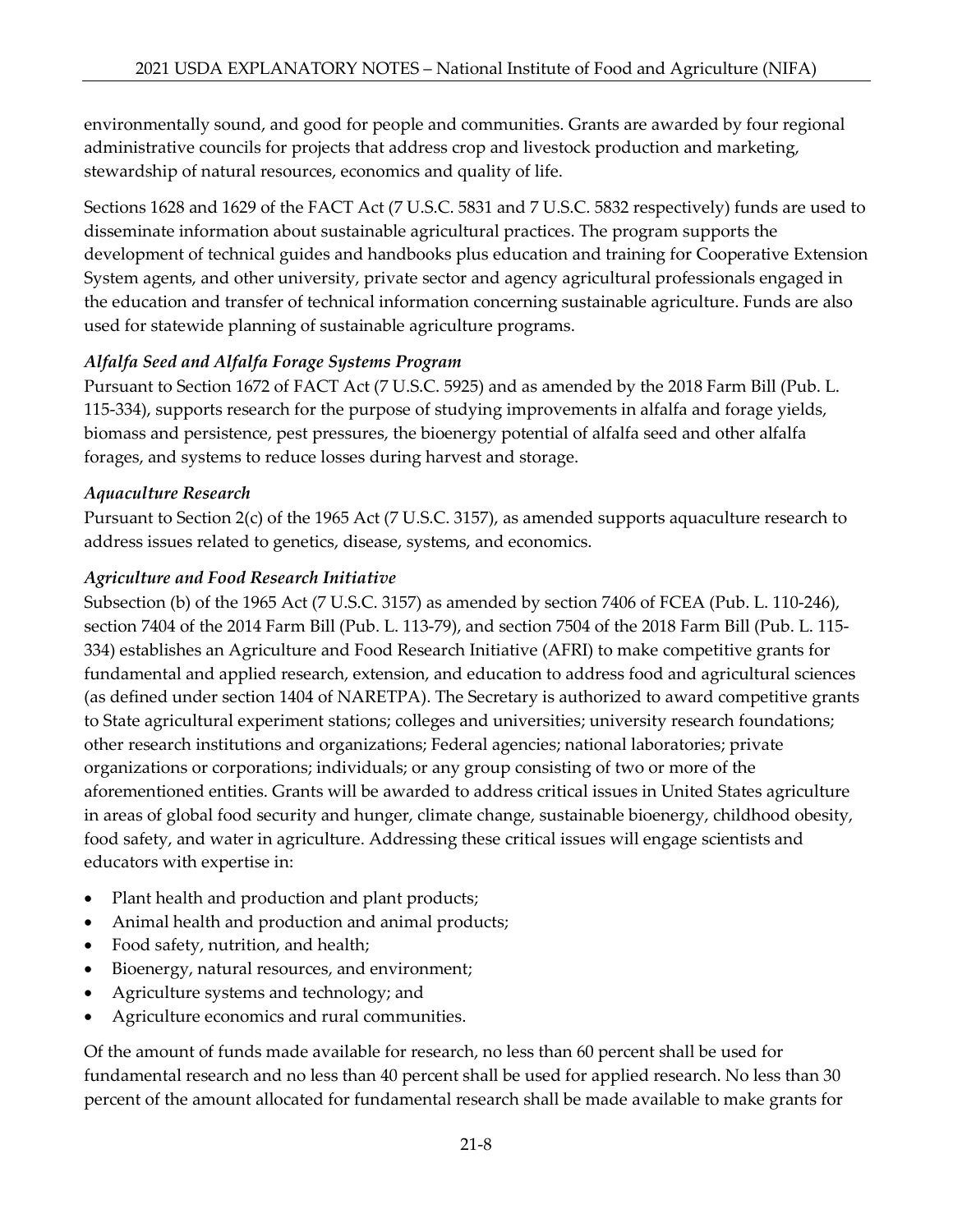environmentally sound, and good for people and communities. Grants are awarded by four regional administrative councils for projects that address crop and livestock production and marketing, stewardship of natural resources, economics and quality of life.

Sections 1628 and 1629 of the FACT Act (7 U.S.C. 5831 and 7 U.S.C. 5832 respectively) funds are used to disseminate information about sustainable agricultural practices. The program supports the development of technical guides and handbooks plus education and training for Cooperative Extension System agents, and other university, private sector and agency agricultural professionals engaged in the education and transfer of technical information concerning sustainable agriculture. Funds are also used for statewide planning of sustainable agriculture programs.

*Alfalfa Seed and Alfalfa Forage Systems Program*

Pursuant to Section 1672 of FACT Act (7 U.S.C. 5925) and as amended by the 2018 Farm Bill (Pub. L. 115-334), supports research for the purpose of studying improvements in alfalfa and forage yields, biomass and persistence, pest pressures, the bioenergy potential of alfalfa seed and other alfalfa forages, and systems to reduce losses during harvest and storage.

*Aquaculture Research*

Pursuant to Section 2(c) of the 1965 Act (7 U.S.C. 3157), as amended supports aquaculture research to address issues related to genetics, disease, systems, and economics.

*Agriculture and Food Research Initiative*

Subsection (b) of the 1965 Act (7 U.S.C. 3157) as amended by section 7406 of FCEA (Pub. L. 110-246), section 7404 of the 2014 Farm Bill (Pub. L. 113-79), and section 7504 of the 2018 Farm Bill (Pub. L. 115-334) establishes an Agriculture and Food Research Initiative (AFRI) to make competitive grants for fundamental and applied research, extension, and education to address food and agricultural sciences (as defined under section 1404 of NARETPA). The Secretary is authorized to award competitive grants to State agricultural experiment stations; colleges and universities; university research foundations; other research institutions and organizations; Federal agencies; national laboratories; private organizations or corporations; individuals; or any group consisting of two or more of the aforementioned entities. Grants will be awarded to address critical issues in United States agriculture in areas of global food security and hunger, climate change, sustainable bioenergy, childhood obesity, food safety, and water in agriculture. Addressing these critical issues will engage scientists and educators with expertise in:

- Plant health and production and plant products;
- Animal health and production and animal products;
- Food safety, nutrition, and health;
- Bioenergy, natural resources, and environment;
- Agriculture systems and technology; and
- Agriculture economics and rural communities.

Of the amount of funds made available for research, no less than 60 percent shall be used for fundamental research and no less than 40 percent shall be used for applied research. No less than 30 percent of the amount allocated for fundamental research shall be made available to make grants for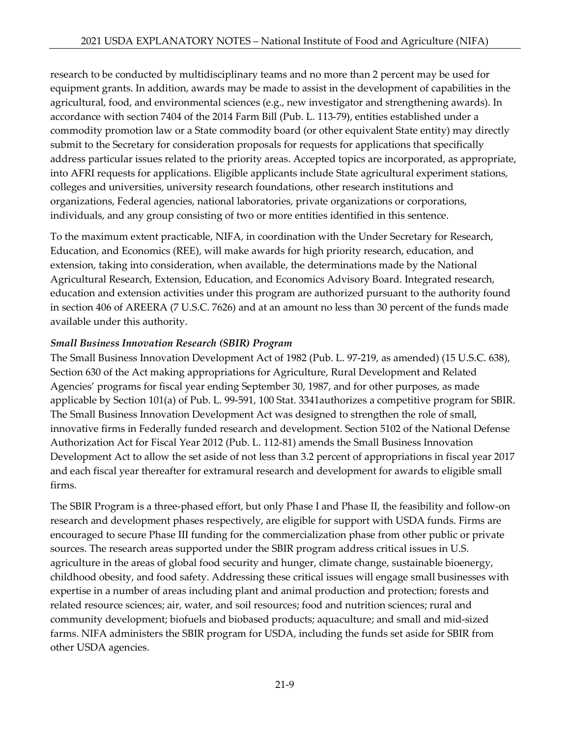research to be conducted by multidisciplinary teams and no more than 2 percent may be used for equipment grants. In addition, awards may be made to assist in the development of capabilities in the agricultural, food, and environmental sciences (e.g., new investigator and strengthening awards). In accordance with section 7404 of the 2014 Farm Bill (Pub. L. 113-79), entities established under a commodity promotion law or a State commodity board (or other equivalent State entity) may directly submit to the Secretary for consideration proposals for requests for applications that specifically address particular issues related to the priority areas. Accepted topics are incorporated, as appropriate, into AFRI requests for applications. Eligible applicants include State agricultural experiment stations, colleges and universities, university research foundations, other research institutions and organizations, Federal agencies, national laboratories, private organizations or corporations, individuals, and any group consisting of two or more entities identified in this sentence.

To the maximum extent practicable, NIFA, in coordination with the Under Secretary for Research, Education, and Economics (REE), will make awards for high priority research, education, and extension, taking into consideration, when available, the determinations made by the National Agricultural Research, Extension, Education, and Economics Advisory Board. Integrated research, education and extension activities under this program are authorized pursuant to the authority found in section 406 of AREERA (7 U.S.C. 7626) and at an amount no less than 30 percent of the funds made available under this authority.

***Small Business Innovation Research (SBIR) Program***

The Small Business Innovation Development Act of 1982 (Pub. L. 97-219, as amended) (15 U.S.C. 638), Section 630 of the Act making appropriations for Agriculture, Rural Development and Related Agencies' programs for fiscal year ending September 30, 1987, and for other purposes, as made applicable by Section 101(a) of Pub. L. 99-591, 100 Stat. 3341authorizes a competitive program for SBIR. The Small Business Innovation Development Act was designed to strengthen the role of small, innovative firms in Federally funded research and development. Section 5102 of the National Defense Authorization Act for Fiscal Year 2012 (Pub. L. 112-81) amends the Small Business Innovation Development Act to allow the set aside of not less than 3.2 percent of appropriations in fiscal year 2017 and each fiscal year thereafter for extramural research and development for awards to eligible small firms.

The SBIR Program is a three-phased effort, but only Phase I and Phase II, the feasibility and follow-on research and development phases respectively, are eligible for support with USDA funds. Firms are encouraged to secure Phase III funding for the commercialization phase from other public or private sources. The research areas supported under the SBIR program address critical issues in U.S. agriculture in the areas of global food security and hunger, climate change, sustainable bioenergy, childhood obesity, and food safety. Addressing these critical issues will engage small businesses with expertise in a number of areas including plant and animal production and protection; forests and related resource sciences; air, water, and soil resources; food and nutrition sciences; rural and community development; biofuels and biobased products; aquaculture; and small and mid-sized farms. NIFA administers the SBIR program for USDA, including the funds set aside for SBIR from other USDA agencies.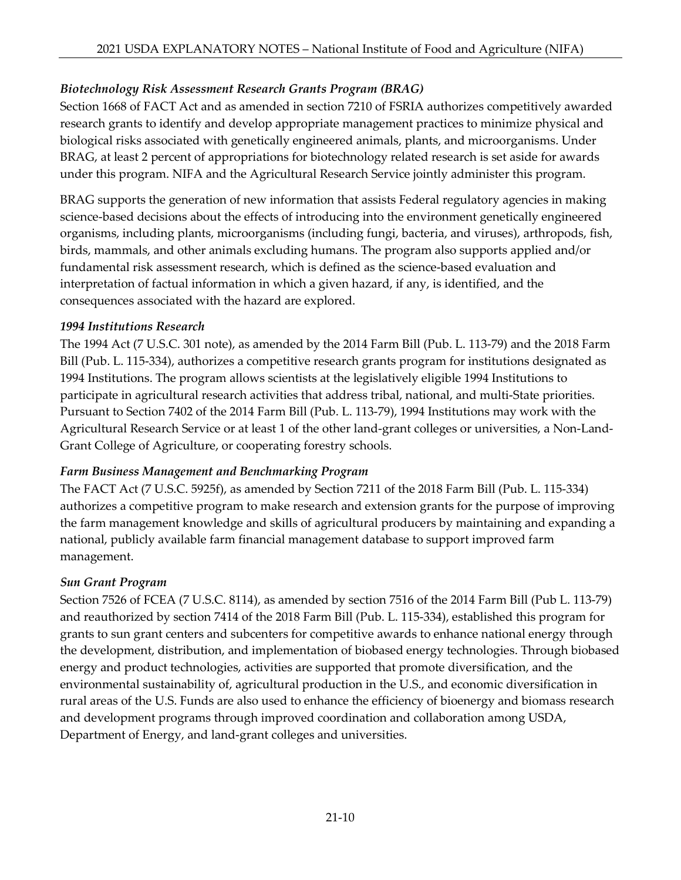***Biotechnology Risk Assessment Research Grants Program (BRAG)***

Section 1668 of FACT Act and as amended in section 7210 of FSRIA authorizes competitively awarded research grants to identify and develop appropriate management practices to minimize physical and biological risks associated with genetically engineered animals, plants, and microorganisms. Under BRAG, at least 2 percent of appropriations for biotechnology related research is set aside for awards under this program. NIFA and the Agricultural Research Service jointly administer this program.

BRAG supports the generation of new information that assists Federal regulatory agencies in making science-based decisions about the effects of introducing into the environment genetically engineered organisms, including plants, microorganisms (including fungi, bacteria, and viruses), arthropods, fish, birds, mammals, and other animals excluding humans. The program also supports applied and/or fundamental risk assessment research, which is defined as the science-based evaluation and interpretation of factual information in which a given hazard, if any, is identified, and the consequences associated with the hazard are explored.

***1994 Institutions Research***

The 1994 Act (7 U.S.C. 301 note), as amended by the 2014 Farm Bill (Pub. L. 113-79) and the 2018 Farm Bill (Pub. L. 115-334), authorizes a competitive research grants program for institutions designated as 1994 Institutions. The program allows scientists at the legislatively eligible 1994 Institutions to participate in agricultural research activities that address tribal, national, and multi-State priorities. Pursuant to Section 7402 of the 2014 Farm Bill (Pub. L. 113-79), 1994 Institutions may work with the Agricultural Research Service or at least 1 of the other land-grant colleges or universities, a Non-Land-Grant College of Agriculture, or cooperating forestry schools.

***Farm Business Management and Benchmarking Program***

The FACT Act (7 U.S.C. 5925f), as amended by Section 7211 of the 2018 Farm Bill (Pub. L. 115-334) authorizes a competitive program to make research and extension grants for the purpose of improving the farm management knowledge and skills of agricultural producers by maintaining and expanding a national, publicly available farm financial management database to support improved farm management.

***Sun Grant Program***

Section 7526 of FCEA (7 U.S.C. 8114), as amended by section 7516 of the 2014 Farm Bill (Pub L. 113-79) and reauthorized by section 7414 of the 2018 Farm Bill (Pub. L. 115-334), established this program for grants to sun grant centers and subcenters for competitive awards to enhance national energy through the development, distribution, and implementation of biobased energy technologies. Through biobased energy and product technologies, activities are supported that promote diversification, and the environmental sustainability of, agricultural production in the U.S., and economic diversification in rural areas of the U.S. Funds are also used to enhance the efficiency of bioenergy and biomass research and development programs through improved coordination and collaboration among USDA, Department of Energy, and land-grant colleges and universities.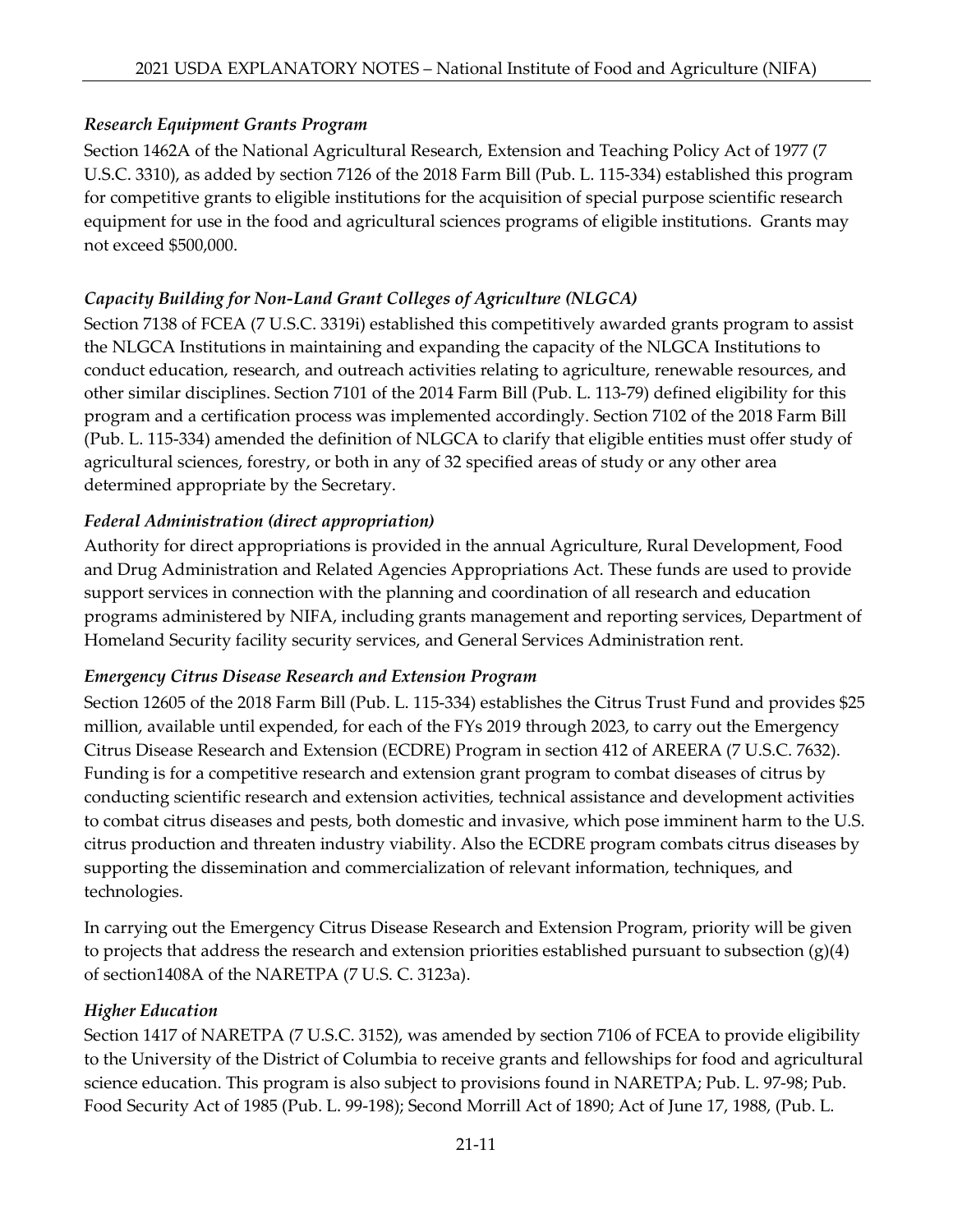*Research Equipment Grants Program*

Section 1462A of the National Agricultural Research, Extension and Teaching Policy Act of 1977 (7 U.S.C. 3310), as added by section 7126 of the 2018 Farm Bill (Pub. L. 115-334) established this program for competitive grants to eligible institutions for the acquisition of special purpose scientific research equipment for use in the food and agricultural sciences programs of eligible institutions. Grants may not exceed $500,000.

*Capacity Building for Non-Land Grant Colleges of Agriculture (NLGCA)*

Section 7138 of FCEA (7 U.S.C. 3319i) established this competitively awarded grants program to assist the NLGCA Institutions in maintaining and expanding the capacity of the NLGCA Institutions to conduct education, research, and outreach activities relating to agriculture, renewable resources, and other similar disciplines. Section 7101 of the 2014 Farm Bill (Pub. L. 113-79) defined eligibility for this program and a certification process was implemented accordingly. Section 7102 of the 2018 Farm Bill (Pub. L. 115-334) amended the definition of NLGCA to clarify that eligible entities must offer study of agricultural sciences, forestry, or both in any of 32 specified areas of study or any other area determined appropriate by the Secretary.

*Federal Administration (direct appropriation)*

Authority for direct appropriations is provided in the annual Agriculture, Rural Development, Food and Drug Administration and Related Agencies Appropriations Act. These funds are used to provide support services in connection with the planning and coordination of all research and education programs administered by NIFA, including grants management and reporting services, Department of Homeland Security facility security services, and General Services Administration rent.

*Emergency Citrus Disease Research and Extension Program*

Section 12605 of the 2018 Farm Bill (Pub. L. 115-334) establishes the Citrus Trust Fund and provides $25 million, available until expended, for each of the FYs 2019 through 2023, to carry out the Emergency Citrus Disease Research and Extension (ECDRE) Program in section 412 of AREERA (7 U.S.C. 7632). Funding is for a competitive research and extension grant program to combat diseases of citrus by conducting scientific research and extension activities, technical assistance and development activities to combat citrus diseases and pests, both domestic and invasive, which pose imminent harm to the U.S. citrus production and threaten industry viability. Also the ECDRE program combats citrus diseases by supporting the dissemination and commercialization of relevant information, techniques, and technologies.

In carrying out the Emergency Citrus Disease Research and Extension Program, priority will be given to projects that address the research and extension priorities established pursuant to subsection (g)(4) of section1408A of the NARETPA (7 U.S. C. 3123a).

*Higher Education*

Section 1417 of NARETPA (7 U.S.C. 3152), was amended by section 7106 of FCEA to provide eligibility to the University of the District of Columbia to receive grants and fellowships for food and agricultural science education. This program is also subject to provisions found in NARETPA; Pub. L. 97-98; Pub. Food Security Act of 1985 (Pub. L. 99-198); Second Morrill Act of 1890; Act of June 17, 1988, (Pub. L.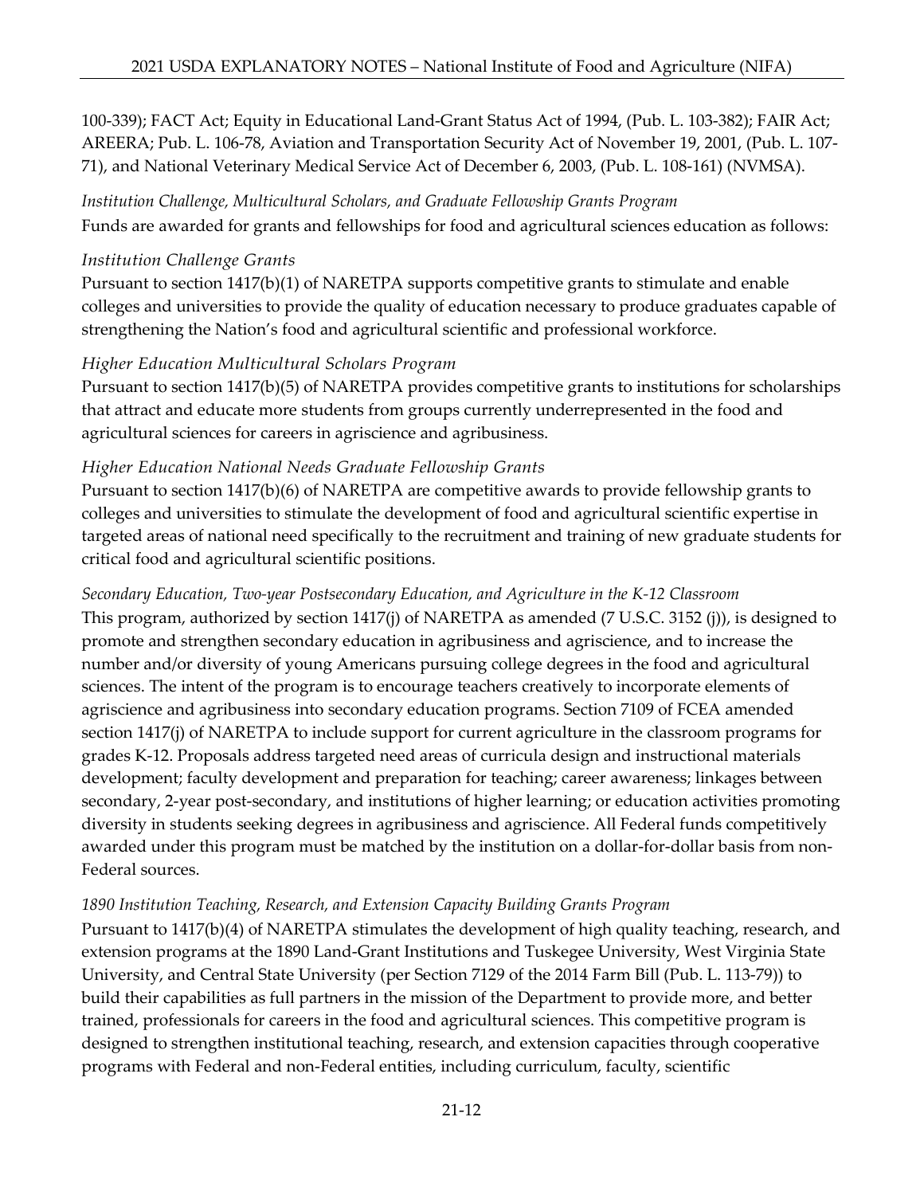100-339); FACT Act; Equity in Educational Land-Grant Status Act of 1994, (Pub. L. 103-382); FAIR Act; AREERA; Pub. L. 106-78, Aviation and Transportation Security Act of November 19, 2001, (Pub. L. 107-71), and National Veterinary Medical Service Act of December 6, 2003, (Pub. L. 108-161) (NVMSA).

*Institution Challenge, Multicultural Scholars, and Graduate Fellowship Grants Program*

Funds are awarded for grants and fellowships for food and agricultural sciences education as follows:

*Institution Challenge Grants*

Pursuant to section 1417(b)(1) of NARETPA supports competitive grants to stimulate and enable colleges and universities to provide the quality of education necessary to produce graduates capable of strengthening the Nation's food and agricultural scientific and professional workforce.

*Higher Education Multicultural Scholars Program*

Pursuant to section 1417(b)(5) of NARETPA provides competitive grants to institutions for scholarships that attract and educate more students from groups currently underrepresented in the food and agricultural sciences for careers in agriscience and agribusiness.

*Higher Education National Needs Graduate Fellowship Grants*

Pursuant to section 1417(b)(6) of NARETPA are competitive awards to provide fellowship grants to colleges and universities to stimulate the development of food and agricultural scientific expertise in targeted areas of national need specifically to the recruitment and training of new graduate students for critical food and agricultural scientific positions.

*Secondary Education, Two-year Postsecondary Education, and Agriculture in the K-12 Classroom*

This program, authorized by section 1417(j) of NARETPA as amended (7 U.S.C. 3152 (j)), is designed to promote and strengthen secondary education in agribusiness and agriscience, and to increase the number and/or diversity of young Americans pursuing college degrees in the food and agricultural sciences. The intent of the program is to encourage teachers creatively to incorporate elements of agriscience and agribusiness into secondary education programs. Section 7109 of FCEA amended section 1417(j) of NARETPA to include support for current agriculture in the classroom programs for grades K-12. Proposals address targeted need areas of curricula design and instructional materials development; faculty development and preparation for teaching; career awareness; linkages between secondary, 2-year post-secondary, and institutions of higher learning; or education activities promoting diversity in students seeking degrees in agribusiness and agriscience. All Federal funds competitively awarded under this program must be matched by the institution on a dollar-for-dollar basis from non-Federal sources.

*1890 Institution Teaching, Research, and Extension Capacity Building Grants Program*

Pursuant to 1417(b)(4) of NARETPA stimulates the development of high quality teaching, research, and extension programs at the 1890 Land-Grant Institutions and Tuskegee University, West Virginia State University, and Central State University (per Section 7129 of the 2014 Farm Bill (Pub. L. 113-79)) to build their capabilities as full partners in the mission of the Department to provide more, and better trained, professionals for careers in the food and agricultural sciences. This competitive program is designed to strengthen institutional teaching, research, and extension capacities through cooperative programs with Federal and non-Federal entities, including curriculum, faculty, scientific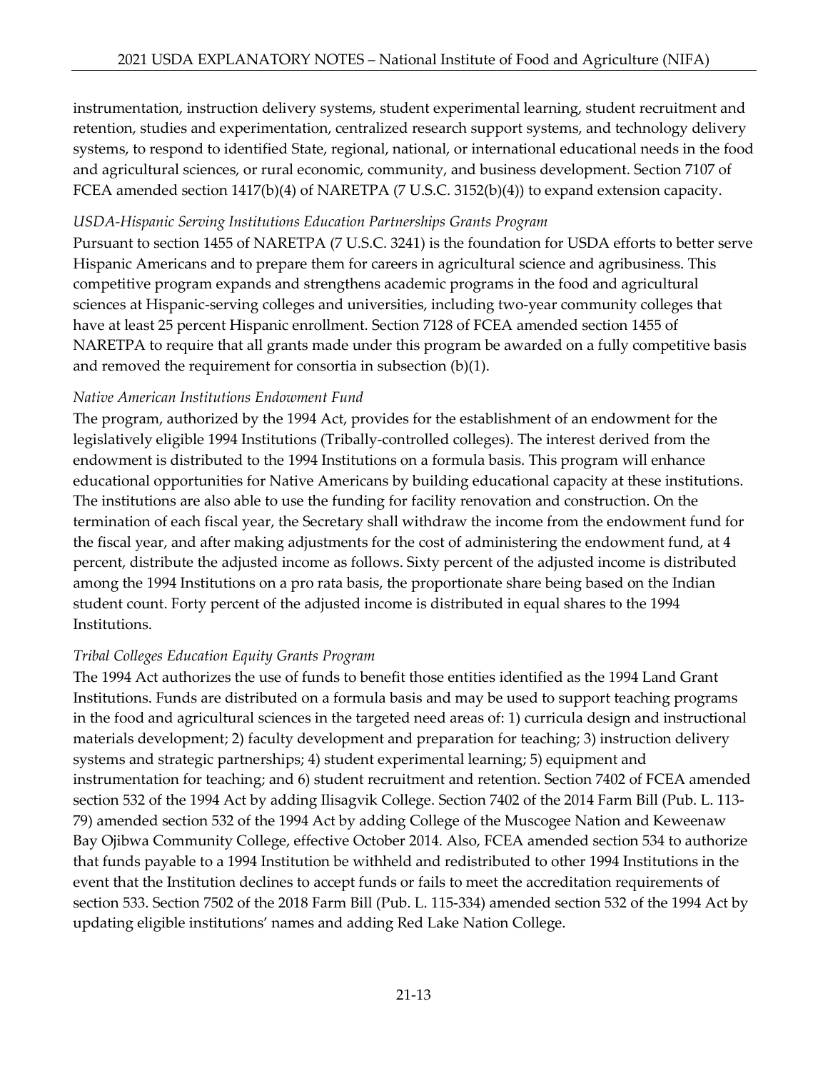instrumentation, instruction delivery systems, student experimental learning, student recruitment and retention, studies and experimentation, centralized research support systems, and technology delivery systems, to respond to identified State, regional, national, or international educational needs in the food and agricultural sciences, or rural economic, community, and business development. Section 7107 of FCEA amended section 1417(b)(4) of NARETPA (7 U.S.C. 3152(b)(4)) to expand extension capacity.

*USDA-Hispanic Serving Institutions Education Partnerships Grants Program*

Pursuant to section 1455 of NARETPA (7 U.S.C. 3241) is the foundation for USDA efforts to better serve Hispanic Americans and to prepare them for careers in agricultural science and agribusiness. This competitive program expands and strengthens academic programs in the food and agricultural sciences at Hispanic-serving colleges and universities, including two-year community colleges that have at least 25 percent Hispanic enrollment. Section 7128 of FCEA amended section 1455 of NARETPA to require that all grants made under this program be awarded on a fully competitive basis and removed the requirement for consortia in subsection (b)(1).

*Native American Institutions Endowment Fund*

The program, authorized by the 1994 Act, provides for the establishment of an endowment for the legislatively eligible 1994 Institutions (Tribally-controlled colleges). The interest derived from the endowment is distributed to the 1994 Institutions on a formula basis. This program will enhance educational opportunities for Native Americans by building educational capacity at these institutions. The institutions are also able to use the funding for facility renovation and construction. On the termination of each fiscal year, the Secretary shall withdraw the income from the endowment fund for the fiscal year, and after making adjustments for the cost of administering the endowment fund, at 4 percent, distribute the adjusted income as follows. Sixty percent of the adjusted income is distributed among the 1994 Institutions on a pro rata basis, the proportionate share being based on the Indian student count. Forty percent of the adjusted income is distributed in equal shares to the 1994 Institutions.

*Tribal Colleges Education Equity Grants Program*

The 1994 Act authorizes the use of funds to benefit those entities identified as the 1994 Land Grant Institutions. Funds are distributed on a formula basis and may be used to support teaching programs in the food and agricultural sciences in the targeted need areas of: 1) curricula design and instructional materials development; 2) faculty development and preparation for teaching; 3) instruction delivery systems and strategic partnerships; 4) student experimental learning; 5) equipment and instrumentation for teaching; and 6) student recruitment and retention. Section 7402 of FCEA amended section 532 of the 1994 Act by adding Ilisagvik College. Section 7402 of the 2014 Farm Bill (Pub. L. 113-79) amended section 532 of the 1994 Act by adding College of the Muscogee Nation and Keweenaw Bay Ojibwa Community College, effective October 2014. Also, FCEA amended section 534 to authorize that funds payable to a 1994 Institution be withheld and redistributed to other 1994 Institutions in the event that the Institution declines to accept funds or fails to meet the accreditation requirements of section 533. Section 7502 of the 2018 Farm Bill (Pub. L. 115-334) amended section 532 of the 1994 Act by updating eligible institutions' names and adding Red Lake Nation College.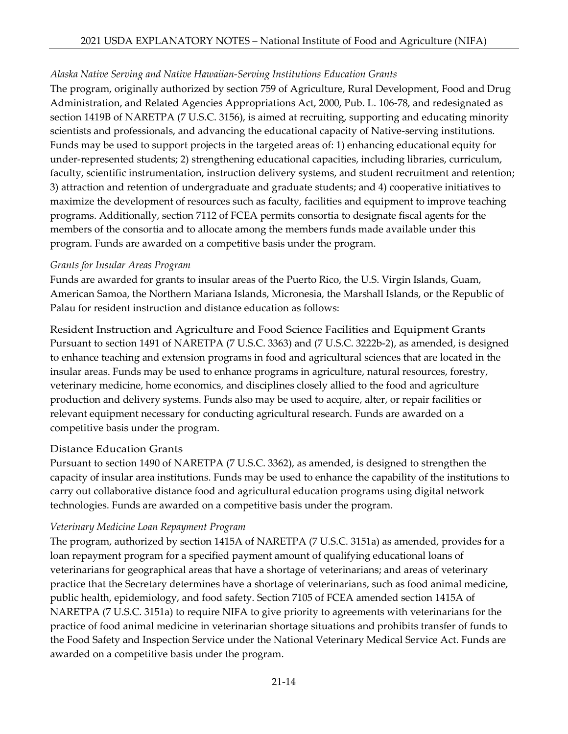*Alaska Native Serving and Native Hawaiian-Serving Institutions Education Grants*

The program, originally authorized by section 759 of Agriculture, Rural Development, Food and Drug Administration, and Related Agencies Appropriations Act, 2000, Pub. L. 106-78, and redesignated as section 1419B of NARETPA (7 U.S.C. 3156), is aimed at recruiting, supporting and educating minority scientists and professionals, and advancing the educational capacity of Native-serving institutions. Funds may be used to support projects in the targeted areas of: 1) enhancing educational equity for under-represented students; 2) strengthening educational capacities, including libraries, curriculum, faculty, scientific instrumentation, instruction delivery systems, and student recruitment and retention; 3) attraction and retention of undergraduate and graduate students; and 4) cooperative initiatives to maximize the development of resources such as faculty, facilities and equipment to improve teaching programs. Additionally, section 7112 of FCEA permits consortia to designate fiscal agents for the members of the consortia and to allocate among the members funds made available under this program. Funds are awarded on a competitive basis under the program.

*Grants for Insular Areas Program*

Funds are awarded for grants to insular areas of the Puerto Rico, the U.S. Virgin Islands, Guam, American Samoa, the Northern Mariana Islands, Micronesia, the Marshall Islands, or the Republic of Palau for resident instruction and distance education as follows:

Resident Instruction and Agriculture and Food Science Facilities and Equipment Grants

Pursuant to section 1491 of NARETPA (7 U.S.C. 3363) and (7 U.S.C. 3222b-2), as amended, is designed to enhance teaching and extension programs in food and agricultural sciences that are located in the insular areas. Funds may be used to enhance programs in agriculture, natural resources, forestry, veterinary medicine, home economics, and disciplines closely allied to the food and agriculture production and delivery systems. Funds also may be used to acquire, alter, or repair facilities or relevant equipment necessary for conducting agricultural research. Funds are awarded on a competitive basis under the program.

Distance Education Grants

Pursuant to section 1490 of NARETPA (7 U.S.C. 3362), as amended, is designed to strengthen the capacity of insular area institutions. Funds may be used to enhance the capability of the institutions to carry out collaborative distance food and agricultural education programs using digital network technologies. Funds are awarded on a competitive basis under the program.

*Veterinary Medicine Loan Repayment Program*

The program, authorized by section 1415A of NARETPA (7 U.S.C. 3151a) as amended, provides for a loan repayment program for a specified payment amount of qualifying educational loans of veterinarians for geographical areas that have a shortage of veterinarians; and areas of veterinary practice that the Secretary determines have a shortage of veterinarians, such as food animal medicine, public health, epidemiology, and food safety. Section 7105 of FCEA amended section 1415A of NARETPA (7 U.S.C. 3151a) to require NIFA to give priority to agreements with veterinarians for the practice of food animal medicine in veterinarian shortage situations and prohibits transfer of funds to the Food Safety and Inspection Service under the National Veterinary Medical Service Act. Funds are awarded on a competitive basis under the program.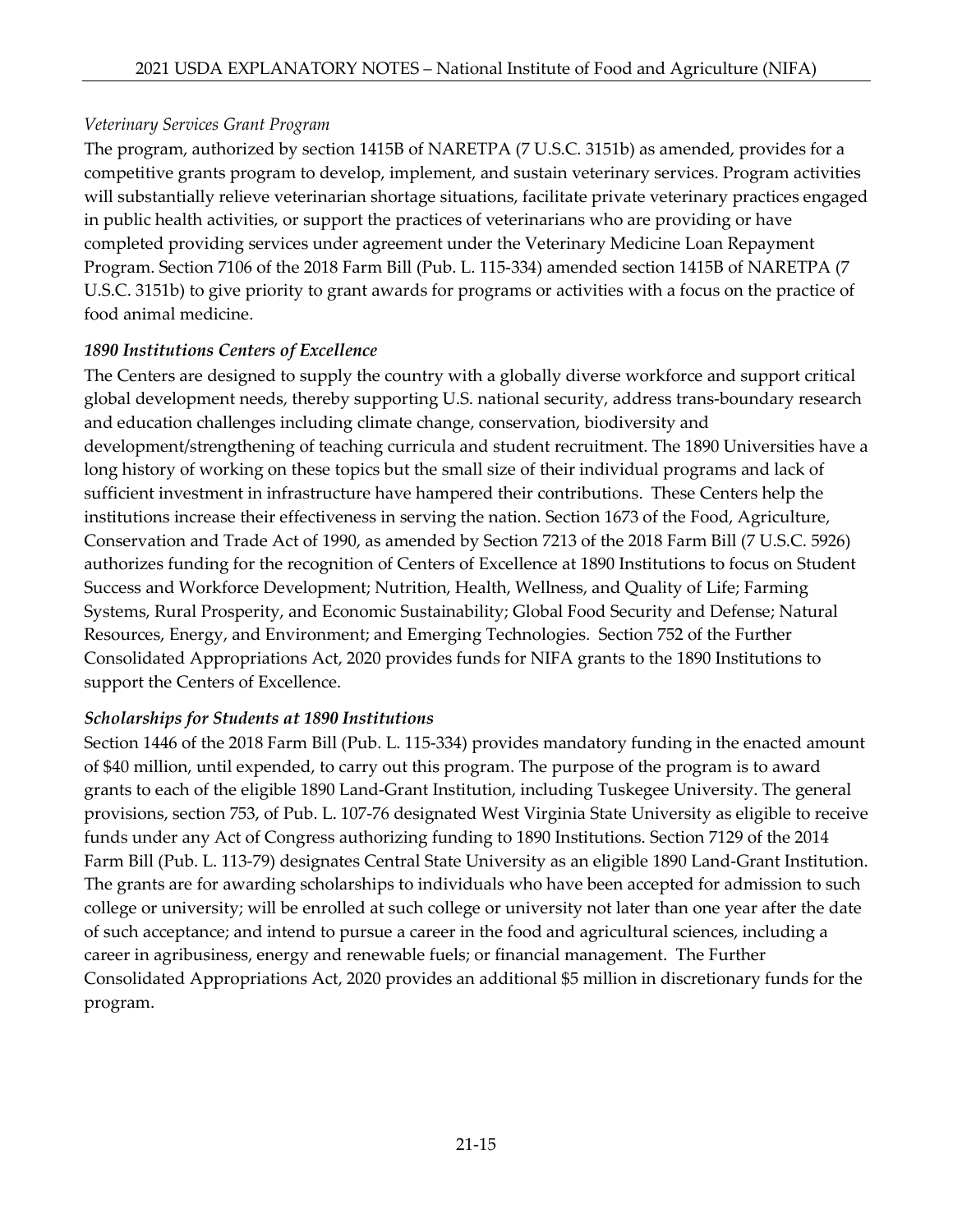*Veterinary Services Grant Program*

The program, authorized by section 1415B of NARETPA (7 U.S.C. 3151b) as amended, provides for a competitive grants program to develop, implement, and sustain veterinary services. Program activities will substantially relieve veterinarian shortage situations, facilitate private veterinary practices engaged in public health activities, or support the practices of veterinarians who are providing or have completed providing services under agreement under the Veterinary Medicine Loan Repayment Program. Section 7106 of the 2018 Farm Bill (Pub. L. 115-334) amended section 1415B of NARETPA (7 U.S.C. 3151b) to give priority to grant awards for programs or activities with a focus on the practice of food animal medicine.

***1890 Institutions Centers of Excellence***

The Centers are designed to supply the country with a globally diverse workforce and support critical global development needs, thereby supporting U.S. national security, address trans-boundary research and education challenges including climate change, conservation, biodiversity and development/strengthening of teaching curricula and student recruitment. The 1890 Universities have a long history of working on these topics but the small size of their individual programs and lack of sufficient investment in infrastructure have hampered their contributions. These Centers help the institutions increase their effectiveness in serving the nation. Section 1673 of the Food, Agriculture, Conservation and Trade Act of 1990, as amended by Section 7213 of the 2018 Farm Bill (7 U.S.C. 5926) authorizes funding for the recognition of Centers of Excellence at 1890 Institutions to focus on Student Success and Workforce Development; Nutrition, Health, Wellness, and Quality of Life; Farming Systems, Rural Prosperity, and Economic Sustainability; Global Food Security and Defense; Natural Resources, Energy, and Environment; and Emerging Technologies. Section 752 of the Further Consolidated Appropriations Act, 2020 provides funds for NIFA grants to the 1890 Institutions to support the Centers of Excellence.

***Scholarships for Students at 1890 Institutions***

Section 1446 of the 2018 Farm Bill (Pub. L. 115-334) provides mandatory funding in the enacted amount of $40 million, until expended, to carry out this program. The purpose of the program is to award grants to each of the eligible 1890 Land-Grant Institution, including Tuskegee University. The general provisions, section 753, of Pub. L. 107-76 designated West Virginia State University as eligible to receive funds under any Act of Congress authorizing funding to 1890 Institutions. Section 7129 of the 2014 Farm Bill (Pub. L. 113-79) designates Central State University as an eligible 1890 Land-Grant Institution. The grants are for awarding scholarships to individuals who have been accepted for admission to such college or university; will be enrolled at such college or university not later than one year after the date of such acceptance; and intend to pursue a career in the food and agricultural sciences, including a career in agribusiness, energy and renewable fuels; or financial management. The Further Consolidated Appropriations Act, 2020 provides an additional $5 million in discretionary funds for the program.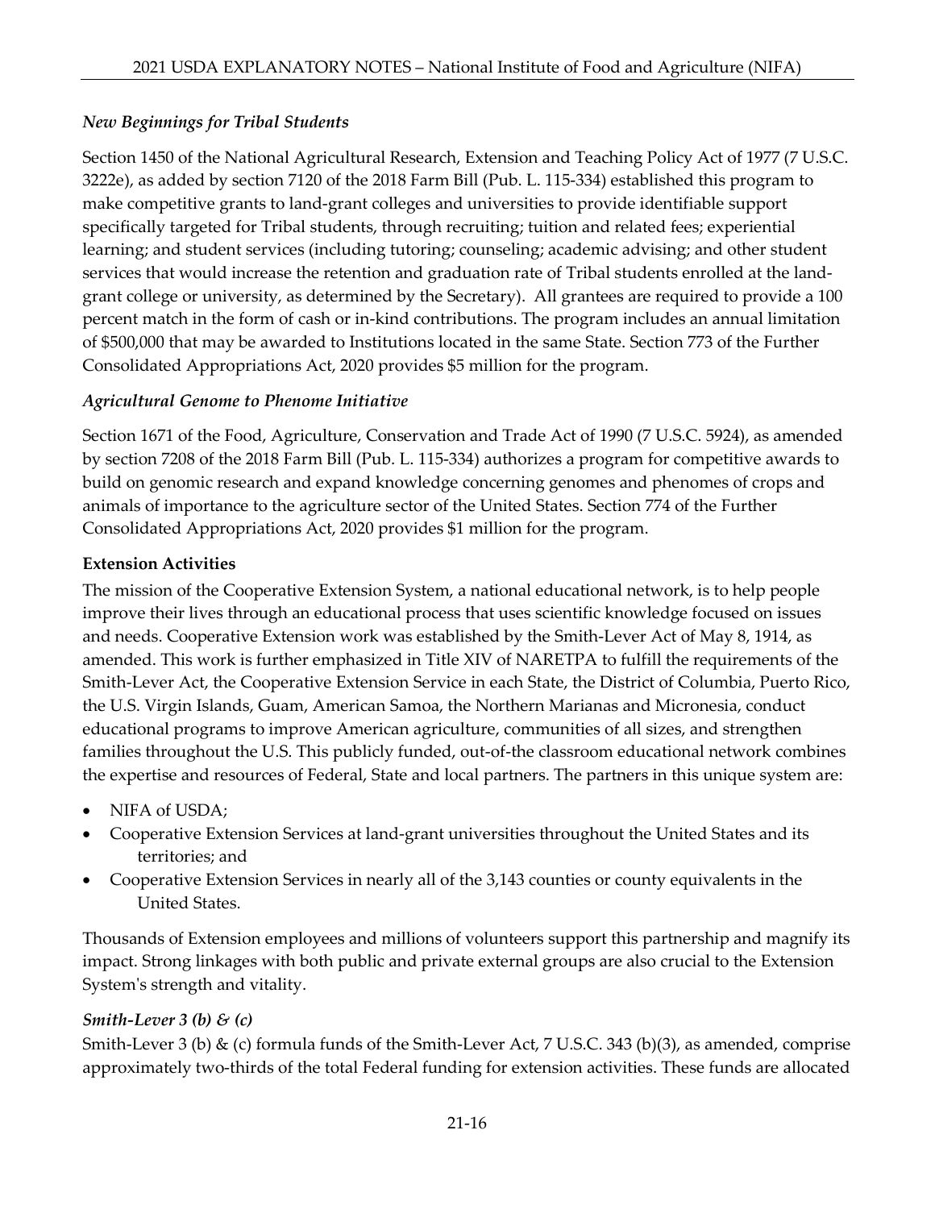### *New Beginnings for Tribal Students*

Section 1450 of the National Agricultural Research, Extension and Teaching Policy Act of 1977 (7 U.S.C. 3222e), as added by section 7120 of the 2018 Farm Bill (Pub. L. 115-334) established this program to make competitive grants to land-grant colleges and universities to provide identifiable support specifically targeted for Tribal students, through recruiting; tuition and related fees; experiential learning; and student services (including tutoring; counseling; academic advising; and other student services that would increase the retention and graduation rate of Tribal students enrolled at the land-grant college or university, as determined by the Secretary). All grantees are required to provide a 100 percent match in the form of cash or in-kind contributions. The program includes an annual limitation of $500,000 that may be awarded to Institutions located in the same State. Section 773 of the Further Consolidated Appropriations Act, 2020 provides $5 million for the program.

### *Agricultural Genome to Phenome Initiative*

Section 1671 of the Food, Agriculture, Conservation and Trade Act of 1990 (7 U.S.C. 5924), as amended by section 7208 of the 2018 Farm Bill (Pub. L. 115-334) authorizes a program for competitive awards to build on genomic research and expand knowledge concerning genomes and phenomes of crops and animals of importance to the agriculture sector of the United States. Section 774 of the Further Consolidated Appropriations Act, 2020 provides $1 million for the program.

## Extension Activities

The mission of the Cooperative Extension System, a national educational network, is to help people improve their lives through an educational process that uses scientific knowledge focused on issues and needs. Cooperative Extension work was established by the Smith-Lever Act of May 8, 1914, as amended. This work is further emphasized in Title XIV of NARETPA to fulfill the requirements of the Smith-Lever Act, the Cooperative Extension Service in each State, the District of Columbia, Puerto Rico, the U.S. Virgin Islands, Guam, American Samoa, the Northern Marianas and Micronesia, conduct educational programs to improve American agriculture, communities of all sizes, and strengthen families throughout the U.S. This publicly funded, out-of-the classroom educational network combines the expertise and resources of Federal, State and local partners. The partners in this unique system are:

- NIFA of USDA;
- Cooperative Extension Services at land-grant universities throughout the United States and its territories; and
- Cooperative Extension Services in nearly all of the 3,143 counties or county equivalents in the United States.

Thousands of Extension employees and millions of volunteers support this partnership and magnify its impact. Strong linkages with both public and private external groups are also crucial to the Extension System's strength and vitality.

### *Smith-Lever 3 (b) & (c)*

Smith-Lever 3 (b) & (c) formula funds of the Smith-Lever Act, 7 U.S.C. 343 (b)(3), as amended, comprise approximately two-thirds of the total Federal funding for extension activities. These funds are allocated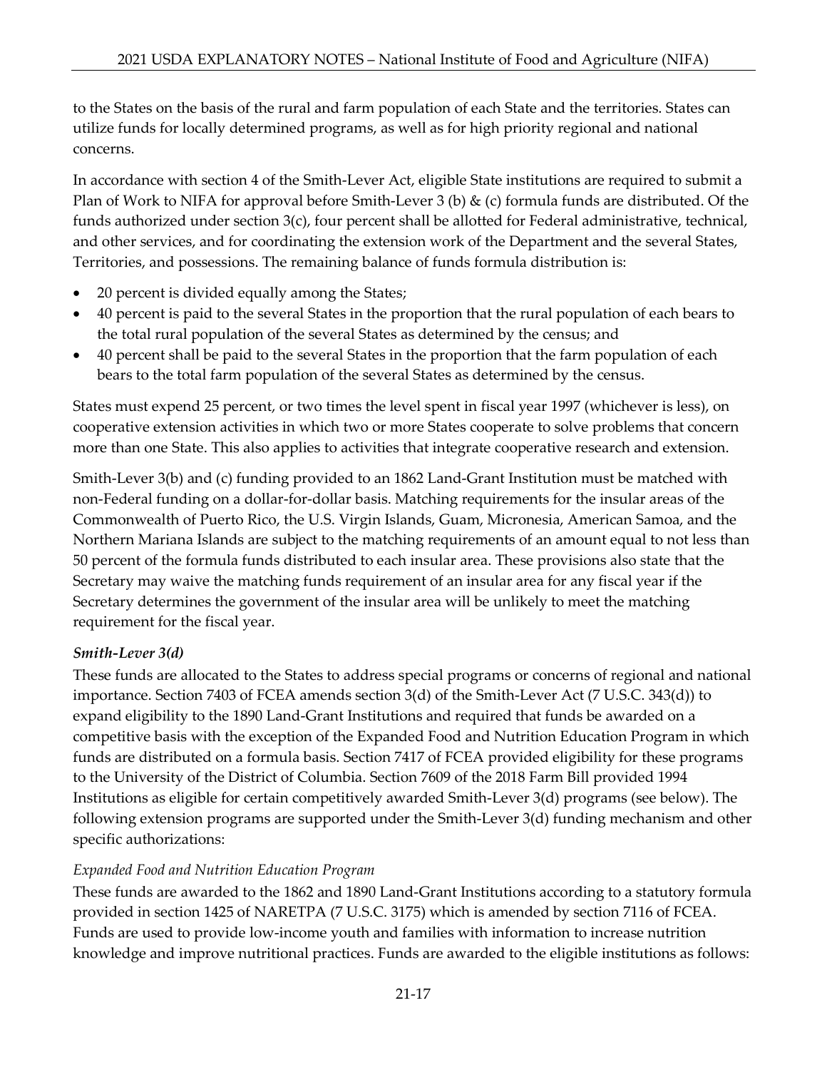to the States on the basis of the rural and farm population of each State and the territories. States can utilize funds for locally determined programs, as well as for high priority regional and national concerns.

In accordance with section 4 of the Smith-Lever Act, eligible State institutions are required to submit a Plan of Work to NIFA for approval before Smith-Lever 3 (b) & (c) formula funds are distributed. Of the funds authorized under section 3(c), four percent shall be allotted for Federal administrative, technical, and other services, and for coordinating the extension work of the Department and the several States, Territories, and possessions. The remaining balance of funds formula distribution is:

- 20 percent is divided equally among the States;
- 40 percent is paid to the several States in the proportion that the rural population of each bears to the total rural population of the several States as determined by the census; and
- 40 percent shall be paid to the several States in the proportion that the farm population of each bears to the total farm population of the several States as determined by the census.

States must expend 25 percent, or two times the level spent in fiscal year 1997 (whichever is less), on cooperative extension activities in which two or more States cooperate to solve problems that concern more than one State. This also applies to activities that integrate cooperative research and extension.

Smith-Lever 3(b) and (c) funding provided to an 1862 Land-Grant Institution must be matched with non-Federal funding on a dollar-for-dollar basis. Matching requirements for the insular areas of the Commonwealth of Puerto Rico, the U.S. Virgin Islands, Guam, Micronesia, American Samoa, and the Northern Mariana Islands are subject to the matching requirements of an amount equal to not less than 50 percent of the formula funds distributed to each insular area. These provisions also state that the Secretary may waive the matching funds requirement of an insular area for any fiscal year if the Secretary determines the government of the insular area will be unlikely to meet the matching requirement for the fiscal year.

***Smith-Lever 3(d)***

These funds are allocated to the States to address special programs or concerns of regional and national importance. Section 7403 of FCEA amends section 3(d) of the Smith-Lever Act (7 U.S.C. 343(d)) to expand eligibility to the 1890 Land-Grant Institutions and required that funds be awarded on a competitive basis with the exception of the Expanded Food and Nutrition Education Program in which funds are distributed on a formula basis. Section 7417 of FCEA provided eligibility for these programs to the University of the District of Columbia. Section 7609 of the 2018 Farm Bill provided 1994 Institutions as eligible for certain competitively awarded Smith-Lever 3(d) programs (see below). The following extension programs are supported under the Smith-Lever 3(d) funding mechanism and other specific authorizations:

*Expanded Food and Nutrition Education Program*

These funds are awarded to the 1862 and 1890 Land-Grant Institutions according to a statutory formula provided in section 1425 of NARETPA (7 U.S.C. 3175) which is amended by section 7116 of FCEA. Funds are used to provide low-income youth and families with information to increase nutrition knowledge and improve nutritional practices. Funds are awarded to the eligible institutions as follows: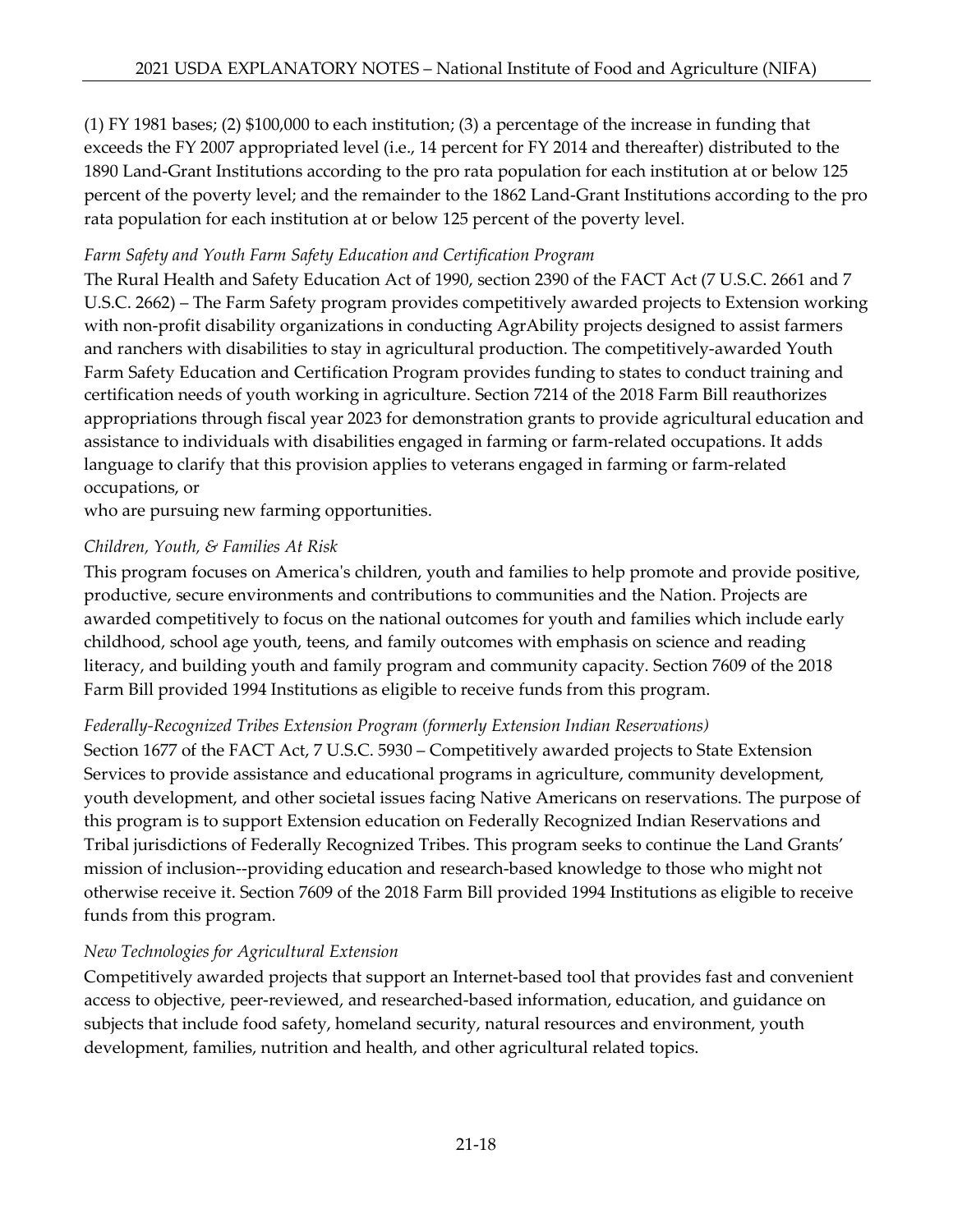(1) FY 1981 bases; (2) $100,000 to each institution; (3) a percentage of the increase in funding that exceeds the FY 2007 appropriated level (i.e., 14 percent for FY 2014 and thereafter) distributed to the 1890 Land-Grant Institutions according to the pro rata population for each institution at or below 125 percent of the poverty level; and the remainder to the 1862 Land-Grant Institutions according to the pro rata population for each institution at or below 125 percent of the poverty level.

*Farm Safety and Youth Farm Safety Education and Certification Program*

The Rural Health and Safety Education Act of 1990, section 2390 of the FACT Act (7 U.S.C. 2661 and 7 U.S.C. 2662) – The Farm Safety program provides competitively awarded projects to Extension working with non-profit disability organizations in conducting AgrAbility projects designed to assist farmers and ranchers with disabilities to stay in agricultural production. The competitively-awarded Youth Farm Safety Education and Certification Program provides funding to states to conduct training and certification needs of youth working in agriculture. Section 7214 of the 2018 Farm Bill reauthorizes appropriations through fiscal year 2023 for demonstration grants to provide agricultural education and assistance to individuals with disabilities engaged in farming or farm-related occupations. It adds language to clarify that this provision applies to veterans engaged in farming or farm-related occupations, or
who are pursuing new farming opportunities.

*Children, Youth, & Families At Risk*

This program focuses on America's children, youth and families to help promote and provide positive, productive, secure environments and contributions to communities and the Nation. Projects are awarded competitively to focus on the national outcomes for youth and families which include early childhood, school age youth, teens, and family outcomes with emphasis on science and reading literacy, and building youth and family program and community capacity. Section 7609 of the 2018 Farm Bill provided 1994 Institutions as eligible to receive funds from this program.

*Federally-Recognized Tribes Extension Program (formerly Extension Indian Reservations)*

Section 1677 of the FACT Act, 7 U.S.C. 5930 – Competitively awarded projects to State Extension Services to provide assistance and educational programs in agriculture, community development, youth development, and other societal issues facing Native Americans on reservations. The purpose of this program is to support Extension education on Federally Recognized Indian Reservations and Tribal jurisdictions of Federally Recognized Tribes. This program seeks to continue the Land Grants' mission of inclusion--providing education and research-based knowledge to those who might not otherwise receive it. Section 7609 of the 2018 Farm Bill provided 1994 Institutions as eligible to receive funds from this program.

*New Technologies for Agricultural Extension*

Competitively awarded projects that support an Internet-based tool that provides fast and convenient access to objective, peer-reviewed, and researched-based information, education, and guidance on subjects that include food safety, homeland security, natural resources and environment, youth development, families, nutrition and health, and other agricultural related topics.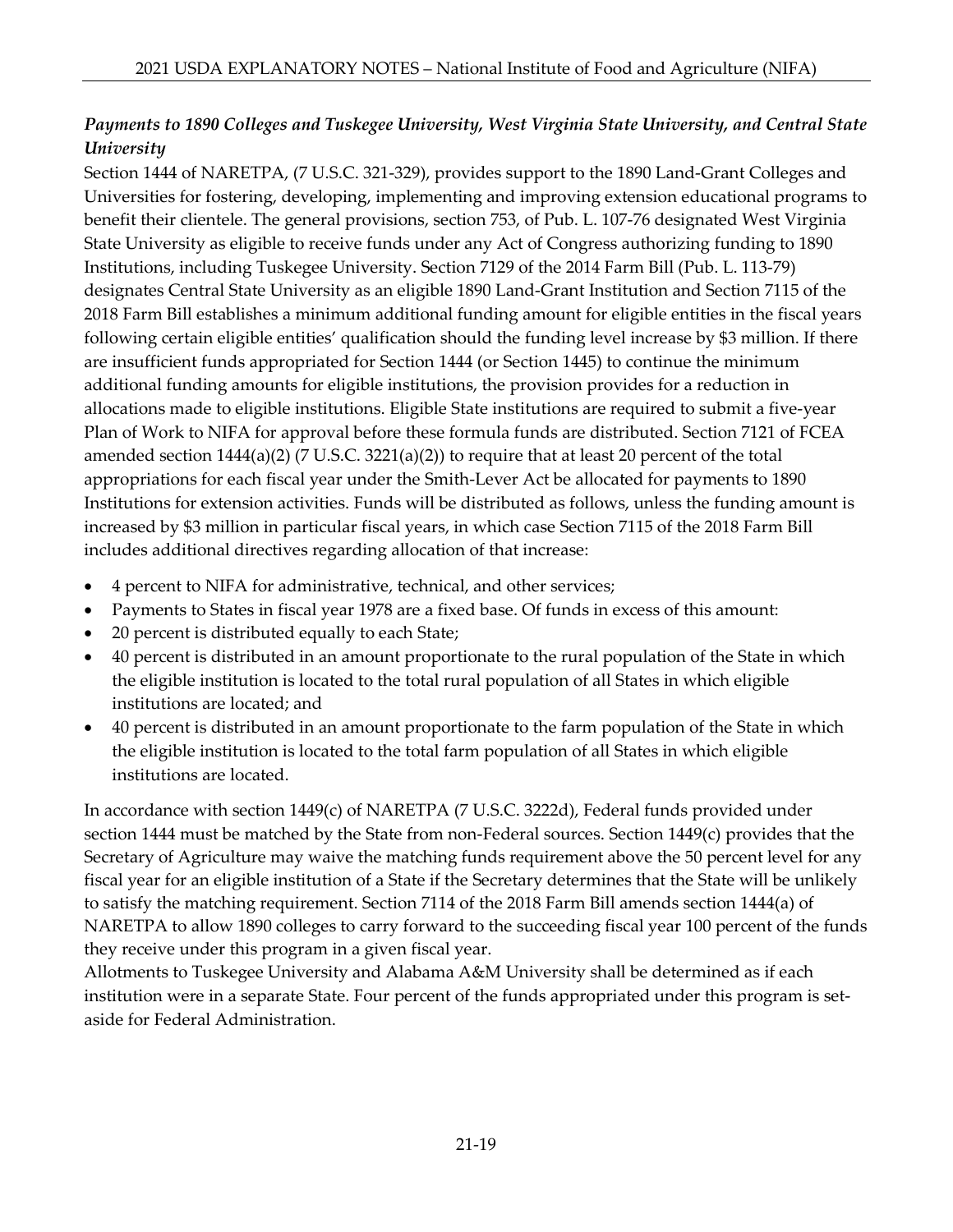***Payments to 1890 Colleges and Tuskegee University, West Virginia State University, and Central State University***

Section 1444 of NARETPA, (7 U.S.C. 321-329), provides support to the 1890 Land-Grant Colleges and Universities for fostering, developing, implementing and improving extension educational programs to benefit their clientele. The general provisions, section 753, of Pub. L. 107-76 designated West Virginia State University as eligible to receive funds under any Act of Congress authorizing funding to 1890 Institutions, including Tuskegee University. Section 7129 of the 2014 Farm Bill (Pub. L. 113-79) designates Central State University as an eligible 1890 Land-Grant Institution and Section 7115 of the 2018 Farm Bill establishes a minimum additional funding amount for eligible entities in the fiscal years following certain eligible entities' qualification should the funding level increase by $3 million. If there are insufficient funds appropriated for Section 1444 (or Section 1445) to continue the minimum additional funding amounts for eligible institutions, the provision provides for a reduction in allocations made to eligible institutions. Eligible State institutions are required to submit a five-year Plan of Work to NIFA for approval before these formula funds are distributed. Section 7121 of FCEA amended section 1444(a)(2) (7 U.S.C. 3221(a)(2)) to require that at least 20 percent of the total appropriations for each fiscal year under the Smith-Lever Act be allocated for payments to 1890 Institutions for extension activities. Funds will be distributed as follows, unless the funding amount is increased by $3 million in particular fiscal years, in which case Section 7115 of the 2018 Farm Bill includes additional directives regarding allocation of that increase:

- 4 percent to NIFA for administrative, technical, and other services;
- Payments to States in fiscal year 1978 are a fixed base. Of funds in excess of this amount:
- 20 percent is distributed equally to each State;
- 40 percent is distributed in an amount proportionate to the rural population of the State in which the eligible institution is located to the total rural population of all States in which eligible institutions are located; and
- 40 percent is distributed in an amount proportionate to the farm population of the State in which the eligible institution is located to the total farm population of all States in which eligible institutions are located.

In accordance with section 1449(c) of NARETPA (7 U.S.C. 3222d), Federal funds provided under section 1444 must be matched by the State from non-Federal sources. Section 1449(c) provides that the Secretary of Agriculture may waive the matching funds requirement above the 50 percent level for any fiscal year for an eligible institution of a State if the Secretary determines that the State will be unlikely to satisfy the matching requirement. Section 7114 of the 2018 Farm Bill amends section 1444(a) of NARETPA to allow 1890 colleges to carry forward to the succeeding fiscal year 100 percent of the funds they receive under this program in a given fiscal year.

Allotments to Tuskegee University and Alabama A&M University shall be determined as if each institution were in a separate State. Four percent of the funds appropriated under this program is set-aside for Federal Administration.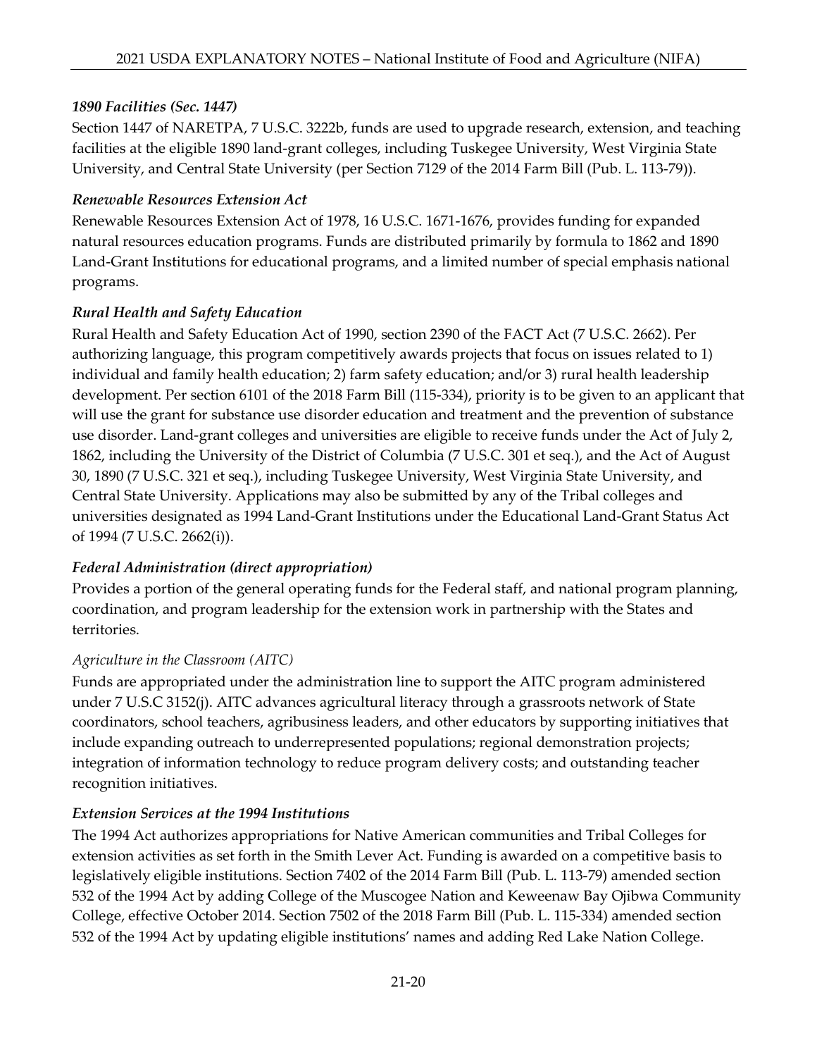### *1890 Facilities (Sec. 1447)*

Section 1447 of NARETPA, 7 U.S.C. 3222b, funds are used to upgrade research, extension, and teaching facilities at the eligible 1890 land-grant colleges, including Tuskegee University, West Virginia State University, and Central State University (per Section 7129 of the 2014 Farm Bill (Pub. L. 113-79)).

### *Renewable Resources Extension Act*

Renewable Resources Extension Act of 1978, 16 U.S.C. 1671-1676, provides funding for expanded natural resources education programs. Funds are distributed primarily by formula to 1862 and 1890 Land-Grant Institutions for educational programs, and a limited number of special emphasis national programs.

### *Rural Health and Safety Education*

Rural Health and Safety Education Act of 1990, section 2390 of the FACT Act (7 U.S.C. 2662). Per authorizing language, this program competitively awards projects that focus on issues related to 1) individual and family health education; 2) farm safety education; and/or 3) rural health leadership development. Per section 6101 of the 2018 Farm Bill (115-334), priority is to be given to an applicant that will use the grant for substance use disorder education and treatment and the prevention of substance use disorder. Land-grant colleges and universities are eligible to receive funds under the Act of July 2, 1862, including the University of the District of Columbia (7 U.S.C. 301 et seq.), and the Act of August 30, 1890 (7 U.S.C. 321 et seq.), including Tuskegee University, West Virginia State University, and Central State University. Applications may also be submitted by any of the Tribal colleges and universities designated as 1994 Land-Grant Institutions under the Educational Land-Grant Status Act of 1994 (7 U.S.C. 2662(i)).

### *Federal Administration (direct appropriation)*

Provides a portion of the general operating funds for the Federal staff, and national program planning, coordination, and program leadership for the extension work in partnership with the States and territories.

#### *Agriculture in the Classroom (AITC)*

Funds are appropriated under the administration line to support the AITC program administered under 7 U.S.C 3152(j). AITC advances agricultural literacy through a grassroots network of State coordinators, school teachers, agribusiness leaders, and other educators by supporting initiatives that include expanding outreach to underrepresented populations; regional demonstration projects; integration of information technology to reduce program delivery costs; and outstanding teacher recognition initiatives.

### *Extension Services at the 1994 Institutions*

The 1994 Act authorizes appropriations for Native American communities and Tribal Colleges for extension activities as set forth in the Smith Lever Act. Funding is awarded on a competitive basis to legislatively eligible institutions. Section 7402 of the 2014 Farm Bill (Pub. L. 113-79) amended section 532 of the 1994 Act by adding College of the Muscogee Nation and Keweenaw Bay Ojibwa Community College, effective October 2014. Section 7502 of the 2018 Farm Bill (Pub. L. 115-334) amended section 532 of the 1994 Act by updating eligible institutions' names and adding Red Lake Nation College.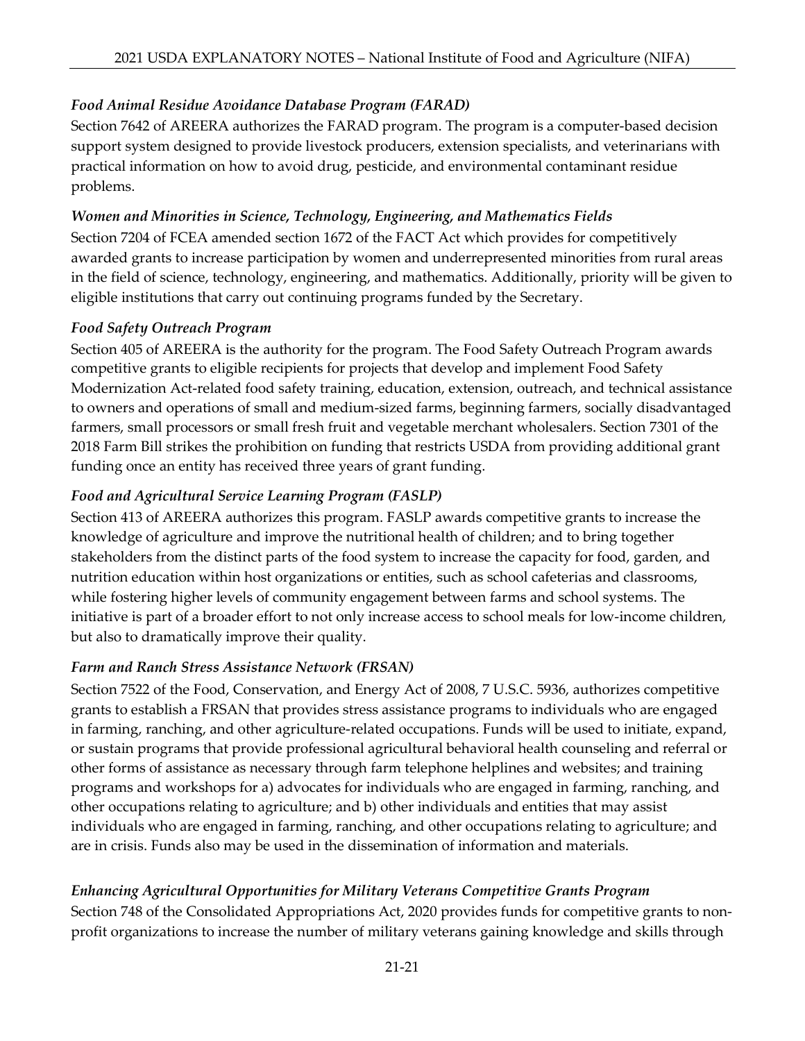*Food Animal Residue Avoidance Database Program (FARAD)*

Section 7642 of AREERA authorizes the FARAD program. The program is a computer-based decision support system designed to provide livestock producers, extension specialists, and veterinarians with practical information on how to avoid drug, pesticide, and environmental contaminant residue problems.

*Women and Minorities in Science, Technology, Engineering, and Mathematics Fields*

Section 7204 of FCEA amended section 1672 of the FACT Act which provides for competitively awarded grants to increase participation by women and underrepresented minorities from rural areas in the field of science, technology, engineering, and mathematics. Additionally, priority will be given to eligible institutions that carry out continuing programs funded by the Secretary.

*Food Safety Outreach Program*

Section 405 of AREERA is the authority for the program. The Food Safety Outreach Program awards competitive grants to eligible recipients for projects that develop and implement Food Safety Modernization Act-related food safety training, education, extension, outreach, and technical assistance to owners and operations of small and medium-sized farms, beginning farmers, socially disadvantaged farmers, small processors or small fresh fruit and vegetable merchant wholesalers. Section 7301 of the 2018 Farm Bill strikes the prohibition on funding that restricts USDA from providing additional grant funding once an entity has received three years of grant funding.

*Food and Agricultural Service Learning Program (FASLP)*

Section 413 of AREERA authorizes this program. FASLP awards competitive grants to increase the knowledge of agriculture and improve the nutritional health of children; and to bring together stakeholders from the distinct parts of the food system to increase the capacity for food, garden, and nutrition education within host organizations or entities, such as school cafeterias and classrooms, while fostering higher levels of community engagement between farms and school systems. The initiative is part of a broader effort to not only increase access to school meals for low-income children, but also to dramatically improve their quality.

*Farm and Ranch Stress Assistance Network (FRSAN)*

Section 7522 of the Food, Conservation, and Energy Act of 2008, 7 U.S.C. 5936, authorizes competitive grants to establish a FRSAN that provides stress assistance programs to individuals who are engaged in farming, ranching, and other agriculture-related occupations. Funds will be used to initiate, expand, or sustain programs that provide professional agricultural behavioral health counseling and referral or other forms of assistance as necessary through farm telephone helplines and websites; and training programs and workshops for a) advocates for individuals who are engaged in farming, ranching, and other occupations relating to agriculture; and b) other individuals and entities that may assist individuals who are engaged in farming, ranching, and other occupations relating to agriculture; and are in crisis. Funds also may be used in the dissemination of information and materials.

*Enhancing Agricultural Opportunities for Military Veterans Competitive Grants Program*

Section 748 of the Consolidated Appropriations Act, 2020 provides funds for competitive grants to non-profit organizations to increase the number of military veterans gaining knowledge and skills through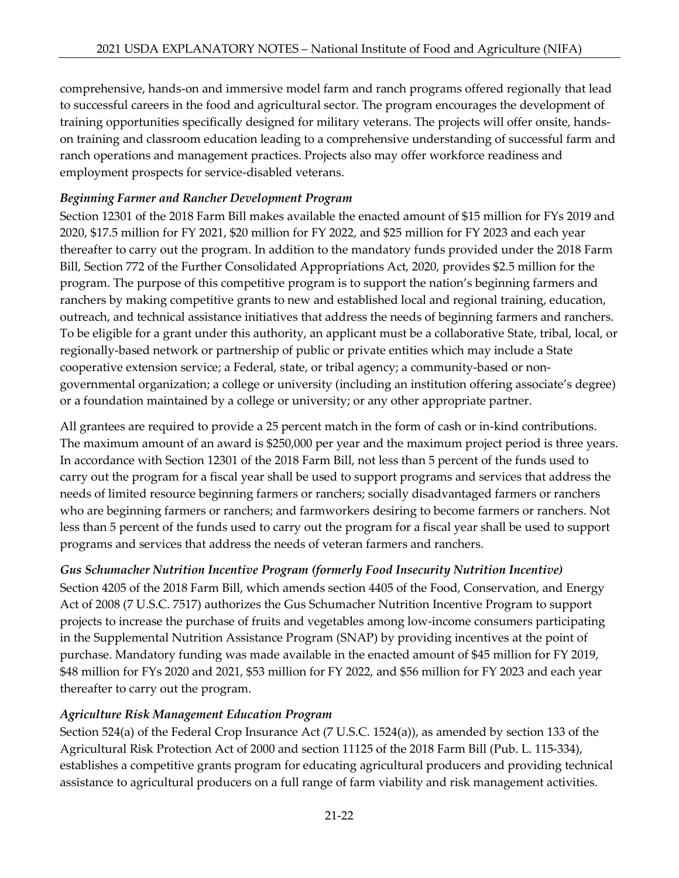comprehensive, hands-on and immersive model farm and ranch programs offered regionally that lead to successful careers in the food and agricultural sector. The program encourages the development of training opportunities specifically designed for military veterans. The projects will offer onsite, hands-on training and classroom education leading to a comprehensive understanding of successful farm and ranch operations and management practices. Projects also may offer workforce readiness and employment prospects for service-disabled veterans.

*Beginning Farmer and Rancher Development Program*

Section 12301 of the 2018 Farm Bill makes available the enacted amount of $15 million for FYs 2019 and 2020, $17.5 million for FY 2021, $20 million for FY 2022, and $25 million for FY 2023 and each year thereafter to carry out the program. In addition to the mandatory funds provided under the 2018 Farm Bill, Section 772 of the Further Consolidated Appropriations Act, 2020, provides $2.5 million for the program. The purpose of this competitive program is to support the nation's beginning farmers and ranchers by making competitive grants to new and established local and regional training, education, outreach, and technical assistance initiatives that address the needs of beginning farmers and ranchers. To be eligible for a grant under this authority, an applicant must be a collaborative State, tribal, local, or regionally-based network or partnership of public or private entities which may include a State cooperative extension service; a Federal, state, or tribal agency; a community-based or non-governmental organization; a college or university (including an institution offering associate's degree) or a foundation maintained by a college or university; or any other appropriate partner.

All grantees are required to provide a 25 percent match in the form of cash or in-kind contributions. The maximum amount of an award is $250,000 per year and the maximum project period is three years. In accordance with Section 12301 of the 2018 Farm Bill, not less than 5 percent of the funds used to carry out the program for a fiscal year shall be used to support programs and services that address the needs of limited resource beginning farmers or ranchers; socially disadvantaged farmers or ranchers who are beginning farmers or ranchers; and farmworkers desiring to become farmers or ranchers. Not less than 5 percent of the funds used to carry out the program for a fiscal year shall be used to support programs and services that address the needs of veteran farmers and ranchers.

***Gus Schumacher Nutrition Incentive Program (formerly Food Insecurity Nutrition Incentive)***

Section 4205 of the 2018 Farm Bill, which amends section 4405 of the Food, Conservation, and Energy Act of 2008 (7 U.S.C. 7517) authorizes the Gus Schumacher Nutrition Incentive Program to support projects to increase the purchase of fruits and vegetables among low-income consumers participating in the Supplemental Nutrition Assistance Program (SNAP) by providing incentives at the point of purchase. Mandatory funding was made available in the enacted amount of $45 million for FY 2019, $48 million for FYs 2020 and 2021, $53 million for FY 2022, and $56 million for FY 2023 and each year thereafter to carry out the program.

*Agriculture Risk Management Education Program*

Section 524(a) of the Federal Crop Insurance Act (7 U.S.C. 1524(a)), as amended by section 133 of the Agricultural Risk Protection Act of 2000 and section 11125 of the 2018 Farm Bill (Pub. L. 115-334), establishes a competitive grants program for educating agricultural producers and providing technical assistance to agricultural producers on a full range of farm viability and risk management activities.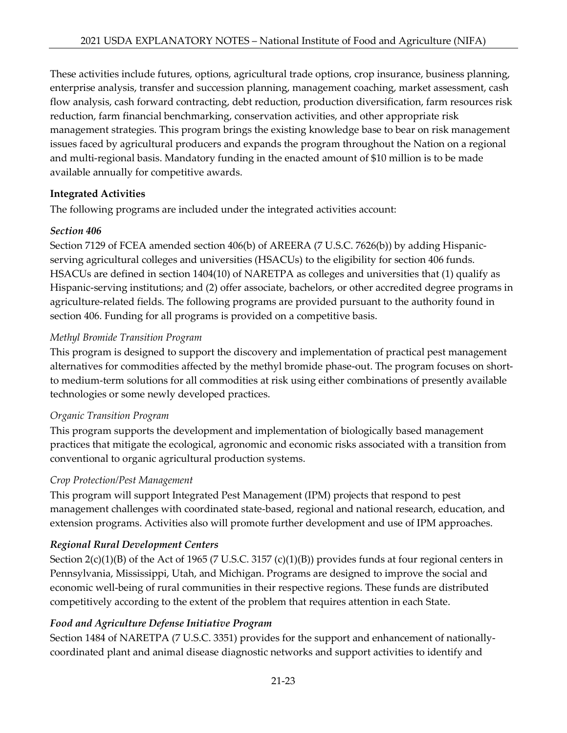These activities include futures, options, agricultural trade options, crop insurance, business planning, enterprise analysis, transfer and succession planning, management coaching, market assessment, cash flow analysis, cash forward contracting, debt reduction, production diversification, farm resources risk reduction, farm financial benchmarking, conservation activities, and other appropriate risk management strategies. This program brings the existing knowledge base to bear on risk management issues faced by agricultural producers and expands the program throughout the Nation on a regional and multi-regional basis. Mandatory funding in the enacted amount of $10 million is to be made available annually for competitive awards.

**Integrated Activities**

The following programs are included under the integrated activities account:

***Section 406***

Section 7129 of FCEA amended section 406(b) of AREERA (7 U.S.C. 7626(b)) by adding Hispanic-serving agricultural colleges and universities (HSACUs) to the eligibility for section 406 funds. HSACUs are defined in section 1404(10) of NARETPA as colleges and universities that (1) qualify as Hispanic-serving institutions; and (2) offer associate, bachelors, or other accredited degree programs in agriculture-related fields. The following programs are provided pursuant to the authority found in section 406. Funding for all programs is provided on a competitive basis.

*Methyl Bromide Transition Program*

This program is designed to support the discovery and implementation of practical pest management alternatives for commodities affected by the methyl bromide phase-out. The program focuses on short- to medium-term solutions for all commodities at risk using either combinations of presently available technologies or some newly developed practices.

*Organic Transition Program*

This program supports the development and implementation of biologically based management practices that mitigate the ecological, agronomic and economic risks associated with a transition from conventional to organic agricultural production systems.

*Crop Protection/Pest Management*

This program will support Integrated Pest Management (IPM) projects that respond to pest management challenges with coordinated state-based, regional and national research, education, and extension programs. Activities also will promote further development and use of IPM approaches.

***Regional Rural Development Centers***

Section 2(c)(1)(B) of the Act of 1965 (7 U.S.C. 3157 (c)(1)(B)) provides funds at four regional centers in Pennsylvania, Mississippi, Utah, and Michigan. Programs are designed to improve the social and economic well-being of rural communities in their respective regions. These funds are distributed competitively according to the extent of the problem that requires attention in each State.

***Food and Agriculture Defense Initiative Program***

Section 1484 of NARETPA (7 U.S.C. 3351) provides for the support and enhancement of nationally-coordinated plant and animal disease diagnostic networks and support activities to identify and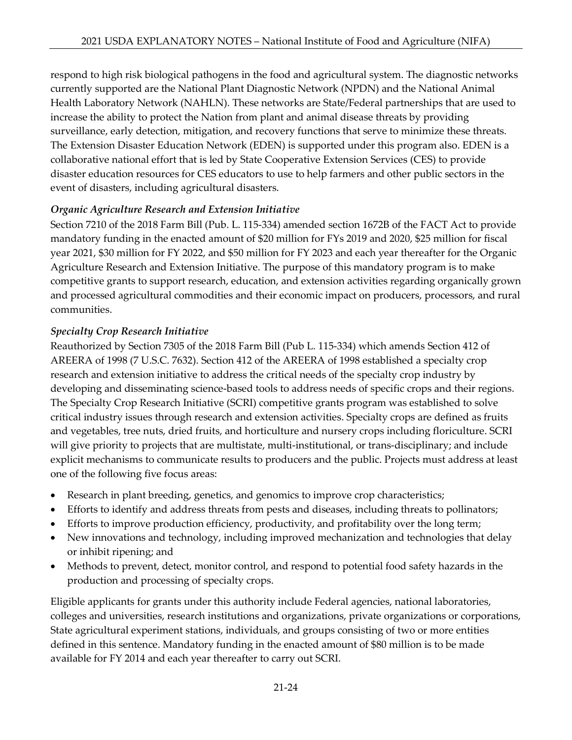respond to high risk biological pathogens in the food and agricultural system. The diagnostic networks currently supported are the National Plant Diagnostic Network (NPDN) and the National Animal Health Laboratory Network (NAHLN). These networks are State/Federal partnerships that are used to increase the ability to protect the Nation from plant and animal disease threats by providing surveillance, early detection, mitigation, and recovery functions that serve to minimize these threats. The Extension Disaster Education Network (EDEN) is supported under this program also. EDEN is a collaborative national effort that is led by State Cooperative Extension Services (CES) to provide disaster education resources for CES educators to use to help farmers and other public sectors in the event of disasters, including agricultural disasters.

*Organic Agriculture Research and Extension Initiative*

Section 7210 of the 2018 Farm Bill (Pub. L. 115-334) amended section 1672B of the FACT Act to provide mandatory funding in the enacted amount of $20 million for FYs 2019 and 2020, $25 million for fiscal year 2021, $30 million for FY 2022, and $50 million for FY 2023 and each year thereafter for the Organic Agriculture Research and Extension Initiative. The purpose of this mandatory program is to make competitive grants to support research, education, and extension activities regarding organically grown and processed agricultural commodities and their economic impact on producers, processors, and rural communities.

*Specialty Crop Research Initiative*

Reauthorized by Section 7305 of the 2018 Farm Bill (Pub L. 115-334) which amends Section 412 of AREERA of 1998 (7 U.S.C. 7632). Section 412 of the AREERA of 1998 established a specialty crop research and extension initiative to address the critical needs of the specialty crop industry by developing and disseminating science-based tools to address needs of specific crops and their regions. The Specialty Crop Research Initiative (SCRI) competitive grants program was established to solve critical industry issues through research and extension activities. Specialty crops are defined as fruits and vegetables, tree nuts, dried fruits, and horticulture and nursery crops including floriculture. SCRI will give priority to projects that are multistate, multi-institutional, or trans-disciplinary; and include explicit mechanisms to communicate results to producers and the public. Projects must address at least one of the following five focus areas:

- Research in plant breeding, genetics, and genomics to improve crop characteristics;
- Efforts to identify and address threats from pests and diseases, including threats to pollinators;
- Efforts to improve production efficiency, productivity, and profitability over the long term;
- New innovations and technology, including improved mechanization and technologies that delay or inhibit ripening; and
- Methods to prevent, detect, monitor control, and respond to potential food safety hazards in the production and processing of specialty crops.

Eligible applicants for grants under this authority include Federal agencies, national laboratories, colleges and universities, research institutions and organizations, private organizations or corporations, State agricultural experiment stations, individuals, and groups consisting of two or more entities defined in this sentence. Mandatory funding in the enacted amount of $80 million is to be made available for FY 2014 and each year thereafter to carry out SCRI.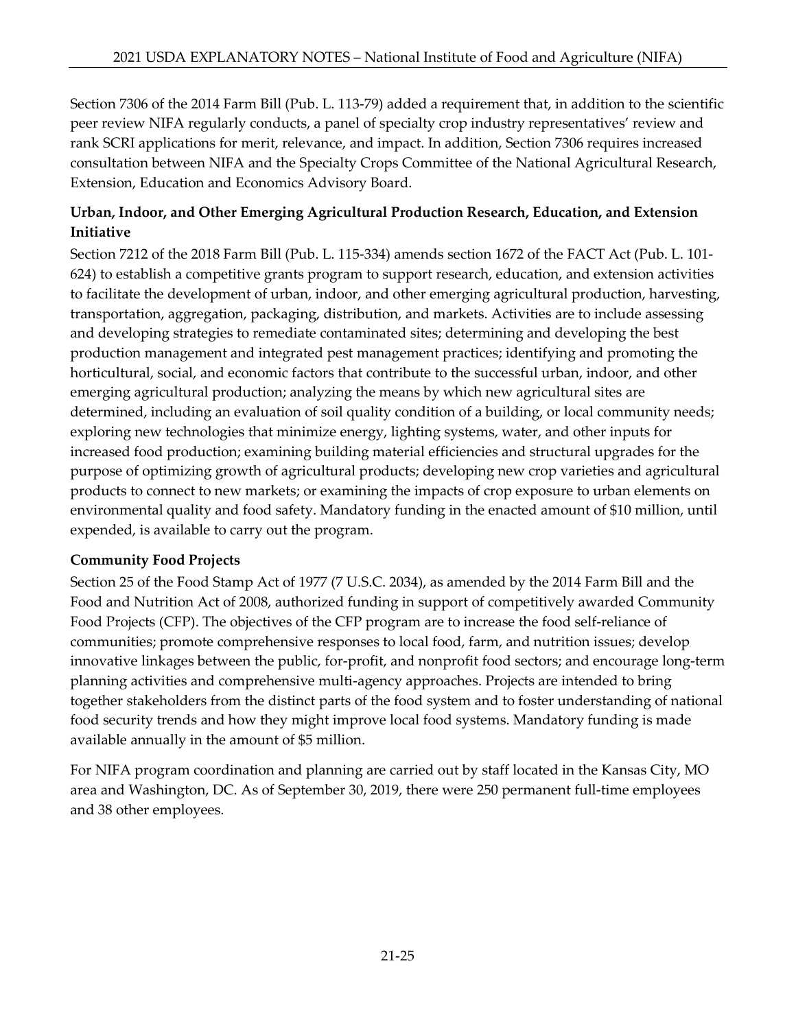Section 7306 of the 2014 Farm Bill (Pub. L. 113-79) added a requirement that, in addition to the scientific peer review NIFA regularly conducts, a panel of specialty crop industry representatives' review and rank SCRI applications for merit, relevance, and impact. In addition, Section 7306 requires increased consultation between NIFA and the Specialty Crops Committee of the National Agricultural Research, Extension, Education and Economics Advisory Board.

**Urban, Indoor, and Other Emerging Agricultural Production Research, Education, and Extension Initiative**

Section 7212 of the 2018 Farm Bill (Pub. L. 115-334) amends section 1672 of the FACT Act (Pub. L. 101-624) to establish a competitive grants program to support research, education, and extension activities to facilitate the development of urban, indoor, and other emerging agricultural production, harvesting, transportation, aggregation, packaging, distribution, and markets. Activities are to include assessing and developing strategies to remediate contaminated sites; determining and developing the best production management and integrated pest management practices; identifying and promoting the horticultural, social, and economic factors that contribute to the successful urban, indoor, and other emerging agricultural production; analyzing the means by which new agricultural sites are determined, including an evaluation of soil quality condition of a building, or local community needs; exploring new technologies that minimize energy, lighting systems, water, and other inputs for increased food production; examining building material efficiencies and structural upgrades for the purpose of optimizing growth of agricultural products; developing new crop varieties and agricultural products to connect to new markets; or examining the impacts of crop exposure to urban elements on environmental quality and food safety. Mandatory funding in the enacted amount of $10 million, until expended, is available to carry out the program.

**Community Food Projects**

Section 25 of the Food Stamp Act of 1977 (7 U.S.C. 2034), as amended by the 2014 Farm Bill and the Food and Nutrition Act of 2008, authorized funding in support of competitively awarded Community Food Projects (CFP). The objectives of the CFP program are to increase the food self-reliance of communities; promote comprehensive responses to local food, farm, and nutrition issues; develop innovative linkages between the public, for-profit, and nonprofit food sectors; and encourage long-term planning activities and comprehensive multi-agency approaches. Projects are intended to bring together stakeholders from the distinct parts of the food system and to foster understanding of national food security trends and how they might improve local food systems. Mandatory funding is made available annually in the amount of $5 million.

For NIFA program coordination and planning are carried out by staff located in the Kansas City, MO area and Washington, DC. As of September 30, 2019, there were 250 permanent full-time employees and 38 other employees.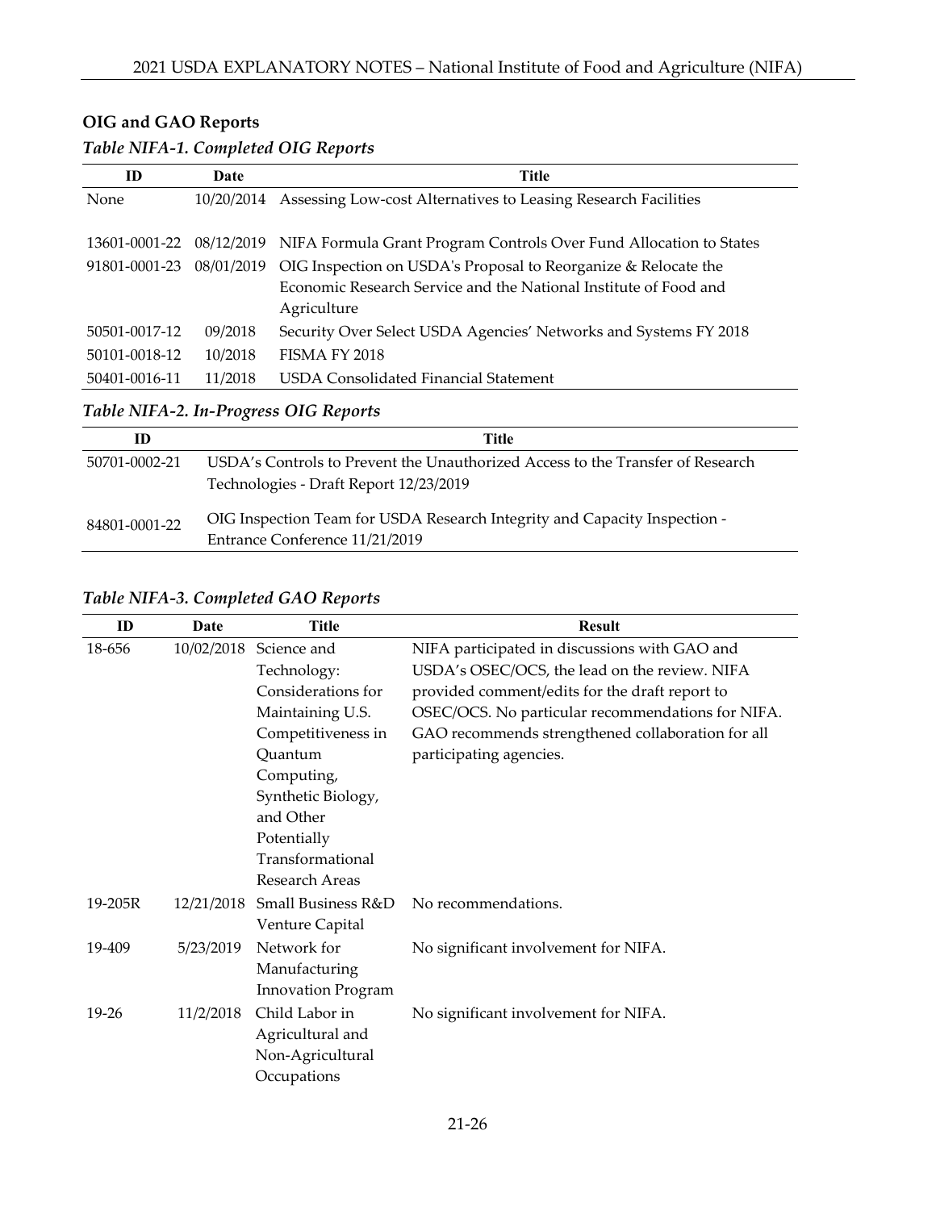## OIG and GAO Reports

*Table NIFA-1. Completed OIG Reports*

| ID | Date | Title |
|---|---|---|
| None | 10/20/2014 | Assessing Low-cost Alternatives to Leasing Research Facilities |
| 13601-0001-22 | 08/12/2019 | NIFA Formula Grant Program Controls Over Fund Allocation to States |
| 91801-0001-23 | 08/01/2019 | OIG Inspection on USDA's Proposal to Reorganize & Relocate the Economic Research Service and the National Institute of Food and Agriculture |
| 50501-0017-12 | 09/2018 | Security Over Select USDA Agencies' Networks and Systems FY 2018 |
| 50101-0018-12 | 10/2018 | FISMA FY 2018 |
| 50401-0016-11 | 11/2018 | USDA Consolidated Financial Statement |

*Table NIFA-2. In-Progress OIG Reports*

| ID | Title |
|---|---|
| 50701-0002-21 | USDA's Controls to Prevent the Unauthorized Access to the Transfer of Research Technologies - Draft Report 12/23/2019 |
| 84801-0001-22 | OIG Inspection Team for USDA Research Integrity and Capacity Inspection - Entrance Conference 11/21/2019 |

*Table NIFA-3. Completed GAO Reports*

| ID | Date | Title | Result |
|---|---|---|---|
| 18-656 | 10/02/2018 | Science and Technology: Considerations for Maintaining U.S. Competitiveness in Quantum Computing, Synthetic Biology, and Other Potentially Transformational Research Areas | NIFA participated in discussions with GAO and USDA's OSEC/OCS, the lead on the review. NIFA provided comment/edits for the draft report to OSEC/OCS. No particular recommendations for NIFA. GAO recommends strengthened collaboration for all participating agencies. |
| 19-205R | 12/21/2018 | Small Business R&D Venture Capital | No recommendations. |
| 19-409 | 5/23/2019 | Network for Manufacturing Innovation Program | No significant involvement for NIFA. |
| 19-26 | 11/2/2018 | Child Labor in Agricultural and Non-Agricultural Occupations | No significant involvement for NIFA. |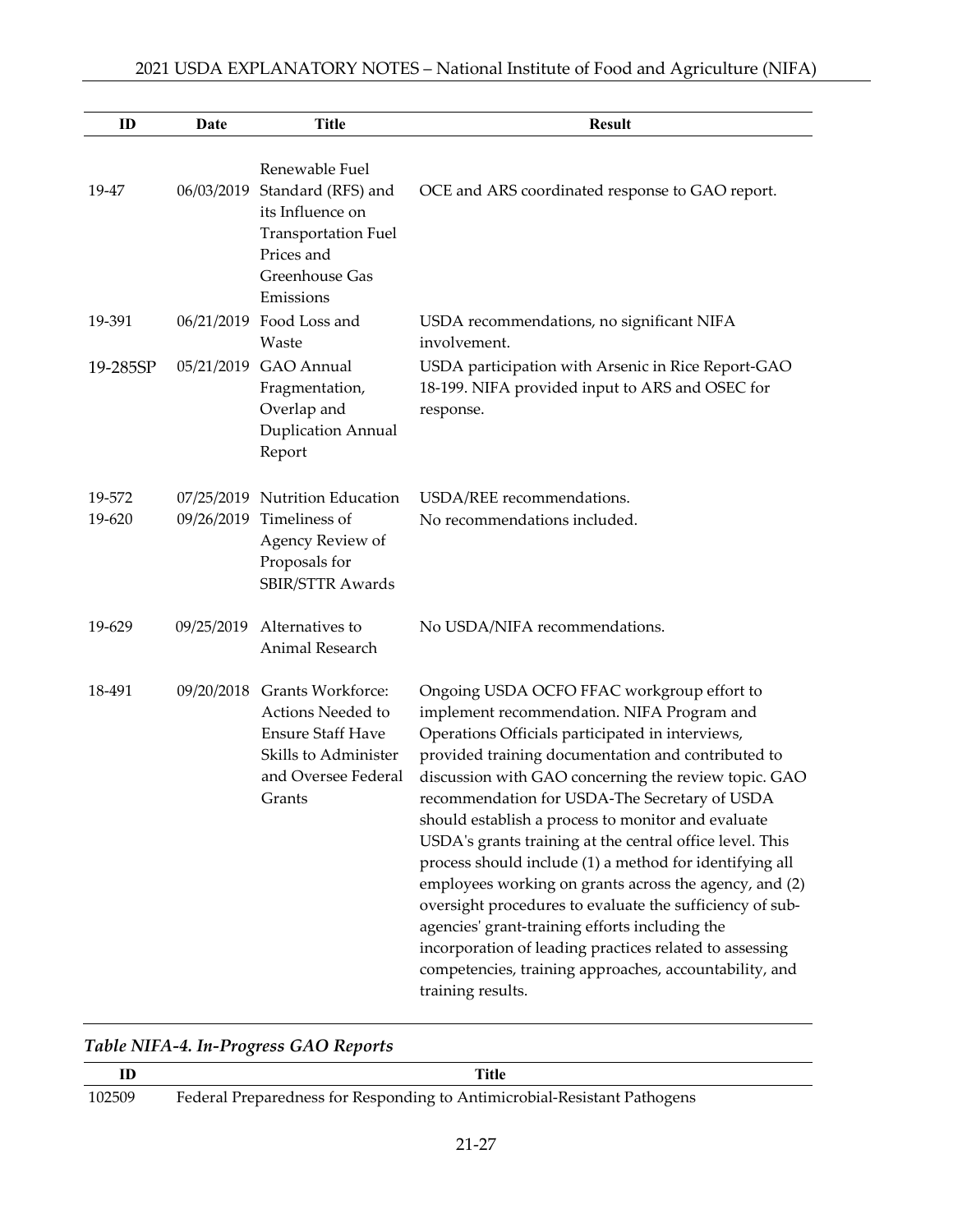| ID | Date | Title | Result |
| --- | --- | --- | --- |
| 19-47 | 06/03/2019 | Renewable Fuel Standard (RFS) and its Influence on Transportation Fuel Prices and Greenhouse Gas Emissions | OCE and ARS coordinated response to GAO report. |
| 19-391 | 06/21/2019 | Food Loss and Waste | USDA recommendations, no significant NIFA involvement. |
| 19-285SP | 05/21/2019 | GAO Annual Fragmentation, Overlap and Duplication Annual Report | USDA participation with Arsenic in Rice Report-GAO 18-199. NIFA provided input to ARS and OSEC for response. |
| 19-572 | 07/25/2019 | Nutrition Education | USDA/REE recommendations. |
| 19-620 | 09/26/2019 | Timeliness of Agency Review of Proposals for SBIR/STTR Awards | No recommendations included. |
| 19-629 | 09/25/2019 | Alternatives to Animal Research | No USDA/NIFA recommendations. |
| 18-491 | 09/20/2018 | Grants Workforce: Actions Needed to Ensure Staff Have Skills to Administer and Oversee Federal Grants | Ongoing USDA OCFO FFAC workgroup effort to implement recommendation. NIFA Program and Operations Officials participated in interviews, provided training documentation and contributed to discussion with GAO concerning the review topic. GAO recommendation for USDA-The Secretary of USDA should establish a process to monitor and evaluate USDA's grants training at the central office level. This process should include (1) a method for identifying all employees working on grants across the agency, and (2) oversight procedures to evaluate the sufficiency of sub-agencies' grant-training efforts including the incorporation of leading practices related to assessing competencies, training approaches, accountability, and training results. |

*Table NIFA-4. In-Progress GAO Reports*

| ID | Title |
| --- | --- |
| 102509 | Federal Preparedness for Responding to Antimicrobial-Resistant Pathogens |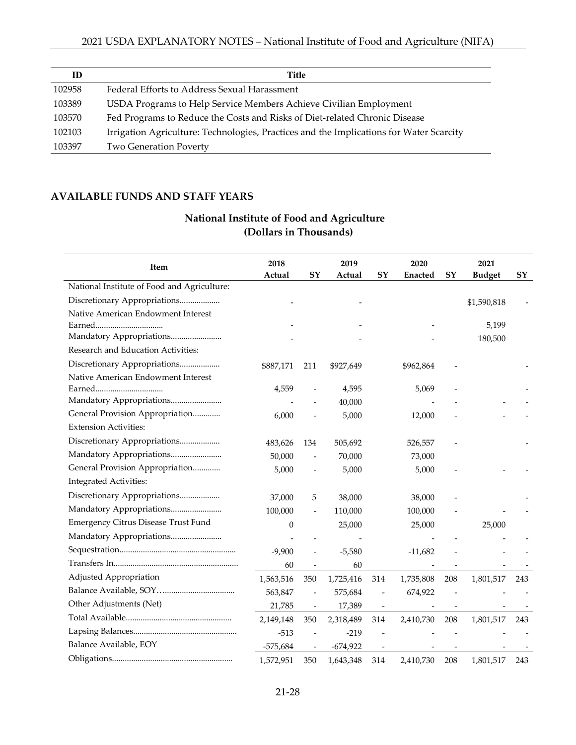| ID | Title |
| --- | --- |
| 102958 | Federal Efforts to Address Sexual Harassment |
| 103389 | USDA Programs to Help Service Members Achieve Civilian Employment |
| 103570 | Fed Programs to Reduce the Costs and Risks of Diet-related Chronic Disease |
| 102103 | Irrigation Agriculture: Technologies, Practices and the Implications for Water Scarcity |
| 103397 | Two Generation Poverty |

## AVAILABLE FUNDS AND STAFF YEARS

### National Institute of Food and Agriculture (Dollars in Thousands)

| Item | 2018 Actual | SY | 2019 Actual | SY | 2020 Enacted | SY | 2021 Budget | SY |
| --- | --- | --- | --- | --- | --- | --- | --- | --- |
| National Institute of Food and Agriculture: | | | | | | | | |
| Discretionary Appropriations.................. | - | | - | | | | $1,590,818 | - |
| Native American Endowment Interest Earned............................... | - | | - | | - | | 5,199 | |
| Mandatory Appropriations....................... | - | | - | | - | | 180,500 | |
| Research and Education Activities: | | | | | | | | |
| Discretionary Appropriations.................. | $887,171 | 211 | $927,649 | | $962,864 | - | | - |
| Native American Endowment Interest Earned............................... | 4,559 | - | 4,595 | | 5,069 | - | | - |
| Mandatory Appropriations....................... | - | - | 40,000 | | - | - | - | - |
| General Provision Appropriation............ | 6,000 | - | 5,000 | | 12,000 | - | - | - |
| Extension Activities: | | | | | | | | |
| Discretionary Appropriations.................. | 483,626 | 134 | 505,692 | | 526,557 | - | | - |
| Mandatory Appropriations....................... | 50,000 | - | 70,000 | | 73,000 | | | |
| General Provision Appropriation............ | 5,000 | - | 5,000 | | 5,000 | - | - | - |
| Integrated Activities: | | | | | | | | |
| Discretionary Appropriations.................. | 37,000 | 5 | 38,000 | | 38,000 | - | | - |
| Mandatory Appropriations....................... | 100,000 | - | 110,000 | | 100,000 | - | - | - |
| Emergency Citrus Disease Trust Fund | 0 | | 25,000 | | 25,000 | | 25,000 | |
| Mandatory Appropriations....................... | - | - | - | | - | - | - | - |
| Sequestration...................................................... | -9,900 | - | -5,580 | | -11,682 | - | - | - |
| Transfers In.......................................................... | 60 | - | 60 | | - | - | - | - |
| Adjusted Appropriation | 1,563,516 | 350 | 1,725,416 | 314 | 1,735,808 | 208 | 1,801,517 | 243 |
| Balance Available, SOY…............................... | 563,847 | - | 575,684 | - | 674,922 | - | - | - |
| Other Adjustments (Net) | 21,785 | - | 17,389 | - | - | - | - | - |
| Total Available................................................. | 2,149,148 | 350 | 2,318,489 | 314 | 2,410,730 | 208 | 1,801,517 | 243 |
| Lapsing Balances................................................ | -513 | - | -219 | - | - | - | - | - |
| Balance Available, EOY | -575,684 | - | -674,922 | - | - | - | - | - |
| Obligations........................................................ | 1,572,951 | 350 | 1,643,348 | 314 | 2,410,730 | 208 | 1,801,517 | 243 |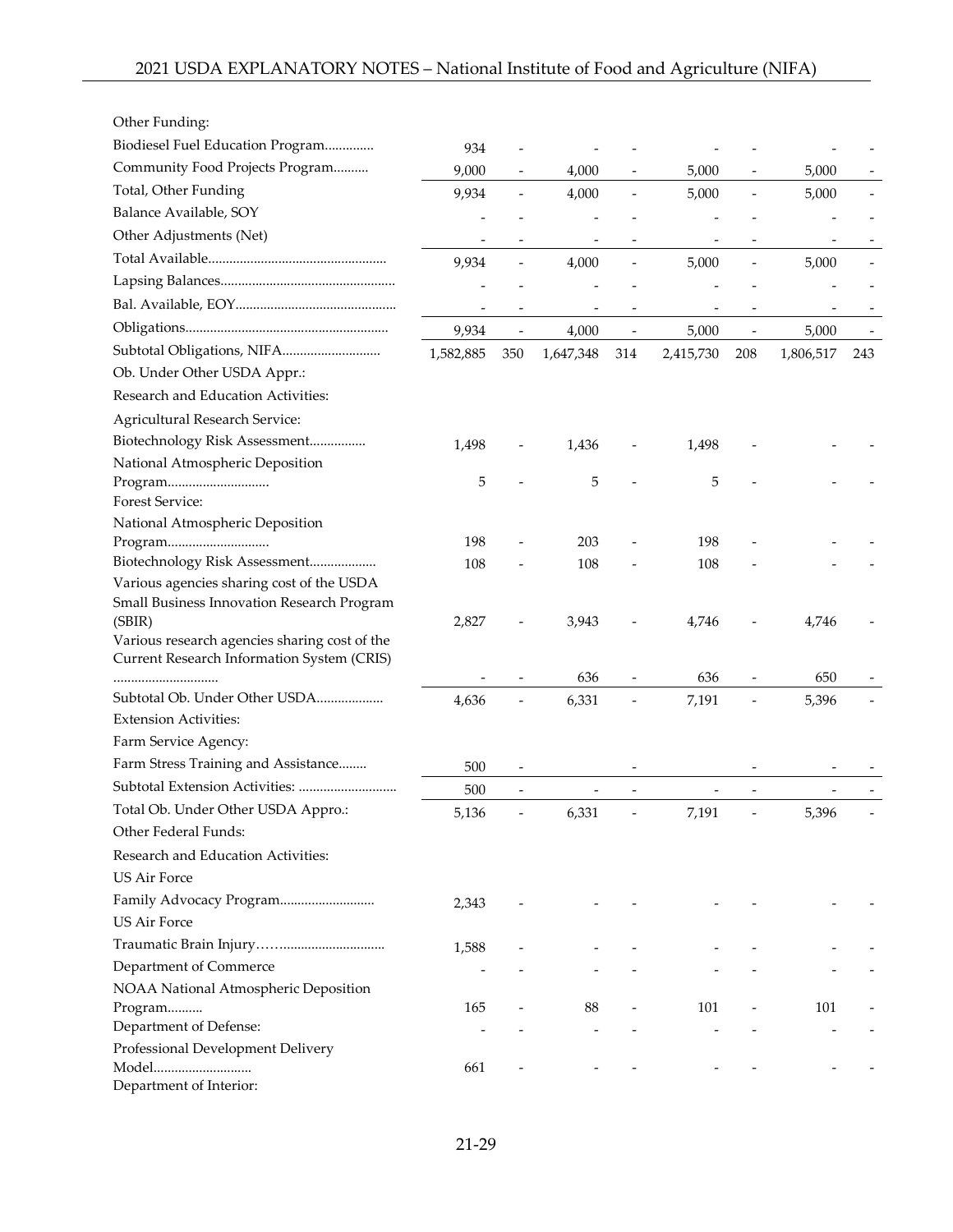| Item | | | | | | | | |
|---|---|---|---|---|---|---|---|---|
| Other Funding: | | | | | | | | |
| Biodiesel Fuel Education Program.............. | 934 | - | - | - | - | - | - | - |
| Community Food Projects Program.......... | 9,000 | - | 4,000 | - | 5,000 | - | 5,000 | - |
| Total, Other Funding | 9,934 | - | 4,000 | - | 5,000 | - | 5,000 | - |
| Balance Available, SOY | - | - | - | - | - | - | - | - |
| Other Adjustments (Net) | - | - | - | - | - | - | - | - |
| Total Available.................................................. | 9,934 | - | 4,000 | - | 5,000 | - | 5,000 | - |
| Lapsing Balances................................................. | - | - | - | - | - | - | - | - |
| Bal. Available, EOY............................................. | - | - | - | - | - | - | - | - |
| Obligations......................................................... | 9,934 | - | 4,000 | - | 5,000 | - | 5,000 | - |
| Subtotal Obligations, NIFA............................ | 1,582,885 | 350 | 1,647,348 | 314 | 2,415,730 | 208 | 1,806,517 | 243 |
| Ob. Under Other USDA Appr.: | | | | | | | | |
| Research and Education Activities: | | | | | | | | |
| Agricultural Research Service: | | | | | | | | |
| Biotechnology Risk Assessment................ | 1,498 | - | 1,436 | - | 1,498 | - | - | - |
| National Atmospheric Deposition Program............................. | 5 | - | 5 | - | 5 | - | - | - |
| Forest Service: | | | | | | | | |
| National Atmospheric Deposition Program............................. | 198 | - | 203 | - | 198 | - | - | - |
| Biotechnology Risk Assessment................... | 108 | - | 108 | - | 108 | - | - | - |
| Various agencies sharing cost of the USDA Small Business Innovation Research Program (SBIR) | 2,827 | - | 3,943 | - | 4,746 | - | 4,746 | - |
| Various research agencies sharing cost of the Current Research Information System (CRIS) ............................. | - | - | 636 | - | 636 | - | 650 | - |
| Subtotal Ob. Under Other USDA................... | 4,636 | - | 6,331 | - | 7,191 | - | 5,396 | - |
| Extension Activities: | | | | | | | | |
| Farm Service Agency: | | | | | | | | |
| Farm Stress Training and Assistance........ | 500 | - | | - | | - | - | - |
| Subtotal Extension Activities: ............................ | 500 | - | - | - | - | - | - | - |
| Total Ob. Under Other USDA Appro.: | 5,136 | - | 6,331 | - | 7,191 | - | 5,396 | - |
| Other Federal Funds: | | | | | | | | |
| Research and Education Activities: | | | | | | | | |
| US Air Force | | | | | | | | |
| Family Advocacy Program........................... | 2,343 | - | - | - | - | - | - | - |
| US Air Force | | | | | | | | |
| Traumatic Brain Injury……........................... | 1,588 | - | - | - | - | - | - | - |
| Department of Commerce | - | - | - | - | - | - | - | - |
| NOAA National Atmospheric Deposition Program.......... | 165 | - | 88 | - | 101 | - | 101 | - |
| Department of Defense: | - | - | - | - | - | - | - | - |
| Professional Development Delivery Model............................ | 661 | - | - | - | - | - | - | - |
| Department of Interior: | | | | | | | | |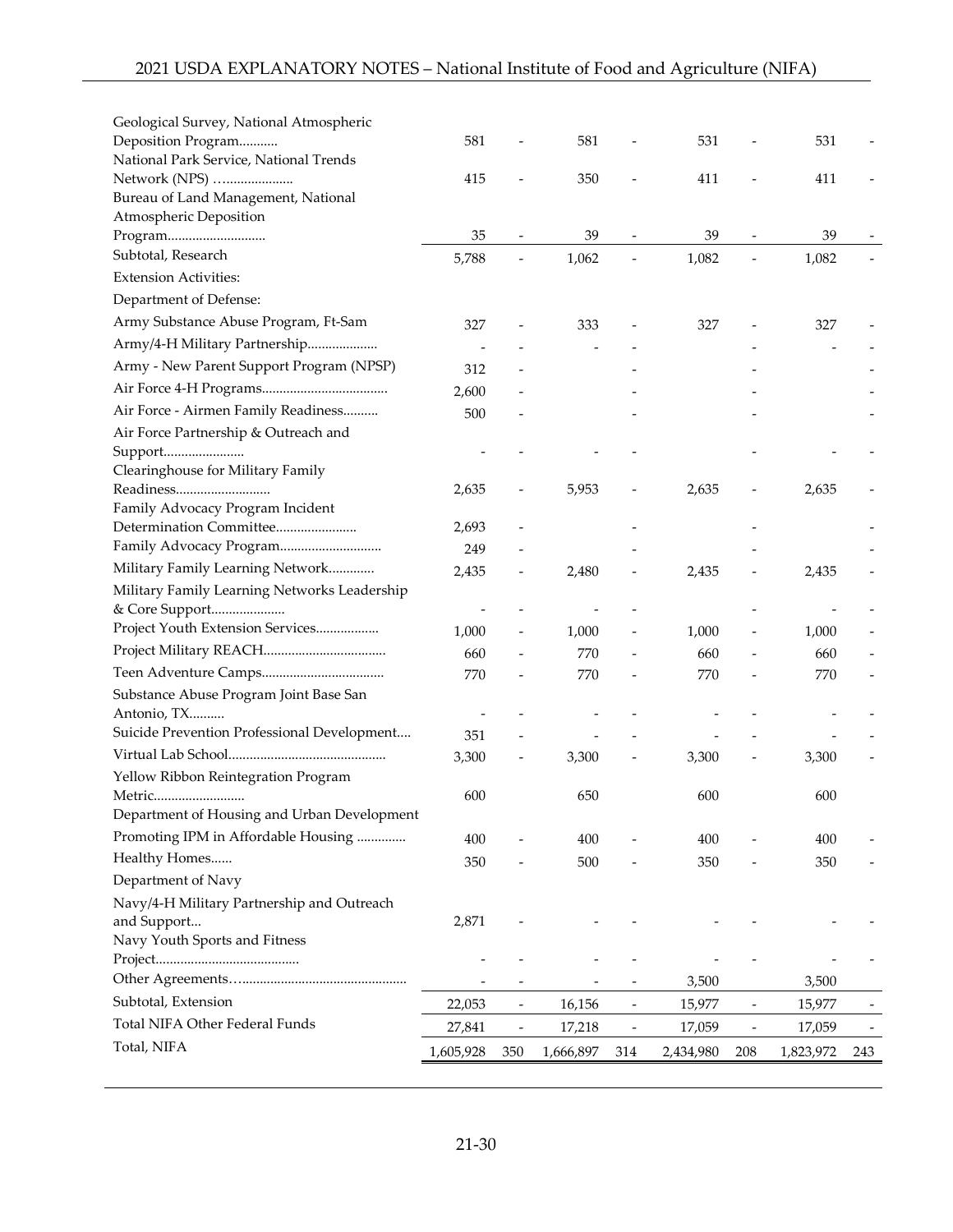| | | | | | | | | |
|---|---|---|---|---|---|---|---|---|
| Geological Survey, National Atmospheric Deposition Program........... | 581 | - | 581 | - | 531 | - | 531 | - |
| National Park Service, National Trends Network (NPS) …................... | 415 | - | 350 | - | 411 | - | 411 | - |
| Bureau of Land Management, National Atmospheric Deposition Program............................ | 35 | - | 39 | - | 39 | - | 39 | - |
| Subtotal, Research | 5,788 | - | 1,062 | - | 1,082 | - | 1,082 | - |
| Extension Activities: | | | | | | | | |
| Department of Defense: | | | | | | | | |
| Army Substance Abuse Program, Ft-Sam | 327 | - | 333 | - | 327 | - | 327 | - |
| Army/4-H Military Partnership.................... | - | - | - | - | | - | - | - |
| Army - New Parent Support Program (NPSP) | 312 | - | | - | | - | | - |
| Air Force 4-H Programs.................................... | 2,600 | - | | - | | - | | - |
| Air Force - Airmen Family Readiness.......... | 500 | - | | - | | - | | - |
| Air Force Partnership & Outreach and Support....................... | - | - | - | - | | - | - | - |
| Clearinghouse for Military Family Readiness........................... | 2,635 | - | 5,953 | - | 2,635 | - | 2,635 | - |
| Family Advocacy Program Incident Determination Committee....................... | 2,693 | - | | - | | - | | - |
| Family Advocacy Program............................. | 249 | - | | - | | - | | - |
| Military Family Learning Network............. | 2,435 | - | 2,480 | - | 2,435 | - | 2,435 | - |
| Military Family Learning Networks Leadership & Core Support..................... | - | - | - | - | | - | - | - |
| Project Youth Extension Services.................. | 1,000 | - | 1,000 | - | 1,000 | - | 1,000 | - |
| Project Military REACH................................... | 660 | - | 770 | - | 660 | - | 660 | - |
| Teen Adventure Camps................................... | 770 | - | 770 | - | 770 | - | 770 | - |
| Substance Abuse Program Joint Base San Antonio, TX.......... | - | - | - | - | - | - | - | - |
| Suicide Prevention Professional Development.... | 351 | - | - | - | - | - | - | - |
| Virtual Lab School............................................. | 3,300 | - | 3,300 | - | 3,300 | - | 3,300 | - |
| Yellow Ribbon Reintegration Program Metric.......................... | 600 | | 650 | | 600 | | 600 | |
| Department of Housing and Urban Development | | | | | | | | |
| Promoting IPM in Affordable Housing .............. | 400 | - | 400 | - | 400 | - | 400 | - |
| Healthy Homes...... | 350 | - | 500 | - | 350 | - | 350 | - |
| Department of Navy | | | | | | | | |
| Navy/4-H Military Partnership and Outreach and Support... | 2,871 | - | - | - | - | - | - | - |
| Navy Youth Sports and Fitness Project......................................... | - | - | - | - | - | - | - | - |
| Other Agreements…............................................. | - | - | - | - | 3,500 | | 3,500 | |
| Subtotal, Extension | 22,053 | - | 16,156 | - | 15,977 | - | 15,977 | - |
| Total NIFA Other Federal Funds | 27,841 | - | 17,218 | - | 17,059 | - | 17,059 | - |
| Total, NIFA | 1,605,928 | 350 | 1,666,897 | 314 | 2,434,980 | 208 | 1,823,972 | 243 |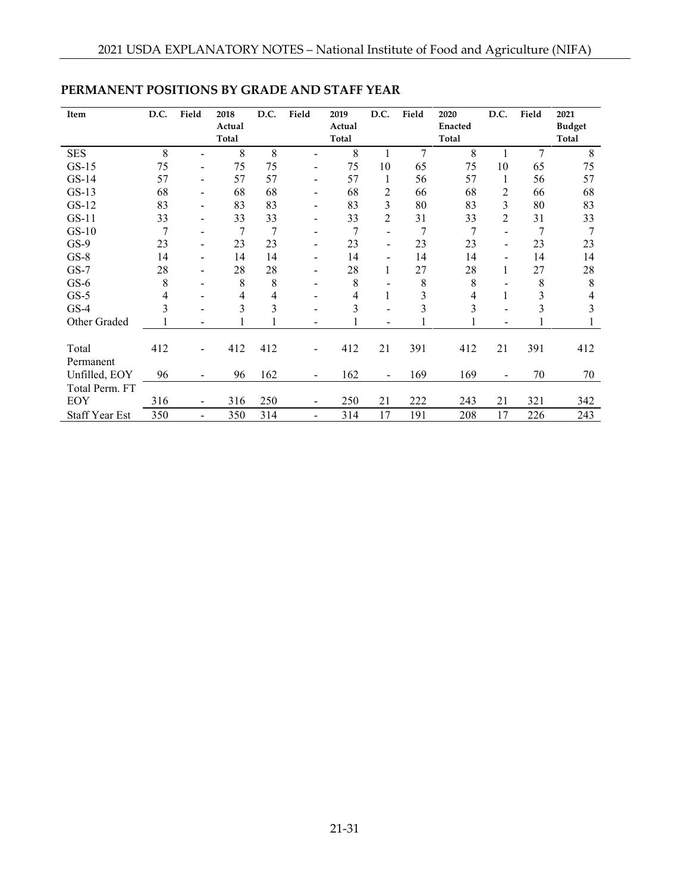## PERMANENT POSITIONS BY GRADE AND STAFF YEAR

| Item | D.C. | Field | 2018 Actual Total | D.C. | Field | 2019 Actual Total | D.C. | Field | 2020 Enacted Total | D.C. | Field | 2021 Budget Total |
|---|---|---|---|---|---|---|---|---|---|---|---|---|
| SES | 8 | - | 8 | 8 | - | 8 | 1 | 7 | 8 | 1 | 7 | 8 |
| GS-15 | 75 | - | 75 | 75 | - | 75 | 10 | 65 | 75 | 10 | 65 | 75 |
| GS-14 | 57 | - | 57 | 57 | - | 57 | 1 | 56 | 57 | 1 | 56 | 57 |
| GS-13 | 68 | - | 68 | 68 | - | 68 | 2 | 66 | 68 | 2 | 66 | 68 |
| GS-12 | 83 | - | 83 | 83 | - | 83 | 3 | 80 | 83 | 3 | 80 | 83 |
| GS-11 | 33 | - | 33 | 33 | - | 33 | 2 | 31 | 33 | 2 | 31 | 33 |
| GS-10 | 7 | - | 7 | 7 | - | 7 | - | 7 | 7 | - | 7 | 7 |
| GS-9 | 23 | - | 23 | 23 | - | 23 | - | 23 | 23 | - | 23 | 23 |
| GS-8 | 14 | - | 14 | 14 | - | 14 | - | 14 | 14 | - | 14 | 14 |
| GS-7 | 28 | - | 28 | 28 | - | 28 | 1 | 27 | 28 | 1 | 27 | 28 |
| GS-6 | 8 | - | 8 | 8 | - | 8 | - | 8 | 8 | - | 8 | 8 |
| GS-5 | 4 | - | 4 | 4 | - | 4 | 1 | 3 | 4 | 1 | 3 | 4 |
| GS-4 | 3 | - | 3 | 3 | - | 3 | - | 3 | 3 | - | 3 | 3 |
| Other Graded | 1 | - | 1 | 1 | - | 1 | - | 1 | 1 | - | 1 | 1 |
| Total Permanent | 412 | - | 412 | 412 | - | 412 | 21 | 391 | 412 | 21 | 391 | 412 |
| Unfilled, EOY | 96 | - | 96 | 162 | - | 162 | - | 169 | 169 | - | 70 | 70 |
| Total Perm. FT EOY | 316 | - | 316 | 250 | - | 250 | 21 | 222 | 243 | 21 | 321 | 342 |
| Staff Year Est | 350 | - | 350 | 314 | - | 314 | 17 | 191 | 208 | 17 | 226 | 243 |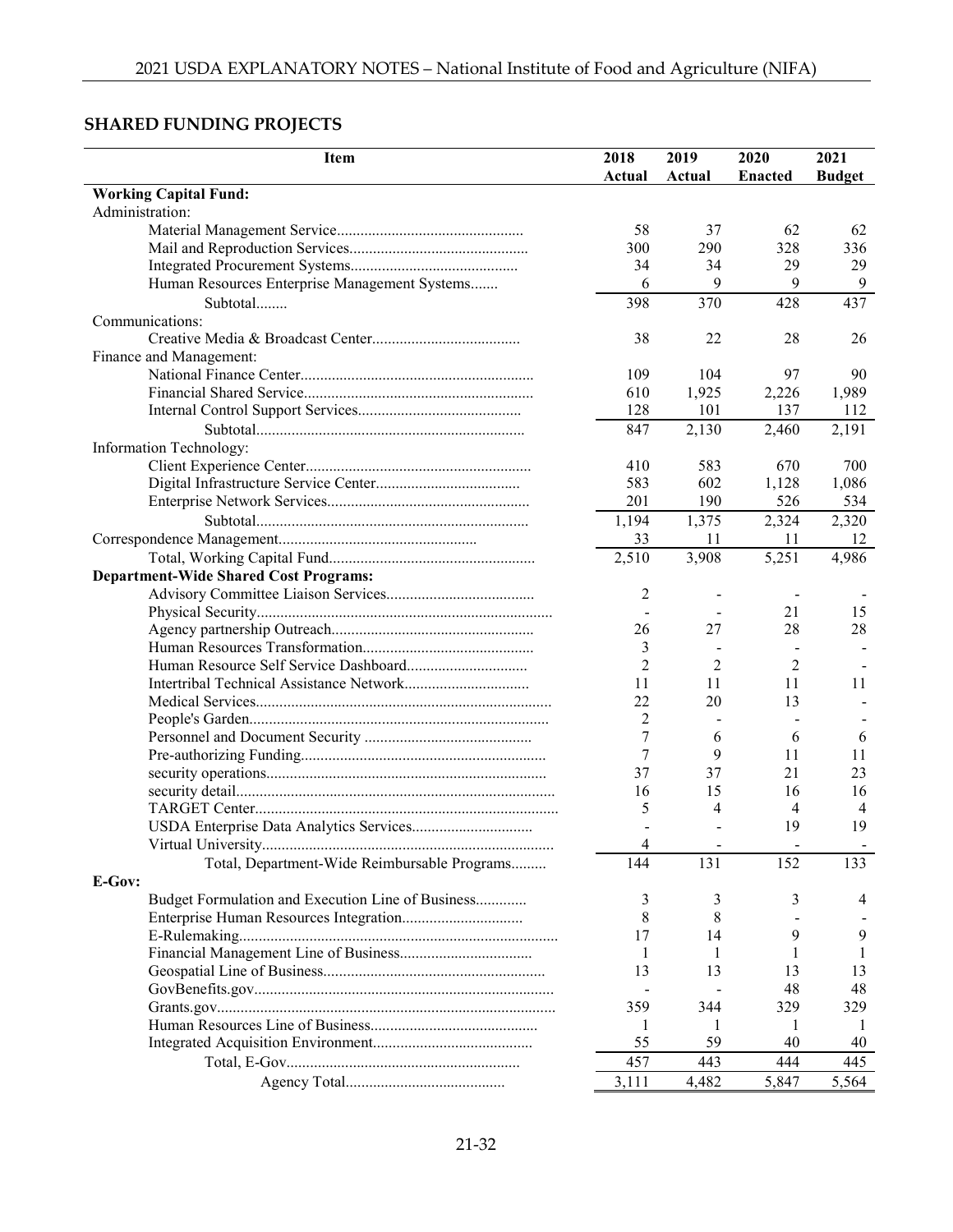## SHARED FUNDING PROJECTS

| Item | 2018 Actual | 2019 Actual | 2020 Enacted | 2021 Budget |
|---|---|---|---|---|
| **Working Capital Fund:** | | | | |
| Administration: | | | | |
| Material Management Service | 58 | 37 | 62 | 62 |
| Mail and Reproduction Services | 300 | 290 | 328 | 336 |
| Integrated Procurement Systems | 34 | 34 | 29 | 29 |
| Human Resources Enterprise Management Systems | 6 | 9 | 9 | 9 |
| Subtotal | 398 | 370 | 428 | 437 |
| Communications: | | | | |
| Creative Media & Broadcast Center | 38 | 22 | 28 | 26 |
| Finance and Management: | | | | |
| National Finance Center | 109 | 104 | 97 | 90 |
| Financial Shared Service | 610 | 1,925 | 2,226 | 1,989 |
| Internal Control Support Services | 128 | 101 | 137 | 112 |
| Subtotal | 847 | 2,130 | 2,460 | 2,191 |
| Information Technology: | | | | |
| Client Experience Center | 410 | 583 | 670 | 700 |
| Digital Infrastructure Service Center | 583 | 602 | 1,128 | 1,086 |
| Enterprise Network Services | 201 | 190 | 526 | 534 |
| Subtotal | 1,194 | 1,375 | 2,324 | 2,320 |
| Correspondence Management | 33 | 11 | 11 | 12 |
| Total, Working Capital Fund | 2,510 | 3,908 | 5,251 | 4,986 |
| **Department-Wide Shared Cost Programs:** | | | | |
| Advisory Committee Liaison Services | 2 | - | - | - |
| Physical Security | - | - | 21 | 15 |
| Agency partnership Outreach | 26 | 27 | 28 | 28 |
| Human Resources Transformation | 3 | - | - | - |
| Human Resource Self Service Dashboard | 2 | 2 | 2 | - |
| Intertribal Technical Assistance Network | 11 | 11 | 11 | 11 |
| Medical Services | 22 | 20 | 13 | - |
| People's Garden | 2 | - | - | - |
| Personnel and Document Security | 7 | 6 | 6 | 6 |
| Pre-authorizing Funding | 7 | 9 | 11 | 11 |
| security operations | 37 | 37 | 21 | 23 |
| security detail | 16 | 15 | 16 | 16 |
| TARGET Center | 5 | 4 | 4 | 4 |
| USDA Enterprise Data Analytics Services | - | - | 19 | 19 |
| Virtual University | 4 | - | - | - |
| Total, Department-Wide Reimbursable Programs | 144 | 131 | 152 | 133 |
| **E-Gov:** | | | | |
| Budget Formulation and Execution Line of Business | 3 | 3 | 3 | 4 |
| Enterprise Human Resources Integration | 8 | 8 | - | - |
| E-Rulemaking | 17 | 14 | 9 | 9 |
| Financial Management Line of Business | 1 | 1 | 1 | 1 |
| Geospatial Line of Business | 13 | 13 | 13 | 13 |
| GovBenefits.gov | - | - | 48 | 48 |
| Grants.gov | 359 | 344 | 329 | 329 |
| Human Resources Line of Business | 1 | 1 | 1 | 1 |
| Integrated Acquisition Environment | 55 | 59 | 40 | 40 |
| Total, E-Gov | 457 | 443 | 444 | 445 |
| Agency Total | 3,111 | 4,482 | 5,847 | 5,564 |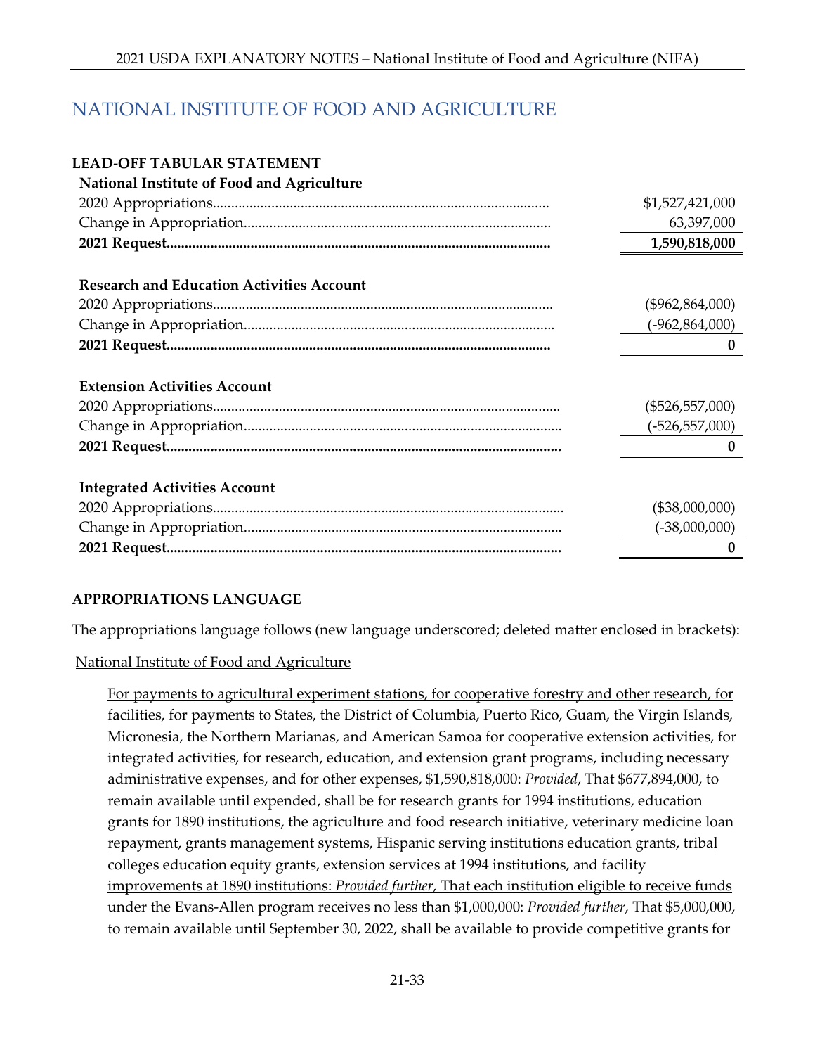# NATIONAL INSTITUTE OF FOOD AND AGRICULTURE

## LEAD-OFF TABULAR STATEMENT

**National Institute of Food and Agriculture**

| | |
|---|---|
| 2020 Appropriations | $1,527,421,000 |
| Change in Appropriation | 63,397,000 |
| **2021 Request** | **1,590,818,000** |

**Research and Education Activities Account**

| | |
|---|---|
| 2020 Appropriations | ($962,864,000) |
| Change in Appropriation | (-962,864,000) |
| **2021 Request** | **0** |

**Extension Activities Account**

| | |
|---|---|
| 2020 Appropriations | ($526,557,000) |
| Change in Appropriation | (-526,557,000) |
| **2021 Request** | **0** |

**Integrated Activities Account**

| | |
|---|---|
| 2020 Appropriations | ($38,000,000) |
| Change in Appropriation | (-38,000,000) |
| **2021 Request** | **0** |

## APPROPRIATIONS LANGUAGE

The appropriations language follows (new language underscored; deleted matter enclosed in brackets):

National Institute of Food and Agriculture

> For payments to agricultural experiment stations, for cooperative forestry and other research, for facilities, for payments to States, the District of Columbia, Puerto Rico, Guam, the Virgin Islands, Micronesia, the Northern Marianas, and American Samoa for cooperative extension activities, for integrated activities, for research, education, and extension grant programs, including necessary administrative expenses, and for other expenses, $1,590,818,000: *Provided*, That $677,894,000, to remain available until expended, shall be for research grants for 1994 institutions, education grants for 1890 institutions, the agriculture and food research initiative, veterinary medicine loan repayment, grants management systems, Hispanic serving institutions education grants, tribal colleges education equity grants, extension services at 1994 institutions, and facility improvements at 1890 institutions: *Provided further*, That each institution eligible to receive funds under the Evans-Allen program receives no less than $1,000,000: *Provided further*, That $5,000,000, to remain available until September 30, 2022, shall be available to provide competitive grants for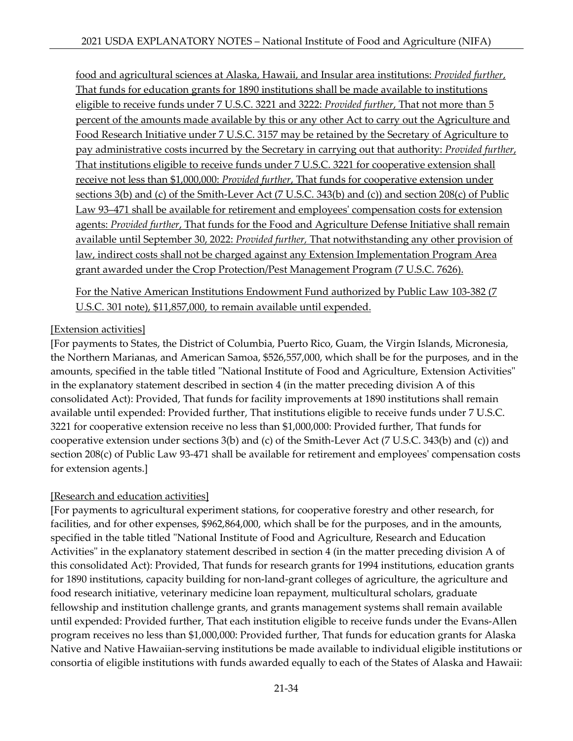food and agricultural sciences at Alaska, Hawaii, and Insular area institutions: *Provided further*, That funds for education grants for 1890 institutions shall be made available to institutions eligible to receive funds under 7 U.S.C. 3221 and 3222: *Provided further*, That not more than 5 percent of the amounts made available by this or any other Act to carry out the Agriculture and Food Research Initiative under 7 U.S.C. 3157 may be retained by the Secretary of Agriculture to pay administrative costs incurred by the Secretary in carrying out that authority: *Provided further*, That institutions eligible to receive funds under 7 U.S.C. 3221 for cooperative extension shall receive not less than $1,000,000: *Provided further*, That funds for cooperative extension under sections 3(b) and (c) of the Smith-Lever Act (7 U.S.C. 343(b) and (c)) and section 208(c) of Public Law 93–471 shall be available for retirement and employees' compensation costs for extension agents: *Provided further*, That funds for the Food and Agriculture Defense Initiative shall remain available until September 30, 2022: *Provided further*, That notwithstanding any other provision of law, indirect costs shall not be charged against any Extension Implementation Program Area grant awarded under the Crop Protection/Pest Management Program (7 U.S.C. 7626).

For the Native American Institutions Endowment Fund authorized by Public Law 103-382 (7 U.S.C. 301 note), $11,857,000, to remain available until expended.

[Extension activities]

[For payments to States, the District of Columbia, Puerto Rico, Guam, the Virgin Islands, Micronesia, the Northern Marianas, and American Samoa, $526,557,000, which shall be for the purposes, and in the amounts, specified in the table titled "National Institute of Food and Agriculture, Extension Activities" in the explanatory statement described in section 4 (in the matter preceding division A of this consolidated Act): Provided, That funds for facility improvements at 1890 institutions shall remain available until expended: Provided further, That institutions eligible to receive funds under 7 U.S.C. 3221 for cooperative extension receive no less than $1,000,000: Provided further, That funds for cooperative extension under sections 3(b) and (c) of the Smith-Lever Act (7 U.S.C. 343(b) and (c)) and section 208(c) of Public Law 93-471 shall be available for retirement and employees' compensation costs for extension agents.]

[Research and education activities]

[For payments to agricultural experiment stations, for cooperative forestry and other research, for facilities, and for other expenses, $962,864,000, which shall be for the purposes, and in the amounts, specified in the table titled "National Institute of Food and Agriculture, Research and Education Activities" in the explanatory statement described in section 4 (in the matter preceding division A of this consolidated Act): Provided, That funds for research grants for 1994 institutions, education grants for 1890 institutions, capacity building for non-land-grant colleges of agriculture, the agriculture and food research initiative, veterinary medicine loan repayment, multicultural scholars, graduate fellowship and institution challenge grants, and grants management systems shall remain available until expended: Provided further, That each institution eligible to receive funds under the Evans-Allen program receives no less than $1,000,000: Provided further, That funds for education grants for Alaska Native and Native Hawaiian-serving institutions be made available to individual eligible institutions or consortia of eligible institutions with funds awarded equally to each of the States of Alaska and Hawaii: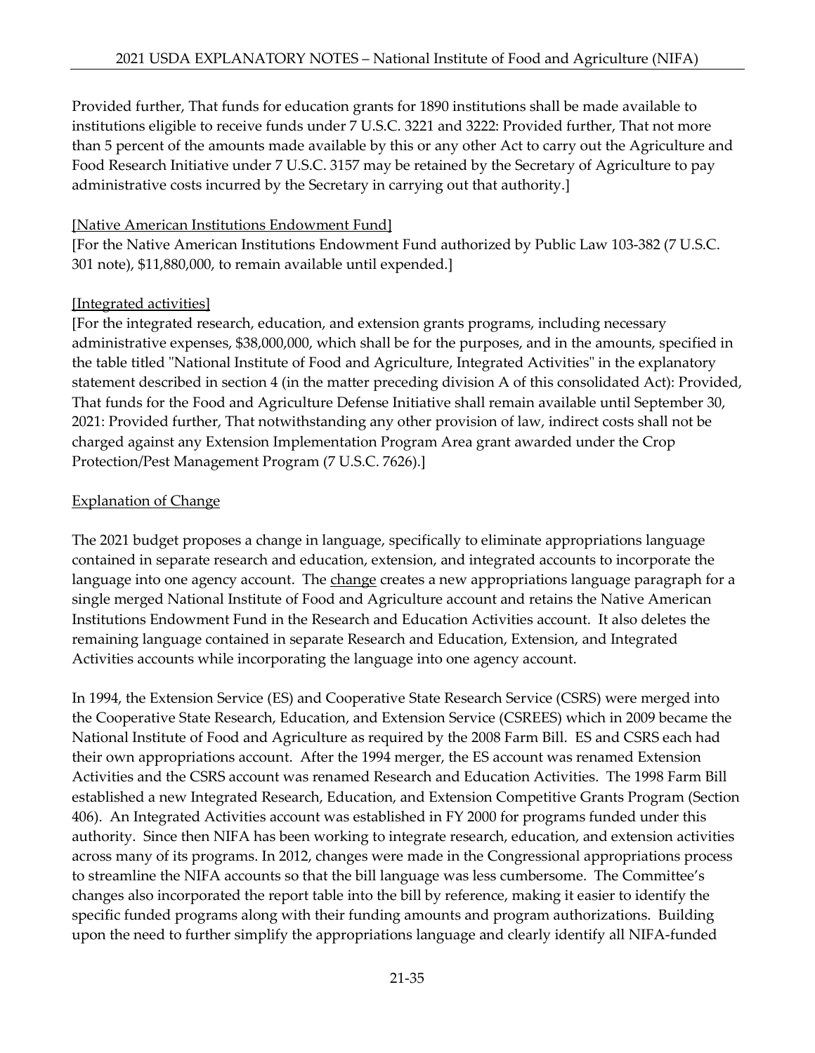Provided further, That funds for education grants for 1890 institutions shall be made available to institutions eligible to receive funds under 7 U.S.C. 3221 and 3222: Provided further, That not more than 5 percent of the amounts made available by this or any other Act to carry out the Agriculture and Food Research Initiative under 7 U.S.C. 3157 may be retained by the Secretary of Agriculture to pay administrative costs incurred by the Secretary in carrying out that authority.]

[Native American Institutions Endowment Fund]

[For the Native American Institutions Endowment Fund authorized by Public Law 103-382 (7 U.S.C. 301 note), $11,880,000, to remain available until expended.]

[Integrated activities]

[For the integrated research, education, and extension grants programs, including necessary administrative expenses, $38,000,000, which shall be for the purposes, and in the amounts, specified in the table titled "National Institute of Food and Agriculture, Integrated Activities" in the explanatory statement described in section 4 (in the matter preceding division A of this consolidated Act): Provided, That funds for the Food and Agriculture Defense Initiative shall remain available until September 30, 2021: Provided further, That notwithstanding any other provision of law, indirect costs shall not be charged against any Extension Implementation Program Area grant awarded under the Crop Protection/Pest Management Program (7 U.S.C. 7626).]

Explanation of Change

The 2021 budget proposes a change in language, specifically to eliminate appropriations language contained in separate research and education, extension, and integrated accounts to incorporate the language into one agency account. The change creates a new appropriations language paragraph for a single merged National Institute of Food and Agriculture account and retains the Native American Institutions Endowment Fund in the Research and Education Activities account. It also deletes the remaining language contained in separate Research and Education, Extension, and Integrated Activities accounts while incorporating the language into one agency account.

In 1994, the Extension Service (ES) and Cooperative State Research Service (CSRS) were merged into the Cooperative State Research, Education, and Extension Service (CSREES) which in 2009 became the National Institute of Food and Agriculture as required by the 2008 Farm Bill. ES and CSRS each had their own appropriations account. After the 1994 merger, the ES account was renamed Extension Activities and the CSRS account was renamed Research and Education Activities. The 1998 Farm Bill established a new Integrated Research, Education, and Extension Competitive Grants Program (Section 406). An Integrated Activities account was established in FY 2000 for programs funded under this authority. Since then NIFA has been working to integrate research, education, and extension activities across many of its programs. In 2012, changes were made in the Congressional appropriations process to streamline the NIFA accounts so that the bill language was less cumbersome. The Committee's changes also incorporated the report table into the bill by reference, making it easier to identify the specific funded programs along with their funding amounts and program authorizations. Building upon the need to further simplify the appropriations language and clearly identify all NIFA-funded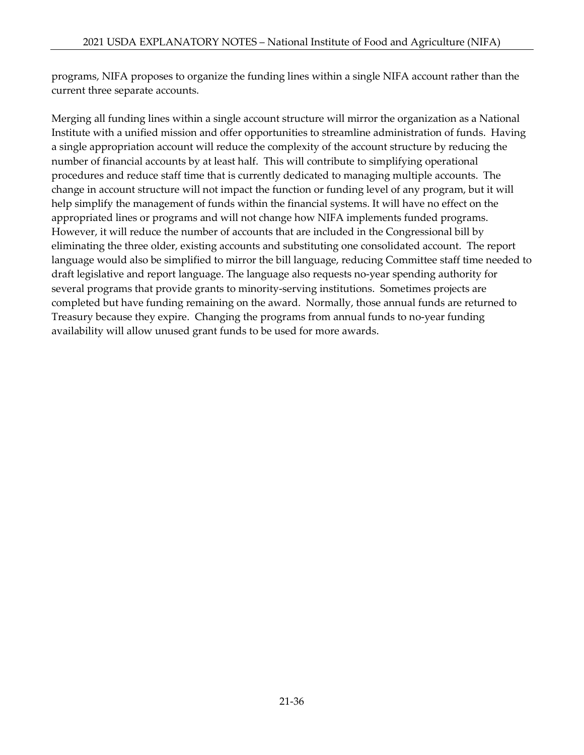programs, NIFA proposes to organize the funding lines within a single NIFA account rather than the current three separate accounts.

Merging all funding lines within a single account structure will mirror the organization as a National Institute with a unified mission and offer opportunities to streamline administration of funds. Having a single appropriation account will reduce the complexity of the account structure by reducing the number of financial accounts by at least half. This will contribute to simplifying operational procedures and reduce staff time that is currently dedicated to managing multiple accounts. The change in account structure will not impact the function or funding level of any program, but it will help simplify the management of funds within the financial systems. It will have no effect on the appropriated lines or programs and will not change how NIFA implements funded programs. However, it will reduce the number of accounts that are included in the Congressional bill by eliminating the three older, existing accounts and substituting one consolidated account. The report language would also be simplified to mirror the bill language, reducing Committee staff time needed to draft legislative and report language. The language also requests no-year spending authority for several programs that provide grants to minority-serving institutions. Sometimes projects are completed but have funding remaining on the award. Normally, those annual funds are returned to Treasury because they expire. Changing the programs from annual funds to no-year funding availability will allow unused grant funds to be used for more awards.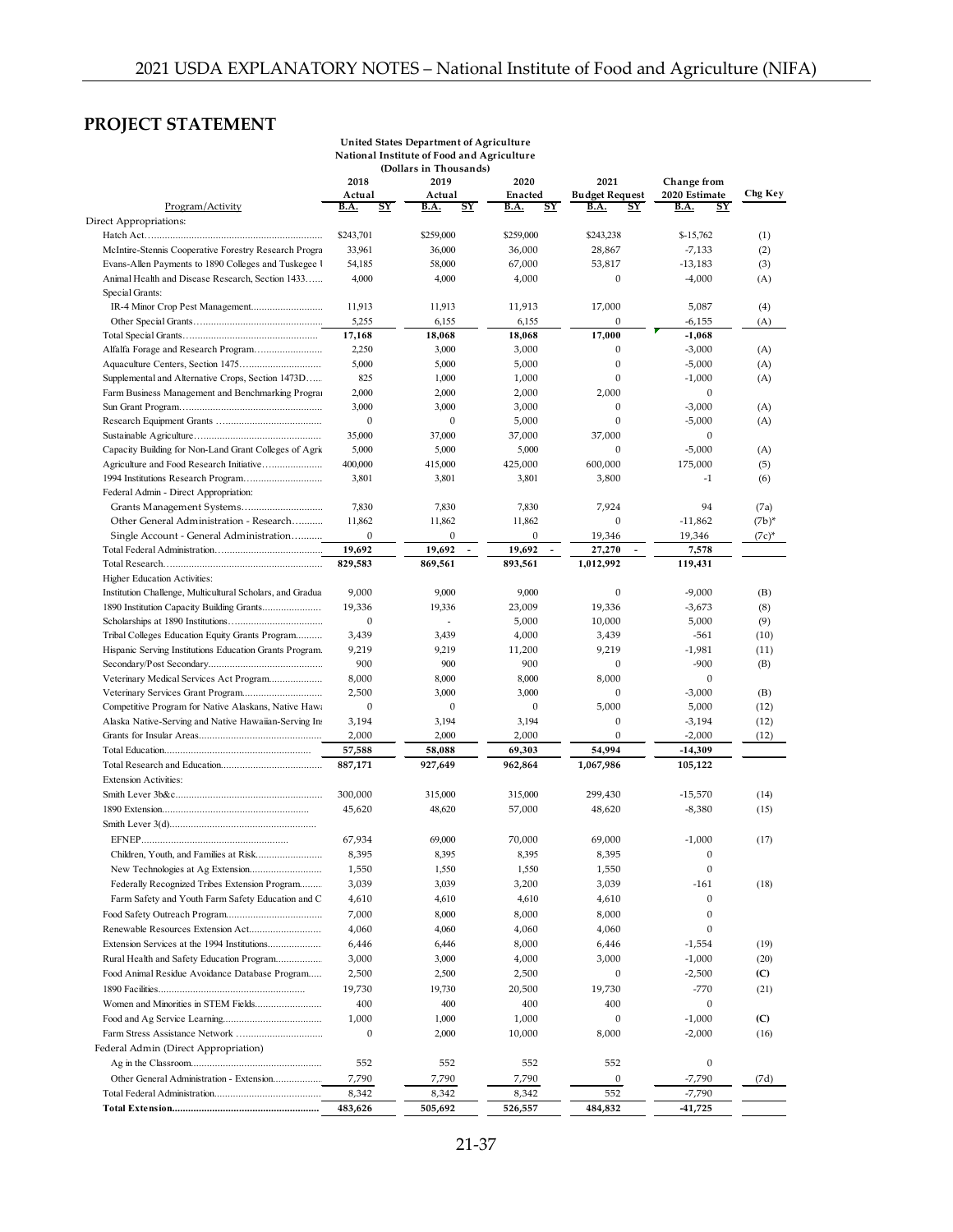## PROJECT STATEMENT

**United States Department of Agriculture**
**National Institute of Food and Agriculture**
**(Dollars in Thousands)**

| Program/Activity | 2018 Actual B.A. | SY | 2019 Actual B.A. | SY | 2020 Enacted B.A. | SY | 2021 Budget Request B.A. | SY | Change from 2020 Estimate B.A. | SY | Chg Key |
|---|---|---|---|---|---|---|---|---|---|---|---|
| Direct Appropriations: | | | | | | | | | | | |
| Hatch Act | $243,701 | | $259,000 | | $259,000 | | $243,238 | | $-15,762 | | (1) |
| McIntire-Stennis Cooperative Forestry Research Progra | 33,961 | | 36,000 | | 36,000 | | 28,867 | | -7,133 | | (2) |
| Evans-Allen Payments to 1890 Colleges and Tuskegee U | 54,185 | | 58,000 | | 67,000 | | 53,817 | | -13,183 | | (3) |
| Animal Health and Disease Research, Section 1433 | 4,000 | | 4,000 | | 4,000 | | 0 | | -4,000 | | (A) |
| Special Grants: | | | | | | | | | | | |
| IR-4 Minor Crop Pest Management | 11,913 | | 11,913 | | 11,913 | | 17,000 | | 5,087 | | (4) |
| Other Special Grants | 5,255 | | 6,155 | | 6,155 | | 0 | | -6,155 | | (A) |
| Total Special Grants | **17,168** | | **18,068** | | **18,068** | | **17,000** | | **-1,068** | | |
| Alfalfa Forage and Research Program | 2,250 | | 3,000 | | 3,000 | | 0 | | -3,000 | | (A) |
| Aquaculture Centers, Section 1475 | 5,000 | | 5,000 | | 5,000 | | 0 | | -5,000 | | (A) |
| Supplemental and Alternative Crops, Section 1473D | 825 | | 1,000 | | 1,000 | | 0 | | -1,000 | | (A) |
| Farm Business Management and Benchmarking Prograi | 2,000 | | 2,000 | | 2,000 | | 2,000 | | 0 | | |
| Sun Grant Program | 3,000 | | 3,000 | | 3,000 | | 0 | | -3,000 | | (A) |
| Research Equipment Grants | 0 | | 0 | | 5,000 | | 0 | | -5,000 | | (A) |
| Sustainable Agriculture | 35,000 | | 37,000 | | 37,000 | | 37,000 | | 0 | | |
| Capacity Building for Non-Land Grant Colleges of Agric | 5,000 | | 5,000 | | 5,000 | | 0 | | -5,000 | | (A) |
| Agriculture and Food Research Initiative | 400,000 | | 415,000 | | 425,000 | | 600,000 | | 175,000 | | (5) |
| 1994 Institutions Research Program | 3,801 | | 3,801 | | 3,801 | | 3,800 | | -1 | | (6) |
| Federal Admin - Direct Appropriation: | | | | | | | | | | | |
| Grants Management Systems | 7,830 | | 7,830 | | 7,830 | | 7,924 | | 94 | | (7a) |
| Other General Administration - Research | 11,862 | | 11,862 | | 11,862 | | 0 | | -11,862 | | (7b)* |
| Single Account - General Administration | 0 | | 0 | | 0 | | 19,346 | | 19,346 | | (7c)* |
| Total Federal Administration | **19,692** | | **19,692** | - | **19,692** | - | **27,270** | - | **7,578** | | |
| Total Research | **829,583** | | **869,561** | | **893,561** | | **1,012,992** | | **119,431** | | |
| Higher Education Activities: | | | | | | | | | | | |
| Institution Challenge, Multicultural Scholars, and Gradua | 9,000 | | 9,000 | | 9,000 | | 0 | | -9,000 | | (B) |
| 1890 Institution Capacity Building Grants | 19,336 | | 19,336 | | 23,009 | | 19,336 | | -3,673 | | (8) |
| Scholarships at 1890 Institutions | 0 | | - | | 5,000 | | 10,000 | | 5,000 | | (9) |
| Tribal Colleges Education Equity Grants Program | 3,439 | | 3,439 | | 4,000 | | 3,439 | | -561 | | (10) |
| Hispanic Serving Institutions Education Grants Program | 9,219 | | 9,219 | | 11,200 | | 9,219 | | -1,981 | | (11) |
| Secondary/Post Secondary | 900 | | 900 | | 900 | | 0 | | -900 | | (B) |
| Veterinary Medical Services Act Program | 8,000 | | 8,000 | | 8,000 | | 8,000 | | 0 | | |
| Veterinary Services Grant Program | 2,500 | | 3,000 | | 3,000 | | 0 | | -3,000 | | (B) |
| Competitive Program for Native Alaskans, Native Hawa | 0 | | 0 | | 0 | | 5,000 | | 5,000 | | (12) |
| Alaska Native-Serving and Native Hawaiian-Serving Ins | 3,194 | | 3,194 | | 3,194 | | 0 | | -3,194 | | (12) |
| Grants for Insular Areas | 2,000 | | 2,000 | | 2,000 | | 0 | | -2,000 | | (12) |
| Total Education | **57,588** | | **58,088** | | **69,303** | | **54,994** | | **-14,309** | | |
| Total Research and Education | **887,171** | | **927,649** | | **962,864** | | **1,067,986** | | **105,122** | | |
| Extension Activities: | | | | | | | | | | | |
| Smith Lever 3b&c | 300,000 | | 315,000 | | 315,000 | | 299,430 | | -15,570 | | (14) |
| 1890 Extension | 45,620 | | 48,620 | | 57,000 | | 48,620 | | -8,380 | | (15) |
| Smith Lever 3(d) | | | | | | | | | | | |
| EFNEP | 67,934 | | 69,000 | | 70,000 | | 69,000 | | -1,000 | | (17) |
| Children, Youth, and Families at Risk | 8,395 | | 8,395 | | 8,395 | | 8,395 | | 0 | | |
| New Technologies at Ag Extension | 1,550 | | 1,550 | | 1,550 | | 1,550 | | 0 | | |
| Federally Recognized Tribes Extension Program | 3,039 | | 3,039 | | 3,200 | | 3,039 | | -161 | | (18) |
| Farm Safety and Youth Farm Safety Education and C | 4,610 | | 4,610 | | 4,610 | | 4,610 | | 0 | | |
| Food Safety Outreach Program | 7,000 | | 8,000 | | 8,000 | | 8,000 | | 0 | | |
| Renewable Resources Extension Act | 4,060 | | 4,060 | | 4,060 | | 4,060 | | 0 | | |
| Extension Services at the 1994 Institutions | 6,446 | | 6,446 | | 8,000 | | 6,446 | | -1,554 | | (19) |
| Rural Health and Safety Education Program | 3,000 | | 3,000 | | 4,000 | | 3,000 | | -1,000 | | (20) |
| Food Animal Residue Avoidance Database Program | 2,500 | | 2,500 | | 2,500 | | 0 | | -2,500 | | **(C)** |
| 1890 Facilities | 19,730 | | 19,730 | | 20,500 | | 19,730 | | -770 | | (21) |
| Women and Minorities in STEM Fields | 400 | | 400 | | 400 | | 400 | | 0 | | |
| Food and Ag Service Learning | 1,000 | | 1,000 | | 1,000 | | 0 | | -1,000 | | **(C)** |
| Farm Stress Assistance Network | 0 | | 2,000 | | 10,000 | | 8,000 | | -2,000 | | (16) |
| Federal Admin (Direct Appropriation) | | | | | | | | | | | |
| Ag in the Classroom | 552 | | 552 | | 552 | | 552 | | 0 | | |
| Other General Administration - Extension | 7,790 | | 7,790 | | 7,790 | | 0 | | -7,790 | | (7d) |
| Total Federal Administration | 8,342 | | 8,342 | | 8,342 | | 552 | | -7,790 | | |
| **Total Extension** | **483,626** | | **505,692** | | **526,557** | | **484,832** | | **-41,725** | | |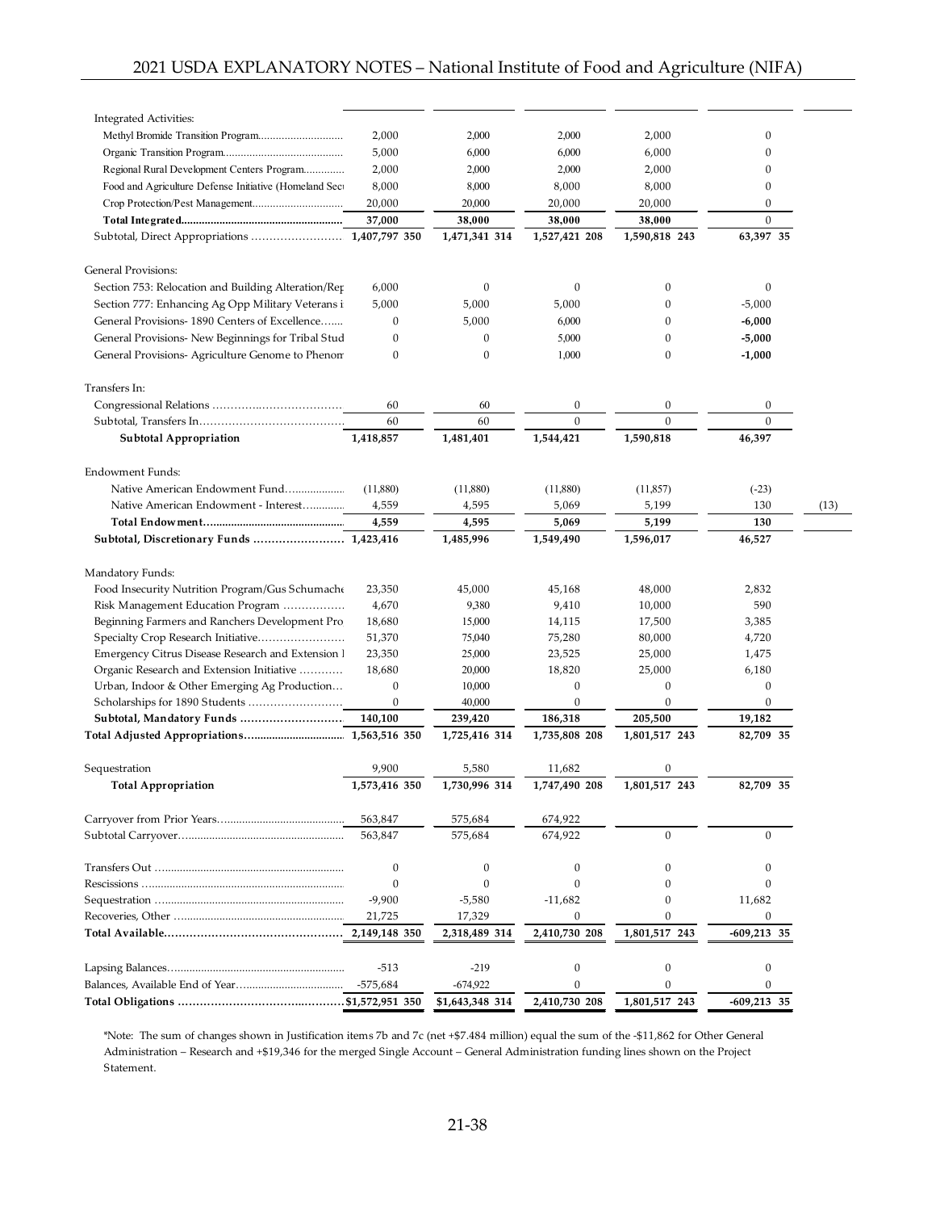| | | | | | | |
|---|---|---|---|---|---|---|
| Integrated Activities: | | | | | | |
| Methyl Bromide Transition Program............................ | 2,000 | 2,000 | 2,000 | 2,000 | 0 | |
| Organic Transition Program........................................ | 5,000 | 6,000 | 6,000 | 6,000 | 0 | |
| Regional Rural Development Centers Program............. | 2,000 | 2,000 | 2,000 | 2,000 | 0 | |
| Food and Agriculture Defense Initiative (Homeland Secu | 8,000 | 8,000 | 8,000 | 8,000 | 0 | |
| Crop Protection/Pest Management............................... | 20,000 | 20,000 | 20,000 | 20,000 | 0 | |
| **Total Integrated.......................................................** | **37,000** | **38,000** | **38,000** | **38,000** | 0 | |
| Subtotal, Direct Appropriations ......................... | **1,407,797 350** | **1,471,341 314** | **1,527,421 208** | **1,590,818 243** | **63,397 35** | |
| General Provisions: | | | | | | |
| Section 753: Relocation and Building Alteration/Rep | 6,000 | 0 | 0 | 0 | 0 | |
| Section 777: Enhancing Ag Opp Military Veterans i | 5,000 | 5,000 | 5,000 | 0 | -5,000 | |
| General Provisions- 1890 Centers of Excellence....... | 0 | 5,000 | 6,000 | 0 | **-6,000** | |
| General Provisions- New Beginnings for Tribal Stud | 0 | 0 | 5,000 | 0 | **-5,000** | |
| General Provisions- Agriculture Genome to Phenom | 0 | 0 | 1,000 | 0 | **-1,000** | |
| Transfers In: | | | | | | |
| Congressional Relations ..................................... | 60 | 60 | 0 | 0 | 0 | |
| Subtotal, Transfers In.......................................... | 60 | 60 | 0 | 0 | 0 | |
| **Subtotal Appropriation** | **1,418,857** | **1,481,401** | **1,544,421** | **1,590,818** | **46,397** | |
| Endowment Funds: | | | | | | |
| Native American Endowment Fund.................... | (11,880) | (11,880) | (11,880) | (11,857) | (-23) | |
| Native American Endowment - Interest............. | 4,559 | 4,595 | 5,069 | 5,199 | 130 | (13) |
| **Total Endowment...............................................** | **4,559** | **4,595** | **5,069** | **5,199** | **130** | |
| **Subtotal, Discretionary Funds ........................** | **1,423,416** | **1,485,996** | **1,549,490** | **1,596,017** | **46,527** | |
| Mandatory Funds: | | | | | | |
| Food Insecurity Nutrition Program/Gus Schumache | 23,350 | 45,000 | 45,168 | 48,000 | 2,832 | |
| Risk Management Education Program ................ | 4,670 | 9,380 | 9,410 | 10,000 | 590 | |
| Beginning Farmers and Ranchers Development Pro | 18,680 | 15,000 | 14,115 | 17,500 | 3,385 | |
| Specialty Crop Research Initiative........................ | 51,370 | 75,040 | 75,280 | 80,000 | 4,720 | |
| Emergency Citrus Disease Research and Extension I | 23,350 | 25,000 | 23,525 | 25,000 | 1,475 | |
| Organic Research and Extension Initiative ............ | 18,680 | 20,000 | 18,820 | 25,000 | 6,180 | |
| Urban, Indoor & Other Emerging Ag Production... | 0 | 10,000 | 0 | 0 | 0 | |
| Scholarships for 1890 Students .......................... | 0 | 40,000 | 0 | 0 | 0 | |
| **Subtotal, Mandatory Funds ............................** | **140,100** | **239,420** | **186,318** | **205,500** | **19,182** | |
| **Total Adjusted Appropriations.................................** | **1,563,516 350** | **1,725,416 314** | **1,735,808 208** | **1,801,517 243** | **82,709 35** | |
| Sequestration | 9,900 | 5,580 | 11,682 | 0 | | |
| **Total Appropriation** | **1,573,416 350** | **1,730,996 314** | **1,747,490 208** | **1,801,517 243** | **82,709 35** | |
| Carryover from Prior Years........................................... | 563,847 | 575,684 | 674,922 | | | |
| Subtotal Carryover....................................................... | 563,847 | 575,684 | 674,922 | 0 | 0 | |
| Transfers Out ............................................................... | 0 | 0 | 0 | 0 | 0 | |
| Rescissions .................................................................... | 0 | 0 | 0 | 0 | 0 | |
| Sequestration ............................................................... | -9,900 | -5,580 | -11,682 | 0 | 11,682 | |
| Recoveries, Other ......................................................... | 21,725 | 17,329 | 0 | 0 | 0 | |
| **Total Available.................................................** | **2,149,148 350** | **2,318,489 314** | **2,410,730 208** | **1,801,517 243** | **-609,213 35** | |
| Lapsing Balances............................................................ | -513 | -219 | 0 | 0 | 0 | |
| Balances, Available End of Year.................................... | -575,684 | -674,922 | 0 | 0 | 0 | |
| **Total Obligations ...............................................** | **$1,572,951 350** | **$1,643,348 314** | **2,410,730 208** | **1,801,517 243** | **-609,213 35** | |

*Note: The sum of changes shown in Justification items 7b and 7c (net +$7.484 million) equal the sum of the -$11,862 for Other General Administration – Research and +$19,346 for the merged Single Account – General Administration funding lines shown on the Project Statement.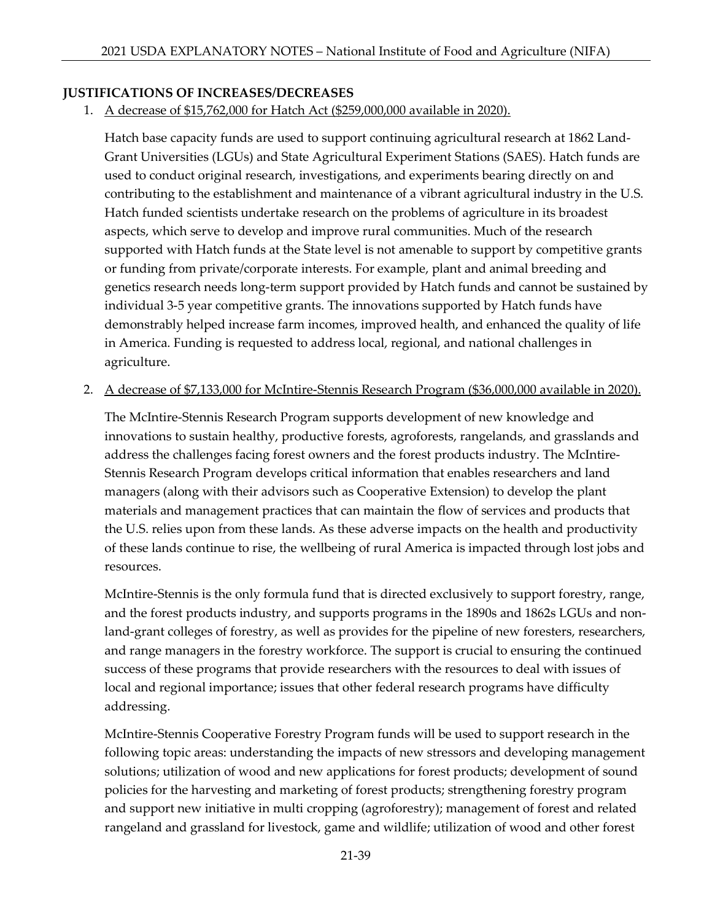## JUSTIFICATIONS OF INCREASES/DECREASES

1. A decrease of $15,762,000 for Hatch Act ($259,000,000 available in 2020).

   Hatch base capacity funds are used to support continuing agricultural research at 1862 Land-Grant Universities (LGUs) and State Agricultural Experiment Stations (SAES). Hatch funds are used to conduct original research, investigations, and experiments bearing directly on and contributing to the establishment and maintenance of a vibrant agricultural industry in the U.S. Hatch funded scientists undertake research on the problems of agriculture in its broadest aspects, which serve to develop and improve rural communities. Much of the research supported with Hatch funds at the State level is not amenable to support by competitive grants or funding from private/corporate interests. For example, plant and animal breeding and genetics research needs long-term support provided by Hatch funds and cannot be sustained by individual 3-5 year competitive grants. The innovations supported by Hatch funds have demonstrably helped increase farm incomes, improved health, and enhanced the quality of life in America. Funding is requested to address local, regional, and national challenges in agriculture.

2. A decrease of $7,133,000 for McIntire-Stennis Research Program ($36,000,000 available in 2020).

   The McIntire-Stennis Research Program supports development of new knowledge and innovations to sustain healthy, productive forests, agroforests, rangelands, and grasslands and address the challenges facing forest owners and the forest products industry. The McIntire-Stennis Research Program develops critical information that enables researchers and land managers (along with their advisors such as Cooperative Extension) to develop the plant materials and management practices that can maintain the flow of services and products that the U.S. relies upon from these lands. As these adverse impacts on the health and productivity of these lands continue to rise, the wellbeing of rural America is impacted through lost jobs and resources.

   McIntire-Stennis is the only formula fund that is directed exclusively to support forestry, range, and the forest products industry, and supports programs in the 1890s and 1862s LGUs and non-land-grant colleges of forestry, as well as provides for the pipeline of new foresters, researchers, and range managers in the forestry workforce. The support is crucial to ensuring the continued success of these programs that provide researchers with the resources to deal with issues of local and regional importance; issues that other federal research programs have difficulty addressing.

   McIntire-Stennis Cooperative Forestry Program funds will be used to support research in the following topic areas: understanding the impacts of new stressors and developing management solutions; utilization of wood and new applications for forest products; development of sound policies for the harvesting and marketing of forest products; strengthening forestry program and support new initiative in multi cropping (agroforestry); management of forest and related rangeland and grassland for livestock, game and wildlife; utilization of wood and other forest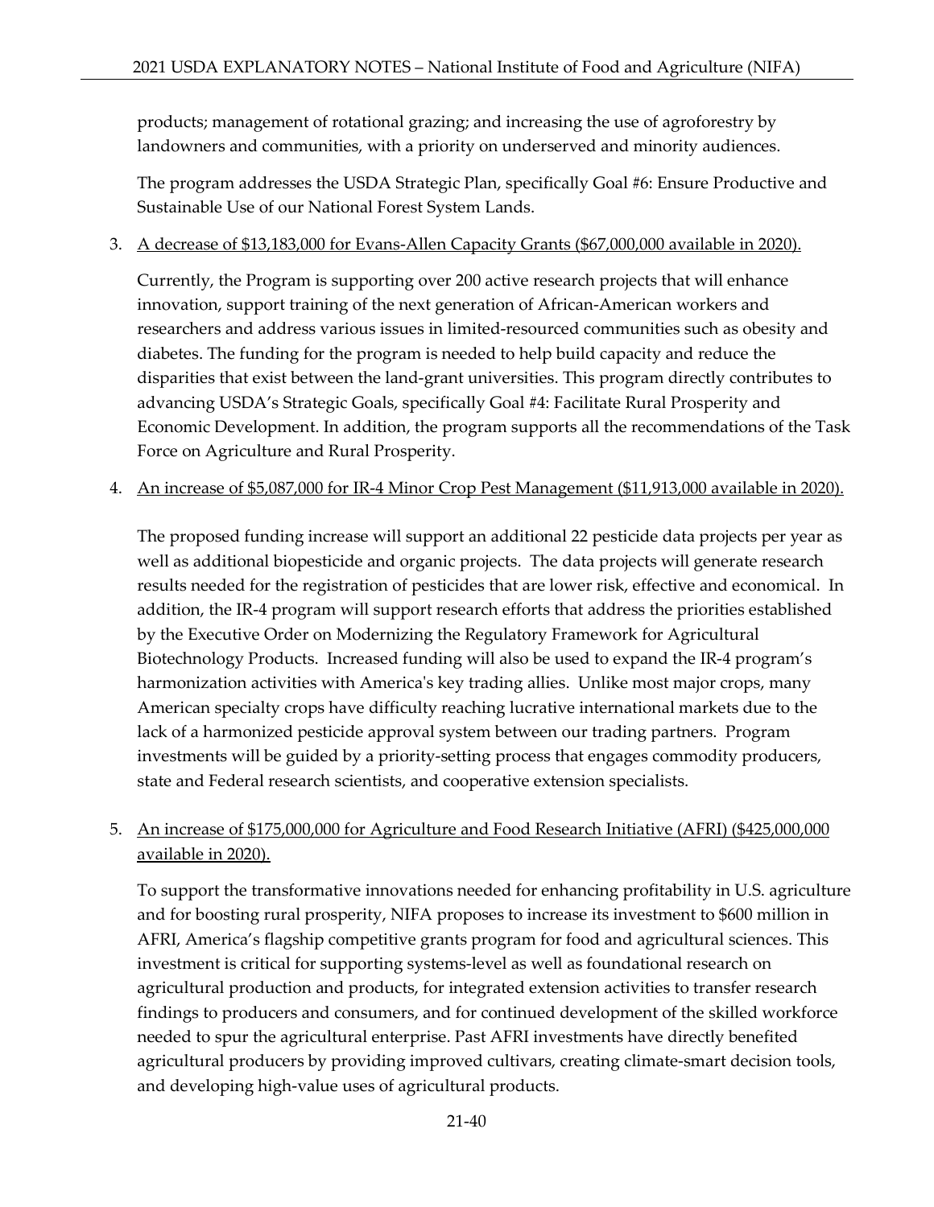products; management of rotational grazing; and increasing the use of agroforestry by landowners and communities, with a priority on underserved and minority audiences.

The program addresses the USDA Strategic Plan, specifically Goal #6: Ensure Productive and Sustainable Use of our National Forest System Lands.

3. A decrease of $13,183,000 for Evans-Allen Capacity Grants ($67,000,000 available in 2020).

   Currently, the Program is supporting over 200 active research projects that will enhance innovation, support training of the next generation of African-American workers and researchers and address various issues in limited-resourced communities such as obesity and diabetes. The funding for the program is needed to help build capacity and reduce the disparities that exist between the land-grant universities. This program directly contributes to advancing USDA's Strategic Goals, specifically Goal #4: Facilitate Rural Prosperity and Economic Development. In addition, the program supports all the recommendations of the Task Force on Agriculture and Rural Prosperity.

4. An increase of $5,087,000 for IR-4 Minor Crop Pest Management ($11,913,000 available in 2020).

   The proposed funding increase will support an additional 22 pesticide data projects per year as well as additional biopesticide and organic projects. The data projects will generate research results needed for the registration of pesticides that are lower risk, effective and economical. In addition, the IR-4 program will support research efforts that address the priorities established by the Executive Order on Modernizing the Regulatory Framework for Agricultural Biotechnology Products. Increased funding will also be used to expand the IR-4 program's harmonization activities with America's key trading allies. Unlike most major crops, many American specialty crops have difficulty reaching lucrative international markets due to the lack of a harmonized pesticide approval system between our trading partners. Program investments will be guided by a priority-setting process that engages commodity producers, state and Federal research scientists, and cooperative extension specialists.

5. An increase of $175,000,000 for Agriculture and Food Research Initiative (AFRI) ($425,000,000 available in 2020).

   To support the transformative innovations needed for enhancing profitability in U.S. agriculture and for boosting rural prosperity, NIFA proposes to increase its investment to $600 million in AFRI, America's flagship competitive grants program for food and agricultural sciences. This investment is critical for supporting systems-level as well as foundational research on agricultural production and products, for integrated extension activities to transfer research findings to producers and consumers, and for continued development of the skilled workforce needed to spur the agricultural enterprise. Past AFRI investments have directly benefited agricultural producers by providing improved cultivars, creating climate-smart decision tools, and developing high-value uses of agricultural products.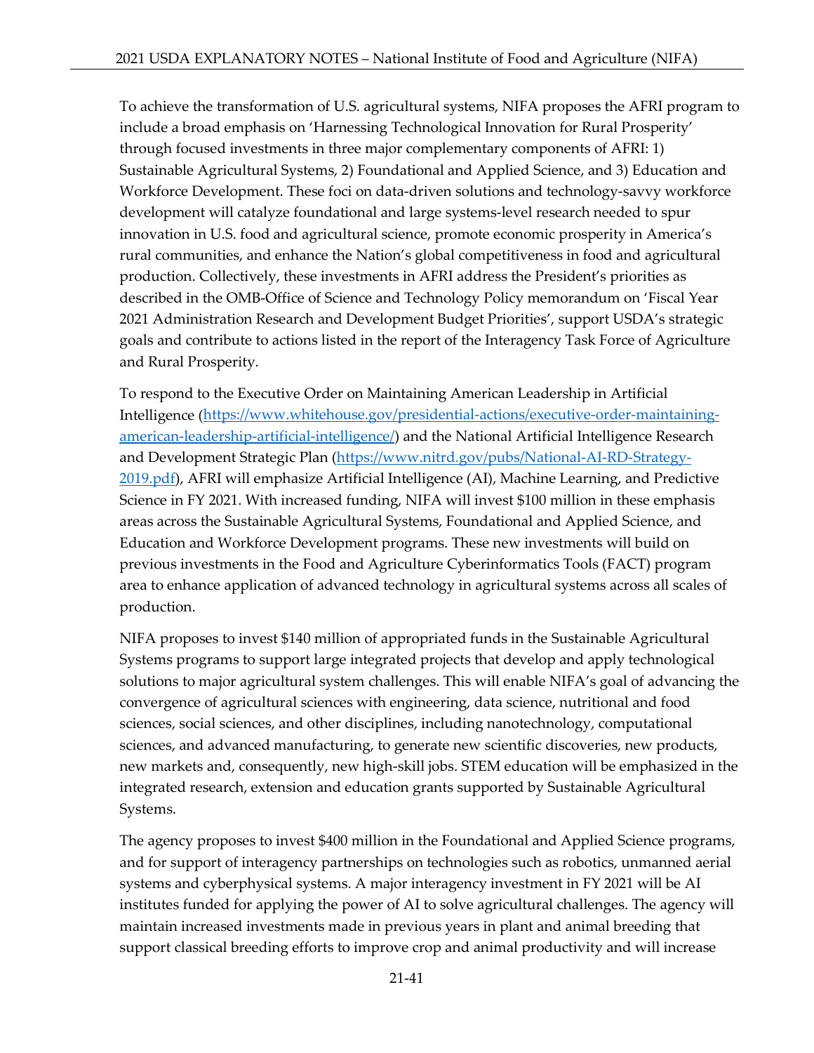To achieve the transformation of U.S. agricultural systems, NIFA proposes the AFRI program to include a broad emphasis on 'Harnessing Technological Innovation for Rural Prosperity' through focused investments in three major complementary components of AFRI: 1) Sustainable Agricultural Systems, 2) Foundational and Applied Science, and 3) Education and Workforce Development. These foci on data-driven solutions and technology-savvy workforce development will catalyze foundational and large systems-level research needed to spur innovation in U.S. food and agricultural science, promote economic prosperity in America's rural communities, and enhance the Nation's global competitiveness in food and agricultural production. Collectively, these investments in AFRI address the President's priorities as described in the OMB-Office of Science and Technology Policy memorandum on 'Fiscal Year 2021 Administration Research and Development Budget Priorities', support USDA's strategic goals and contribute to actions listed in the report of the Interagency Task Force of Agriculture and Rural Prosperity.

To respond to the Executive Order on Maintaining American Leadership in Artificial Intelligence ([https://www.whitehouse.gov/presidential-actions/executive-order-maintaining-american-leadership-artificial-intelligence/](https://www.whitehouse.gov/presidential-actions/executive-order-maintaining-american-leadership-artificial-intelligence/)) and the National Artificial Intelligence Research and Development Strategic Plan ([https://www.nitrd.gov/pubs/National-AI-RD-Strategy-2019.pdf](https://www.nitrd.gov/pubs/National-AI-RD-Strategy-2019.pdf)), AFRI will emphasize Artificial Intelligence (AI), Machine Learning, and Predictive Science in FY 2021. With increased funding, NIFA will invest $100 million in these emphasis areas across the Sustainable Agricultural Systems, Foundational and Applied Science, and Education and Workforce Development programs. These new investments will build on previous investments in the Food and Agriculture Cyberinformatics Tools (FACT) program area to enhance application of advanced technology in agricultural systems across all scales of production.

NIFA proposes to invest $140 million of appropriated funds in the Sustainable Agricultural Systems programs to support large integrated projects that develop and apply technological solutions to major agricultural system challenges. This will enable NIFA's goal of advancing the convergence of agricultural sciences with engineering, data science, nutritional and food sciences, social sciences, and other disciplines, including nanotechnology, computational sciences, and advanced manufacturing, to generate new scientific discoveries, new products, new markets and, consequently, new high-skill jobs. STEM education will be emphasized in the integrated research, extension and education grants supported by Sustainable Agricultural Systems.

The agency proposes to invest $400 million in the Foundational and Applied Science programs, and for support of interagency partnerships on technologies such as robotics, unmanned aerial systems and cyberphysical systems. A major interagency investment in FY 2021 will be AI institutes funded for applying the power of AI to solve agricultural challenges. The agency will maintain increased investments made in previous years in plant and animal breeding that support classical breeding efforts to improve crop and animal productivity and will increase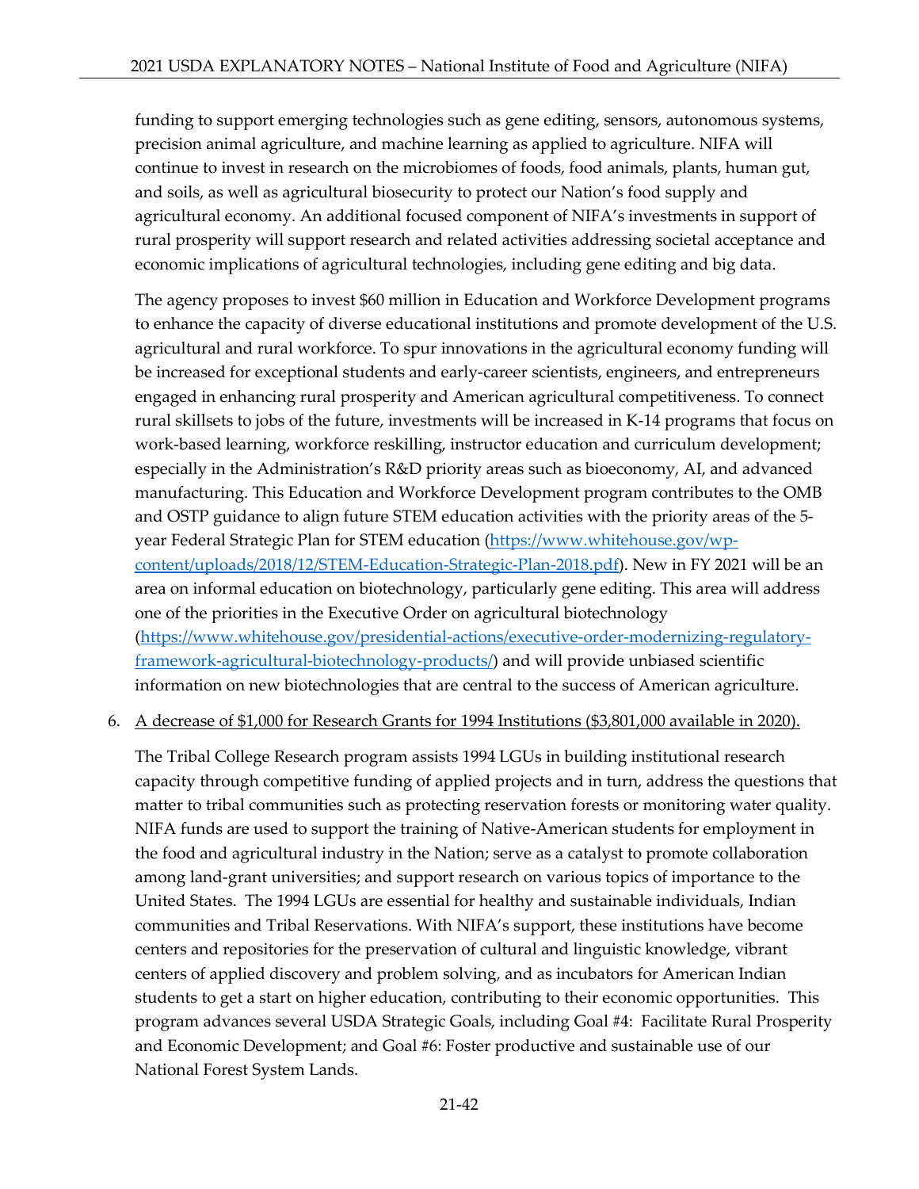funding to support emerging technologies such as gene editing, sensors, autonomous systems, precision animal agriculture, and machine learning as applied to agriculture. NIFA will continue to invest in research on the microbiomes of foods, food animals, plants, human gut, and soils, as well as agricultural biosecurity to protect our Nation's food supply and agricultural economy. An additional focused component of NIFA's investments in support of rural prosperity will support research and related activities addressing societal acceptance and economic implications of agricultural technologies, including gene editing and big data.

The agency proposes to invest $60 million in Education and Workforce Development programs to enhance the capacity of diverse educational institutions and promote development of the U.S. agricultural and rural workforce. To spur innovations in the agricultural economy funding will be increased for exceptional students and early-career scientists, engineers, and entrepreneurs engaged in enhancing rural prosperity and American agricultural competitiveness. To connect rural skillsets to jobs of the future, investments will be increased in K-14 programs that focus on work-based learning, workforce reskilling, instructor education and curriculum development; especially in the Administration's R&D priority areas such as bioeconomy, AI, and advanced manufacturing. This Education and Workforce Development program contributes to the OMB and OSTP guidance to align future STEM education activities with the priority areas of the 5-year Federal Strategic Plan for STEM education ([https://www.whitehouse.gov/wp-content/uploads/2018/12/STEM-Education-Strategic-Plan-2018.pdf](https://www.whitehouse.gov/wp-content/uploads/2018/12/STEM-Education-Strategic-Plan-2018.pdf)). New in FY 2021 will be an area on informal education on biotechnology, particularly gene editing. This area will address one of the priorities in the Executive Order on agricultural biotechnology ([https://www.whitehouse.gov/presidential-actions/executive-order-modernizing-regulatory-framework-agricultural-biotechnology-products/](https://www.whitehouse.gov/presidential-actions/executive-order-modernizing-regulatory-framework-agricultural-biotechnology-products/)) and will provide unbiased scientific information on new biotechnologies that are central to the success of American agriculture.

6. A decrease of $1,000 for Research Grants for 1994 Institutions ($3,801,000 available in 2020).

   The Tribal College Research program assists 1994 LGUs in building institutional research capacity through competitive funding of applied projects and in turn, address the questions that matter to tribal communities such as protecting reservation forests or monitoring water quality. NIFA funds are used to support the training of Native-American students for employment in the food and agricultural industry in the Nation; serve as a catalyst to promote collaboration among land-grant universities; and support research on various topics of importance to the United States. The 1994 LGUs are essential for healthy and sustainable individuals, Indian communities and Tribal Reservations. With NIFA's support, these institutions have become centers and repositories for the preservation of cultural and linguistic knowledge, vibrant centers of applied discovery and problem solving, and as incubators for American Indian students to get a start on higher education, contributing to their economic opportunities. This program advances several USDA Strategic Goals, including Goal #4: Facilitate Rural Prosperity and Economic Development; and Goal #6: Foster productive and sustainable use of our National Forest System Lands.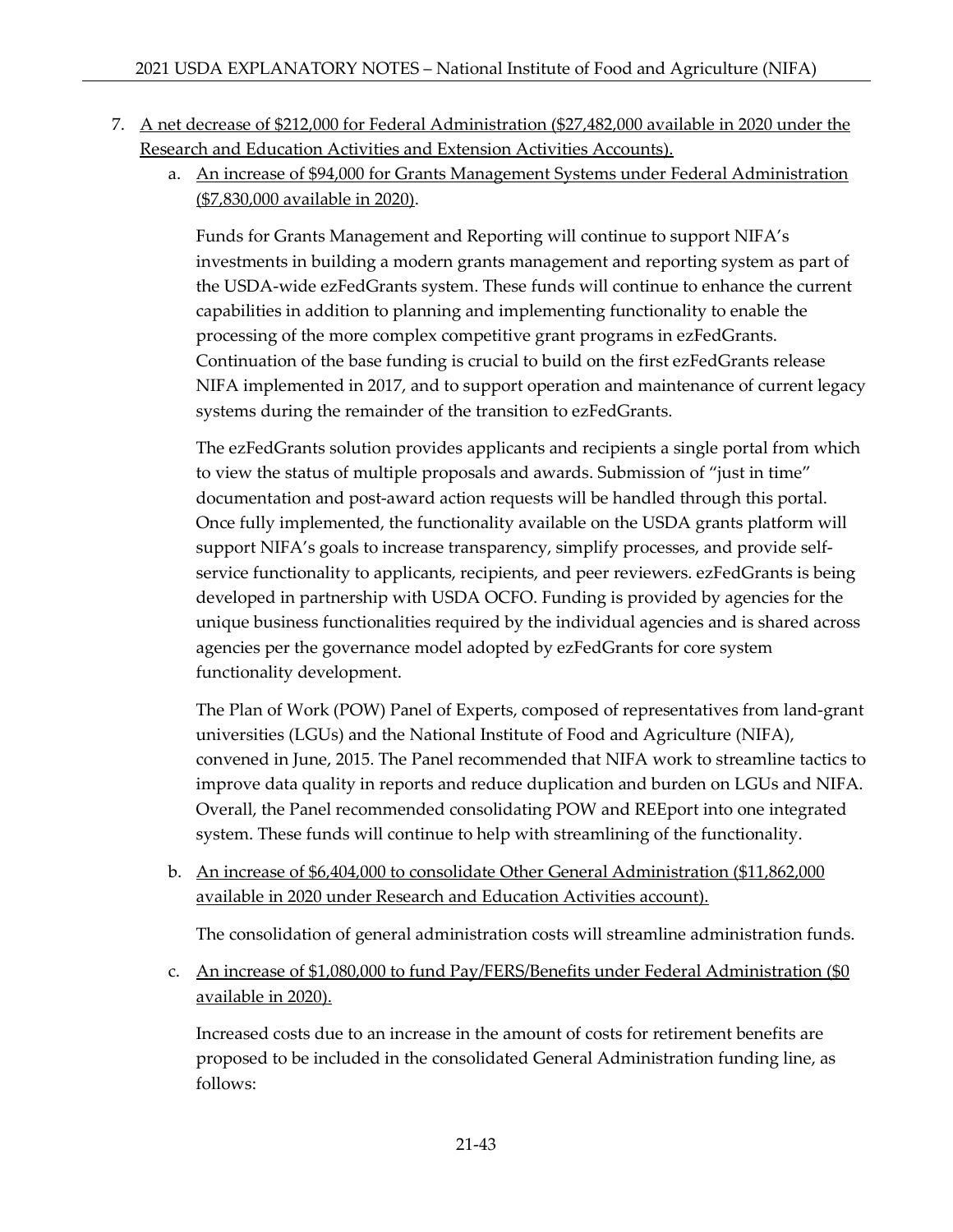7. A net decrease of $212,000 for Federal Administration ($27,482,000 available in 2020 under the Research and Education Activities and Extension Activities Accounts).

   a. An increase of $94,000 for Grants Management Systems under Federal Administration ($7,830,000 available in 2020).

      Funds for Grants Management and Reporting will continue to support NIFA's investments in building a modern grants management and reporting system as part of the USDA-wide ezFedGrants system. These funds will continue to enhance the current capabilities in addition to planning and implementing functionality to enable the processing of the more complex competitive grant programs in ezFedGrants. Continuation of the base funding is crucial to build on the first ezFedGrants release NIFA implemented in 2017, and to support operation and maintenance of current legacy systems during the remainder of the transition to ezFedGrants.

      The ezFedGrants solution provides applicants and recipients a single portal from which to view the status of multiple proposals and awards. Submission of "just in time" documentation and post-award action requests will be handled through this portal. Once fully implemented, the functionality available on the USDA grants platform will support NIFA's goals to increase transparency, simplify processes, and provide self-service functionality to applicants, recipients, and peer reviewers. ezFedGrants is being developed in partnership with USDA OCFO. Funding is provided by agencies for the unique business functionalities required by the individual agencies and is shared across agencies per the governance model adopted by ezFedGrants for core system functionality development.

      The Plan of Work (POW) Panel of Experts, composed of representatives from land-grant universities (LGUs) and the National Institute of Food and Agriculture (NIFA), convened in June, 2015. The Panel recommended that NIFA work to streamline tactics to improve data quality in reports and reduce duplication and burden on LGUs and NIFA. Overall, the Panel recommended consolidating POW and REEport into one integrated system. These funds will continue to help with streamlining of the functionality.

   b. An increase of $6,404,000 to consolidate Other General Administration ($11,862,000 available in 2020 under Research and Education Activities account).

      The consolidation of general administration costs will streamline administration funds.

   c. An increase of $1,080,000 to fund Pay/FERS/Benefits under Federal Administration ($0 available in 2020).

      Increased costs due to an increase in the amount of costs for retirement benefits are proposed to be included in the consolidated General Administration funding line, as follows: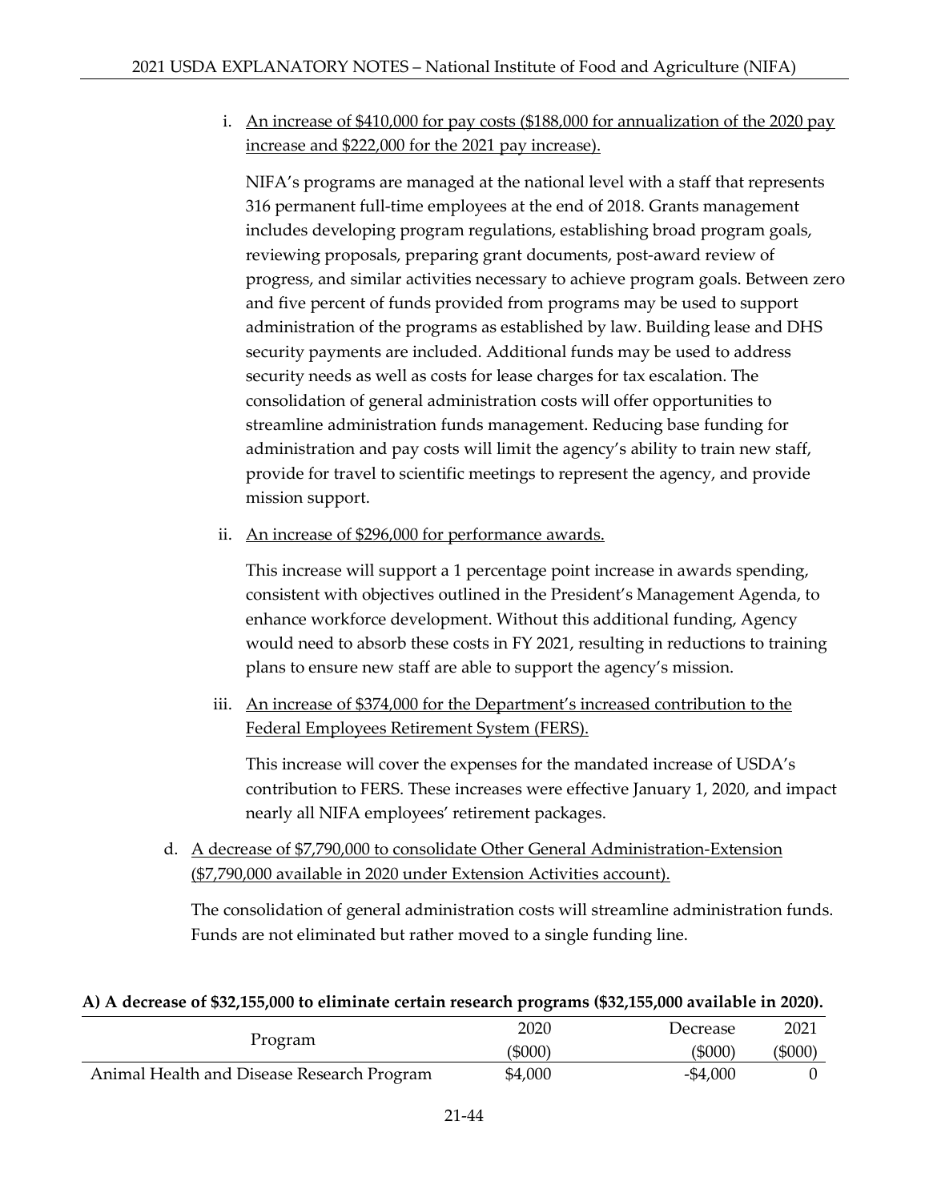i. An increase of $410,000 for pay costs ($188,000 for annualization of the 2020 pay increase and $222,000 for the 2021 pay increase).

   NIFA's programs are managed at the national level with a staff that represents 316 permanent full-time employees at the end of 2018. Grants management includes developing program regulations, establishing broad program goals, reviewing proposals, preparing grant documents, post-award review of progress, and similar activities necessary to achieve program goals. Between zero and five percent of funds provided from programs may be used to support administration of the programs as established by law. Building lease and DHS security payments are included. Additional funds may be used to address security needs as well as costs for lease charges for tax escalation. The consolidation of general administration costs will offer opportunities to streamline administration funds management. Reducing base funding for administration and pay costs will limit the agency's ability to train new staff, provide for travel to scientific meetings to represent the agency, and provide mission support.

ii. An increase of $296,000 for performance awards.

   This increase will support a 1 percentage point increase in awards spending, consistent with objectives outlined in the President's Management Agenda, to enhance workforce development. Without this additional funding, Agency would need to absorb these costs in FY 2021, resulting in reductions to training plans to ensure new staff are able to support the agency's mission.

iii. An increase of $374,000 for the Department's increased contribution to the Federal Employees Retirement System (FERS).

   This increase will cover the expenses for the mandated increase of USDA's contribution to FERS. These increases were effective January 1, 2020, and impact nearly all NIFA employees' retirement packages.

d. A decrease of $7,790,000 to consolidate Other General Administration-Extension ($7,790,000 available in 2020 under Extension Activities account).

   The consolidation of general administration costs will streamline administration funds. Funds are not eliminated but rather moved to a single funding line.

**A) A decrease of $32,155,000 to eliminate certain research programs ($32,155,000 available in 2020).**

| Program | 2020 ($000) | Decrease ($000) | 2021 ($000) |
|---|---|---|---|
| Animal Health and Disease Research Program | $4,000 | -$4,000 | 0 |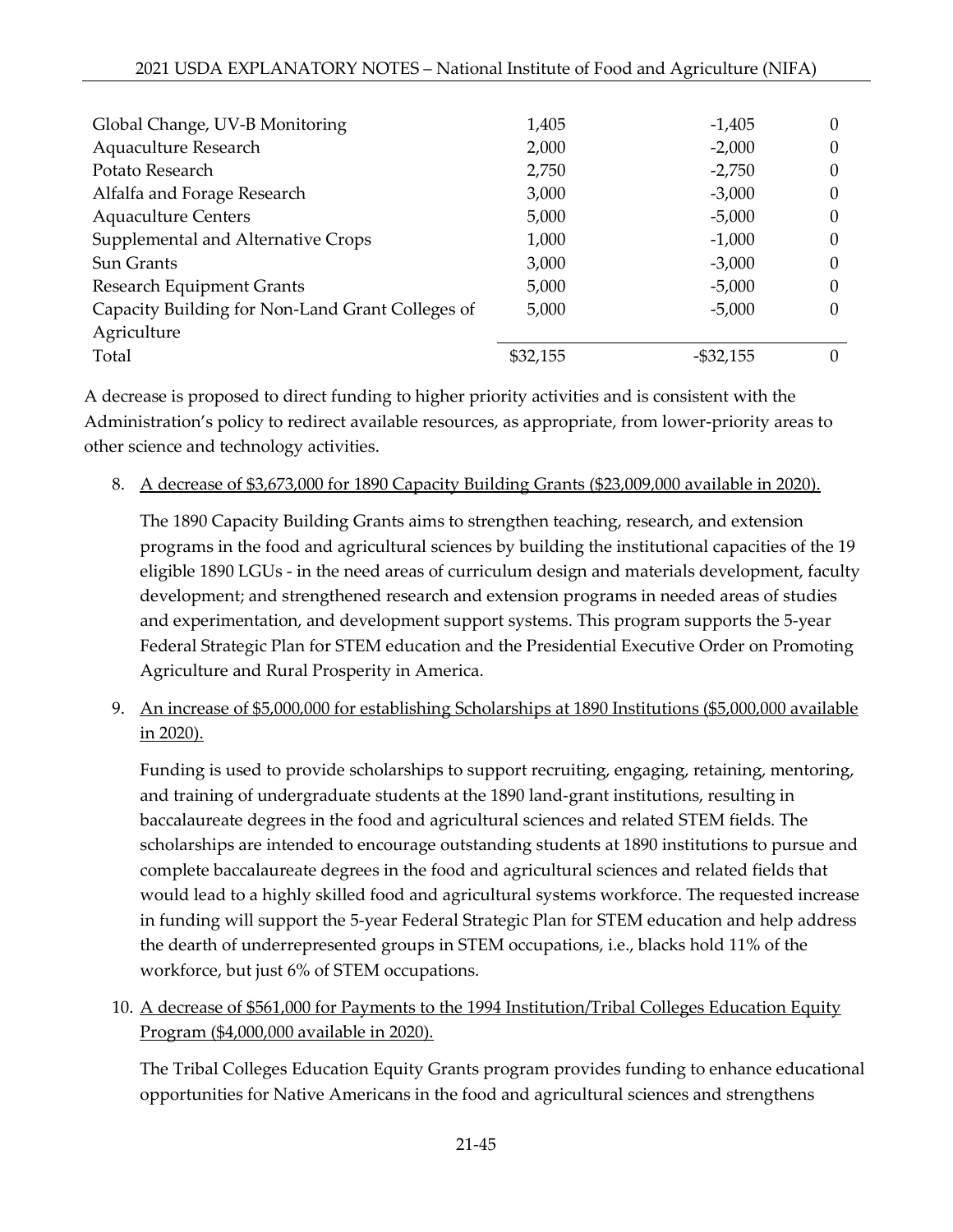| | | | |
|---|---|---|---|
| Global Change, UV-B Monitoring | 1,405 | -1,405 | 0 |
| Aquaculture Research | 2,000 | -2,000 | 0 |
| Potato Research | 2,750 | -2,750 | 0 |
| Alfalfa and Forage Research | 3,000 | -3,000 | 0 |
| Aquaculture Centers | 5,000 | -5,000 | 0 |
| Supplemental and Alternative Crops | 1,000 | -1,000 | 0 |
| Sun Grants | 3,000 | -3,000 | 0 |
| Research Equipment Grants | 5,000 | -5,000 | 0 |
| Capacity Building for Non-Land Grant Colleges of Agriculture | 5,000 | -5,000 | 0 |
| Total | $32,155 | -$32,155 | 0 |

A decrease is proposed to direct funding to higher priority activities and is consistent with the Administration's policy to redirect available resources, as appropriate, from lower-priority areas to other science and technology activities.

8. A decrease of $3,673,000 for 1890 Capacity Building Grants ($23,009,000 available in 2020).

   The 1890 Capacity Building Grants aims to strengthen teaching, research, and extension programs in the food and agricultural sciences by building the institutional capacities of the 19 eligible 1890 LGUs - in the need areas of curriculum design and materials development, faculty development; and strengthened research and extension programs in needed areas of studies and experimentation, and development support systems. This program supports the 5-year Federal Strategic Plan for STEM education and the Presidential Executive Order on Promoting Agriculture and Rural Prosperity in America.

9. An increase of $5,000,000 for establishing Scholarships at 1890 Institutions ($5,000,000 available in 2020).

   Funding is used to provide scholarships to support recruiting, engaging, retaining, mentoring, and training of undergraduate students at the 1890 land-grant institutions, resulting in baccalaureate degrees in the food and agricultural sciences and related STEM fields. The scholarships are intended to encourage outstanding students at 1890 institutions to pursue and complete baccalaureate degrees in the food and agricultural sciences and related fields that would lead to a highly skilled food and agricultural systems workforce. The requested increase in funding will support the 5-year Federal Strategic Plan for STEM education and help address the dearth of underrepresented groups in STEM occupations, i.e., blacks hold 11% of the workforce, but just 6% of STEM occupations.

10. A decrease of $561,000 for Payments to the 1994 Institution/Tribal Colleges Education Equity Program ($4,000,000 available in 2020).

    The Tribal Colleges Education Equity Grants program provides funding to enhance educational opportunities for Native Americans in the food and agricultural sciences and strengthens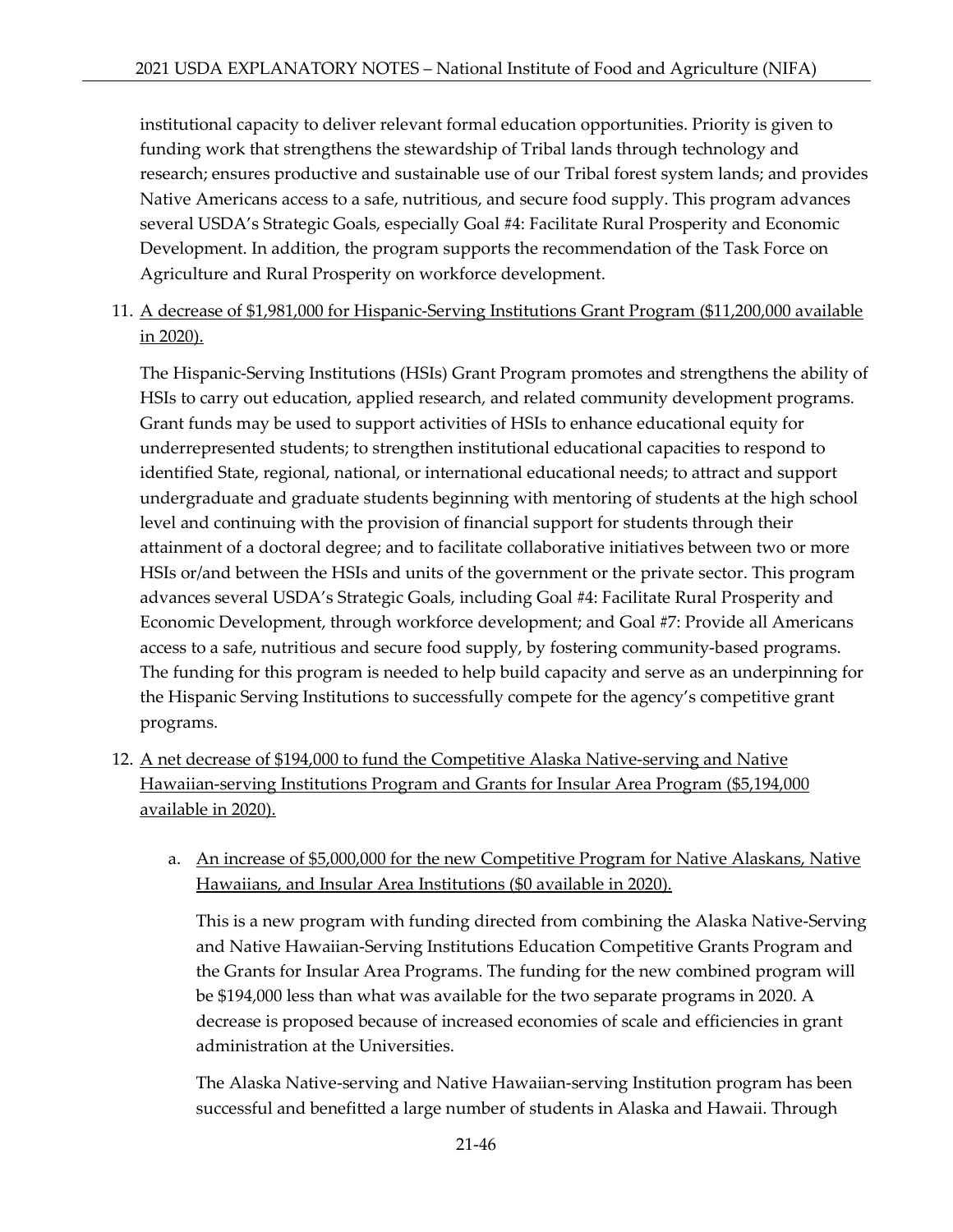institutional capacity to deliver relevant formal education opportunities. Priority is given to funding work that strengthens the stewardship of Tribal lands through technology and research; ensures productive and sustainable use of our Tribal forest system lands; and provides Native Americans access to a safe, nutritious, and secure food supply. This program advances several USDA's Strategic Goals, especially Goal #4: Facilitate Rural Prosperity and Economic Development. In addition, the program supports the recommendation of the Task Force on Agriculture and Rural Prosperity on workforce development.

11. <u>A decrease of $1,981,000 for Hispanic-Serving Institutions Grant Program ($11,200,000 available in 2020).</u>

    The Hispanic-Serving Institutions (HSIs) Grant Program promotes and strengthens the ability of HSIs to carry out education, applied research, and related community development programs. Grant funds may be used to support activities of HSIs to enhance educational equity for underrepresented students; to strengthen institutional educational capacities to respond to identified State, regional, national, or international educational needs; to attract and support undergraduate and graduate students beginning with mentoring of students at the high school level and continuing with the provision of financial support for students through their attainment of a doctoral degree; and to facilitate collaborative initiatives between two or more HSIs or/and between the HSIs and units of the government or the private sector. This program advances several USDA's Strategic Goals, including Goal #4: Facilitate Rural Prosperity and Economic Development, through workforce development; and Goal #7: Provide all Americans access to a safe, nutritious and secure food supply, by fostering community-based programs. The funding for this program is needed to help build capacity and serve as an underpinning for the Hispanic Serving Institutions to successfully compete for the agency's competitive grant programs.

12. <u>A net decrease of $194,000 to fund the Competitive Alaska Native-serving and Native Hawaiian-serving Institutions Program and Grants for Insular Area Program ($5,194,000 available in 2020).</u>

    a. <u>An increase of $5,000,000 for the new Competitive Program for Native Alaskans, Native Hawaiians, and Insular Area Institutions ($0 available in 2020).</u>

       This is a new program with funding directed from combining the Alaska Native-Serving and Native Hawaiian-Serving Institutions Education Competitive Grants Program and the Grants for Insular Area Programs. The funding for the new combined program will be $194,000 less than what was available for the two separate programs in 2020. A decrease is proposed because of increased economies of scale and efficiencies in grant administration at the Universities.

       The Alaska Native-serving and Native Hawaiian-serving Institution program has been successful and benefitted a large number of students in Alaska and Hawaii. Through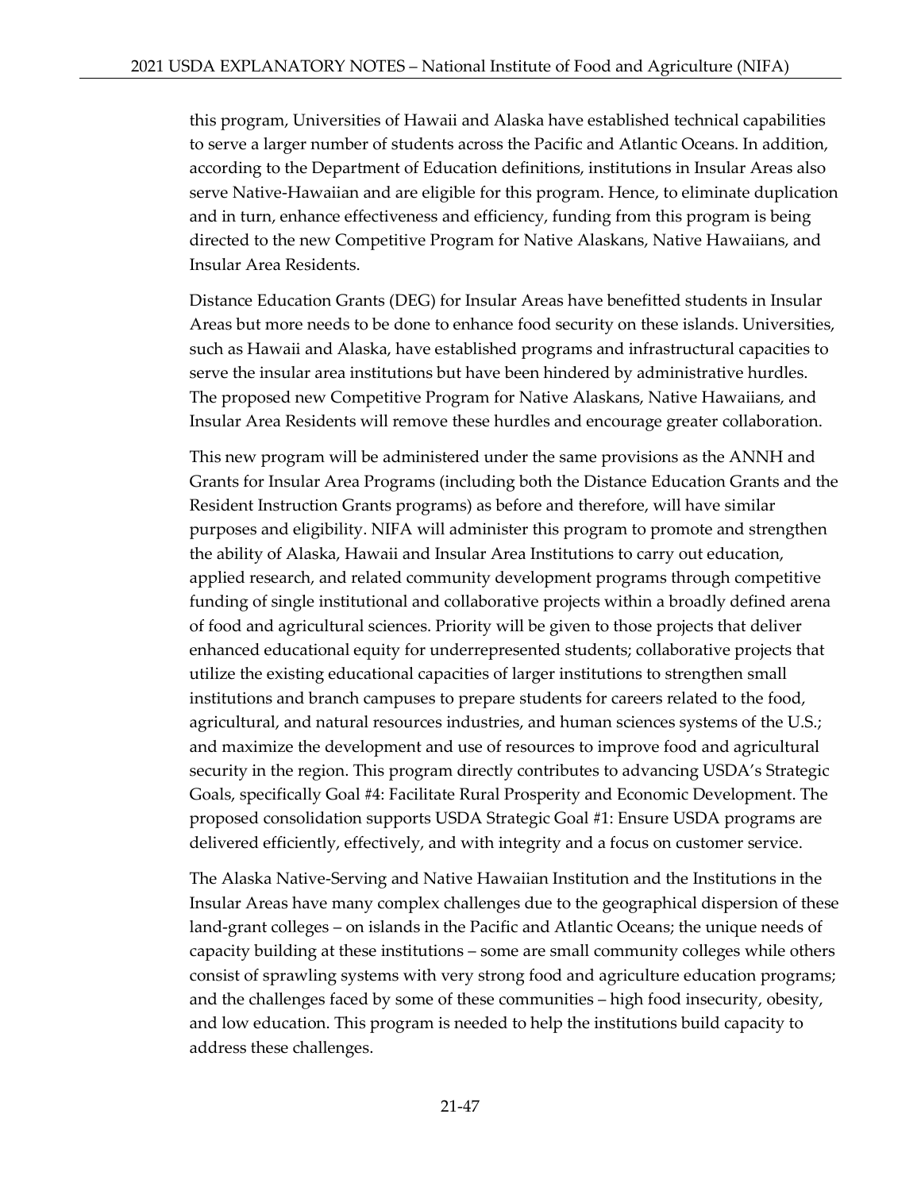this program, Universities of Hawaii and Alaska have established technical capabilities to serve a larger number of students across the Pacific and Atlantic Oceans. In addition, according to the Department of Education definitions, institutions in Insular Areas also serve Native-Hawaiian and are eligible for this program. Hence, to eliminate duplication and in turn, enhance effectiveness and efficiency, funding from this program is being directed to the new Competitive Program for Native Alaskans, Native Hawaiians, and Insular Area Residents.

Distance Education Grants (DEG) for Insular Areas have benefitted students in Insular Areas but more needs to be done to enhance food security on these islands. Universities, such as Hawaii and Alaska, have established programs and infrastructural capacities to serve the insular area institutions but have been hindered by administrative hurdles. The proposed new Competitive Program for Native Alaskans, Native Hawaiians, and Insular Area Residents will remove these hurdles and encourage greater collaboration.

This new program will be administered under the same provisions as the ANNH and Grants for Insular Area Programs (including both the Distance Education Grants and the Resident Instruction Grants programs) as before and therefore, will have similar purposes and eligibility. NIFA will administer this program to promote and strengthen the ability of Alaska, Hawaii and Insular Area Institutions to carry out education, applied research, and related community development programs through competitive funding of single institutional and collaborative projects within a broadly defined arena of food and agricultural sciences. Priority will be given to those projects that deliver enhanced educational equity for underrepresented students; collaborative projects that utilize the existing educational capacities of larger institutions to strengthen small institutions and branch campuses to prepare students for careers related to the food, agricultural, and natural resources industries, and human sciences systems of the U.S.; and maximize the development and use of resources to improve food and agricultural security in the region. This program directly contributes to advancing USDA's Strategic Goals, specifically Goal #4: Facilitate Rural Prosperity and Economic Development. The proposed consolidation supports USDA Strategic Goal #1: Ensure USDA programs are delivered efficiently, effectively, and with integrity and a focus on customer service.

The Alaska Native-Serving and Native Hawaiian Institution and the Institutions in the Insular Areas have many complex challenges due to the geographical dispersion of these land-grant colleges – on islands in the Pacific and Atlantic Oceans; the unique needs of capacity building at these institutions – some are small community colleges while others consist of sprawling systems with very strong food and agriculture education programs; and the challenges faced by some of these communities – high food insecurity, obesity, and low education. This program is needed to help the institutions build capacity to address these challenges.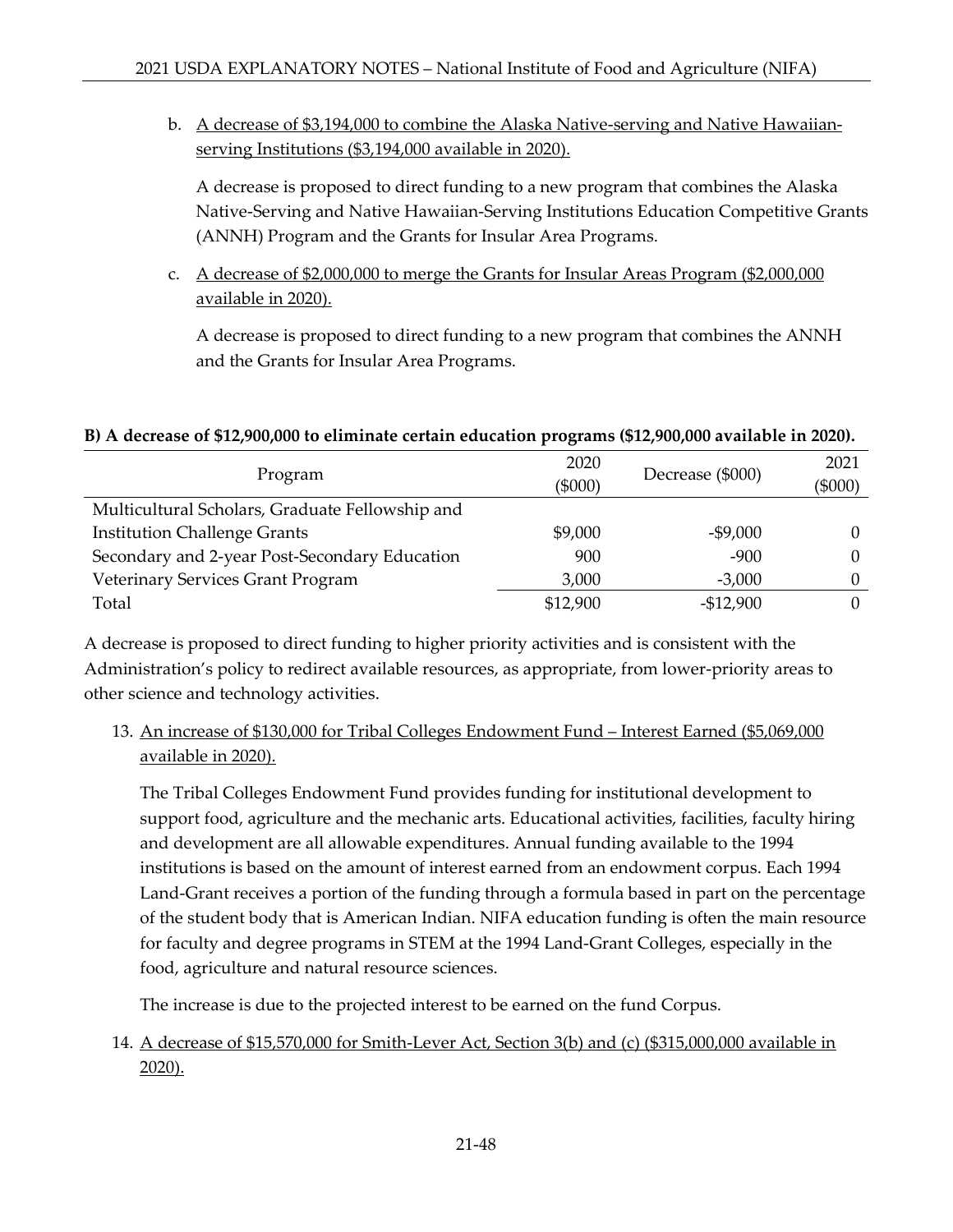b. A decrease of $3,194,000 to combine the Alaska Native-serving and Native Hawaiian-serving Institutions ($3,194,000 available in 2020).

   A decrease is proposed to direct funding to a new program that combines the Alaska Native-Serving and Native Hawaiian-Serving Institutions Education Competitive Grants (ANNH) Program and the Grants for Insular Area Programs.

c. A decrease of $2,000,000 to merge the Grants for Insular Areas Program ($2,000,000 available in 2020).

   A decrease is proposed to direct funding to a new program that combines the ANNH and the Grants for Insular Area Programs.

**B) A decrease of $12,900,000 to eliminate certain education programs ($12,900,000 available in 2020).**

| Program | 2020 ($000) | Decrease ($000) | 2021 ($000) |
|---|---|---|---|
| Multicultural Scholars, Graduate Fellowship and Institution Challenge Grants | $9,000 | -$9,000 | 0 |
| Secondary and 2-year Post-Secondary Education | 900 | -900 | 0 |
| Veterinary Services Grant Program | 3,000 | -3,000 | 0 |
| Total | $12,900 | -$12,900 | 0 |

A decrease is proposed to direct funding to higher priority activities and is consistent with the Administration's policy to redirect available resources, as appropriate, from lower-priority areas to other science and technology activities.

13. An increase of $130,000 for Tribal Colleges Endowment Fund – Interest Earned ($5,069,000 available in 2020).

    The Tribal Colleges Endowment Fund provides funding for institutional development to support food, agriculture and the mechanic arts. Educational activities, facilities, faculty hiring and development are all allowable expenditures. Annual funding available to the 1994 institutions is based on the amount of interest earned from an endowment corpus. Each 1994 Land-Grant receives a portion of the funding through a formula based in part on the percentage of the student body that is American Indian. NIFA education funding is often the main resource for faculty and degree programs in STEM at the 1994 Land-Grant Colleges, especially in the food, agriculture and natural resource sciences.

    The increase is due to the projected interest to be earned on the fund Corpus.

14. A decrease of $15,570,000 for Smith-Lever Act, Section 3(b) and (c) ($315,000,000 available in 2020).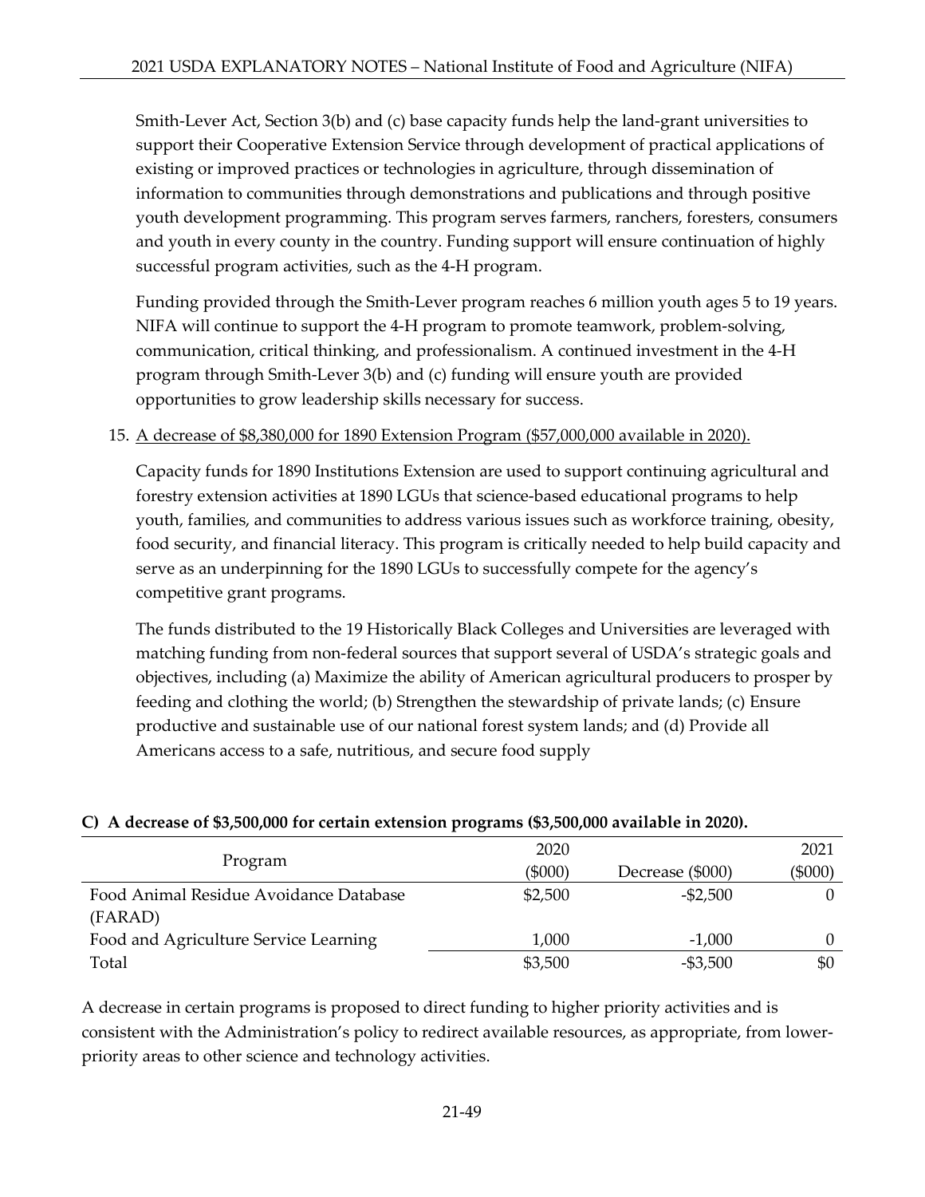Smith-Lever Act, Section 3(b) and (c) base capacity funds help the land-grant universities to support their Cooperative Extension Service through development of practical applications of existing or improved practices or technologies in agriculture, through dissemination of information to communities through demonstrations and publications and through positive youth development programming. This program serves farmers, ranchers, foresters, consumers and youth in every county in the country. Funding support will ensure continuation of highly successful program activities, such as the 4-H program.

Funding provided through the Smith-Lever program reaches 6 million youth ages 5 to 19 years. NIFA will continue to support the 4-H program to promote teamwork, problem-solving, communication, critical thinking, and professionalism. A continued investment in the 4-H program through Smith-Lever 3(b) and (c) funding will ensure youth are provided opportunities to grow leadership skills necessary for success.

15. A decrease of $8,380,000 for 1890 Extension Program ($57,000,000 available in 2020).

Capacity funds for 1890 Institutions Extension are used to support continuing agricultural and forestry extension activities at 1890 LGUs that science-based educational programs to help youth, families, and communities to address various issues such as workforce training, obesity, food security, and financial literacy. This program is critically needed to help build capacity and serve as an underpinning for the 1890 LGUs to successfully compete for the agency's competitive grant programs.

The funds distributed to the 19 Historically Black Colleges and Universities are leveraged with matching funding from non-federal sources that support several of USDA's strategic goals and objectives, including (a) Maximize the ability of American agricultural producers to prosper by feeding and clothing the world; (b) Strengthen the stewardship of private lands; (c) Ensure productive and sustainable use of our national forest system lands; and (d) Provide all Americans access to a safe, nutritious, and secure food supply

**C) A decrease of $3,500,000 for certain extension programs ($3,500,000 available in 2020).**

| Program | 2020 ($000) | Decrease ($000) | 2021 ($000) |
|---|---|---|---|
| Food Animal Residue Avoidance Database (FARAD) | $2,500 | -$2,500 | 0 |
| Food and Agriculture Service Learning | 1,000 | -1,000 | 0 |
| Total | $3,500 | -$3,500 | $0 |

A decrease in certain programs is proposed to direct funding to higher priority activities and is consistent with the Administration's policy to redirect available resources, as appropriate, from lower-priority areas to other science and technology activities.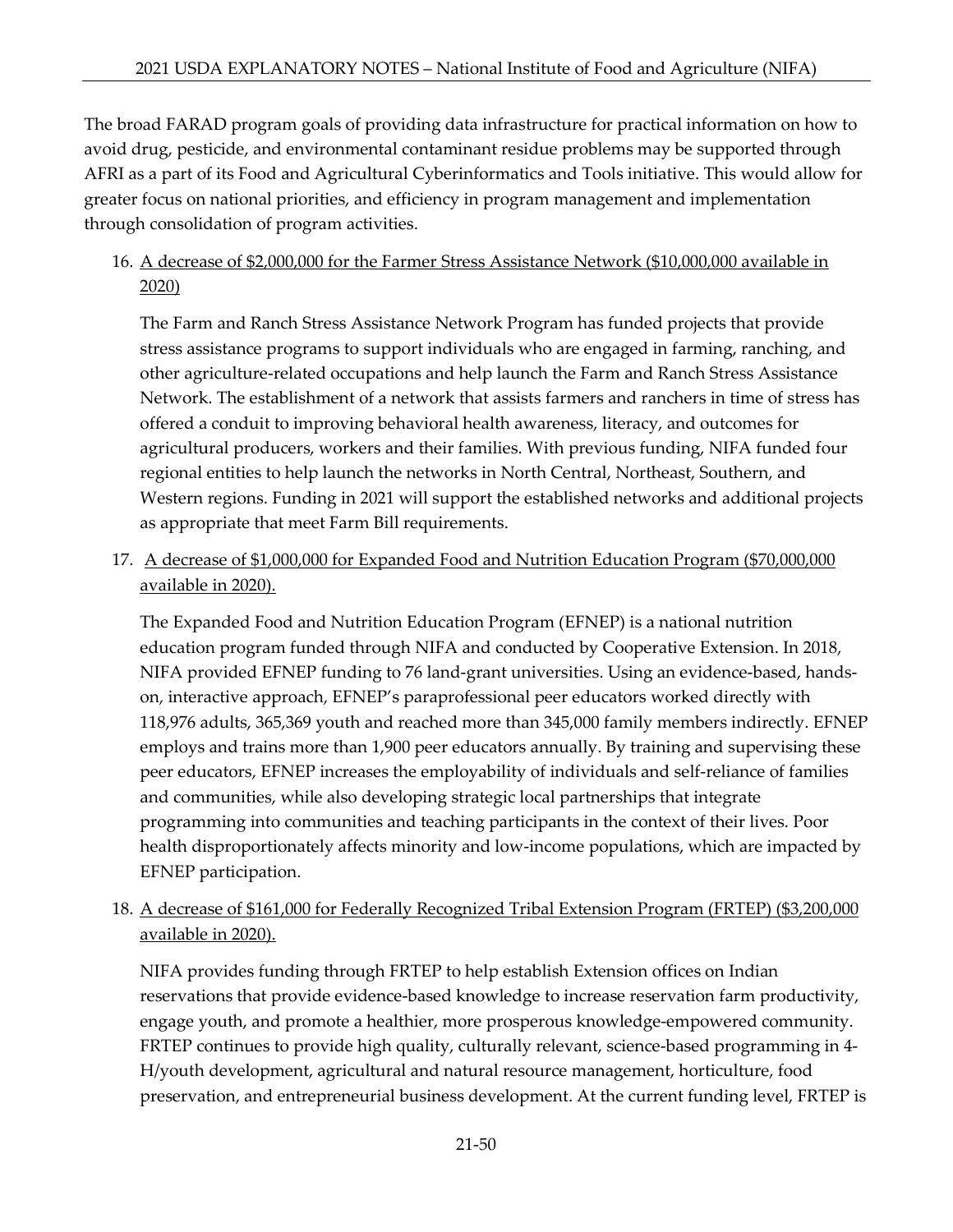The broad FARAD program goals of providing data infrastructure for practical information on how to avoid drug, pesticide, and environmental contaminant residue problems may be supported through AFRI as a part of its Food and Agricultural Cyberinformatics and Tools initiative. This would allow for greater focus on national priorities, and efficiency in program management and implementation through consolidation of program activities.

16. <u>A decrease of $2,000,000 for the Farmer Stress Assistance Network ($10,000,000 available in 2020)</u>

    The Farm and Ranch Stress Assistance Network Program has funded projects that provide stress assistance programs to support individuals who are engaged in farming, ranching, and other agriculture-related occupations and help launch the Farm and Ranch Stress Assistance Network. The establishment of a network that assists farmers and ranchers in time of stress has offered a conduit to improving behavioral health awareness, literacy, and outcomes for agricultural producers, workers and their families. With previous funding, NIFA funded four regional entities to help launch the networks in North Central, Northeast, Southern, and Western regions. Funding in 2021 will support the established networks and additional projects as appropriate that meet Farm Bill requirements.

17. <u>A decrease of $1,000,000 for Expanded Food and Nutrition Education Program ($70,000,000 available in 2020).</u>

    The Expanded Food and Nutrition Education Program (EFNEP) is a national nutrition education program funded through NIFA and conducted by Cooperative Extension. In 2018, NIFA provided EFNEP funding to 76 land-grant universities. Using an evidence-based, hands-on, interactive approach, EFNEP's paraprofessional peer educators worked directly with 118,976 adults, 365,369 youth and reached more than 345,000 family members indirectly. EFNEP employs and trains more than 1,900 peer educators annually. By training and supervising these peer educators, EFNEP increases the employability of individuals and self-reliance of families and communities, while also developing strategic local partnerships that integrate programming into communities and teaching participants in the context of their lives. Poor health disproportionately affects minority and low-income populations, which are impacted by EFNEP participation.

18. <u>A decrease of $161,000 for Federally Recognized Tribal Extension Program (FRTEP) ($3,200,000 available in 2020).</u>

    NIFA provides funding through FRTEP to help establish Extension offices on Indian reservations that provide evidence-based knowledge to increase reservation farm productivity, engage youth, and promote a healthier, more prosperous knowledge-empowered community. FRTEP continues to provide high quality, culturally relevant, science-based programming in 4-H/youth development, agricultural and natural resource management, horticulture, food preservation, and entrepreneurial business development. At the current funding level, FRTEP is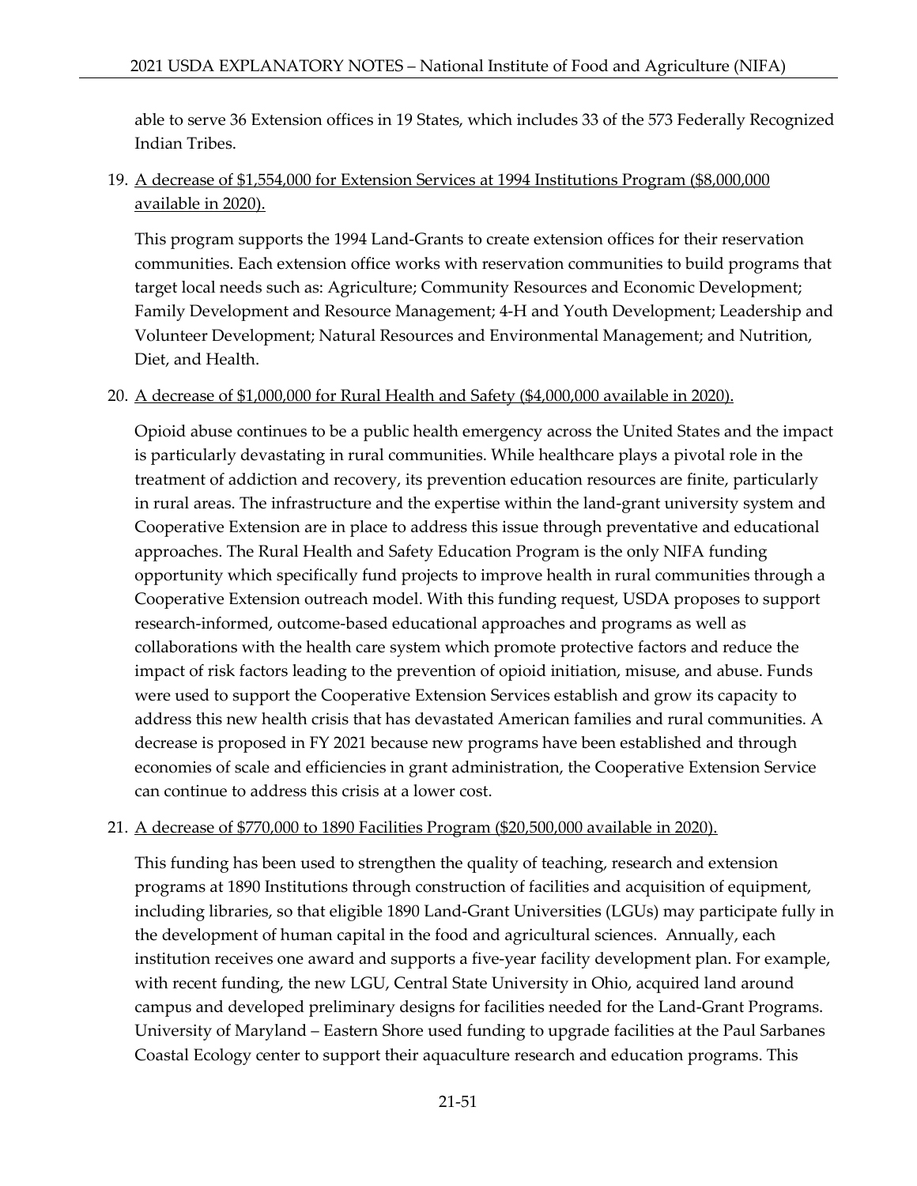able to serve 36 Extension offices in 19 States, which includes 33 of the 573 Federally Recognized Indian Tribes.

19. A decrease of $1,554,000 for Extension Services at 1994 Institutions Program ($8,000,000 available in 2020).

    This program supports the 1994 Land-Grants to create extension offices for their reservation communities. Each extension office works with reservation communities to build programs that target local needs such as: Agriculture; Community Resources and Economic Development; Family Development and Resource Management; 4-H and Youth Development; Leadership and Volunteer Development; Natural Resources and Environmental Management; and Nutrition, Diet, and Health.

20. A decrease of $1,000,000 for Rural Health and Safety ($4,000,000 available in 2020).

    Opioid abuse continues to be a public health emergency across the United States and the impact is particularly devastating in rural communities. While healthcare plays a pivotal role in the treatment of addiction and recovery, its prevention education resources are finite, particularly in rural areas. The infrastructure and the expertise within the land-grant university system and Cooperative Extension are in place to address this issue through preventative and educational approaches. The Rural Health and Safety Education Program is the only NIFA funding opportunity which specifically fund projects to improve health in rural communities through a Cooperative Extension outreach model. With this funding request, USDA proposes to support research-informed, outcome-based educational approaches and programs as well as collaborations with the health care system which promote protective factors and reduce the impact of risk factors leading to the prevention of opioid initiation, misuse, and abuse. Funds were used to support the Cooperative Extension Services establish and grow its capacity to address this new health crisis that has devastated American families and rural communities. A decrease is proposed in FY 2021 because new programs have been established and through economies of scale and efficiencies in grant administration, the Cooperative Extension Service can continue to address this crisis at a lower cost.

21. A decrease of $770,000 to 1890 Facilities Program ($20,500,000 available in 2020).

    This funding has been used to strengthen the quality of teaching, research and extension programs at 1890 Institutions through construction of facilities and acquisition of equipment, including libraries, so that eligible 1890 Land-Grant Universities (LGUs) may participate fully in the development of human capital in the food and agricultural sciences. Annually, each institution receives one award and supports a five-year facility development plan. For example, with recent funding, the new LGU, Central State University in Ohio, acquired land around campus and developed preliminary designs for facilities needed for the Land-Grant Programs. University of Maryland – Eastern Shore used funding to upgrade facilities at the Paul Sarbanes Coastal Ecology center to support their aquaculture research and education programs. This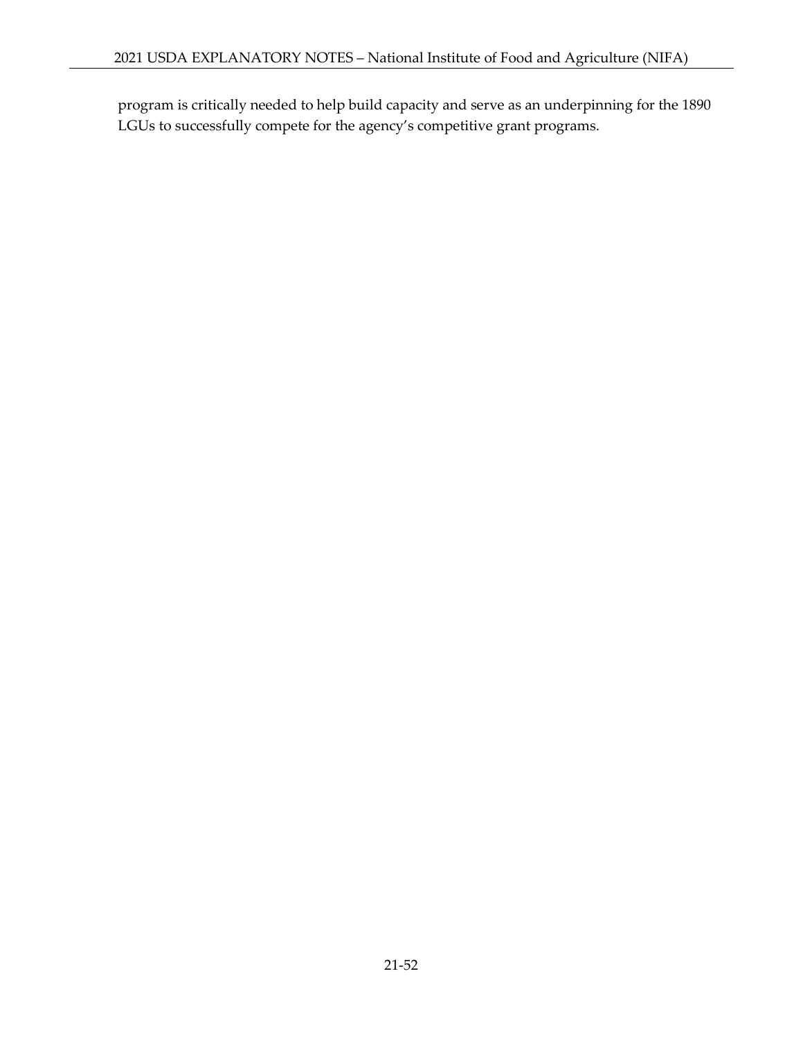program is critically needed to help build capacity and serve as an underpinning for the 1890 LGUs to successfully compete for the agency's competitive grant programs.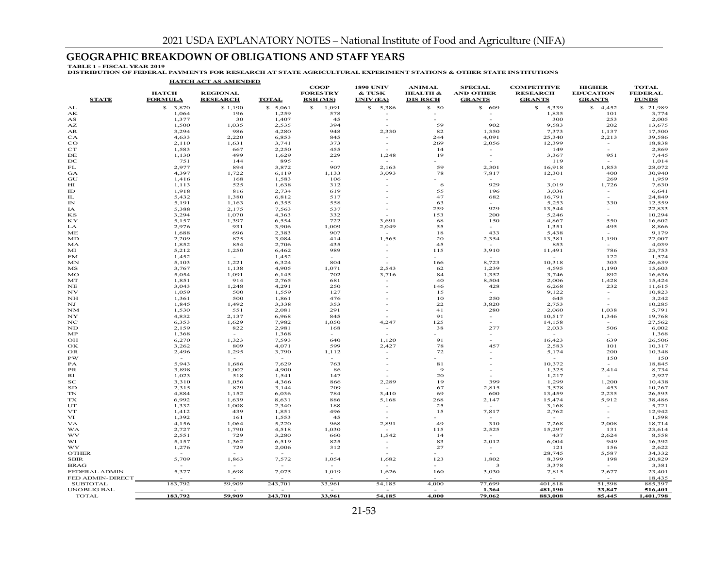## GEOGRAPHIC BREAKDOWN OF OBLIGATIONS AND STAFF YEARS

**TABLE 1 - FISCAL YEAR 2019**
**DISTRIBUTION OF FEDERAL PAYMENTS FOR RESEARCH AT STATE AGRICULTURAL EXPERIMENT STATIONS & OTHER STATE INSTITUTIONS**

| STATE | HATCH ACT AS AMENDED: HATCH FORMULA | REGIONAL RESEARCH | TOTAL | COOP FORESTRY RSH (MS) | 1890 UNIV & TUSK UNIV (EA) | ANIMAL HEALTH & DIS RSCH | SPECIAL AND OTHER GRANTS | COMPETITIVE RESEARCH GRANTS | HIGHER EDUCATION GRANTS | TOTAL FEDERAL FUNDS |
|---|---|---|---|---|---|---|---|---|---|---|
| AL | $ 3,870 | $ 1,190 | $ 5,061 | $ 1,091 | $ 5,386 | $ 50 | $ 609 | $ 5,339 | $ 4,452 | $ 21,989 |
| AK | 1,064 | 196 | 1,259 | 578 | - | - | - | 1,835 | 101 | 3,774 |
| AS | 1,377 | 30 | 1,407 | 45 | - | - | - | 300 | 253 | 2,005 |
| AZ | 1,500 | 1,035 | 2,535 | 394 | - | 59 | 902 | 9,583 | 202 | 13,675 |
| AR | 3,294 | 986 | 4,280 | 948 | 2,330 | 82 | 1,350 | 7,373 | 1,137 | 17,500 |
| CA | 4,633 | 2,220 | 6,853 | 845 | - | 244 | 4,091 | 25,340 | 2,213 | 39,586 |
| CO | 2,110 | 1,631 | 3,741 | 373 | - | 269 | 2,056 | 12,399 | - | 18,838 |
| CT | 1,583 | 667 | 2,250 | 455 | - | 14 | - | 149 | - | 2,869 |
| DE | 1,130 | 499 | 1,629 | 229 | 1,248 | 19 | - | 3,367 | 951 | 7,445 |
| DC | 751 | 144 | 895 | - | - | - | - | 119 | - | 1,014 |
| FL | 2,977 | 894 | 3,872 | 907 | 2,163 | 59 | 2,301 | 16,918 | 1,853 | 28,072 |
| GA | 4,397 | 1,722 | 6,119 | 1,133 | 3,093 | 78 | 7,817 | 12,301 | 400 | 30,940 |
| GU | 1,416 | 168 | 1,583 | 106 | - | - | - | - | 269 | 1,959 |
| HI | 1,113 | 525 | 1,638 | 312 | - | 6 | 929 | 3,019 | 1,726 | 7,630 |
| ID | 1,918 | 816 | 2,734 | 619 | - | 55 | 196 | 3,036 | - | 6,641 |
| IL | 5,432 | 1,380 | 6,812 | 517 | - | 47 | 682 | 16,791 | - | 24,849 |
| IN | 5,191 | 1,163 | 6,355 | 558 | - | 63 | - | 5,253 | 330 | 12,559 |
| IA | 5,388 | 2,175 | 7,563 | 537 | - | 259 | 929 | 13,544 | - | 22,833 |
| KS | 3,294 | 1,070 | 4,363 | 332 | - | 153 | 200 | 5,246 | - | 10,294 |
| KY | 5,157 | 1,397 | 6,554 | 722 | 3,691 | 68 | 150 | 4,867 | 550 | 16,602 |
| LA | 2,976 | 931 | 3,906 | 1,009 | 2,049 | 55 | - | 1,351 | 495 | 8,866 |
| ME | 1,688 | 696 | 2,383 | 907 | - | 18 | 433 | 5,438 | - | 9,179 |
| MD | 2,209 | 875 | 3,084 | 414 | 1,565 | 20 | 2,354 | 13,381 | 1,190 | 22,007 |
| MA | 1,852 | 854 | 2,706 | 435 | - | 45 | - | 853 | - | 4,039 |
| MI | 5,212 | 1,250 | 6,462 | 989 | - | 115 | 3,910 | 11,491 | 786 | 23,753 |
| FM | 1,452 | - | 1,452 | - | - | - | - | - | 122 | 1,574 |
| MN | 5,103 | 1,221 | 6,324 | 804 | - | 166 | 8,723 | 10,318 | 303 | 26,639 |
| MS | 3,767 | 1,138 | 4,905 | 1,071 | 2,543 | 62 | 1,239 | 4,595 | 1,190 | 15,603 |
| MO | 5,054 | 1,091 | 6,145 | 702 | 3,716 | 84 | 1,352 | 3,746 | 892 | 16,636 |
| MT | 1,851 | 914 | 2,765 | 681 | - | 40 | 8,504 | 2,006 | 1,428 | 15,424 |
| NE | 3,043 | 1,248 | 4,291 | 250 | - | 146 | 428 | 6,268 | 232 | 11,615 |
| NV | 1,059 | 500 | 1,559 | 127 | - | 15 | - | 9,122 | - | 10,823 |
| NH | 1,361 | 500 | 1,861 | 476 | - | 10 | 250 | 645 | - | 3,242 |
| NJ | 1,845 | 1,492 | 3,338 | 353 | - | 22 | 3,820 | 2,753 | - | 10,285 |
| NM | 1,530 | 551 | 2,081 | 291 | - | 41 | 280 | 2,060 | 1,038 | 5,791 |
| NY | 4,832 | 2,137 | 6,968 | 845 | - | 91 | - | 10,517 | 1,346 | 19,768 |
| NC | 6,353 | 1,629 | 7,982 | 1,050 | 4,247 | 125 | - | 14,158 | - | 27,562 |
| ND | 2,159 | 822 | 2,981 | 168 | - | 38 | 277 | 2,033 | 506 | 6,002 |
| MP | 1,368 | - | 1,368 | - | - | - | - | - | - | 1,368 |
| OH | 6,270 | 1,323 | 7,593 | 640 | 1,120 | 91 | - | 16,423 | 639 | 26,506 |
| OK | 3,262 | 809 | 4,071 | 599 | 2,427 | 78 | 457 | 2,583 | 101 | 10,317 |
| OR | 2,496 | 1,295 | 3,790 | 1,112 | - | 72 | - | 5,174 | 200 | 10,348 |
| PW | - | - | - | - | - | - | - | - | 150 | 150 |
| PA | 5,943 | 1,686 | 7,629 | 763 | - | 81 | - | 10,372 | - | 18,845 |
| PR | 3,898 | 1,002 | 4,900 | 86 | - | 9 | - | 1,325 | 2,414 | 8,734 |
| RI | 1,023 | 518 | 1,541 | 147 | - | 20 | - | 1,217 | - | 2,927 |
| SC | 3,310 | 1,056 | 4,366 | 866 | 2,289 | 19 | 399 | 1,299 | 1,200 | 10,438 |
| SD | 2,315 | 829 | 3,144 | 209 | - | 67 | 2,815 | 3,578 | 453 | 10,267 |
| TN | 4,884 | 1,152 | 6,036 | 784 | 3,410 | 69 | 600 | 13,459 | 2,235 | 26,593 |
| TX | 6,992 | 1,639 | 8,631 | 886 | 5,168 | 268 | 2,147 | 15,474 | 5,912 | 38,486 |
| UT | 1,332 | 1,008 | 2,340 | 188 | - | 25 | - | 3,168 | - | 5,721 |
| VT | 1,412 | 439 | 1,851 | 496 | - | 15 | 7,817 | 2,762 | - | 12,942 |
| VI | 1,392 | 161 | 1,553 | 45 | - | - | - | - | - | 1,598 |
| VA | 4,156 | 1,064 | 5,220 | 968 | 2,891 | 49 | 310 | 7,268 | 2,008 | 18,714 |
| WA | 2,727 | 1,790 | 4,518 | 1,030 | - | 115 | 2,525 | 15,297 | 131 | 23,614 |
| WV | 2,551 | 729 | 3,280 | 660 | 1,542 | 14 | - | 437 | 2,624 | 8,558 |
| WI | 5,157 | 1,362 | 6,519 | 825 | - | 83 | 2,012 | 6,004 | 949 | 16,392 |
| WY | 1,276 | 729 | 2,006 | 312 | - | 27 | - | 121 | 156 | 2,622 |
| OTHER | - | - | - | - | - | - | - | 28,745 | 5,587 | 34,332 |
| SBIR | 5,709 | 1,863 | 7,572 | 1,054 | 1,682 | 123 | 1,802 | 8,399 | 198 | 20,829 |
| BRAG | - | - | - | - | - | - | 3 | 3,378 | - | 3,381 |
| FEDERAL ADMIN | 5,377 | 1,698 | 7,075 | 1,019 | 1,626 | 160 | 3,030 | 7,815 | 2,677 | 23,401 |
| FED ADMIN-DIRECT | - | - | - | - | - | - | - | - | - | 18,435 |
| SUBTOTAL | 183,792 | 59,909 | 243,701 | 33,961 | 54,185 | 4,000 | 77,699 | 401,818 | 51,598 | 885,397 |
| UNOBLIG BAL | - | - | - | - | - | - | 1,364 | 481,190 | 33,847 | 516,401 |
| TOTAL | 183,792 | 59,909 | 243,701 | 33,961 | 54,185 | 4,000 | 79,062 | 883,008 | 85,445 | 1,401,798 |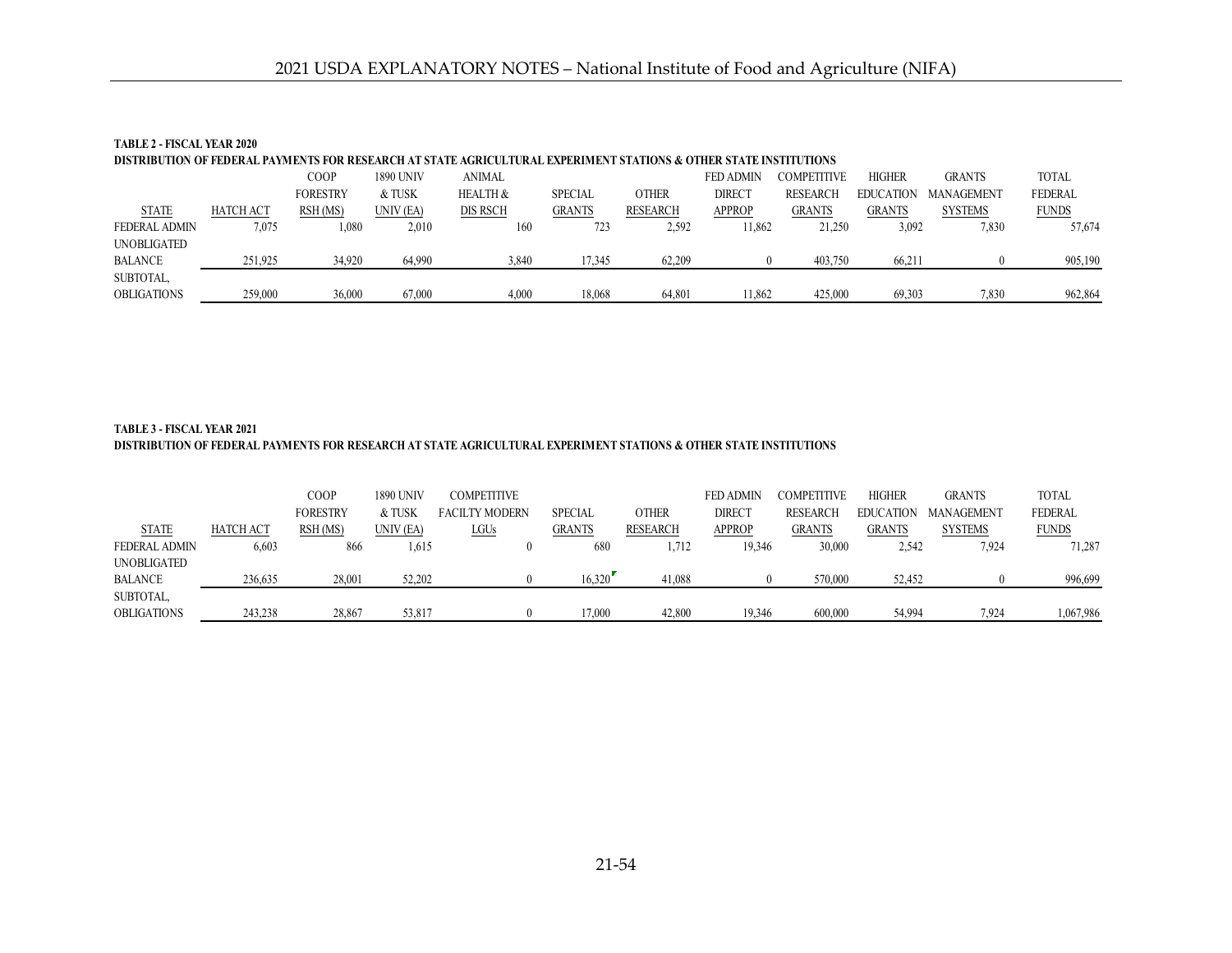**TABLE 2 - FISCAL YEAR 2020**

**DISTRIBUTION OF FEDERAL PAYMENTS FOR RESEARCH AT STATE AGRICULTURAL EXPERIMENT STATIONS & OTHER STATE INSTITUTIONS**

| STATE | HATCH ACT | COOP FORESTRY RSH (MS) | 1890 UNIV & TUSK UNIV (EA) | ANIMAL HEALTH & DIS RSCH | SPECIAL GRANTS | OTHER RESEARCH | FED ADMIN DIRECT APPROP | COMPETITIVE RESEARCH GRANTS | HIGHER EDUCATION GRANTS | GRANTS MANAGEMENT SYSTEMS | TOTAL FEDERAL FUNDS |
|---|---|---|---|---|---|---|---|---|---|---|---|
| FEDERAL ADMIN | 7,075 | 1,080 | 2,010 | 160 | 723 | 2,592 | 11,862 | 21,250 | 3,092 | 7,830 | 57,674 |
| UNOBLIGATED BALANCE | 251,925 | 34,920 | 64,990 | 3,840 | 17,345 | 62,209 | 0 | 403,750 | 66,211 | 0 | 905,190 |
| SUBTOTAL, OBLIGATIONS | 259,000 | 36,000 | 67,000 | 4,000 | 18,068 | 64,801 | 11,862 | 425,000 | 69,303 | 7,830 | 962,864 |

**TABLE 3 - FISCAL YEAR 2021**

**DISTRIBUTION OF FEDERAL PAYMENTS FOR RESEARCH AT STATE AGRICULTURAL EXPERIMENT STATIONS & OTHER STATE INSTITUTIONS**

| STATE | HATCH ACT | COOP FORESTRY RSH (MS) | 1890 UNIV & TUSK UNIV (EA) | COMPETITIVE FACILTY MODERN LGUs | SPECIAL GRANTS | OTHER RESEARCH | FED ADMIN DIRECT APPROP | COMPETITIVE RESEARCH GRANTS | HIGHER EDUCATION GRANTS | GRANTS MANAGEMENT SYSTEMS | TOTAL FEDERAL FUNDS |
|---|---|---|---|---|---|---|---|---|---|---|---|
| FEDERAL ADMIN | 6,603 | 866 | 1,615 | 0 | 680 | 1,712 | 19,346 | 30,000 | 2,542 | 7,924 | 71,287 |
| UNOBLIGATED BALANCE | 236,635 | 28,001 | 52,202 | 0 | 16,320 | 41,088 | 0 | 570,000 | 52,452 | 0 | 996,699 |
| SUBTOTAL, OBLIGATIONS | 243,238 | 28,867 | 53,817 | 0 | 17,000 | 42,800 | 19,346 | 600,000 | 54,994 | 7,924 | 1,067,986 |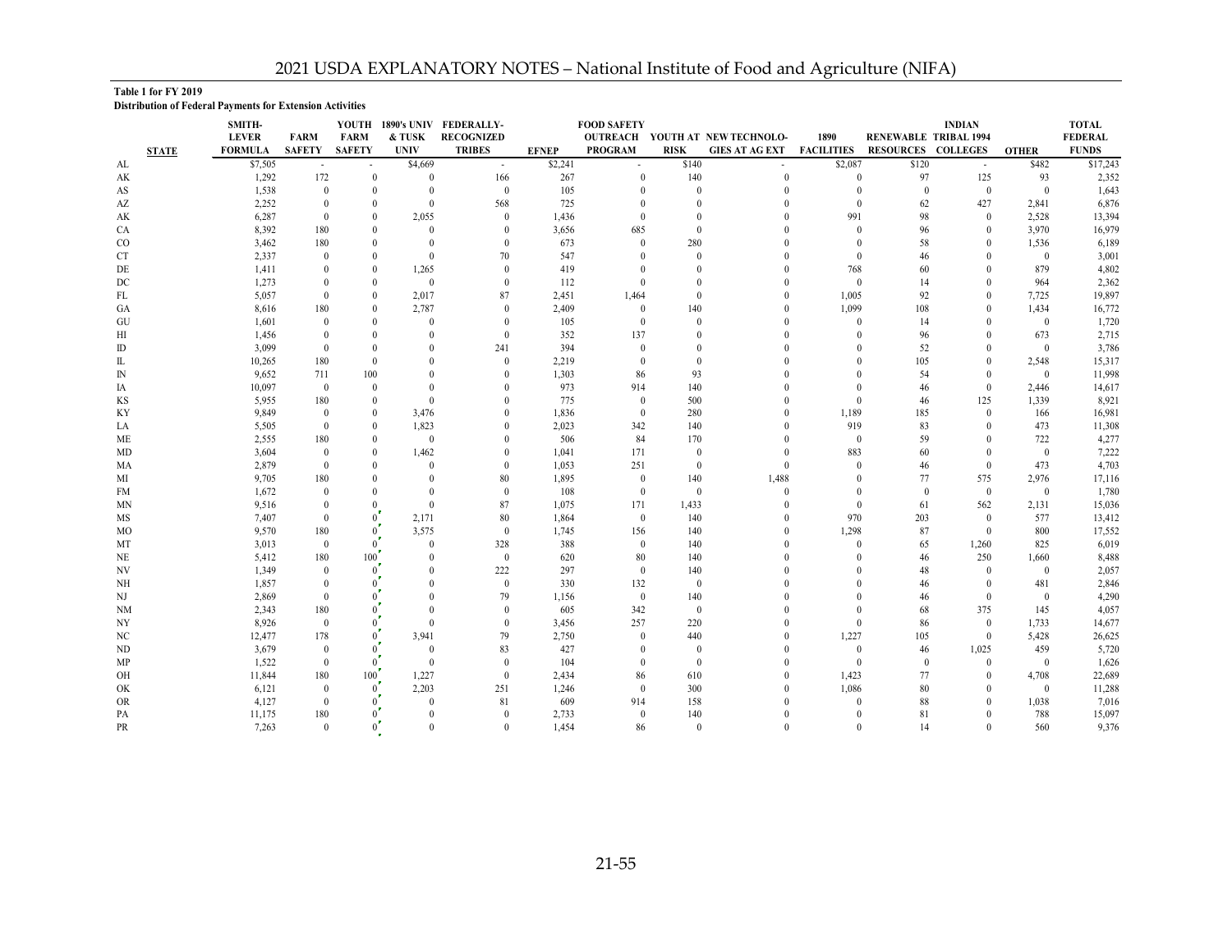**Table 1 for FY 2019**

**Distribution of Federal Payments for Extension Activities**

| STATE | SMITH-LEVER FORMULA | FARM SAFETY | YOUTH FARM SAFETY | 1890's UNIV & TUSK UNIV | FEDERALLY-RECOGNIZED TRIBES | EFNEP | FOOD SAFETY OUTREACH PROGRAM | YOUTH AT RISK | NEW TECHNOLO-GIES AT AG EXT | 1890 FACILITIES | RENEWABLE RESOURCES | INDIAN TRIBAL 1994 COLLEGES | OTHER | TOTAL FEDERAL FUNDS |
|---|---|---|---|---|---|---|---|---|---|---|---|---|---|---|
| AL | $7,505 | - | - | $4,669 | - | $2,241 | - | $140 | - | $2,087 | $120 | - | $482 | $17,243 |
| AK | 1,292 | 172 | 0 | 0 | 166 | 267 | 0 | 140 | 0 | 0 | 97 | 125 | 93 | 2,352 |
| AS | 1,538 | 0 | 0 | 0 | 0 | 105 | 0 | 0 | 0 | 0 | 0 | 0 | 0 | 1,643 |
| AZ | 2,252 | 0 | 0 | 0 | 568 | 725 | 0 | 0 | 0 | 0 | 62 | 427 | 2,841 | 6,876 |
| AK | 6,287 | 0 | 0 | 2,055 | 0 | 1,436 | 0 | 0 | 0 | 991 | 98 | 0 | 2,528 | 13,394 |
| CA | 8,392 | 180 | 0 | 0 | 0 | 3,656 | 685 | 0 | 0 | 0 | 96 | 0 | 3,970 | 16,979 |
| CO | 3,462 | 180 | 0 | 0 | 0 | 673 | 0 | 280 | 0 | 0 | 58 | 0 | 1,536 | 6,189 |
| CT | 2,337 | 0 | 0 | 0 | 70 | 547 | 0 | 0 | 0 | 0 | 46 | 0 | 0 | 3,001 |
| DE | 1,411 | 0 | 0 | 1,265 | 0 | 419 | 0 | 0 | 0 | 768 | 60 | 0 | 879 | 4,802 |
| DC | 1,273 | 0 | 0 | 0 | 0 | 112 | 0 | 0 | 0 | 0 | 14 | 0 | 964 | 2,362 |
| FL | 5,057 | 0 | 0 | 2,017 | 87 | 2,451 | 1,464 | 0 | 0 | 1,005 | 92 | 0 | 7,725 | 19,897 |
| GA | 8,616 | 180 | 0 | 2,787 | 0 | 2,409 | 0 | 140 | 0 | 1,099 | 108 | 0 | 1,434 | 16,772 |
| GU | 1,601 | 0 | 0 | 0 | 0 | 105 | 0 | 0 | 0 | 0 | 14 | 0 | 0 | 1,720 |
| HI | 1,456 | 0 | 0 | 0 | 0 | 352 | 137 | 0 | 0 | 0 | 96 | 0 | 673 | 2,715 |
| ID | 3,099 | 0 | 0 | 0 | 241 | 394 | 0 | 0 | 0 | 0 | 52 | 0 | 0 | 3,786 |
| IL | 10,265 | 180 | 0 | 0 | 0 | 2,219 | 0 | 0 | 0 | 0 | 105 | 0 | 2,548 | 15,317 |
| IN | 9,652 | 711 | 100 | 0 | 0 | 1,303 | 86 | 93 | 0 | 0 | 54 | 0 | 0 | 11,998 |
| IA | 10,097 | 0 | 0 | 0 | 0 | 973 | 914 | 140 | 0 | 0 | 46 | 0 | 2,446 | 14,617 |
| KS | 5,955 | 180 | 0 | 0 | 0 | 775 | 0 | 500 | 0 | 0 | 46 | 125 | 1,339 | 8,921 |
| KY | 9,849 | 0 | 0 | 3,476 | 0 | 1,836 | 0 | 280 | 0 | 1,189 | 185 | 0 | 166 | 16,981 |
| LA | 5,505 | 0 | 0 | 1,823 | 0 | 2,023 | 342 | 140 | 0 | 919 | 83 | 0 | 473 | 11,308 |
| ME | 2,555 | 180 | 0 | 0 | 0 | 506 | 84 | 170 | 0 | 0 | 59 | 0 | 722 | 4,277 |
| MD | 3,604 | 0 | 0 | 1,462 | 0 | 1,041 | 171 | 0 | 0 | 883 | 60 | 0 | 0 | 7,222 |
| MA | 2,879 | 0 | 0 | 0 | 0 | 1,053 | 251 | 0 | 0 | 0 | 46 | 0 | 473 | 4,703 |
| MI | 9,705 | 180 | 0 | 0 | 80 | 1,895 | 0 | 140 | 1,488 | 0 | 77 | 575 | 2,976 | 17,116 |
| FM | 1,672 | 0 | 0 | 0 | 0 | 108 | 0 | 0 | 0 | 0 | 0 | 0 | 0 | 1,780 |
| MN | 9,516 | 0 | 0 | 0 | 87 | 1,075 | 171 | 1,433 | 0 | 0 | 61 | 562 | 2,131 | 15,036 |
| MS | 7,407 | 0 | 0 | 2,171 | 80 | 1,864 | 0 | 140 | 0 | 970 | 203 | 0 | 577 | 13,412 |
| MO | 9,570 | 180 | 0 | 3,575 | 0 | 1,745 | 156 | 140 | 0 | 1,298 | 87 | 0 | 800 | 17,552 |
| MT | 3,013 | 0 | 0 | 0 | 328 | 388 | 0 | 140 | 0 | 0 | 65 | 1,260 | 825 | 6,019 |
| NE | 5,412 | 180 | 100 | 0 | 0 | 620 | 80 | 140 | 0 | 0 | 46 | 250 | 1,660 | 8,488 |
| NV | 1,349 | 0 | 0 | 0 | 222 | 297 | 0 | 140 | 0 | 0 | 48 | 0 | 0 | 2,057 |
| NH | 1,857 | 0 | 0 | 0 | 0 | 330 | 132 | 0 | 0 | 0 | 46 | 0 | 481 | 2,846 |
| NJ | 2,869 | 0 | 0 | 0 | 79 | 1,156 | 0 | 140 | 0 | 0 | 46 | 0 | 0 | 4,290 |
| NM | 2,343 | 180 | 0 | 0 | 0 | 605 | 342 | 0 | 0 | 0 | 68 | 375 | 145 | 4,057 |
| NY | 8,926 | 0 | 0 | 0 | 0 | 3,456 | 257 | 220 | 0 | 0 | 86 | 0 | 1,733 | 14,677 |
| NC | 12,477 | 178 | 0 | 3,941 | 79 | 2,750 | 0 | 440 | 0 | 1,227 | 105 | 0 | 5,428 | 26,625 |
| ND | 3,679 | 0 | 0 | 0 | 83 | 427 | 0 | 0 | 0 | 0 | 46 | 1,025 | 459 | 5,720 |
| MP | 1,522 | 0 | 0 | 0 | 0 | 104 | 0 | 0 | 0 | 0 | 0 | 0 | 0 | 1,626 |
| OH | 11,844 | 180 | 100 | 1,227 | 0 | 2,434 | 86 | 610 | 0 | 1,423 | 77 | 0 | 4,708 | 22,689 |
| OK | 6,121 | 0 | 0 | 2,203 | 251 | 1,246 | 0 | 300 | 0 | 1,086 | 80 | 0 | 0 | 11,288 |
| OR | 4,127 | 0 | 0 | 0 | 81 | 609 | 914 | 158 | 0 | 0 | 88 | 0 | 1,038 | 7,016 |
| PA | 11,175 | 180 | 0 | 0 | 0 | 2,733 | 0 | 140 | 0 | 0 | 81 | 0 | 788 | 15,097 |
| PR | 7,263 | 0 | 0 | 0 | 0 | 1,454 | 86 | 0 | 0 | 0 | 14 | 0 | 560 | 9,376 |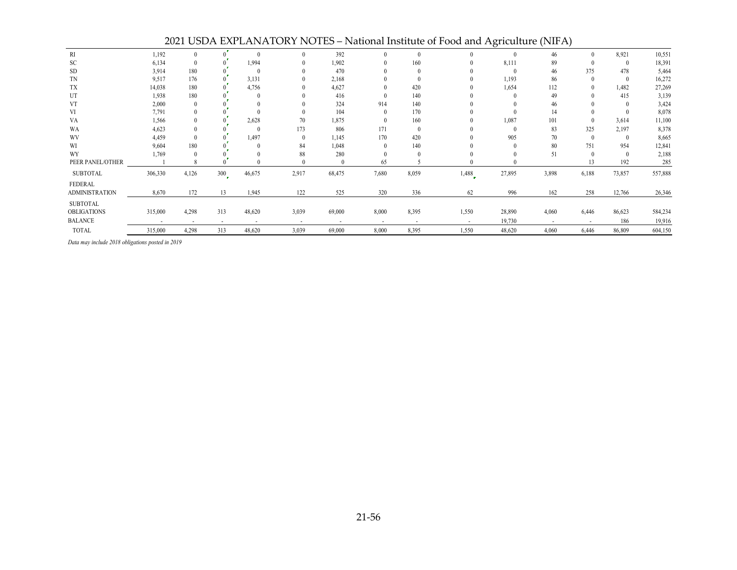| | | | | | | | | | | | | | | |
|---|---|---|---|---|---|---|---|---|---|---|---|---|---|---|
| RI | 1,192 | 0 | 0 | 0 | 0 | 392 | 0 | 0 | 0 | 0 | 46 | 0 | 8,921 | 10,551 |
| SC | 6,134 | 0 | 0 | 1,994 | 0 | 1,902 | 0 | 160 | 0 | 8,111 | 89 | 0 | 0 | 18,391 |
| SD | 3,914 | 180 | 0 | 0 | 0 | 470 | 0 | 0 | 0 | 0 | 46 | 375 | 478 | 5,464 |
| TN | 9,517 | 176 | 0 | 3,131 | 0 | 2,168 | 0 | 0 | 0 | 1,193 | 86 | 0 | 0 | 16,272 |
| TX | 14,038 | 180 | 0 | 4,756 | 0 | 4,627 | 0 | 420 | 0 | 1,654 | 112 | 0 | 1,482 | 27,269 |
| UT | 1,938 | 180 | 0 | 0 | 0 | 416 | 0 | 140 | 0 | 0 | 49 | 0 | 415 | 3,139 |
| VT | 2,000 | 0 | 0 | 0 | 0 | 324 | 914 | 140 | 0 | 0 | 46 | 0 | 0 | 3,424 |
| VI | 7,791 | 0 | 0 | 0 | 0 | 104 | 0 | 170 | 0 | 0 | 14 | 0 | 0 | 8,078 |
| VA | 1,566 | 0 | 0 | 2,628 | 70 | 1,875 | 0 | 160 | 0 | 1,087 | 101 | 0 | 3,614 | 11,100 |
| WA | 4,623 | 0 | 0 | 0 | 173 | 806 | 171 | 0 | 0 | 0 | 83 | 325 | 2,197 | 8,378 |
| WV | 4,459 | 0 | 0 | 1,497 | 0 | 1,145 | 170 | 420 | 0 | 905 | 70 | 0 | 0 | 8,665 |
| WI | 9,604 | 180 | 0 | 0 | 84 | 1,048 | 0 | 140 | 0 | 0 | 80 | 751 | 954 | 12,841 |
| WY | 1,769 | 0 | 0 | 0 | 88 | 280 | 0 | 0 | 0 | 0 | 51 | 0 | 0 | 2,188 |
| PEER PANEL/OTHER | 1 | 8 | 0 | 0 | 0 | 0 | 65 | 5 | 0 | 0 | | 13 | 192 | 285 |
| SUBTOTAL | 306,330 | 4,126 | 300 | 46,675 | 2,917 | 68,475 | 7,680 | 8,059 | 1,488 | 27,895 | 3,898 | 6,188 | 73,857 | 557,888 |
| FEDERAL ADMINISTRATION | 8,670 | 172 | 13 | 1,945 | 122 | 525 | 320 | 336 | 62 | 996 | 162 | 258 | 12,766 | 26,346 |
| SUBTOTAL OBLIGATIONS | 315,000 | 4,298 | 313 | 48,620 | 3,039 | 69,000 | 8,000 | 8,395 | 1,550 | 28,890 | 4,060 | 6,446 | 86,623 | 584,234 |
| BALANCE | - | - | - | - | - | - | - | - | - | 19,730 | - | - | 186 | 19,916 |
| TOTAL | 315,000 | 4,298 | 313 | 48,620 | 3,039 | 69,000 | 8,000 | 8,395 | 1,550 | 48,620 | 4,060 | 6,446 | 86,809 | 604,150 |

*Data may include 2018 obligations posted in 2019*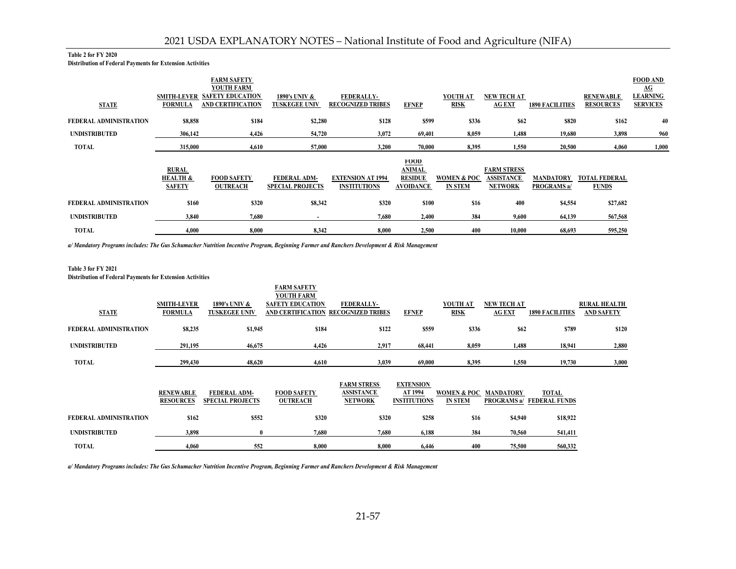**Table 2 for FY 2020**

**Distribution of Federal Payments for Extension Activities**

| STATE | SMITH-LEVER FORMULA | FARM SAFETY YOUTH FARM SAFETY EDUCATION AND CERTIFICATION | 1890's UNIV & TUSKEGEE UNIV | FEDERALLY-RECOGNIZED TRIBES | EFNEP | YOUTH AT RISK | NEW TECH AT AG EXT | 1890 FACILITIES | RENEWABLE RESOURCES | FOOD AND AG LEARNING SERVICES |
|---|---|---|---|---|---|---|---|---|---|---|
| FEDERAL ADMINISTRATION | $8,858 | $184 | $2,280 | $128 | $599 | $336 | $62 | $820 | $162 | 40 |
| UNDISTRIBUTED | 306,142 | 4,426 | 54,720 | 3,072 | 69,401 | 8,059 | 1,488 | 19,680 | 3,898 | 960 |
| TOTAL | 315,000 | 4,610 | 57,000 | 3,200 | 70,000 | 8,395 | 1,550 | 20,500 | 4,060 | 1,000 |

| | RURAL HEALTH & SAFETY | FOOD SAFETY OUTREACH | FEDERAL ADM-SPECIAL PROJECTS | EXTENSION AT 1994 INSTITUTIONS | FOOD ANIMAL RESIDUE AVOIDANCE | WOMEN & POC IN STEM | FARM STRESS ASSISTANCE NETWORK | MANDATORY PROGRAMS a/ | TOTAL FEDERAL FUNDS |
|---|---|---|---|---|---|---|---|---|---|
| FEDERAL ADMINISTRATION | $160 | $320 | $8,342 | $320 | $100 | $16 | 400 | $4,554 | $27,682 |
| UNDISTRIBUTED | 3,840 | 7,680 | - | 7,680 | 2,400 | 384 | 9,600 | 64,139 | 567,568 |
| TOTAL | 4,000 | 8,000 | 8,342 | 8,000 | 2,500 | 400 | 10,000 | 68,693 | 595,250 |

*a/ Mandatory Programs includes: The Gus Schumacher Nutrition Incentive Program, Beginning Farmer and Ranchers Development & Risk Management*

**Table 3 for FY 2021**

**Distribution of Federal Payments for Extension Activities**

| STATE | SMITH-LEVER FORMULA | 1890's UNIV & TUSKEGEE UNIV | FARM SAFETY YOUTH FARM SAFETY EDUCATION AND CERTIFICATION | FEDERALLY-RECOGNIZED TRIBES | EFNEP | YOUTH AT RISK | NEW TECH AT AG EXT | 1890 FACILITIES | RURAL HEALTH AND SAFETY |
|---|---|---|---|---|---|---|---|---|---|
| FEDERAL ADMINISTRATION | $8,235 | $1,945 | $184 | $122 | $559 | $336 | $62 | $789 | $120 |
| UNDISTRIBUTED | 291,195 | 46,675 | 4,426 | 2,917 | 68,441 | 8,059 | 1,488 | 18,941 | 2,880 |
| TOTAL | 299,430 | 48,620 | 4,610 | 3,039 | 69,000 | 8,395 | 1,550 | 19,730 | 3,000 |

| | RENEWABLE RESOURCES | FEDERAL ADM-SPECIAL PROJECTS | FOOD SAFETY OUTREACH | FARM STRESS ASSISTANCE NETWORK | EXTENSION AT 1994 INSTITUTIONS | WOMEN & POC IN STEM | MANDATORY PROGRAMS a/ | TOTAL FEDERAL FUNDS |
|---|---|---|---|---|---|---|---|---|
| FEDERAL ADMINISTRATION | $162 | $552 | $320 | $320 | $258 | $16 | $4,940 | $18,922 |
| UNDISTRIBUTED | 3,898 | 0 | 7,680 | 7,680 | 6,188 | 384 | 70,560 | 541,411 |
| TOTAL | 4,060 | 552 | 8,000 | 8,000 | 6,446 | 400 | 75,500 | 560,332 |

*a/ Mandatory Programs includes: The Gus Schumacher Nutrition Incentive Program, Beginning Farmer and Ranchers Development & Risk Management*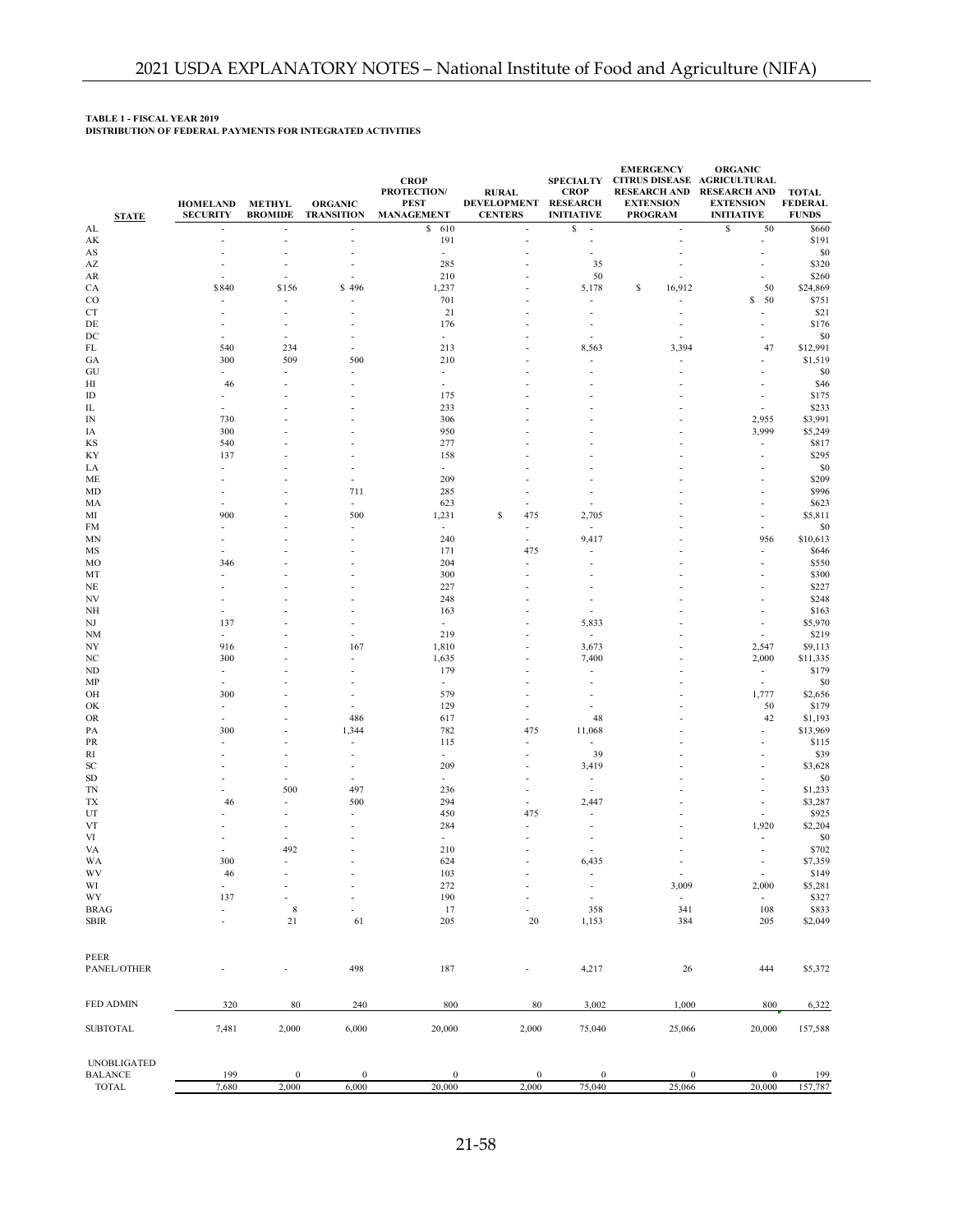**TABLE 1 - FISCAL YEAR 2019**
**DISTRIBUTION OF FEDERAL PAYMENTS FOR INTEGRATED ACTIVITIES**

| STATE | HOMELAND SECURITY | METHYL BROMIDE | ORGANIC TRANSITION | CROP PROTECTION/ PEST MANAGEMENT | RURAL DEVELOPMENT CENTERS | SPECIALTY CROP RESEARCH INITIATIVE | EMERGENCY CITRUS DISEASE RESEARCH AND EXTENSION PROGRAM | ORGANIC AGRICULTURAL RESEARCH AND EXTENSION INITIATIVE | TOTAL FEDERAL FUNDS |
|---|---|---|---|---|---|---|---|---|---|
| AL | - | - | - | $ 610 | - | $ - | - | $ 50 | $660 |
| AK | - | - | - | 191 | - | - | - | - | $191 |
| AS | - | - | - | - | - | - | - | - | $0 |
| AZ | - | - | - | 285 | - | 35 | - | - | $320 |
| AR | - | - | - | 210 | - | 50 | - | - | $260 |
| CA | $840 | $156 | $ 496 | 1,237 | - | 5,178 | $ 16,912 | 50 | $24,869 |
| CO | - | - | - | 701 | - | - | - | $ 50 | $751 |
| CT | - | - | - | 21 | - | - | - | - | $21 |
| DE | - | - | - | 176 | - | - | - | - | $176 |
| DC | - | - | - | - | - | - | - | - | $0 |
| FL | 540 | 234 | - | 213 | - | 8,563 | 3,394 | 47 | $12,991 |
| GA | 300 | 509 | 500 | 210 | - | - | - | - | $1,519 |
| GU | - | - | - | - | - | - | - | - | $0 |
| HI | 46 | - | - | - | - | - | - | - | $46 |
| ID | - | - | - | 175 | - | - | - | - | $175 |
| IL | - | - | - | 233 | - | - | - | - | $233 |
| IN | 730 | - | - | 306 | - | - | - | 2,955 | $3,991 |
| IA | 300 | - | - | 950 | - | - | - | 3,999 | $5,249 |
| KS | 540 | - | - | 277 | - | - | - | - | $817 |
| KY | 137 | - | - | 158 | - | - | - | - | $295 |
| LA | - | - | - | - | - | - | - | - | $0 |
| ME | - | - | - | 209 | - | - | - | - | $209 |
| MD | - | - | 711 | 285 | - | - | - | - | $996 |
| MA | - | - | - | 623 | - | - | - | - | $623 |
| MI | 900 | - | 500 | 1,231 | $ 475 | 2,705 | - | - | $5,811 |
| FM | - | - | - | - | - | - | - | - | $0 |
| MN | - | - | - | 240 | - | 9,417 | - | 956 | $10,613 |
| MS | - | - | - | 171 | 475 | - | - | - | $646 |
| MO | 346 | - | - | 204 | - | - | - | - | $550 |
| MT | - | - | - | 300 | - | - | - | - | $300 |
| NE | - | - | - | 227 | - | - | - | - | $227 |
| NV | - | - | - | 248 | - | - | - | - | $248 |
| NH | - | - | - | 163 | - | - | - | - | $163 |
| NJ | 137 | - | - | - | - | 5,833 | - | - | $5,970 |
| NM | - | - | - | 219 | - | - | - | - | $219 |
| NY | 916 | - | 167 | 1,810 | - | 3,673 | - | 2,547 | $9,113 |
| NC | 300 | - | - | 1,635 | - | 7,400 | - | 2,000 | $11,335 |
| ND | - | - | - | 179 | - | - | - | - | $179 |
| MP | - | - | - | - | - | - | - | - | $0 |
| OH | 300 | - | - | 579 | - | - | - | 1,777 | $2,656 |
| OK | - | - | - | 129 | - | - | - | 50 | $179 |
| OR | - | - | 486 | 617 | - | 48 | - | 42 | $1,193 |
| PA | 300 | - | 1,344 | 782 | 475 | 11,068 | - | - | $13,969 |
| PR | - | - | - | 115 | - | - | - | - | $115 |
| RI | - | - | - | - | - | 39 | - | - | $39 |
| SC | - | - | - | 209 | - | 3,419 | - | - | $3,628 |
| SD | - | - | - | - | - | - | - | - | $0 |
| TN | - | 500 | 497 | 236 | - | - | - | - | $1,233 |
| TX | 46 | - | 500 | 294 | - | 2,447 | - | - | $3,287 |
| UT | - | - | - | 450 | 475 | - | - | - | $925 |
| VT | - | - | - | 284 | - | - | - | 1,920 | $2,204 |
| VI | - | - | - | - | - | - | - | - | $0 |
| VA | - | 492 | - | 210 | - | - | - | - | $702 |
| WA | 300 | - | - | 624 | - | 6,435 | - | - | $7,359 |
| WV | 46 | - | - | 103 | - | - | - | - | $149 |
| WI | - | - | - | 272 | - | - | 3,009 | 2,000 | $5,281 |
| WY | 137 | - | - | 190 | - | - | - | - | $327 |
| BRAG | - | 8 | - | 17 | - | 358 | 341 | 108 | $833 |
| SBIR | - | 21 | 61 | 205 | 20 | 1,153 | 384 | 205 | $2,049 |
| PEER PANEL/OTHER | - | - | 498 | 187 | - | 4,217 | 26 | 444 | $5,372 |
| FED ADMIN | 320 | 80 | 240 | 800 | 80 | 3,002 | 1,000 | 800 | 6,322 |
| SUBTOTAL | 7,481 | 2,000 | 6,000 | 20,000 | 2,000 | 75,040 | 25,066 | 20,000 | 157,588 |
| UNOBLIGATED BALANCE | 199 | 0 | 0 | 0 | 0 | 0 | 0 | 0 | 199 |
| TOTAL | 7,680 | 2,000 | 6,000 | 20,000 | 2,000 | 75,040 | 25,066 | 20,000 | 157,787 |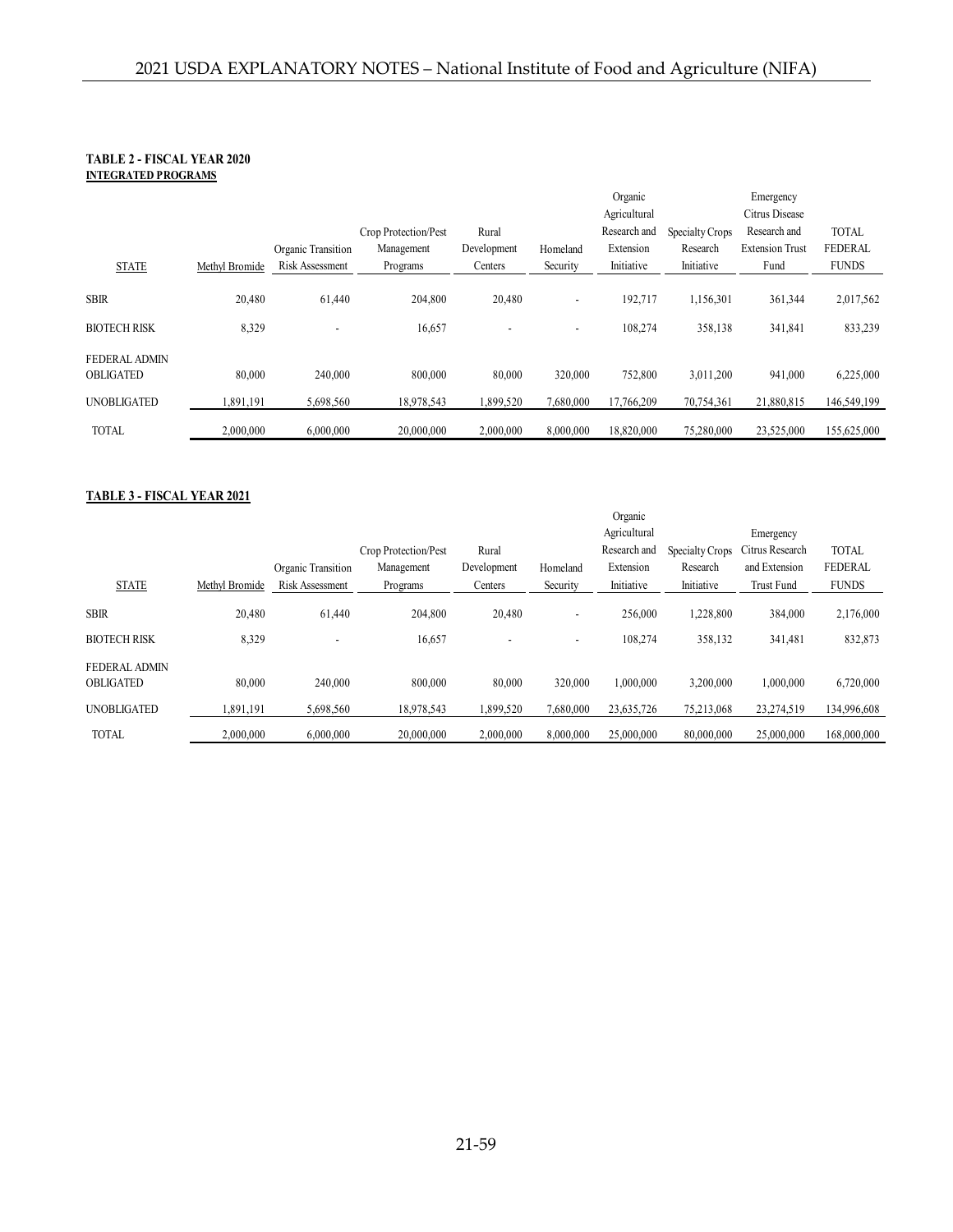**TABLE 2 - FISCAL YEAR 2020**
**INTEGRATED PROGRAMS**

| STATE | Methyl Bromide | Organic Transition Risk Assessment | Crop Protection/Pest Management Programs | Rural Development Centers | Homeland Security | Organic Agricultural Research and Extension Initiative | Specialty Crops Research Initiative | Emergency Citrus Disease Research and Extension Trust Fund | TOTAL FEDERAL FUNDS |
|---|---|---|---|---|---|---|---|---|---|
| SBIR | 20,480 | 61,440 | 204,800 | 20,480 | - | 192,717 | 1,156,301 | 361,344 | 2,017,562 |
| BIOTECH RISK | 8,329 | - | 16,657 | - | - | 108,274 | 358,138 | 341,841 | 833,239 |
| FEDERAL ADMIN OBLIGATED | 80,000 | 240,000 | 800,000 | 80,000 | 320,000 | 752,800 | 3,011,200 | 941,000 | 6,225,000 |
| UNOBLIGATED | 1,891,191 | 5,698,560 | 18,978,543 | 1,899,520 | 7,680,000 | 17,766,209 | 70,754,361 | 21,880,815 | 146,549,199 |
| TOTAL | 2,000,000 | 6,000,000 | 20,000,000 | 2,000,000 | 8,000,000 | 18,820,000 | 75,280,000 | 23,525,000 | 155,625,000 |

**TABLE 3 - FISCAL YEAR 2021**

| STATE | Methyl Bromide | Organic Transition Risk Assessment | Crop Protection/Pest Management Programs | Rural Development Centers | Homeland Security | Organic Agricultural Research and Extension Initiative | Specialty Crops Research Initiative | Emergency Citrus Research and Extension Trust Fund | TOTAL FEDERAL FUNDS |
|---|---|---|---|---|---|---|---|---|---|
| SBIR | 20,480 | 61,440 | 204,800 | 20,480 | - | 256,000 | 1,228,800 | 384,000 | 2,176,000 |
| BIOTECH RISK | 8,329 | - | 16,657 | - | - | 108,274 | 358,132 | 341,481 | 832,873 |
| FEDERAL ADMIN OBLIGATED | 80,000 | 240,000 | 800,000 | 80,000 | 320,000 | 1,000,000 | 3,200,000 | 1,000,000 | 6,720,000 |
| UNOBLIGATED | 1,891,191 | 5,698,560 | 18,978,543 | 1,899,520 | 7,680,000 | 23,635,726 | 75,213,068 | 23,274,519 | 134,996,608 |
| TOTAL | 2,000,000 | 6,000,000 | 20,000,000 | 2,000,000 | 8,000,000 | 25,000,000 | 80,000,000 | 25,000,000 | 168,000,000 |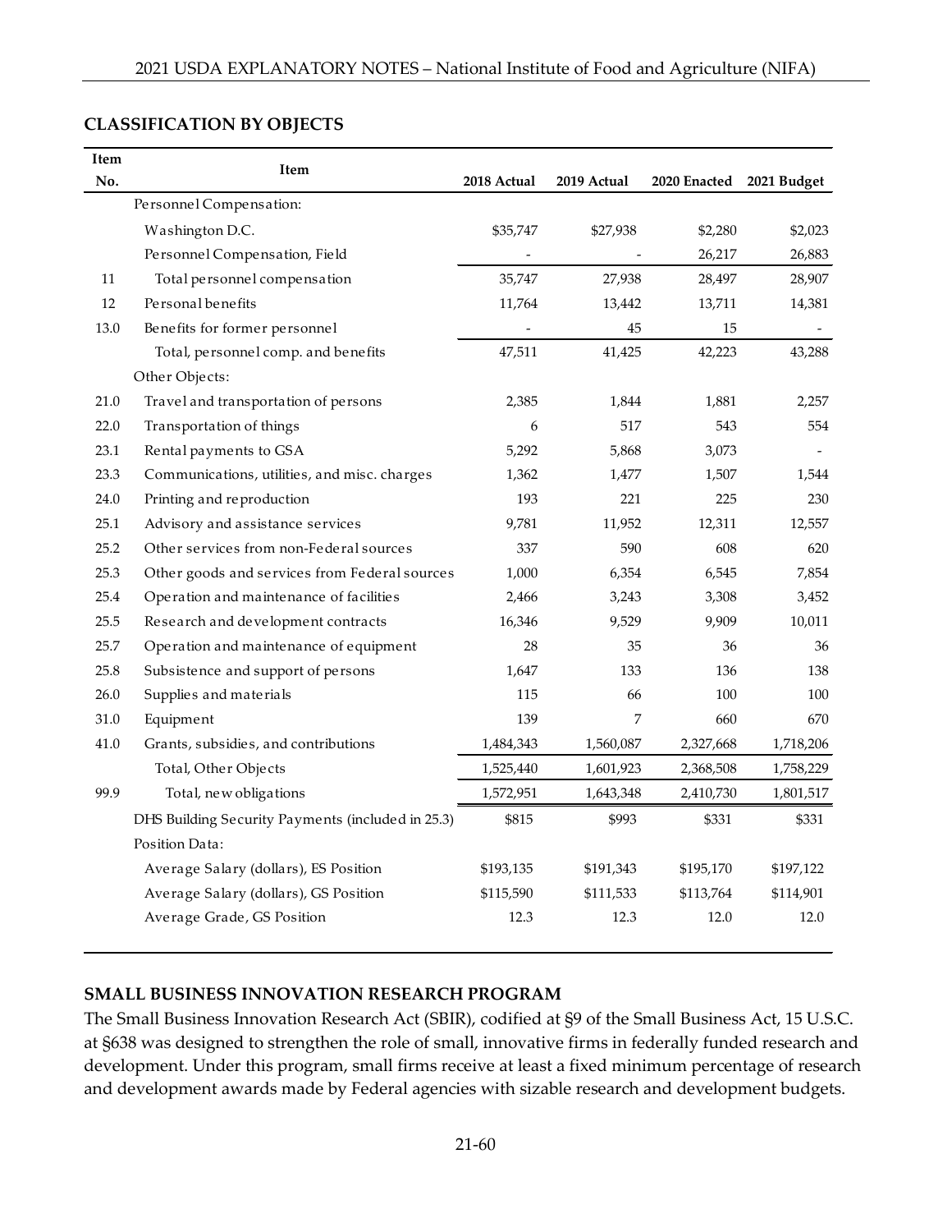## CLASSIFICATION BY OBJECTS

| Item No. | Item | 2018 Actual | 2019 Actual | 2020 Enacted | 2021 Budget |
|---|---|---|---|---|---|
| | Personnel Compensation: | | | | |
| | Washington D.C. | $35,747 | $27,938 | $2,280 | $2,023 |
| | Personnel Compensation, Field | - | - | 26,217 | 26,883 |
| 11 | Total personnel compensation | 35,747 | 27,938 | 28,497 | 28,907 |
| 12 | Personal benefits | 11,764 | 13,442 | 13,711 | 14,381 |
| 13.0 | Benefits for former personnel | - | 45 | 15 | - |
| | Total, personnel comp. and benefits | 47,511 | 41,425 | 42,223 | 43,288 |
| | Other Objects: | | | | |
| 21.0 | Travel and transportation of persons | 2,385 | 1,844 | 1,881 | 2,257 |
| 22.0 | Transportation of things | 6 | 517 | 543 | 554 |
| 23.1 | Rental payments to GSA | 5,292 | 5,868 | 3,073 | - |
| 23.3 | Communications, utilities, and misc. charges | 1,362 | 1,477 | 1,507 | 1,544 |
| 24.0 | Printing and reproduction | 193 | 221 | 225 | 230 |
| 25.1 | Advisory and assistance services | 9,781 | 11,952 | 12,311 | 12,557 |
| 25.2 | Other services from non-Federal sources | 337 | 590 | 608 | 620 |
| 25.3 | Other goods and services from Federal sources | 1,000 | 6,354 | 6,545 | 7,854 |
| 25.4 | Operation and maintenance of facilities | 2,466 | 3,243 | 3,308 | 3,452 |
| 25.5 | Research and development contracts | 16,346 | 9,529 | 9,909 | 10,011 |
| 25.7 | Operation and maintenance of equipment | 28 | 35 | 36 | 36 |
| 25.8 | Subsistence and support of persons | 1,647 | 133 | 136 | 138 |
| 26.0 | Supplies and materials | 115 | 66 | 100 | 100 |
| 31.0 | Equipment | 139 | 7 | 660 | 670 |
| 41.0 | Grants, subsidies, and contributions | 1,484,343 | 1,560,087 | 2,327,668 | 1,718,206 |
| | Total, Other Objects | 1,525,440 | 1,601,923 | 2,368,508 | 1,758,229 |
| 99.9 | Total, new obligations | 1,572,951 | 1,643,348 | 2,410,730 | 1,801,517 |
| | DHS Building Security Payments (included in 25.3) | $815 | $993 | $331 | $331 |
| | Position Data: | | | | |
| | Average Salary (dollars), ES Position | $193,135 | $191,343 | $195,170 | $197,122 |
| | Average Salary (dollars), GS Position | $115,590 | $111,533 | $113,764 | $114,901 |
| | Average Grade, GS Position | 12.3 | 12.3 | 12.0 | 12.0 |

## SMALL BUSINESS INNOVATION RESEARCH PROGRAM

The Small Business Innovation Research Act (SBIR), codified at §9 of the Small Business Act, 15 U.S.C. at §638 was designed to strengthen the role of small, innovative firms in federally funded research and development. Under this program, small firms receive at least a fixed minimum percentage of research and development awards made by Federal agencies with sizable research and development budgets.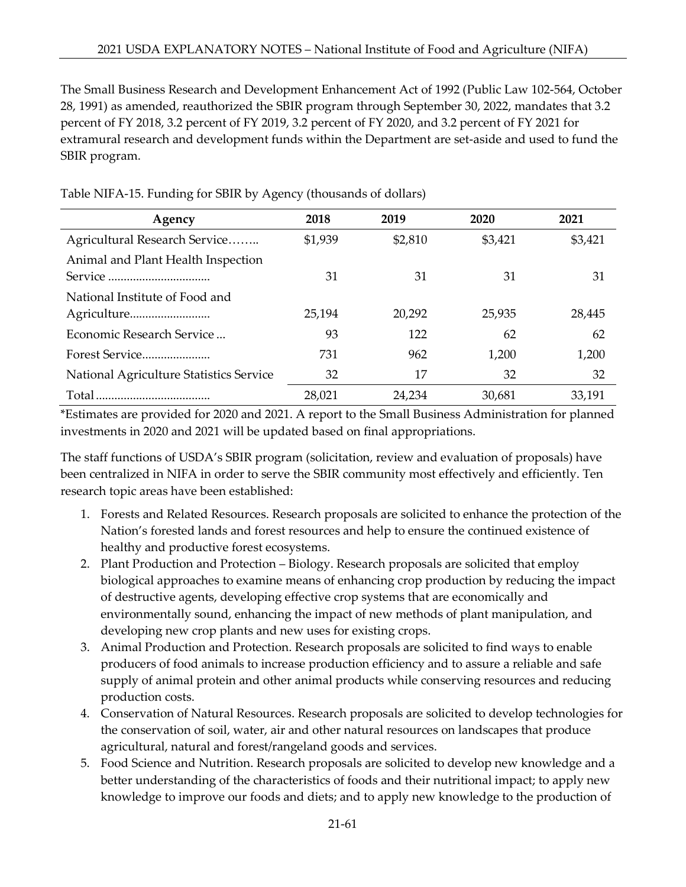The Small Business Research and Development Enhancement Act of 1992 (Public Law 102-564, October 28, 1991) as amended, reauthorized the SBIR program through September 30, 2022, mandates that 3.2 percent of FY 2018, 3.2 percent of FY 2019, 3.2 percent of FY 2020, and 3.2 percent of FY 2021 for extramural research and development funds within the Department are set-aside and used to fund the SBIR program.

Table NIFA-15. Funding for SBIR by Agency (thousands of dollars)

| Agency | 2018 | 2019 | 2020 | 2021 |
|---|---|---|---|---|
| Agricultural Research Service…….. | $1,939 | $2,810 | $3,421 | $3,421 |
| Animal and Plant Health Inspection Service ................................ | 31 | 31 | 31 | 31 |
| National Institute of Food and Agriculture......................... | 25,194 | 20,292 | 25,935 | 28,445 |
| Economic Research Service ... | 93 | 122 | 62 | 62 |
| Forest Service..................... | 731 | 962 | 1,200 | 1,200 |
| National Agriculture Statistics Service | 32 | 17 | 32 | 32 |
| Total .................................... | 28,021 | 24,234 | 30,681 | 33,191 |

*Estimates are provided for 2020 and 2021. A report to the Small Business Administration for planned investments in 2020 and 2021 will be updated based on final appropriations.

The staff functions of USDA's SBIR program (solicitation, review and evaluation of proposals) have been centralized in NIFA in order to serve the SBIR community most effectively and efficiently. Ten research topic areas have been established:

1. Forests and Related Resources. Research proposals are solicited to enhance the protection of the Nation's forested lands and forest resources and help to ensure the continued existence of healthy and productive forest ecosystems.
2. Plant Production and Protection – Biology. Research proposals are solicited that employ biological approaches to examine means of enhancing crop production by reducing the impact of destructive agents, developing effective crop systems that are economically and environmentally sound, enhancing the impact of new methods of plant manipulation, and developing new crop plants and new uses for existing crops.
3. Animal Production and Protection. Research proposals are solicited to find ways to enable producers of food animals to increase production efficiency and to assure a reliable and safe supply of animal protein and other animal products while conserving resources and reducing production costs.
4. Conservation of Natural Resources. Research proposals are solicited to develop technologies for the conservation of soil, water, air and other natural resources on landscapes that produce agricultural, natural and forest/rangeland goods and services.
5. Food Science and Nutrition. Research proposals are solicited to develop new knowledge and a better understanding of the characteristics of foods and their nutritional impact; to apply new knowledge to improve our foods and diets; and to apply new knowledge to the production of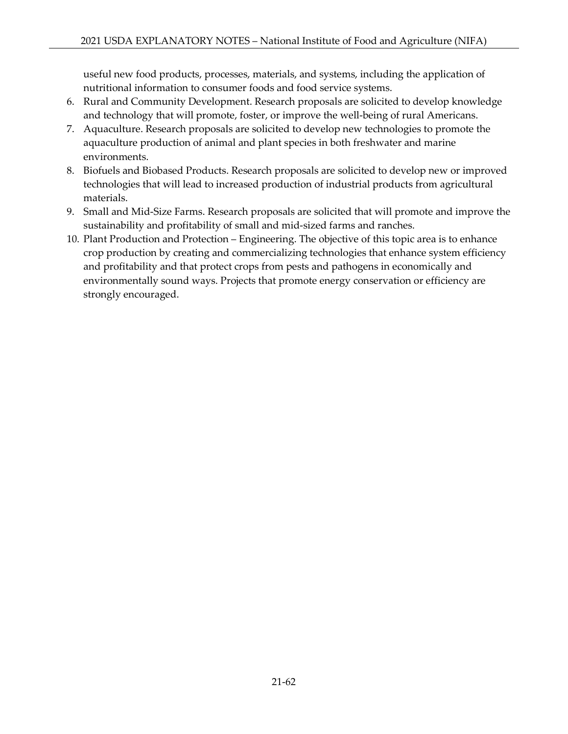useful new food products, processes, materials, and systems, including the application of nutritional information to consumer foods and food service systems.

6. Rural and Community Development. Research proposals are solicited to develop knowledge and technology that will promote, foster, or improve the well-being of rural Americans.
7. Aquaculture. Research proposals are solicited to develop new technologies to promote the aquaculture production of animal and plant species in both freshwater and marine environments.
8. Biofuels and Biobased Products. Research proposals are solicited to develop new or improved technologies that will lead to increased production of industrial products from agricultural materials.
9. Small and Mid-Size Farms. Research proposals are solicited that will promote and improve the sustainability and profitability of small and mid-sized farms and ranches.
10. Plant Production and Protection – Engineering. The objective of this topic area is to enhance crop production by creating and commercializing technologies that enhance system efficiency and profitability and that protect crops from pests and pathogens in economically and environmentally sound ways. Projects that promote energy conservation or efficiency are strongly encouraged.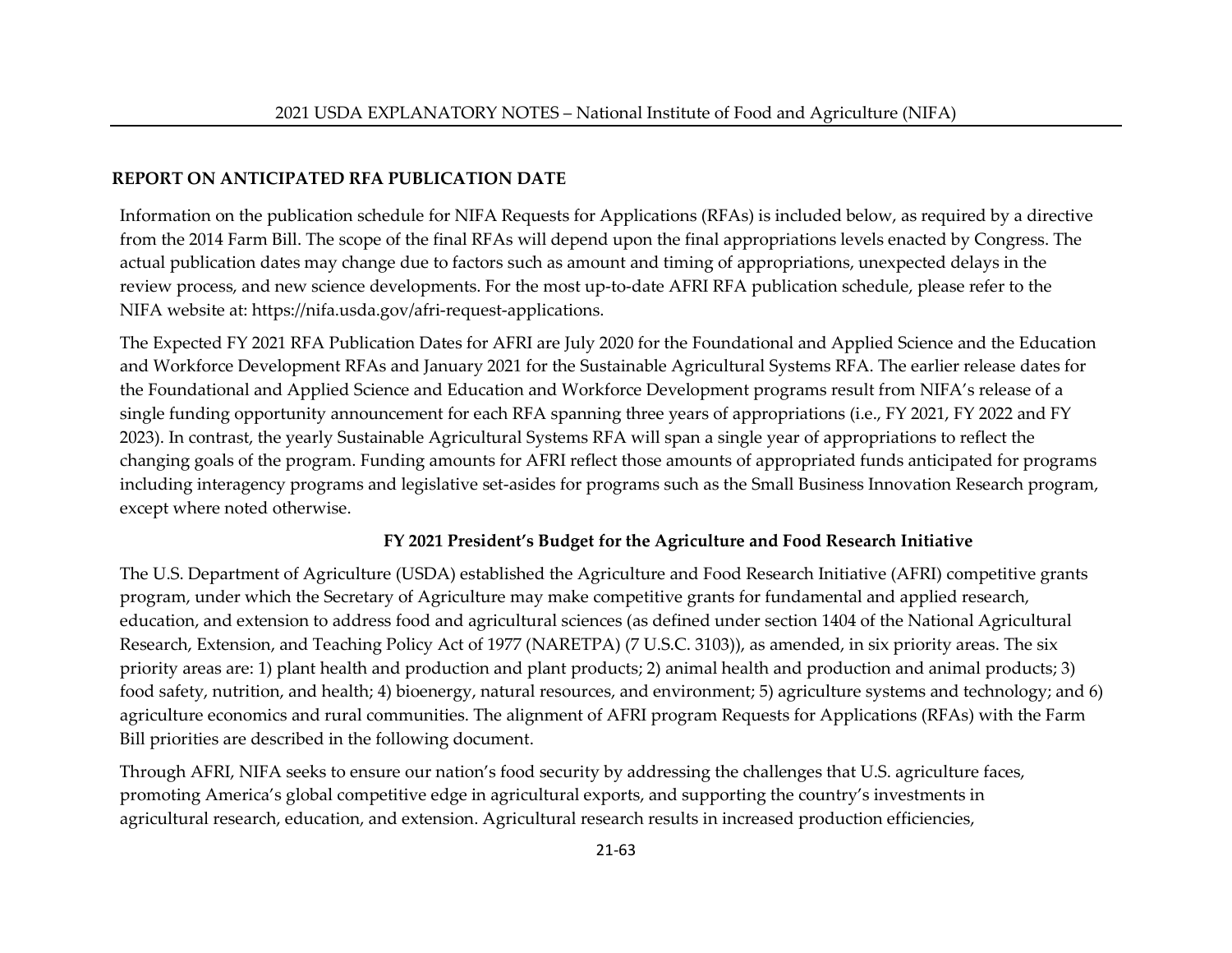## REPORT ON ANTICIPATED RFA PUBLICATION DATE

Information on the publication schedule for NIFA Requests for Applications (RFAs) is included below, as required by a directive from the 2014 Farm Bill. The scope of the final RFAs will depend upon the final appropriations levels enacted by Congress. The actual publication dates may change due to factors such as amount and timing of appropriations, unexpected delays in the review process, and new science developments. For the most up-to-date AFRI RFA publication schedule, please refer to the NIFA website at: https://nifa.usda.gov/afri-request-applications.

The Expected FY 2021 RFA Publication Dates for AFRI are July 2020 for the Foundational and Applied Science and the Education and Workforce Development RFAs and January 2021 for the Sustainable Agricultural Systems RFA. The earlier release dates for the Foundational and Applied Science and Education and Workforce Development programs result from NIFA's release of a single funding opportunity announcement for each RFA spanning three years of appropriations (i.e., FY 2021, FY 2022 and FY 2023). In contrast, the yearly Sustainable Agricultural Systems RFA will span a single year of appropriations to reflect the changing goals of the program. Funding amounts for AFRI reflect those amounts of appropriated funds anticipated for programs including interagency programs and legislative set-asides for programs such as the Small Business Innovation Research program, except where noted otherwise.

### FY 2021 President's Budget for the Agriculture and Food Research Initiative

The U.S. Department of Agriculture (USDA) established the Agriculture and Food Research Initiative (AFRI) competitive grants program, under which the Secretary of Agriculture may make competitive grants for fundamental and applied research, education, and extension to address food and agricultural sciences (as defined under section 1404 of the National Agricultural Research, Extension, and Teaching Policy Act of 1977 (NARETPA) (7 U.S.C. 3103)), as amended, in six priority areas. The six priority areas are: 1) plant health and production and plant products; 2) animal health and production and animal products; 3) food safety, nutrition, and health; 4) bioenergy, natural resources, and environment; 5) agriculture systems and technology; and 6) agriculture economics and rural communities. The alignment of AFRI program Requests for Applications (RFAs) with the Farm Bill priorities are described in the following document.

Through AFRI, NIFA seeks to ensure our nation's food security by addressing the challenges that U.S. agriculture faces, promoting America's global competitive edge in agricultural exports, and supporting the country's investments in agricultural research, education, and extension. Agricultural research results in increased production efficiencies,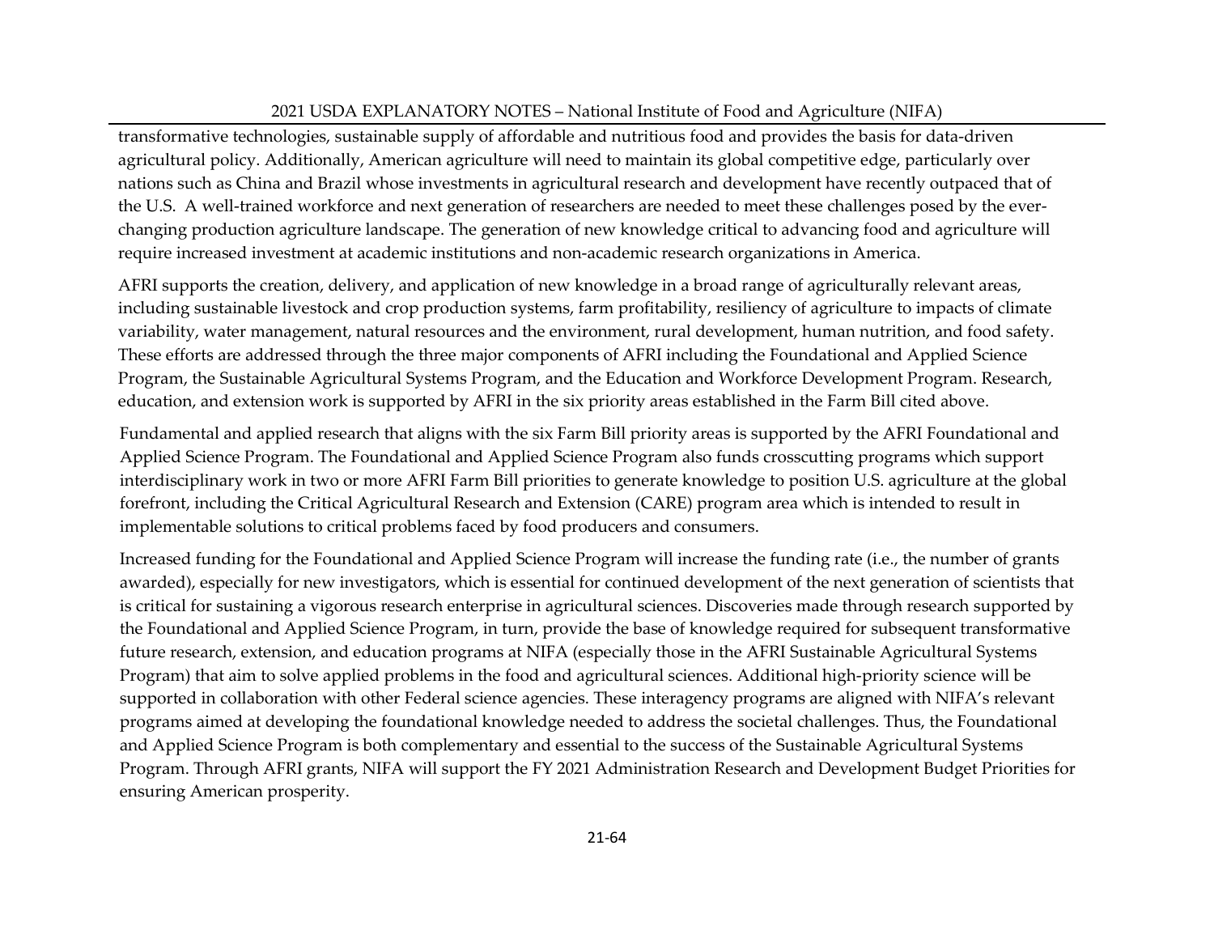transformative technologies, sustainable supply of affordable and nutritious food and provides the basis for data-driven agricultural policy. Additionally, American agriculture will need to maintain its global competitive edge, particularly over nations such as China and Brazil whose investments in agricultural research and development have recently outpaced that of the U.S. A well-trained workforce and next generation of researchers are needed to meet these challenges posed by the ever-changing production agriculture landscape. The generation of new knowledge critical to advancing food and agriculture will require increased investment at academic institutions and non-academic research organizations in America.

AFRI supports the creation, delivery, and application of new knowledge in a broad range of agriculturally relevant areas, including sustainable livestock and crop production systems, farm profitability, resiliency of agriculture to impacts of climate variability, water management, natural resources and the environment, rural development, human nutrition, and food safety. These efforts are addressed through the three major components of AFRI including the Foundational and Applied Science Program, the Sustainable Agricultural Systems Program, and the Education and Workforce Development Program. Research, education, and extension work is supported by AFRI in the six priority areas established in the Farm Bill cited above.

Fundamental and applied research that aligns with the six Farm Bill priority areas is supported by the AFRI Foundational and Applied Science Program. The Foundational and Applied Science Program also funds crosscutting programs which support interdisciplinary work in two or more AFRI Farm Bill priorities to generate knowledge to position U.S. agriculture at the global forefront, including the Critical Agricultural Research and Extension (CARE) program area which is intended to result in implementable solutions to critical problems faced by food producers and consumers.

Increased funding for the Foundational and Applied Science Program will increase the funding rate (i.e., the number of grants awarded), especially for new investigators, which is essential for continued development of the next generation of scientists that is critical for sustaining a vigorous research enterprise in agricultural sciences. Discoveries made through research supported by the Foundational and Applied Science Program, in turn, provide the base of knowledge required for subsequent transformative future research, extension, and education programs at NIFA (especially those in the AFRI Sustainable Agricultural Systems Program) that aim to solve applied problems in the food and agricultural sciences. Additional high-priority science will be supported in collaboration with other Federal science agencies. These interagency programs are aligned with NIFA's relevant programs aimed at developing the foundational knowledge needed to address the societal challenges. Thus, the Foundational and Applied Science Program is both complementary and essential to the success of the Sustainable Agricultural Systems Program. Through AFRI grants, NIFA will support the FY 2021 Administration Research and Development Budget Priorities for ensuring American prosperity.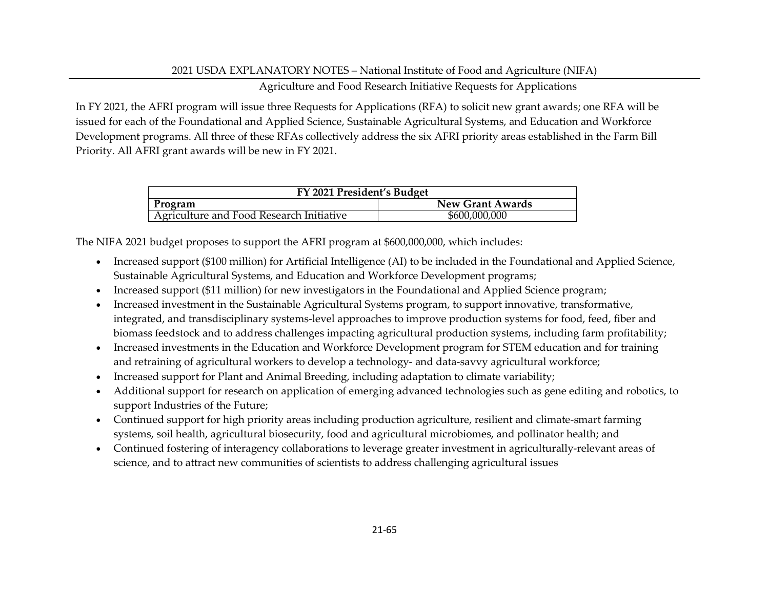## Agriculture and Food Research Initiative Requests for Applications

In FY 2021, the AFRI program will issue three Requests for Applications (RFA) to solicit new grant awards; one RFA will be issued for each of the Foundational and Applied Science, Sustainable Agricultural Systems, and Education and Workforce Development programs. All three of these RFAs collectively address the six AFRI priority areas established in the Farm Bill Priority. All AFRI grant awards will be new in FY 2021.

| **FY 2021 President's Budget** | |
|---|---|
| **Program** | **New Grant Awards** |
| Agriculture and Food Research Initiative | $600,000,000 |

The NIFA 2021 budget proposes to support the AFRI program at $600,000,000, which includes:

- Increased support ($100 million) for Artificial Intelligence (AI) to be included in the Foundational and Applied Science, Sustainable Agricultural Systems, and Education and Workforce Development programs;
- Increased support ($11 million) for new investigators in the Foundational and Applied Science program;
- Increased investment in the Sustainable Agricultural Systems program, to support innovative, transformative, integrated, and transdisciplinary systems-level approaches to improve production systems for food, feed, fiber and biomass feedstock and to address challenges impacting agricultural production systems, including farm profitability;
- Increased investments in the Education and Workforce Development program for STEM education and for training and retraining of agricultural workers to develop a technology- and data-savvy agricultural workforce;
- Increased support for Plant and Animal Breeding, including adaptation to climate variability;
- Additional support for research on application of emerging advanced technologies such as gene editing and robotics, to support Industries of the Future;
- Continued support for high priority areas including production agriculture, resilient and climate-smart farming systems, soil health, agricultural biosecurity, food and agricultural microbiomes, and pollinator health; and
- Continued fostering of interagency collaborations to leverage greater investment in agriculturally-relevant areas of science, and to attract new communities of scientists to address challenging agricultural issues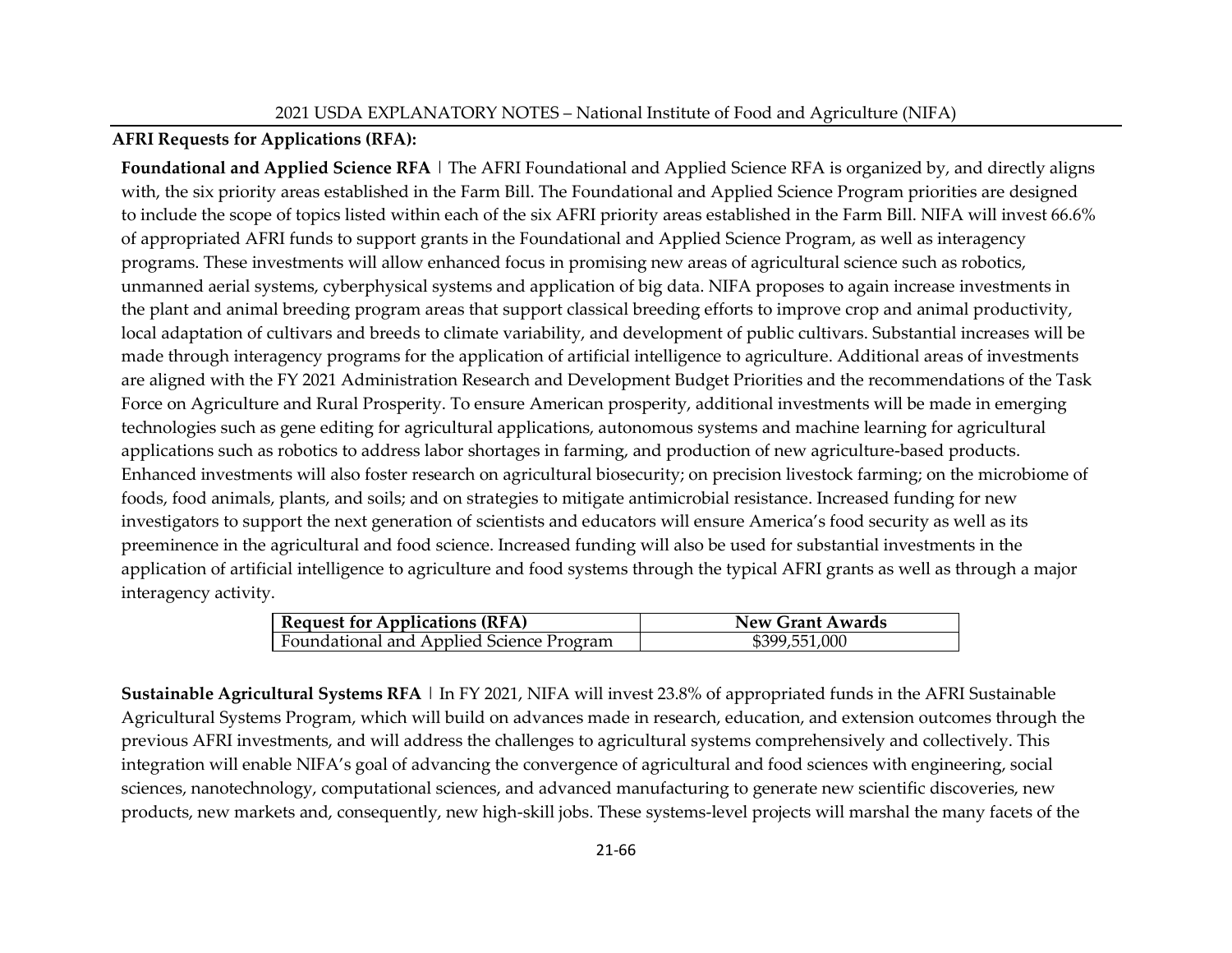**AFRI Requests for Applications (RFA):**

**Foundational and Applied Science RFA** | The AFRI Foundational and Applied Science RFA is organized by, and directly aligns with, the six priority areas established in the Farm Bill. The Foundational and Applied Science Program priorities are designed to include the scope of topics listed within each of the six AFRI priority areas established in the Farm Bill. NIFA will invest 66.6% of appropriated AFRI funds to support grants in the Foundational and Applied Science Program, as well as interagency programs. These investments will allow enhanced focus in promising new areas of agricultural science such as robotics, unmanned aerial systems, cyberphysical systems and application of big data. NIFA proposes to again increase investments in the plant and animal breeding program areas that support classical breeding efforts to improve crop and animal productivity, local adaptation of cultivars and breeds to climate variability, and development of public cultivars. Substantial increases will be made through interagency programs for the application of artificial intelligence to agriculture. Additional areas of investments are aligned with the FY 2021 Administration Research and Development Budget Priorities and the recommendations of the Task Force on Agriculture and Rural Prosperity. To ensure American prosperity, additional investments will be made in emerging technologies such as gene editing for agricultural applications, autonomous systems and machine learning for agricultural applications such as robotics to address labor shortages in farming, and production of new agriculture-based products. Enhanced investments will also foster research on agricultural biosecurity; on precision livestock farming; on the microbiome of foods, food animals, plants, and soils; and on strategies to mitigate antimicrobial resistance. Increased funding for new investigators to support the next generation of scientists and educators will ensure America's food security as well as its preeminence in the agricultural and food science. Increased funding will also be used for substantial investments in the application of artificial intelligence to agriculture and food systems through the typical AFRI grants as well as through a major interagency activity.

| Request for Applications (RFA) | New Grant Awards |
|---|---|
| Foundational and Applied Science Program | $399,551,000 |

**Sustainable Agricultural Systems RFA** | In FY 2021, NIFA will invest 23.8% of appropriated funds in the AFRI Sustainable Agricultural Systems Program, which will build on advances made in research, education, and extension outcomes through the previous AFRI investments, and will address the challenges to agricultural systems comprehensively and collectively. This integration will enable NIFA's goal of advancing the convergence of agricultural and food sciences with engineering, social sciences, nanotechnology, computational sciences, and advanced manufacturing to generate new scientific discoveries, new products, new markets and, consequently, new high-skill jobs. These systems-level projects will marshal the many facets of the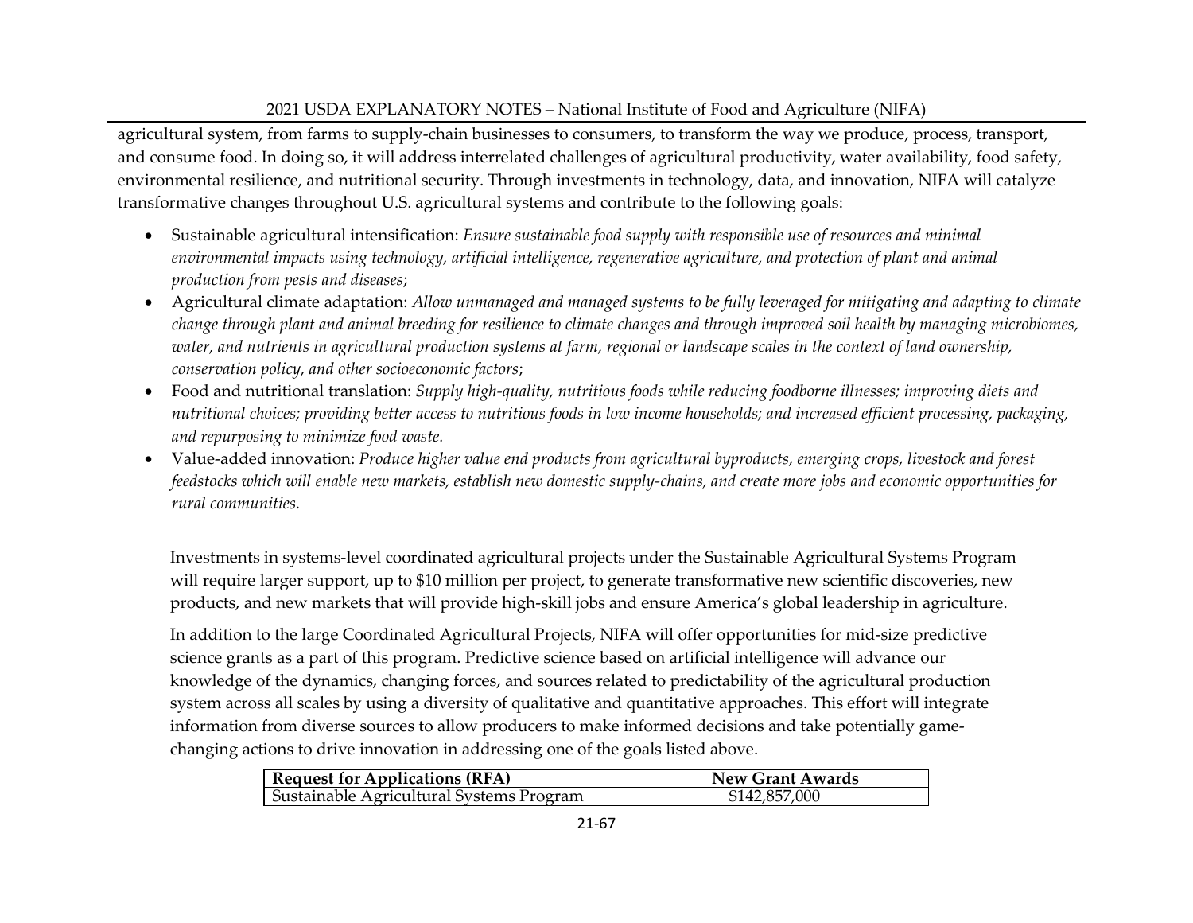agricultural system, from farms to supply-chain businesses to consumers, to transform the way we produce, process, transport, and consume food. In doing so, it will address interrelated challenges of agricultural productivity, water availability, food safety, environmental resilience, and nutritional security. Through investments in technology, data, and innovation, NIFA will catalyze transformative changes throughout U.S. agricultural systems and contribute to the following goals:

- Sustainable agricultural intensification: *Ensure sustainable food supply with responsible use of resources and minimal environmental impacts using technology, artificial intelligence, regenerative agriculture, and protection of plant and animal production from pests and diseases*;
- Agricultural climate adaptation: *Allow unmanaged and managed systems to be fully leveraged for mitigating and adapting to climate change through plant and animal breeding for resilience to climate changes and through improved soil health by managing microbiomes, water, and nutrients in agricultural production systems at farm, regional or landscape scales in the context of land ownership, conservation policy, and other socioeconomic factors*;
- Food and nutritional translation: *Supply high-quality, nutritious foods while reducing foodborne illnesses; improving diets and nutritional choices; providing better access to nutritious foods in low income households; and increased efficient processing, packaging, and repurposing to minimize food waste.*
- Value-added innovation: *Produce higher value end products from agricultural byproducts, emerging crops, livestock and forest feedstocks which will enable new markets, establish new domestic supply-chains, and create more jobs and economic opportunities for rural communities.*

Investments in systems-level coordinated agricultural projects under the Sustainable Agricultural Systems Program will require larger support, up to $10 million per project, to generate transformative new scientific discoveries, new products, and new markets that will provide high-skill jobs and ensure America's global leadership in agriculture.

In addition to the large Coordinated Agricultural Projects, NIFA will offer opportunities for mid-size predictive science grants as a part of this program. Predictive science based on artificial intelligence will advance our knowledge of the dynamics, changing forces, and sources related to predictability of the agricultural production system across all scales by using a diversity of qualitative and quantitative approaches. This effort will integrate information from diverse sources to allow producers to make informed decisions and take potentially game-changing actions to drive innovation in addressing one of the goals listed above.

| Request for Applications (RFA) | New Grant Awards |
|---|---|
| Sustainable Agricultural Systems Program | $142,857,000 |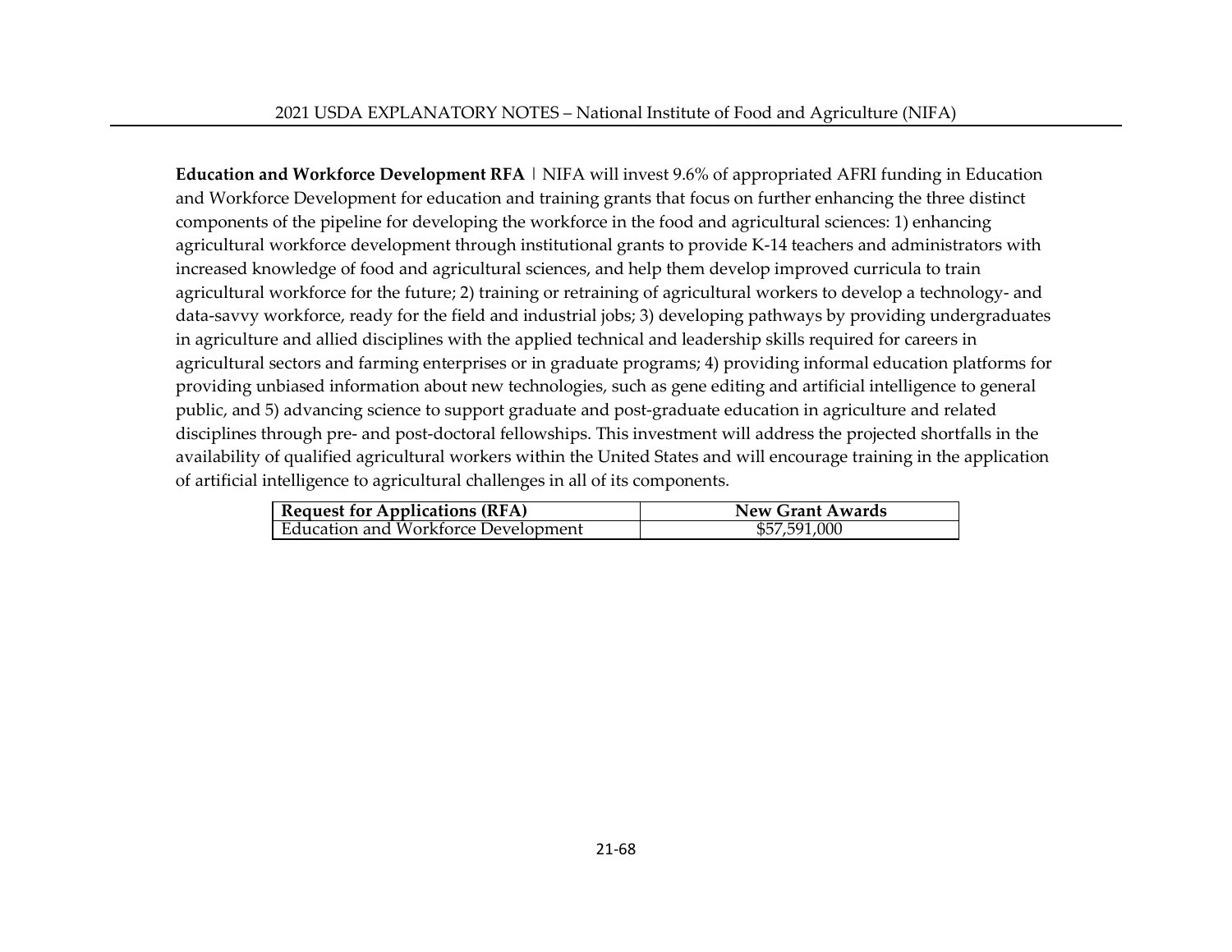**Education and Workforce Development RFA** | NIFA will invest 9.6% of appropriated AFRI funding in Education and Workforce Development for education and training grants that focus on further enhancing the three distinct components of the pipeline for developing the workforce in the food and agricultural sciences: 1) enhancing agricultural workforce development through institutional grants to provide K-14 teachers and administrators with increased knowledge of food and agricultural sciences, and help them develop improved curricula to train agricultural workforce for the future; 2) training or retraining of agricultural workers to develop a technology- and data-savvy workforce, ready for the field and industrial jobs; 3) developing pathways by providing undergraduates in agriculture and allied disciplines with the applied technical and leadership skills required for careers in agricultural sectors and farming enterprises or in graduate programs; 4) providing informal education platforms for providing unbiased information about new technologies, such as gene editing and artificial intelligence to general public, and 5) advancing science to support graduate and post-graduate education in agriculture and related disciplines through pre- and post-doctoral fellowships. This investment will address the projected shortfalls in the availability of qualified agricultural workers within the United States and will encourage training in the application of artificial intelligence to agricultural challenges in all of its components.

| Request for Applications (RFA) | New Grant Awards |
|---|---|
| Education and Workforce Development | $57,591,000 |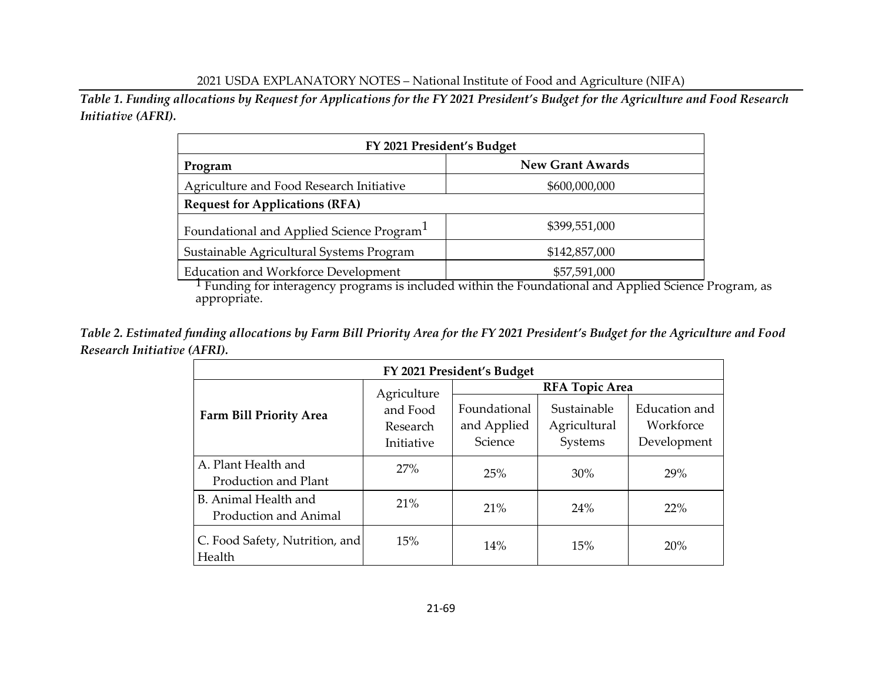*Table 1. Funding allocations by Request for Applications for the FY 2021 President's Budget for the Agriculture and Food Research Initiative (AFRI).*

| FY 2021 President's Budget | |
|---|---|
| **Program** | **New Grant Awards** |
| Agriculture and Food Research Initiative | $600,000,000 |
| **Request for Applications (RFA)** | |
| Foundational and Applied Science Program[1] | $399,551,000 |
| Sustainable Agricultural Systems Program | $142,857,000 |
| Education and Workforce Development | $57,591,000 |

[1] Funding for interagency programs is included within the Foundational and Applied Science Program, as appropriate.

*Table 2. Estimated funding allocations by Farm Bill Priority Area for the FY 2021 President's Budget for the Agriculture and Food Research Initiative (AFRI).*

| FY 2021 President's Budget | | | | |
|---|---|---|---|---|
| **Farm Bill Priority Area** | Agriculture and Food Research Initiative | **RFA Topic Area** | | |
| | | Foundational and Applied Science | Sustainable Agricultural Systems | Education and Workforce Development |
| A. Plant Health and Production and Plant | 27% | 25% | 30% | 29% |
| B. Animal Health and Production and Animal | 21% | 21% | 24% | 22% |
| C. Food Safety, Nutrition, and Health | 15% | 14% | 15% | 20% |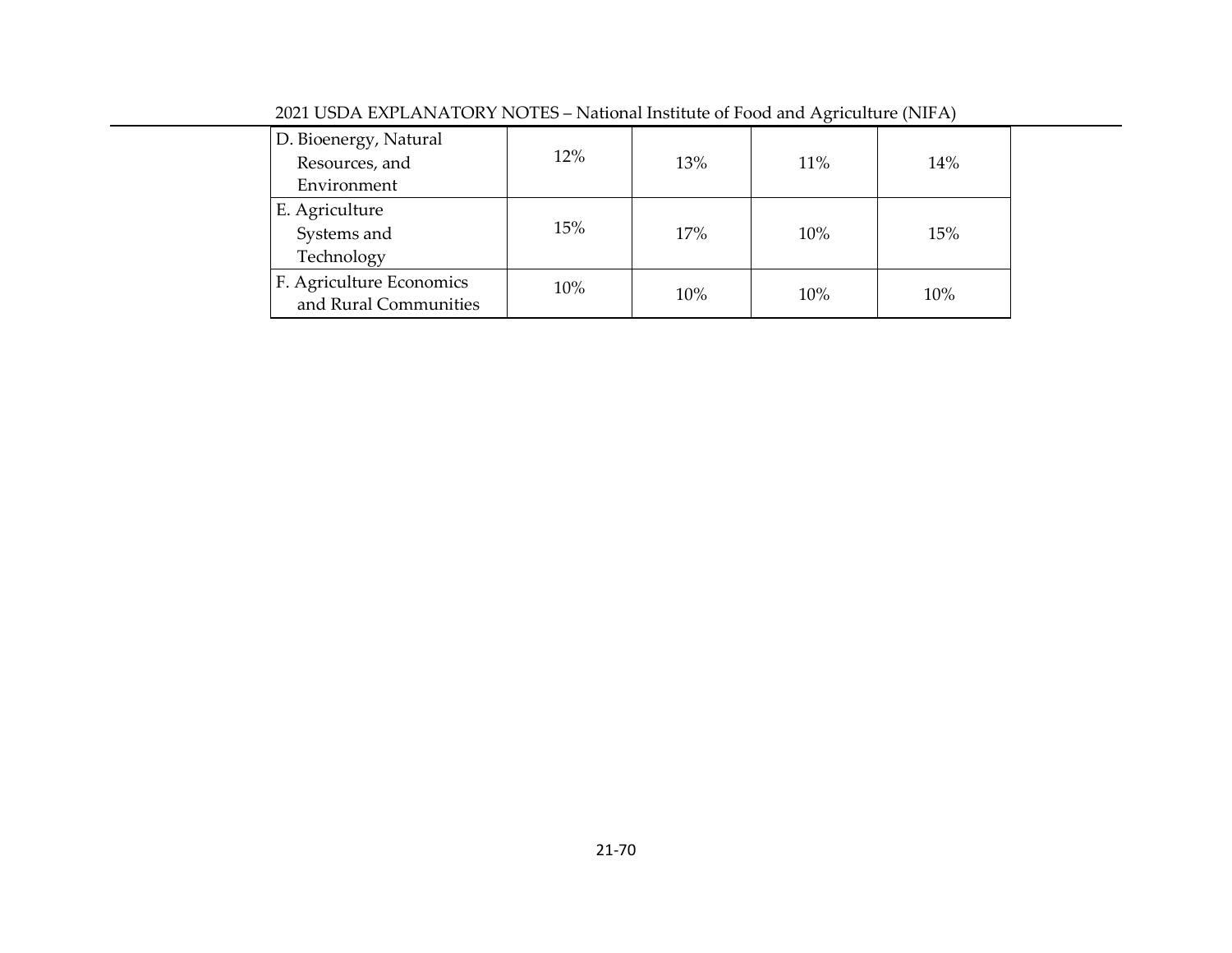| | | | | |
|---|---|---|---|---|
| D. Bioenergy, Natural Resources, and Environment | 12% | 13% | 11% | 14% |
| E. Agriculture Systems and Technology | 15% | 17% | 10% | 15% |
| F. Agriculture Economics and Rural Communities | 10% | 10% | 10% | 10% |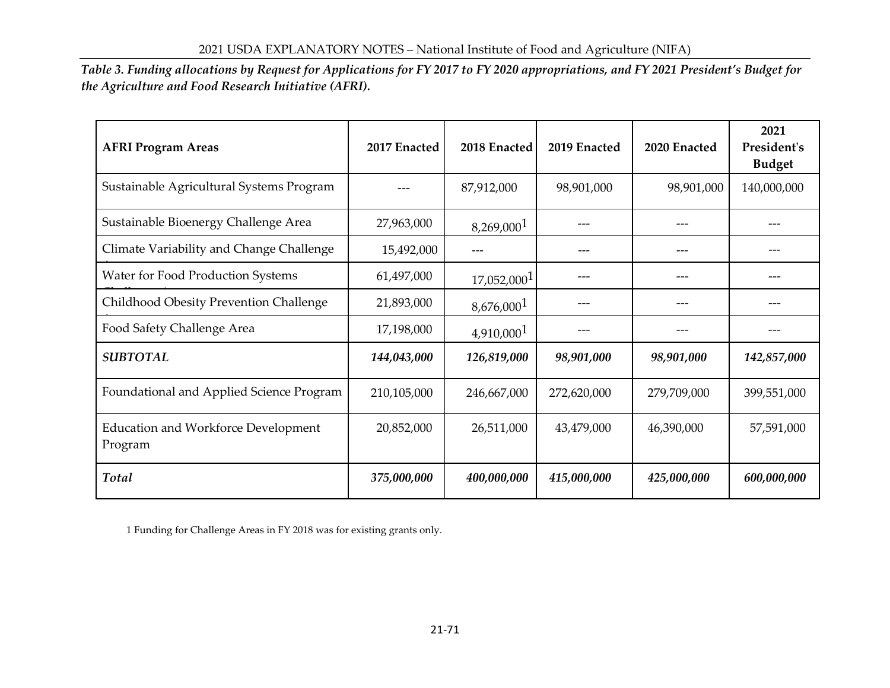*Table 3. Funding allocations by Request for Applications for FY 2017 to FY 2020 appropriations, and FY 2021 President's Budget for the Agriculture and Food Research Initiative (AFRI).*

| AFRI Program Areas | 2017 Enacted | 2018 Enacted | 2019 Enacted | 2020 Enacted | 2021 President's Budget |
|---|---|---|---|---|---|
| Sustainable Agricultural Systems Program | --- | 87,912,000 | 98,901,000 | 98,901,000 | 140,000,000 |
| Sustainable Bioenergy Challenge Area | 27,963,000 | 8,269,000[1] | --- | --- | --- |
| Climate Variability and Change Challenge Area | 15,492,000 | --- | --- | --- | --- |
| Water for Food Production Systems Challenge Area | 61,497,000 | 17,052,000[1] | --- | --- | --- |
| Childhood Obesity Prevention Challenge Area | 21,893,000 | 8,676,000[1] | --- | --- | --- |
| Food Safety Challenge Area | 17,198,000 | 4,910,000[1] | --- | --- | --- |
| ***SUBTOTAL*** | ***144,043,000*** | ***126,819,000*** | ***98,901,000*** | ***98,901,000*** | ***142,857,000*** |
| Foundational and Applied Science Program | 210,105,000 | 246,667,000 | 272,620,000 | 279,709,000 | 399,551,000 |
| Education and Workforce Development Program | 20,852,000 | 26,511,000 | 43,479,000 | 46,390,000 | 57,591,000 |
| ***Total*** | ***375,000,000*** | ***400,000,000*** | ***415,000,000*** | ***425,000,000*** | ***600,000,000*** |

1 Funding for Challenge Areas in FY 2018 was for existing grants only.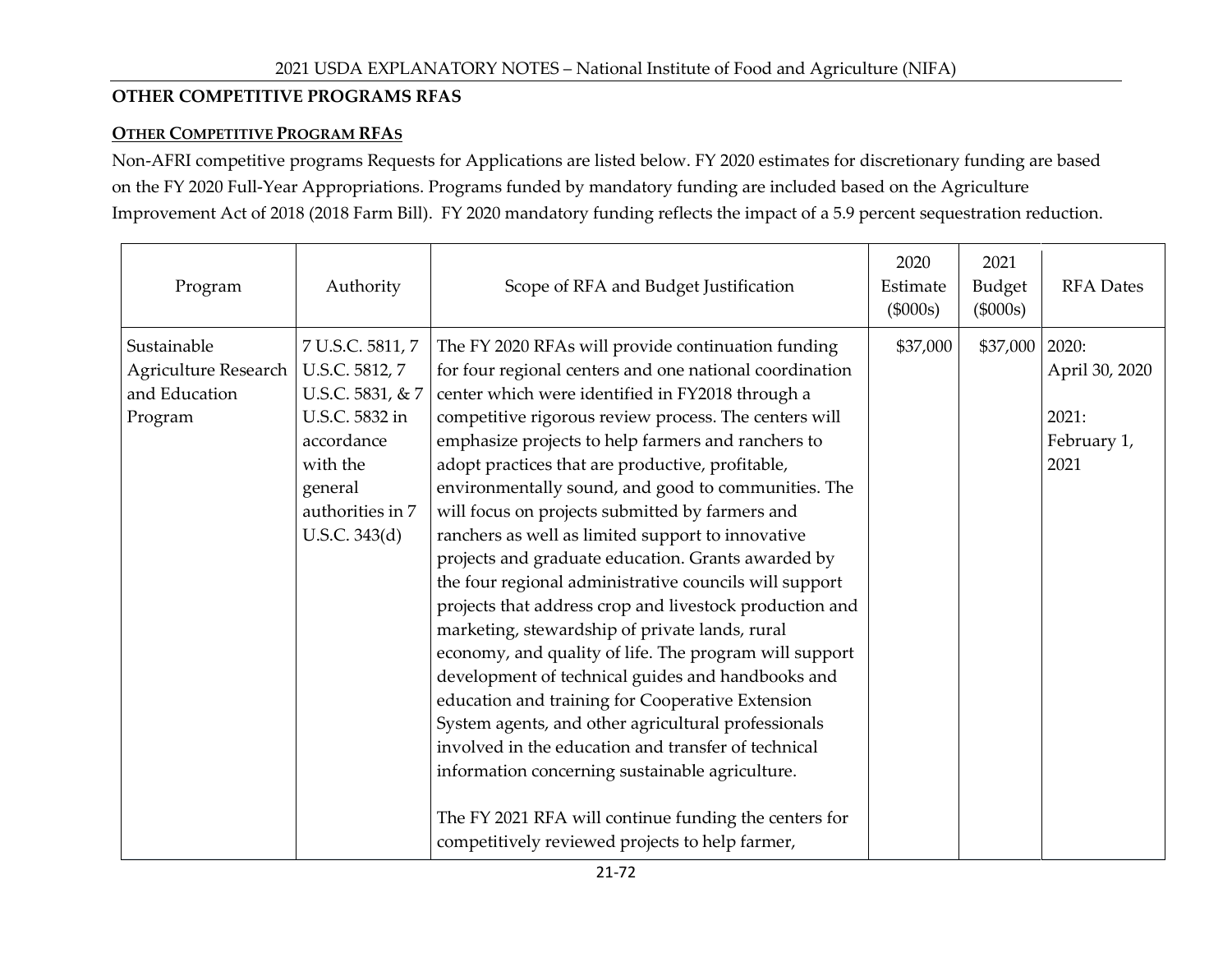## OTHER COMPETITIVE PROGRAMS RFAS

### OTHER COMPETITIVE PROGRAM RFAS

Non-AFRI competitive programs Requests for Applications are listed below. FY 2020 estimates for discretionary funding are based on the FY 2020 Full-Year Appropriations. Programs funded by mandatory funding are included based on the Agriculture Improvement Act of 2018 (2018 Farm Bill). FY 2020 mandatory funding reflects the impact of a 5.9 percent sequestration reduction.

| Program | Authority | Scope of RFA and Budget Justification | 2020 Estimate ($000s) | 2021 Budget ($000s) | RFA Dates |
|---|---|---|---|---|---|
| Sustainable Agriculture Research and Education Program | 7 U.S.C. 5811, 7 U.S.C. 5812, 7 U.S.C. 5831, & 7 U.S.C. 5832 in accordance with the general authorities in 7 U.S.C. 343(d) | The FY 2020 RFAs will provide continuation funding for four regional centers and one national coordination center which were identified in FY2018 through a competitive rigorous review process. The centers will emphasize projects to help farmers and ranchers to adopt practices that are productive, profitable, environmentally sound, and good to communities. The will focus on projects submitted by farmers and ranchers as well as limited support to innovative projects and graduate education. Grants awarded by the four regional administrative councils will support projects that address crop and livestock production and marketing, stewardship of private lands, rural economy, and quality of life. The program will support development of technical guides and handbooks and education and training for Cooperative Extension System agents, and other agricultural professionals involved in the education and transfer of technical information concerning sustainable agriculture.<br><br>The FY 2021 RFA will continue funding the centers for competitively reviewed projects to help farmer, | $37,000 | $37,000 | 2020: April 30, 2020<br><br>2021: February 1, 2021 |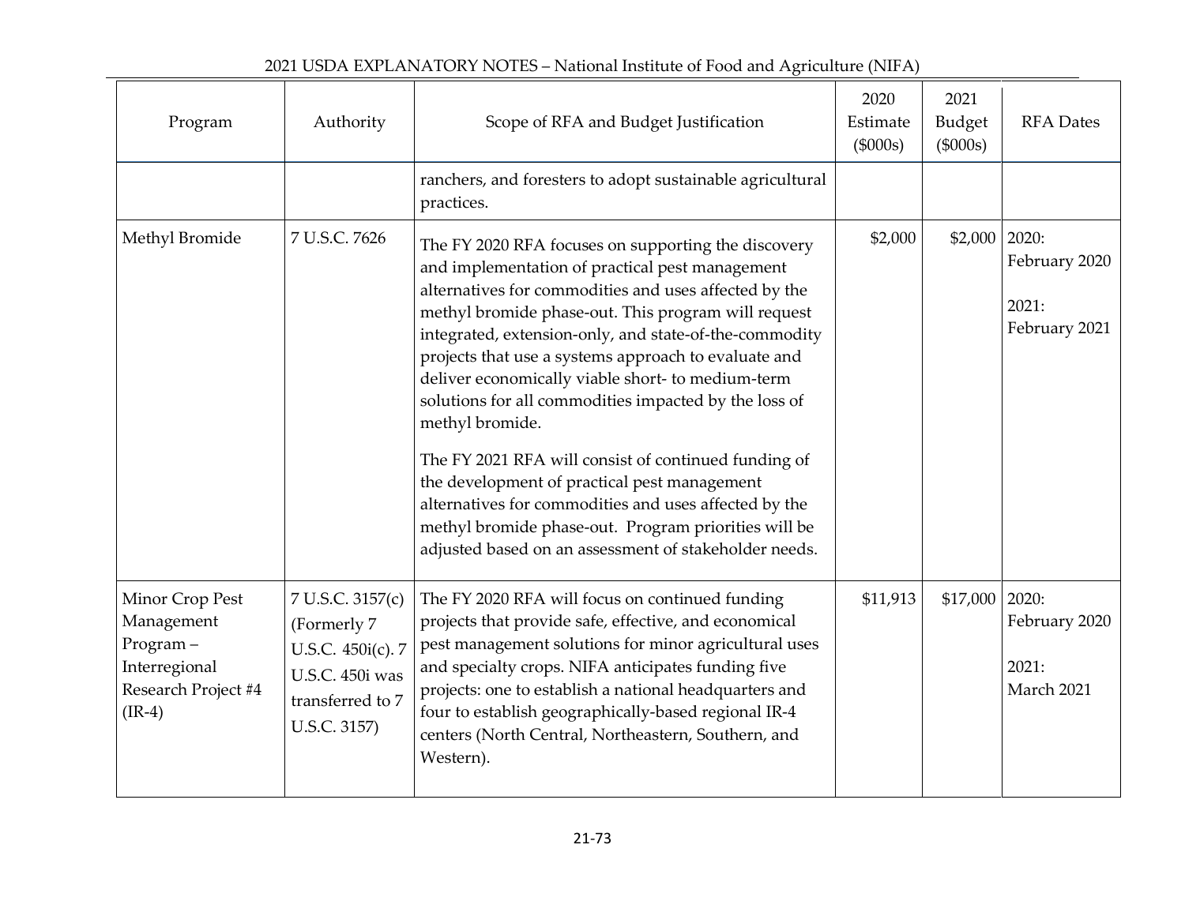| Program | Authority | Scope of RFA and Budget Justification | 2020 Estimate ($000s) | 2021 Budget ($000s) | RFA Dates |
|---|---|---|---|---|---|
| | | ranchers, and foresters to adopt sustainable agricultural practices. | | | |
| Methyl Bromide | 7 U.S.C. 7626 | The FY 2020 RFA focuses on supporting the discovery and implementation of practical pest management alternatives for commodities and uses affected by the methyl bromide phase-out. This program will request integrated, extension-only, and state-of-the-commodity projects that use a systems approach to evaluate and deliver economically viable short- to medium-term solutions for all commodities impacted by the loss of methyl bromide.<br><br>The FY 2021 RFA will consist of continued funding of the development of practical pest management alternatives for commodities and uses affected by the methyl bromide phase-out. Program priorities will be adjusted based on an assessment of stakeholder needs. | $2,000 | $2,000 | 2020: February 2020<br><br>2021: February 2021 |
| Minor Crop Pest Management Program – Interregional Research Project #4 (IR-4) | 7 U.S.C. 3157(c) (Formerly 7 U.S.C. 450i(c). 7 U.S.C. 450i was transferred to 7 U.S.C. 3157) | The FY 2020 RFA will focus on continued funding projects that provide safe, effective, and economical pest management solutions for minor agricultural uses and specialty crops. NIFA anticipates funding five projects: one to establish a national headquarters and four to establish geographically-based regional IR-4 centers (North Central, Northeastern, Southern, and Western). | $11,913 | $17,000 | 2020: February 2020<br><br>2021: March 2021 |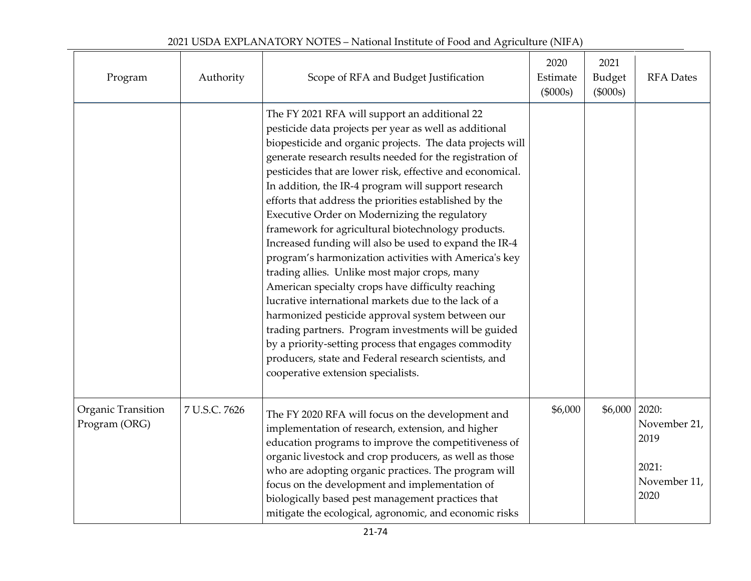| Program | Authority | Scope of RFA and Budget Justification | 2020 Estimate ($000s) | 2021 Budget ($000s) | RFA Dates |
|---|---|---|---|---|---|
| | | The FY 2021 RFA will support an additional 22 pesticide data projects per year as well as additional biopesticide and organic projects. The data projects will generate research results needed for the registration of pesticides that are lower risk, effective and economical. In addition, the IR-4 program will support research efforts that address the priorities established by the Executive Order on Modernizing the regulatory framework for agricultural biotechnology products. Increased funding will also be used to expand the IR-4 program's harmonization activities with America's key trading allies. Unlike most major crops, many American specialty crops have difficulty reaching lucrative international markets due to the lack of a harmonized pesticide approval system between our trading partners. Program investments will be guided by a priority-setting process that engages commodity producers, state and Federal research scientists, and cooperative extension specialists. | | | |
| Organic Transition Program (ORG) | 7 U.S.C. 7626 | The FY 2020 RFA will focus on the development and implementation of research, extension, and higher education programs to improve the competitiveness of organic livestock and crop producers, as well as those who are adopting organic practices. The program will focus on the development and implementation of biologically based pest management practices that mitigate the ecological, agronomic, and economic risks | $6,000 | $6,000 | 2020: November 21, 2019<br><br>2021: November 11, 2020 |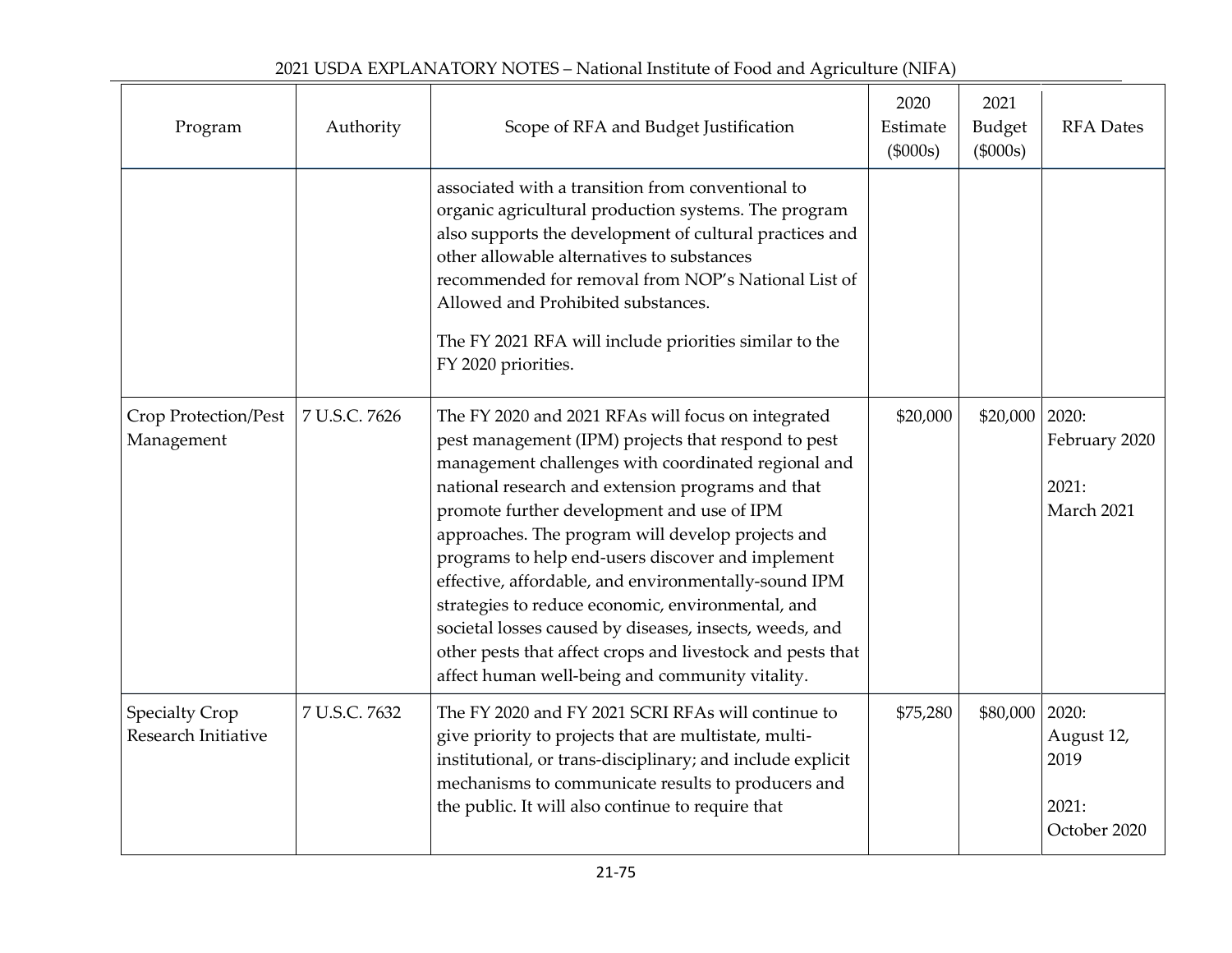| Program | Authority | Scope of RFA and Budget Justification | 2020 Estimate ($000s) | 2021 Budget ($000s) | RFA Dates |
|---|---|---|---|---|---|
| | | associated with a transition from conventional to organic agricultural production systems. The program also supports the development of cultural practices and other allowable alternatives to substances recommended for removal from NOP's National List of Allowed and Prohibited substances. The FY 2021 RFA will include priorities similar to the FY 2020 priorities. | | | |
| Crop Protection/Pest Management | 7 U.S.C. 7626 | The FY 2020 and 2021 RFAs will focus on integrated pest management (IPM) projects that respond to pest management challenges with coordinated regional and national research and extension programs and that promote further development and use of IPM approaches. The program will develop projects and programs to help end-users discover and implement effective, affordable, and environmentally-sound IPM strategies to reduce economic, environmental, and societal losses caused by diseases, insects, weeds, and other pests that affect crops and livestock and pests that affect human well-being and community vitality. | $20,000 | $20,000 | 2020: February 2020<br><br>2021: March 2021 |
| Specialty Crop Research Initiative | 7 U.S.C. 7632 | The FY 2020 and FY 2021 SCRI RFAs will continue to give priority to projects that are multistate, multi-institutional, or trans-disciplinary; and include explicit mechanisms to communicate results to producers and the public. It will also continue to require that | $75,280 | $80,000 | 2020: August 12, 2019<br><br>2021: October 2020 |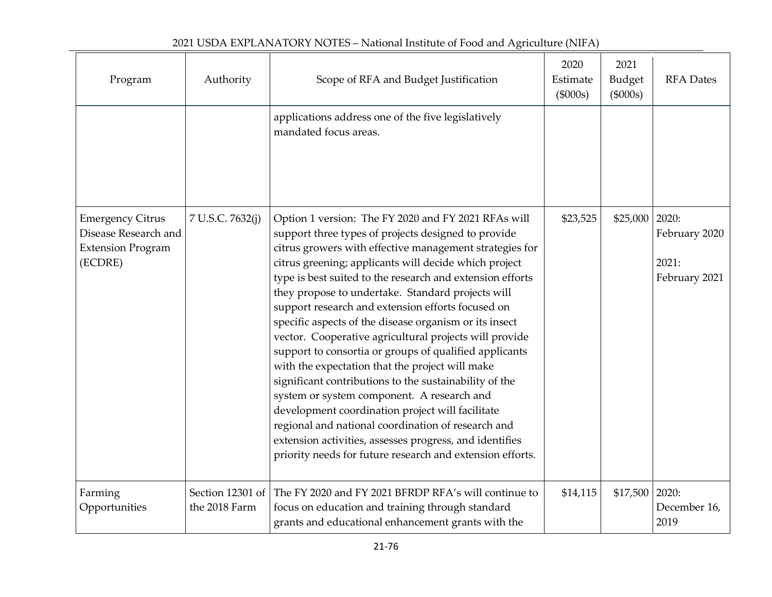| Program | Authority | Scope of RFA and Budget Justification | 2020 Estimate ($000s) | 2021 Budget ($000s) | RFA Dates |
|---|---|---|---|---|---|
| | | applications address one of the five legislatively mandated focus areas. | | | |
| Emergency Citrus Disease Research and Extension Program (ECDRE) | 7 U.S.C. 7632(j) | Option 1 version: The FY 2020 and FY 2021 RFAs will support three types of projects designed to provide citrus growers with effective management strategies for citrus greening; applicants will decide which project type is best suited to the research and extension efforts they propose to undertake. Standard projects will support research and extension efforts focused on specific aspects of the disease organism or its insect vector. Cooperative agricultural projects will provide support to consortia or groups of qualified applicants with the expectation that the project will make significant contributions to the sustainability of the system or system component. A research and development coordination project will facilitate regional and national coordination of research and extension activities, assesses progress, and identifies priority needs for future research and extension efforts. | $23,525 | $25,000 | 2020: February 2020<br><br>2021: February 2021 |
| Farming Opportunities | Section 12301 of the 2018 Farm | The FY 2020 and FY 2021 BFRDP RFA's will continue to focus on education and training through standard grants and educational enhancement grants with the | $14,115 | $17,500 | 2020: December 16, 2019 |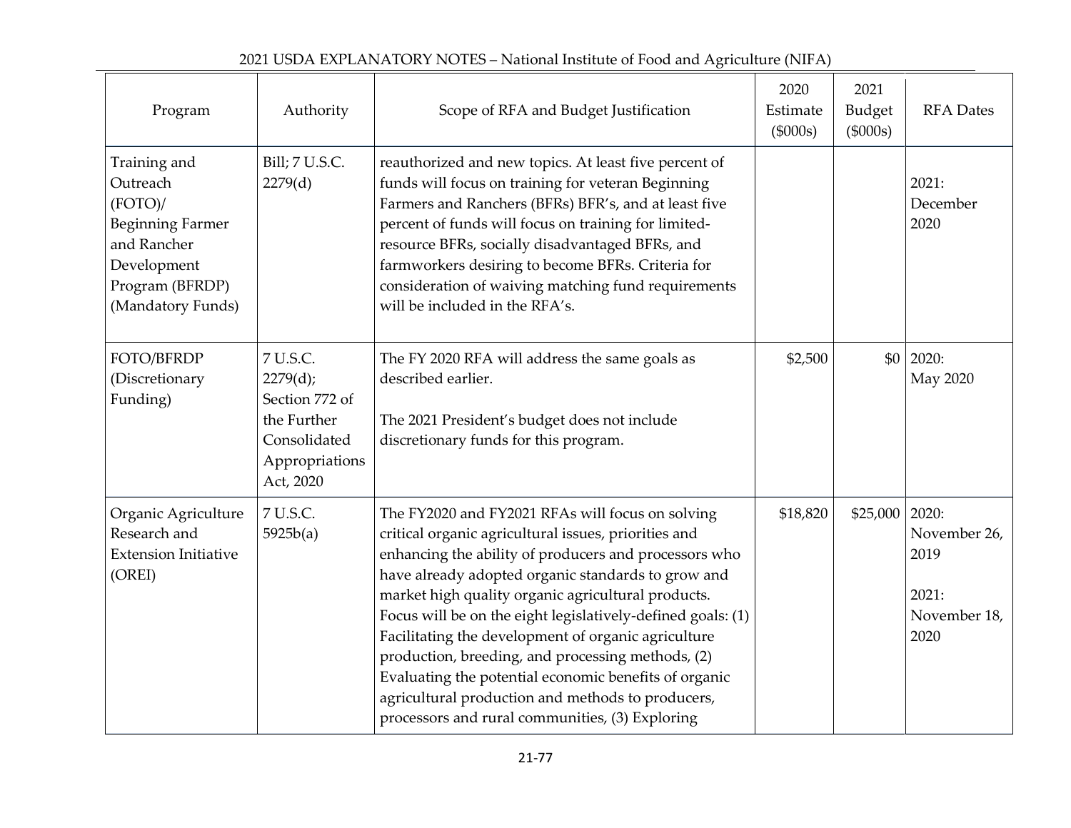| Program | Authority | Scope of RFA and Budget Justification | 2020 Estimate ($000s) | 2021 Budget ($000s) | RFA Dates |
|---|---|---|---|---|---|
| Training and Outreach (FOTO)/ Beginning Farmer and Rancher Development Program (BFRDP) (Mandatory Funds) | Bill; 7 U.S.C. 2279(d) | reauthorized and new topics. At least five percent of funds will focus on training for veteran Beginning Farmers and Ranchers (BFRs) BFR's, and at least five percent of funds will focus on training for limited-resource BFRs, socially disadvantaged BFRs, and farmworkers desiring to become BFRs. Criteria for consideration of waiving matching fund requirements will be included in the RFA's. | | | 2021: December 2020 |
| FOTO/BFRDP (Discretionary Funding) | 7 U.S.C. 2279(d); Section 772 of the Further Consolidated Appropriations Act, 2020 | The FY 2020 RFA will address the same goals as described earlier.<br><br>The 2021 President's budget does not include discretionary funds for this program. | $2,500 | $0 | 2020: May 2020 |
| Organic Agriculture Research and Extension Initiative (OREI) | 7 U.S.C. 5925b(a) | The FY2020 and FY2021 RFAs will focus on solving critical organic agricultural issues, priorities and enhancing the ability of producers and processors who have already adopted organic standards to grow and market high quality organic agricultural products. Focus will be on the eight legislatively-defined goals: (1) Facilitating the development of organic agriculture production, breeding, and processing methods, (2) Evaluating the potential economic benefits of organic agricultural production and methods to producers, processors and rural communities, (3) Exploring | $18,820 | $25,000 | 2020: November 26, 2019<br><br>2021: November 18, 2020 |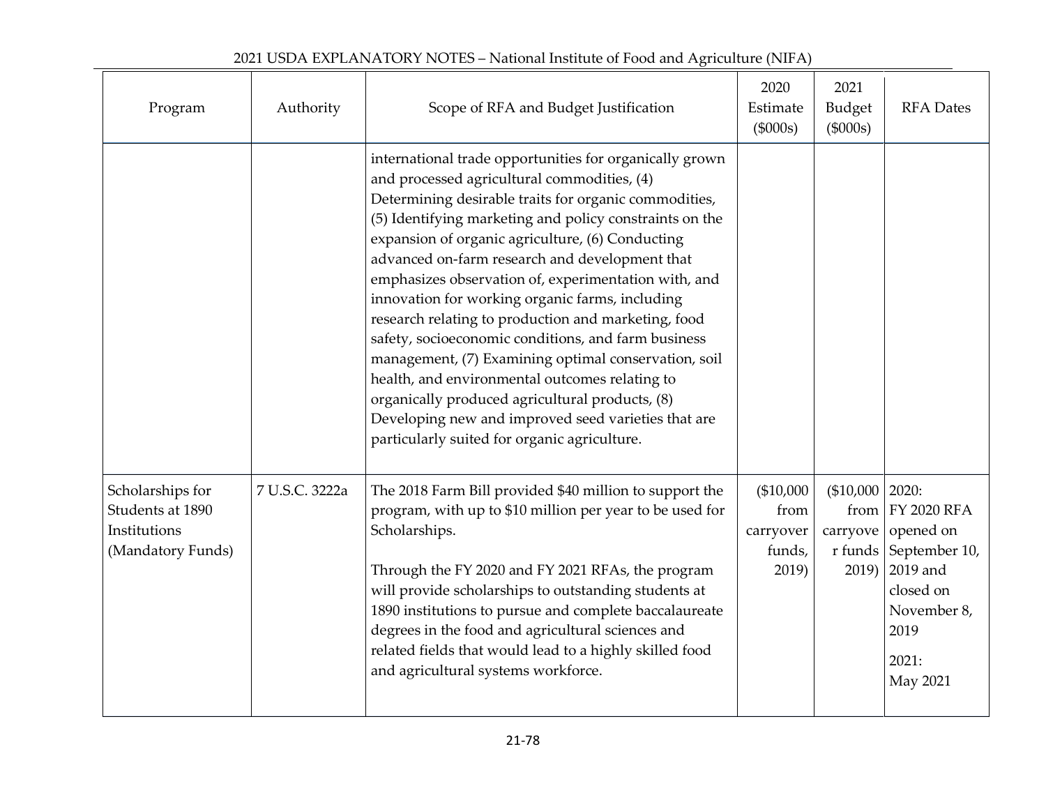| Program | Authority | Scope of RFA and Budget Justification | 2020 Estimate ($000s) | 2021 Budget ($000s) | RFA Dates |
|---|---|---|---|---|---|
| | | international trade opportunities for organically grown and processed agricultural commodities, (4) Determining desirable traits for organic commodities, (5) Identifying marketing and policy constraints on the expansion of organic agriculture, (6) Conducting advanced on-farm research and development that emphasizes observation of, experimentation with, and innovation for working organic farms, including research relating to production and marketing, food safety, socioeconomic conditions, and farm business management, (7) Examining optimal conservation, soil health, and environmental outcomes relating to organically produced agricultural products, (8) Developing new and improved seed varieties that are particularly suited for organic agriculture. | | | |
| Scholarships for Students at 1890 Institutions (Mandatory Funds) | 7 U.S.C. 3222a | The 2018 Farm Bill provided $40 million to support the program, with up to $10 million per year to be used for Scholarships.<br><br>Through the FY 2020 and FY 2021 RFAs, the program will provide scholarships to outstanding students at 1890 institutions to pursue and complete baccalaureate degrees in the food and agricultural sciences and related fields that would lead to a highly skilled food and agricultural systems workforce. | ($10,000 from carryover funds, 2019) | ($10,000 from carryover funds 2019) | 2020: FY 2020 RFA opened on September 10, 2019 and closed on November 8, 2019<br><br>2021: May 2021 |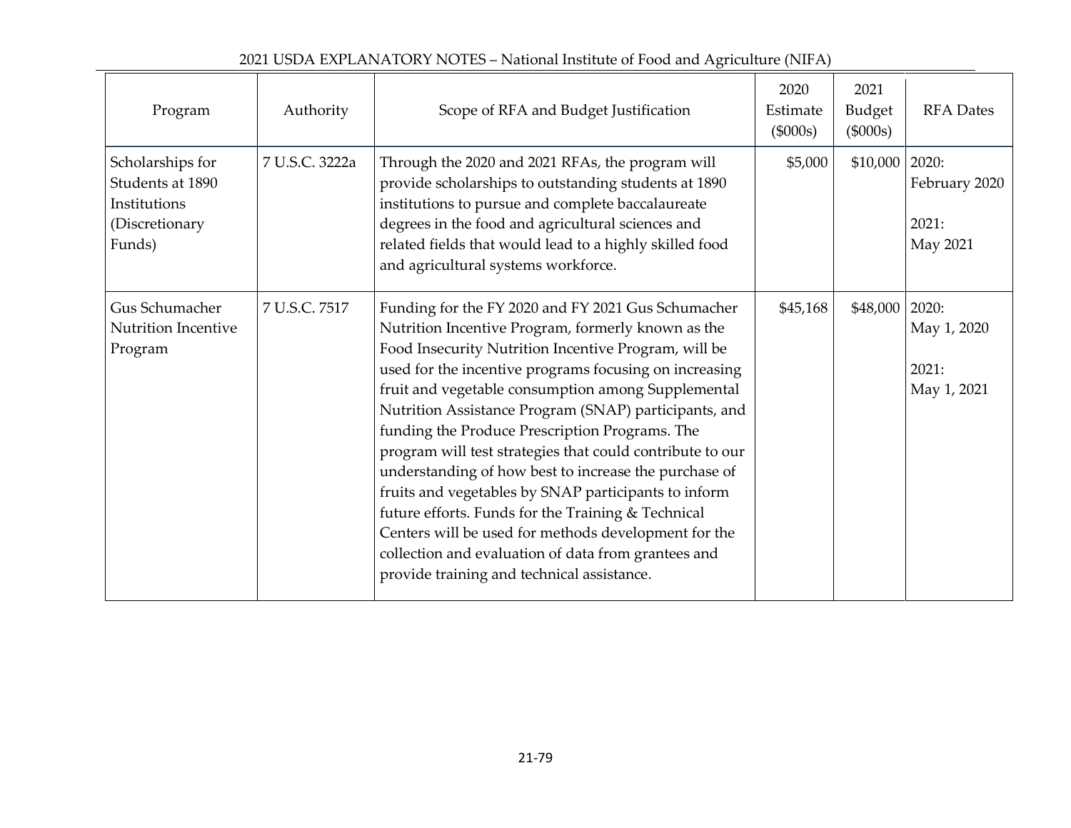| Program | Authority | Scope of RFA and Budget Justification | 2020 Estimate ($000s) | 2021 Budget ($000s) | RFA Dates |
|---|---|---|---|---|---|
| Scholarships for Students at 1890 Institutions (Discretionary Funds) | 7 U.S.C. 3222a | Through the 2020 and 2021 RFAs, the program will provide scholarships to outstanding students at 1890 institutions to pursue and complete baccalaureate degrees in the food and agricultural sciences and related fields that would lead to a highly skilled food and agricultural systems workforce. | $5,000 | $10,000 | 2020: February 2020<br><br>2021: May 2021 |
| Gus Schumacher Nutrition Incentive Program | 7 U.S.C. 7517 | Funding for the FY 2020 and FY 2021 Gus Schumacher Nutrition Incentive Program, formerly known as the Food Insecurity Nutrition Incentive Program, will be used for the incentive programs focusing on increasing fruit and vegetable consumption among Supplemental Nutrition Assistance Program (SNAP) participants, and funding the Produce Prescription Programs. The program will test strategies that could contribute to our understanding of how best to increase the purchase of fruits and vegetables by SNAP participants to inform future efforts. Funds for the Training & Technical Centers will be used for methods development for the collection and evaluation of data from grantees and provide training and technical assistance. | $45,168 | $48,000 | 2020: May 1, 2020<br><br>2021: May 1, 2021 |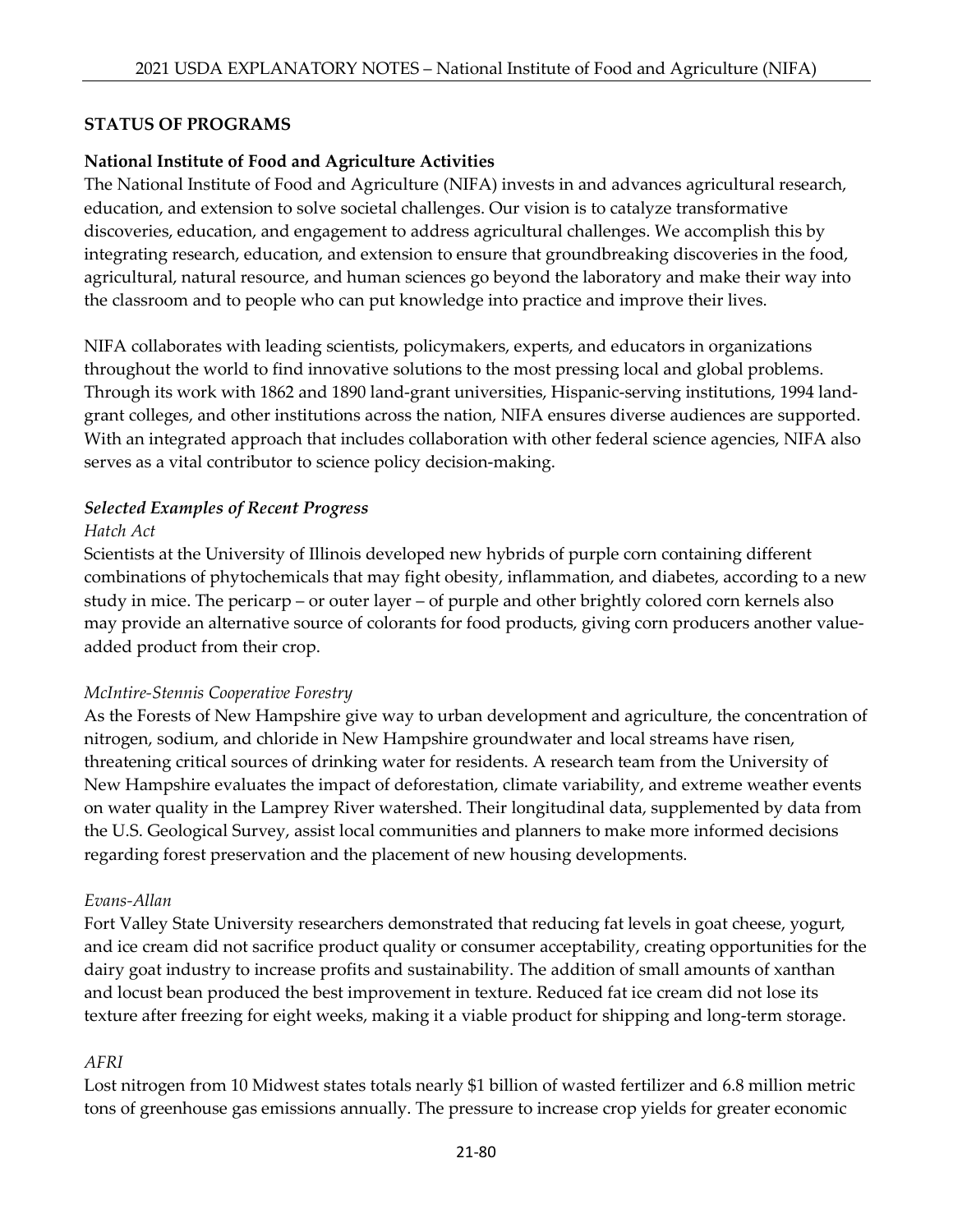## STATUS OF PROGRAMS

### National Institute of Food and Agriculture Activities

The National Institute of Food and Agriculture (NIFA) invests in and advances agricultural research, education, and extension to solve societal challenges. Our vision is to catalyze transformative discoveries, education, and engagement to address agricultural challenges. We accomplish this by integrating research, education, and extension to ensure that groundbreaking discoveries in the food, agricultural, natural resource, and human sciences go beyond the laboratory and make their way into the classroom and to people who can put knowledge into practice and improve their lives.

NIFA collaborates with leading scientists, policymakers, experts, and educators in organizations throughout the world to find innovative solutions to the most pressing local and global problems. Through its work with 1862 and 1890 land-grant universities, Hispanic-serving institutions, 1994 land-grant colleges, and other institutions across the nation, NIFA ensures diverse audiences are supported. With an integrated approach that includes collaboration with other federal science agencies, NIFA also serves as a vital contributor to science policy decision-making.

#### *Selected Examples of Recent Progress*

*Hatch Act*

Scientists at the University of Illinois developed new hybrids of purple corn containing different combinations of phytochemicals that may fight obesity, inflammation, and diabetes, according to a new study in mice. The pericarp – or outer layer – of purple and other brightly colored corn kernels also may provide an alternative source of colorants for food products, giving corn producers another value-added product from their crop.

*McIntire-Stennis Cooperative Forestry*

As the Forests of New Hampshire give way to urban development and agriculture, the concentration of nitrogen, sodium, and chloride in New Hampshire groundwater and local streams have risen, threatening critical sources of drinking water for residents. A research team from the University of New Hampshire evaluates the impact of deforestation, climate variability, and extreme weather events on water quality in the Lamprey River watershed. Their longitudinal data, supplemented by data from the U.S. Geological Survey, assist local communities and planners to make more informed decisions regarding forest preservation and the placement of new housing developments.

*Evans-Allan*

Fort Valley State University researchers demonstrated that reducing fat levels in goat cheese, yogurt, and ice cream did not sacrifice product quality or consumer acceptability, creating opportunities for the dairy goat industry to increase profits and sustainability. The addition of small amounts of xanthan and locust bean produced the best improvement in texture. Reduced fat ice cream did not lose its texture after freezing for eight weeks, making it a viable product for shipping and long-term storage.

*AFRI*

Lost nitrogen from 10 Midwest states totals nearly $1 billion of wasted fertilizer and 6.8 million metric tons of greenhouse gas emissions annually. The pressure to increase crop yields for greater economic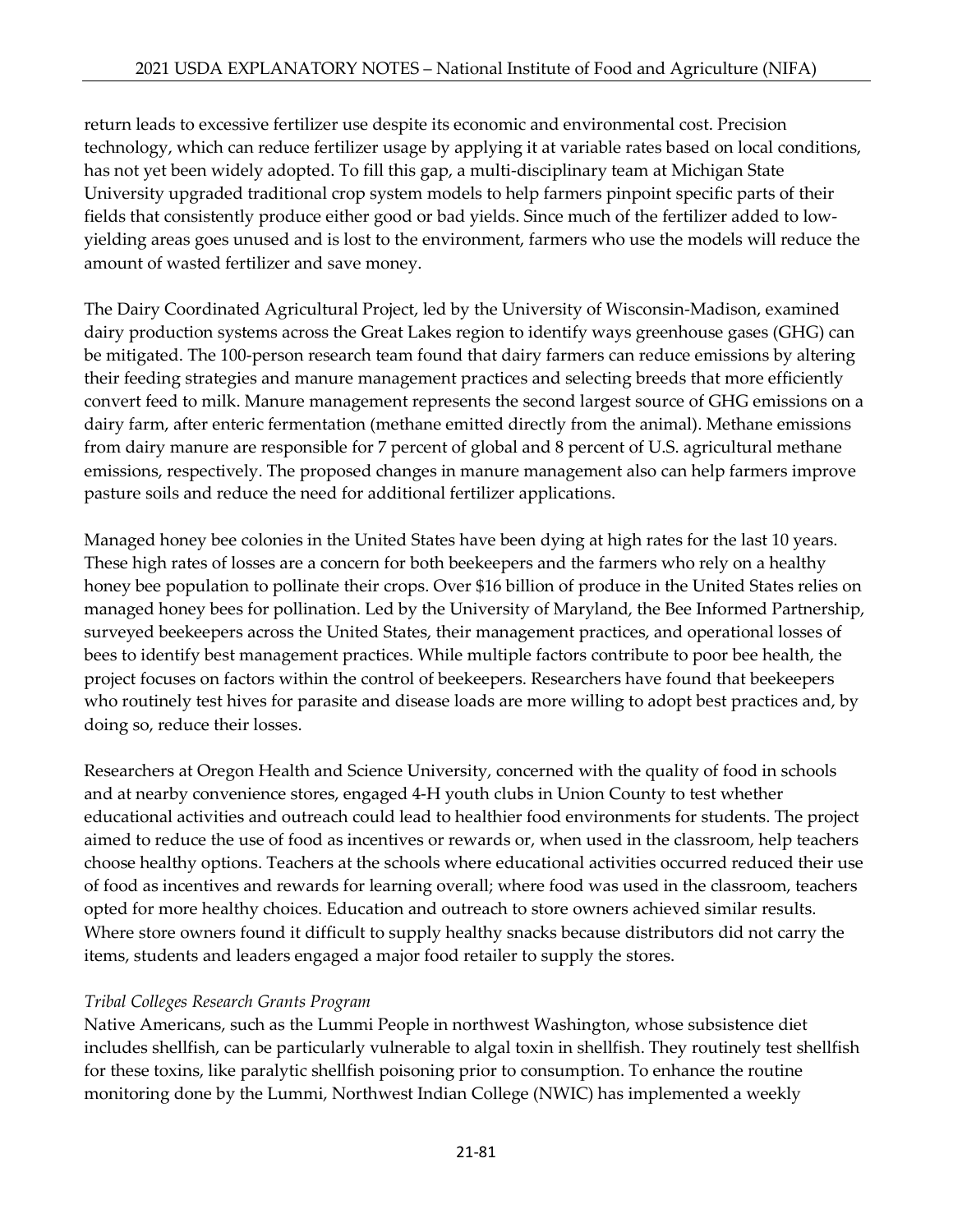return leads to excessive fertilizer use despite its economic and environmental cost. Precision technology, which can reduce fertilizer usage by applying it at variable rates based on local conditions, has not yet been widely adopted. To fill this gap, a multi-disciplinary team at Michigan State University upgraded traditional crop system models to help farmers pinpoint specific parts of their fields that consistently produce either good or bad yields. Since much of the fertilizer added to low-yielding areas goes unused and is lost to the environment, farmers who use the models will reduce the amount of wasted fertilizer and save money.

The Dairy Coordinated Agricultural Project, led by the University of Wisconsin-Madison, examined dairy production systems across the Great Lakes region to identify ways greenhouse gases (GHG) can be mitigated. The 100-person research team found that dairy farmers can reduce emissions by altering their feeding strategies and manure management practices and selecting breeds that more efficiently convert feed to milk. Manure management represents the second largest source of GHG emissions on a dairy farm, after enteric fermentation (methane emitted directly from the animal). Methane emissions from dairy manure are responsible for 7 percent of global and 8 percent of U.S. agricultural methane emissions, respectively. The proposed changes in manure management also can help farmers improve pasture soils and reduce the need for additional fertilizer applications.

Managed honey bee colonies in the United States have been dying at high rates for the last 10 years. These high rates of losses are a concern for both beekeepers and the farmers who rely on a healthy honey bee population to pollinate their crops. Over $16 billion of produce in the United States relies on managed honey bees for pollination. Led by the University of Maryland, the Bee Informed Partnership, surveyed beekeepers across the United States, their management practices, and operational losses of bees to identify best management practices. While multiple factors contribute to poor bee health, the project focuses on factors within the control of beekeepers. Researchers have found that beekeepers who routinely test hives for parasite and disease loads are more willing to adopt best practices and, by doing so, reduce their losses.

Researchers at Oregon Health and Science University, concerned with the quality of food in schools and at nearby convenience stores, engaged 4-H youth clubs in Union County to test whether educational activities and outreach could lead to healthier food environments for students. The project aimed to reduce the use of food as incentives or rewards or, when used in the classroom, help teachers choose healthy options. Teachers at the schools where educational activities occurred reduced their use of food as incentives and rewards for learning overall; where food was used in the classroom, teachers opted for more healthy choices. Education and outreach to store owners achieved similar results. Where store owners found it difficult to supply healthy snacks because distributors did not carry the items, students and leaders engaged a major food retailer to supply the stores.

*Tribal Colleges Research Grants Program*

Native Americans, such as the Lummi People in northwest Washington, whose subsistence diet includes shellfish, can be particularly vulnerable to algal toxin in shellfish. They routinely test shellfish for these toxins, like paralytic shellfish poisoning prior to consumption. To enhance the routine monitoring done by the Lummi, Northwest Indian College (NWIC) has implemented a weekly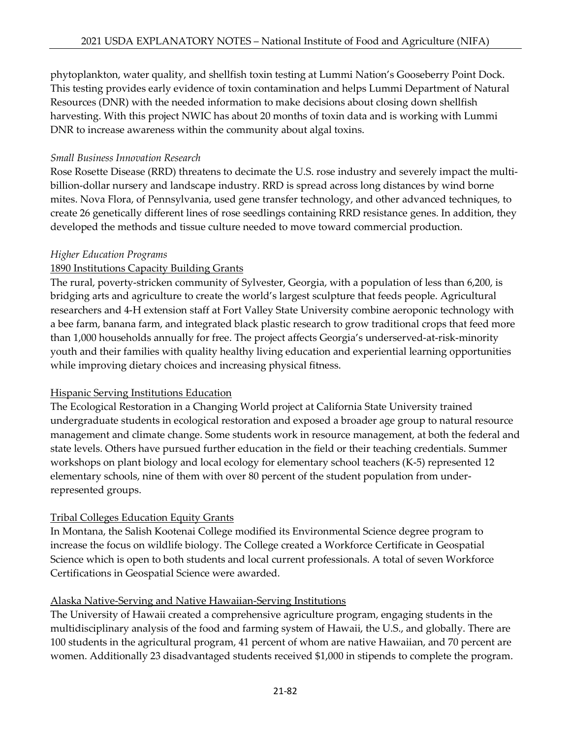phytoplankton, water quality, and shellfish toxin testing at Lummi Nation's Gooseberry Point Dock. This testing provides early evidence of toxin contamination and helps Lummi Department of Natural Resources (DNR) with the needed information to make decisions about closing down shellfish harvesting. With this project NWIC has about 20 months of toxin data and is working with Lummi DNR to increase awareness within the community about algal toxins.

*Small Business Innovation Research*

Rose Rosette Disease (RRD) threatens to decimate the U.S. rose industry and severely impact the multi-billion-dollar nursery and landscape industry. RRD is spread across long distances by wind borne mites. Nova Flora, of Pennsylvania, used gene transfer technology, and other advanced techniques, to create 26 genetically different lines of rose seedlings containing RRD resistance genes. In addition, they developed the methods and tissue culture needed to move toward commercial production.

*Higher Education Programs*

<u>1890 Institutions Capacity Building Grants</u>

The rural, poverty-stricken community of Sylvester, Georgia, with a population of less than 6,200, is bridging arts and agriculture to create the world's largest sculpture that feeds people. Agricultural researchers and 4-H extension staff at Fort Valley State University combine aeroponic technology with a bee farm, banana farm, and integrated black plastic research to grow traditional crops that feed more than 1,000 households annually for free. The project affects Georgia's underserved-at-risk-minority youth and their families with quality healthy living education and experiential learning opportunities while improving dietary choices and increasing physical fitness.

<u>Hispanic Serving Institutions Education</u>

The Ecological Restoration in a Changing World project at California State University trained undergraduate students in ecological restoration and exposed a broader age group to natural resource management and climate change. Some students work in resource management, at both the federal and state levels. Others have pursued further education in the field or their teaching credentials. Summer workshops on plant biology and local ecology for elementary school teachers (K-5) represented 12 elementary schools, nine of them with over 80 percent of the student population from under-represented groups.

<u>Tribal Colleges Education Equity Grants</u>

In Montana, the Salish Kootenai College modified its Environmental Science degree program to increase the focus on wildlife biology. The College created a Workforce Certificate in Geospatial Science which is open to both students and local current professionals. A total of seven Workforce Certifications in Geospatial Science were awarded.

<u>Alaska Native-Serving and Native Hawaiian-Serving Institutions</u>

The University of Hawaii created a comprehensive agriculture program, engaging students in the multidisciplinary analysis of the food and farming system of Hawaii, the U.S., and globally. There are 100 students in the agricultural program, 41 percent of whom are native Hawaiian, and 70 percent are women. Additionally 23 disadvantaged students received $1,000 in stipends to complete the program.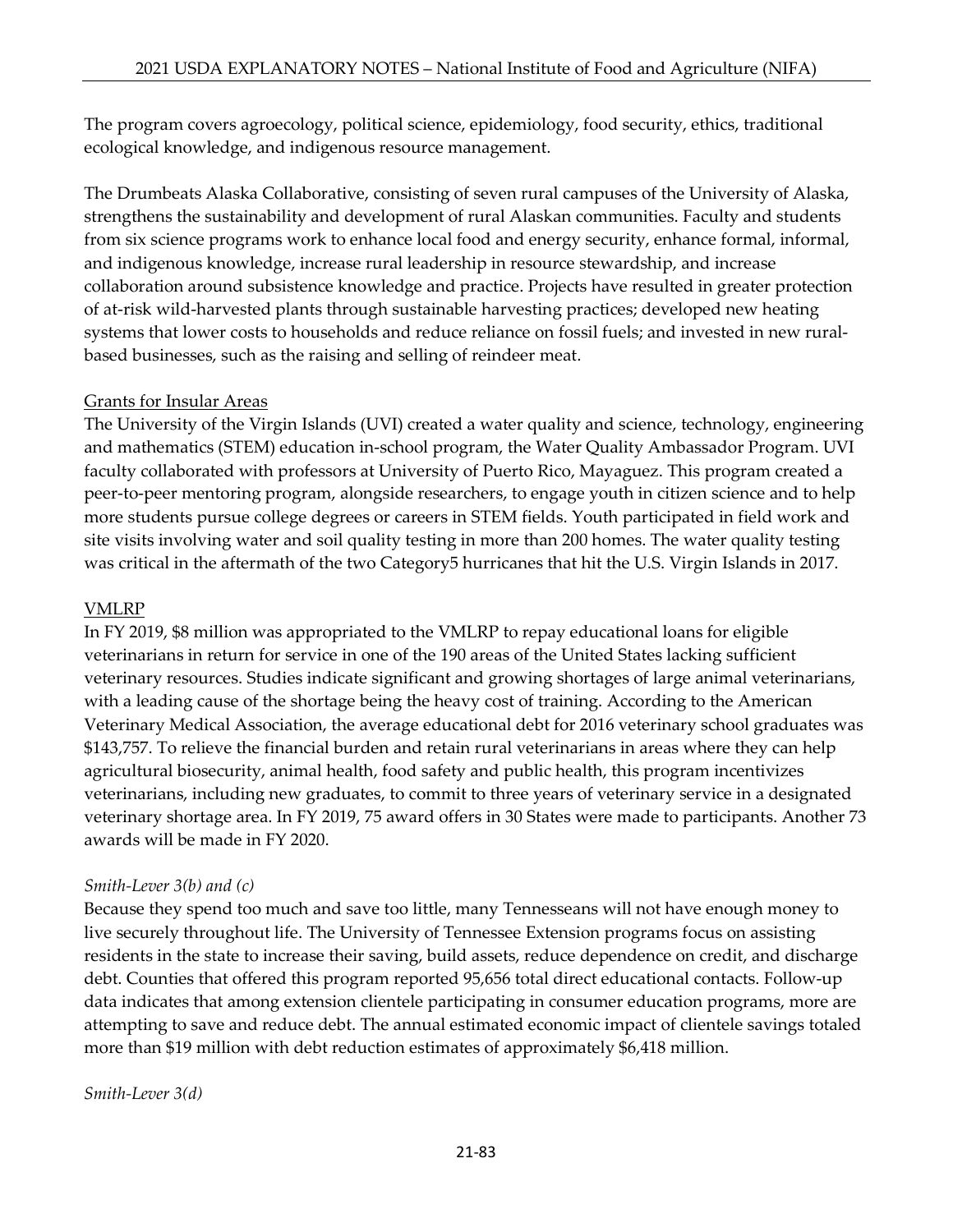The program covers agroecology, political science, epidemiology, food security, ethics, traditional ecological knowledge, and indigenous resource management.

The Drumbeats Alaska Collaborative, consisting of seven rural campuses of the University of Alaska, strengthens the sustainability and development of rural Alaskan communities. Faculty and students from six science programs work to enhance local food and energy security, enhance formal, informal, and indigenous knowledge, increase rural leadership in resource stewardship, and increase collaboration around subsistence knowledge and practice. Projects have resulted in greater protection of at-risk wild-harvested plants through sustainable harvesting practices; developed new heating systems that lower costs to households and reduce reliance on fossil fuels; and invested in new rural-based businesses, such as the raising and selling of reindeer meat.

Grants for Insular Areas

The University of the Virgin Islands (UVI) created a water quality and science, technology, engineering and mathematics (STEM) education in-school program, the Water Quality Ambassador Program. UVI faculty collaborated with professors at University of Puerto Rico, Mayaguez. This program created a peer-to-peer mentoring program, alongside researchers, to engage youth in citizen science and to help more students pursue college degrees or careers in STEM fields. Youth participated in field work and site visits involving water and soil quality testing in more than 200 homes. The water quality testing was critical in the aftermath of the two Category5 hurricanes that hit the U.S. Virgin Islands in 2017.

VMLRP

In FY 2019, $8 million was appropriated to the VMLRP to repay educational loans for eligible veterinarians in return for service in one of the 190 areas of the United States lacking sufficient veterinary resources. Studies indicate significant and growing shortages of large animal veterinarians, with a leading cause of the shortage being the heavy cost of training. According to the American Veterinary Medical Association, the average educational debt for 2016 veterinary school graduates was $143,757. To relieve the financial burden and retain rural veterinarians in areas where they can help agricultural biosecurity, animal health, food safety and public health, this program incentivizes veterinarians, including new graduates, to commit to three years of veterinary service in a designated veterinary shortage area. In FY 2019, 75 award offers in 30 States were made to participants. Another 73 awards will be made in FY 2020.

*Smith-Lever 3(b) and (c)*

Because they spend too much and save too little, many Tennesseans will not have enough money to live securely throughout life. The University of Tennessee Extension programs focus on assisting residents in the state to increase their saving, build assets, reduce dependence on credit, and discharge debt. Counties that offered this program reported 95,656 total direct educational contacts. Follow-up data indicates that among extension clientele participating in consumer education programs, more are attempting to save and reduce debt. The annual estimated economic impact of clientele savings totaled more than $19 million with debt reduction estimates of approximately $6,418 million.

*Smith-Lever 3(d)*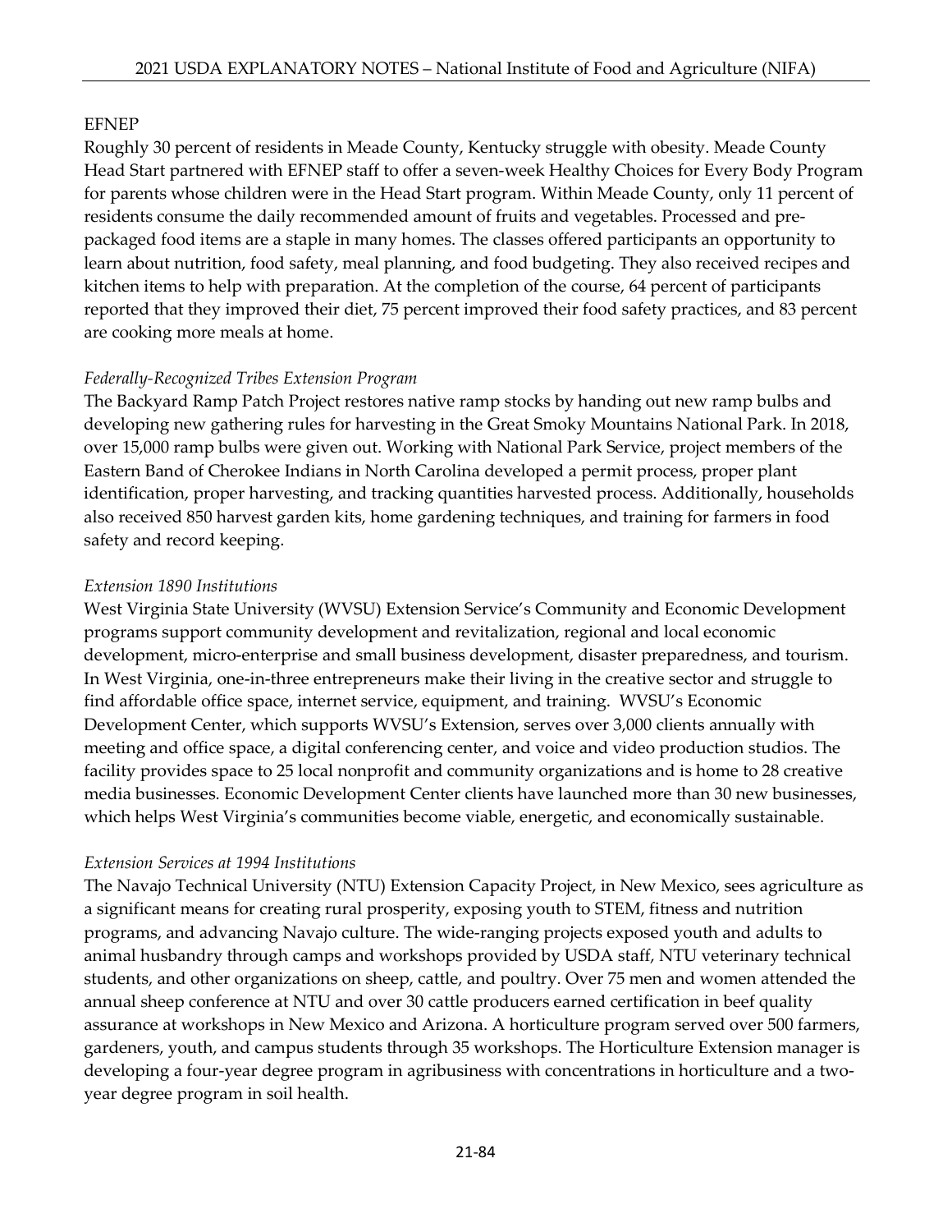EFNEP

Roughly 30 percent of residents in Meade County, Kentucky struggle with obesity. Meade County Head Start partnered with EFNEP staff to offer a seven-week Healthy Choices for Every Body Program for parents whose children were in the Head Start program. Within Meade County, only 11 percent of residents consume the daily recommended amount of fruits and vegetables. Processed and pre-packaged food items are a staple in many homes. The classes offered participants an opportunity to learn about nutrition, food safety, meal planning, and food budgeting. They also received recipes and kitchen items to help with preparation. At the completion of the course, 64 percent of participants reported that they improved their diet, 75 percent improved their food safety practices, and 83 percent are cooking more meals at home.

*Federally-Recognized Tribes Extension Program*

The Backyard Ramp Patch Project restores native ramp stocks by handing out new ramp bulbs and developing new gathering rules for harvesting in the Great Smoky Mountains National Park. In 2018, over 15,000 ramp bulbs were given out. Working with National Park Service, project members of the Eastern Band of Cherokee Indians in North Carolina developed a permit process, proper plant identification, proper harvesting, and tracking quantities harvested process. Additionally, households also received 850 harvest garden kits, home gardening techniques, and training for farmers in food safety and record keeping.

*Extension 1890 Institutions*

West Virginia State University (WVSU) Extension Service's Community and Economic Development programs support community development and revitalization, regional and local economic development, micro-enterprise and small business development, disaster preparedness, and tourism. In West Virginia, one-in-three entrepreneurs make their living in the creative sector and struggle to find affordable office space, internet service, equipment, and training. WVSU's Economic Development Center, which supports WVSU's Extension, serves over 3,000 clients annually with meeting and office space, a digital conferencing center, and voice and video production studios. The facility provides space to 25 local nonprofit and community organizations and is home to 28 creative media businesses. Economic Development Center clients have launched more than 30 new businesses, which helps West Virginia's communities become viable, energetic, and economically sustainable.

*Extension Services at 1994 Institutions*

The Navajo Technical University (NTU) Extension Capacity Project, in New Mexico, sees agriculture as a significant means for creating rural prosperity, exposing youth to STEM, fitness and nutrition programs, and advancing Navajo culture. The wide-ranging projects exposed youth and adults to animal husbandry through camps and workshops provided by USDA staff, NTU veterinary technical students, and other organizations on sheep, cattle, and poultry. Over 75 men and women attended the annual sheep conference at NTU and over 30 cattle producers earned certification in beef quality assurance at workshops in New Mexico and Arizona. A horticulture program served over 500 farmers, gardeners, youth, and campus students through 35 workshops. The Horticulture Extension manager is developing a four-year degree program in agribusiness with concentrations in horticulture and a two-year degree program in soil health.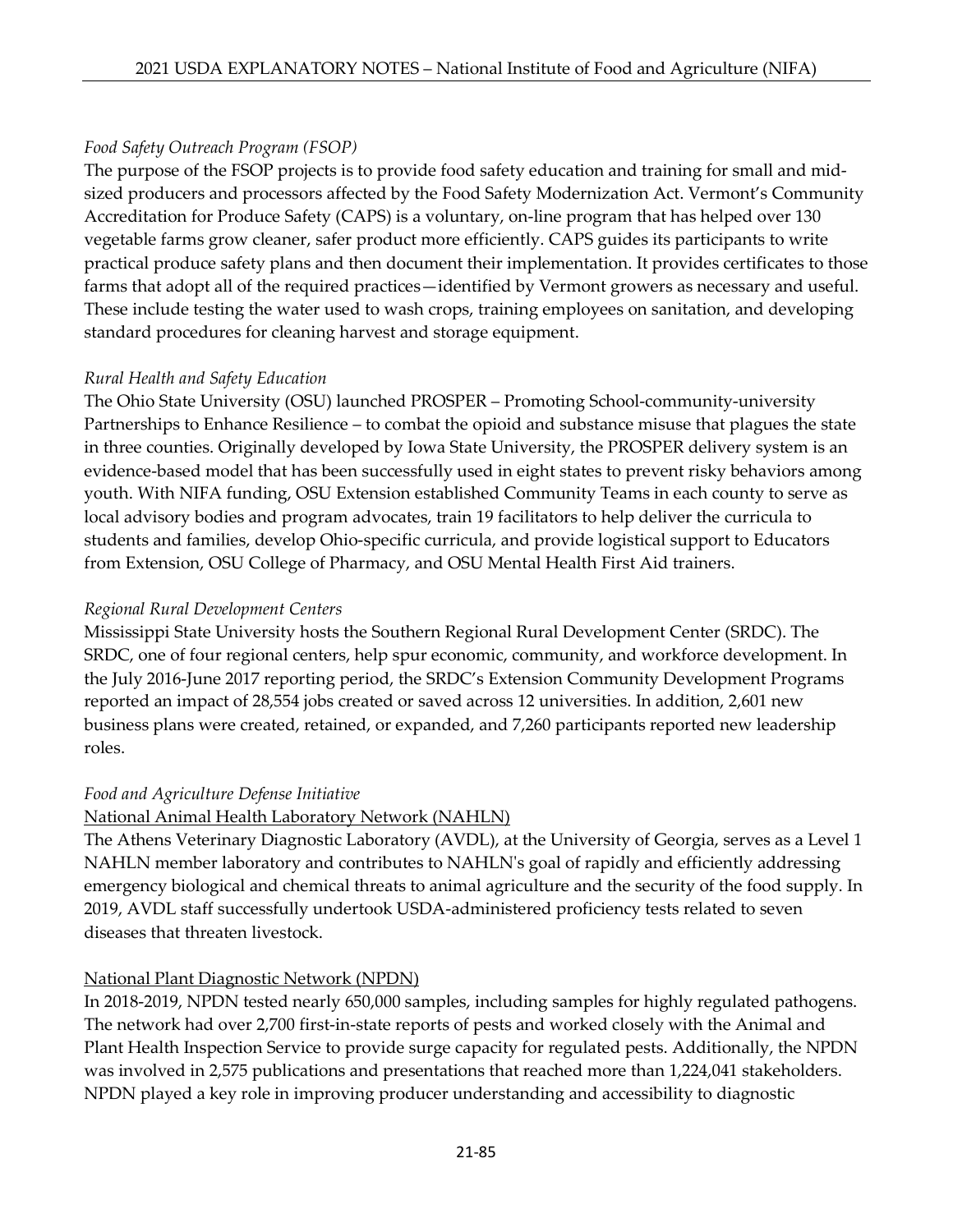*Food Safety Outreach Program (FSOP)*

The purpose of the FSOP projects is to provide food safety education and training for small and mid-sized producers and processors affected by the Food Safety Modernization Act. Vermont's Community Accreditation for Produce Safety (CAPS) is a voluntary, on-line program that has helped over 130 vegetable farms grow cleaner, safer product more efficiently. CAPS guides its participants to write practical produce safety plans and then document their implementation. It provides certificates to those farms that adopt all of the required practices—identified by Vermont growers as necessary and useful. These include testing the water used to wash crops, training employees on sanitation, and developing standard procedures for cleaning harvest and storage equipment.

*Rural Health and Safety Education*

The Ohio State University (OSU) launched PROSPER – Promoting School-community-university Partnerships to Enhance Resilience – to combat the opioid and substance misuse that plagues the state in three counties. Originally developed by Iowa State University, the PROSPER delivery system is an evidence-based model that has been successfully used in eight states to prevent risky behaviors among youth. With NIFA funding, OSU Extension established Community Teams in each county to serve as local advisory bodies and program advocates, train 19 facilitators to help deliver the curricula to students and families, develop Ohio-specific curricula, and provide logistical support to Educators from Extension, OSU College of Pharmacy, and OSU Mental Health First Aid trainers.

*Regional Rural Development Centers*

Mississippi State University hosts the Southern Regional Rural Development Center (SRDC). The SRDC, one of four regional centers, help spur economic, community, and workforce development. In the July 2016-June 2017 reporting period, the SRDC's Extension Community Development Programs reported an impact of 28,554 jobs created or saved across 12 universities. In addition, 2,601 new business plans were created, retained, or expanded, and 7,260 participants reported new leadership roles.

*Food and Agriculture Defense Initiative*

<u>National Animal Health Laboratory Network (NAHLN)</u>

The Athens Veterinary Diagnostic Laboratory (AVDL), at the University of Georgia, serves as a Level 1 NAHLN member laboratory and contributes to NAHLN's goal of rapidly and efficiently addressing emergency biological and chemical threats to animal agriculture and the security of the food supply. In 2019, AVDL staff successfully undertook USDA-administered proficiency tests related to seven diseases that threaten livestock.

<u>National Plant Diagnostic Network (NPDN)</u>

In 2018-2019, NPDN tested nearly 650,000 samples, including samples for highly regulated pathogens. The network had over 2,700 first-in-state reports of pests and worked closely with the Animal and Plant Health Inspection Service to provide surge capacity for regulated pests. Additionally, the NPDN was involved in 2,575 publications and presentations that reached more than 1,224,041 stakeholders. NPDN played a key role in improving producer understanding and accessibility to diagnostic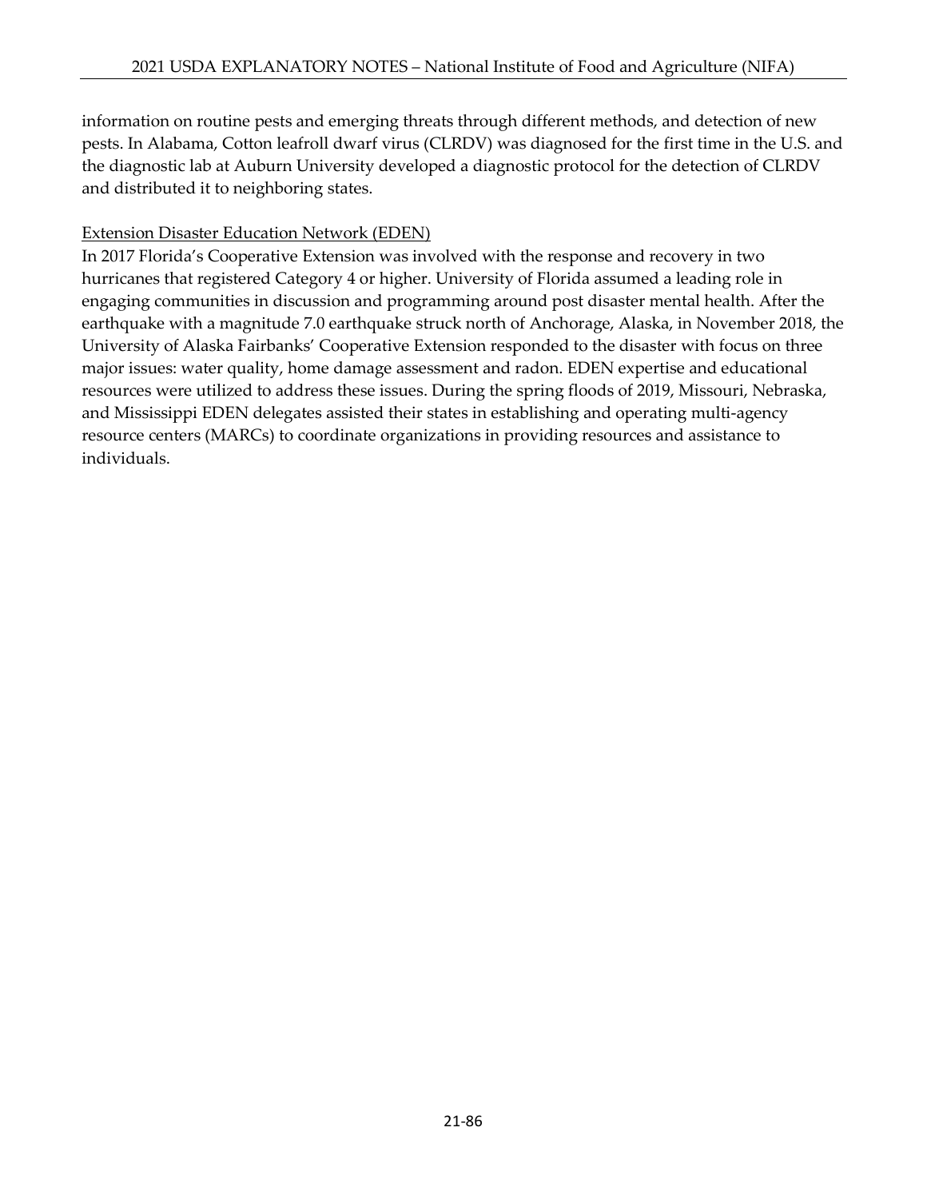information on routine pests and emerging threats through different methods, and detection of new pests. In Alabama, Cotton leafroll dwarf virus (CLRDV) was diagnosed for the first time in the U.S. and the diagnostic lab at Auburn University developed a diagnostic protocol for the detection of CLRDV and distributed it to neighboring states.

Extension Disaster Education Network (EDEN)

In 2017 Florida's Cooperative Extension was involved with the response and recovery in two hurricanes that registered Category 4 or higher. University of Florida assumed a leading role in engaging communities in discussion and programming around post disaster mental health. After the earthquake with a magnitude 7.0 earthquake struck north of Anchorage, Alaska, in November 2018, the University of Alaska Fairbanks' Cooperative Extension responded to the disaster with focus on three major issues: water quality, home damage assessment and radon. EDEN expertise and educational resources were utilized to address these issues. During the spring floods of 2019, Missouri, Nebraska, and Mississippi EDEN delegates assisted their states in establishing and operating multi-agency resource centers (MARCs) to coordinate organizations in providing resources and assistance to individuals.